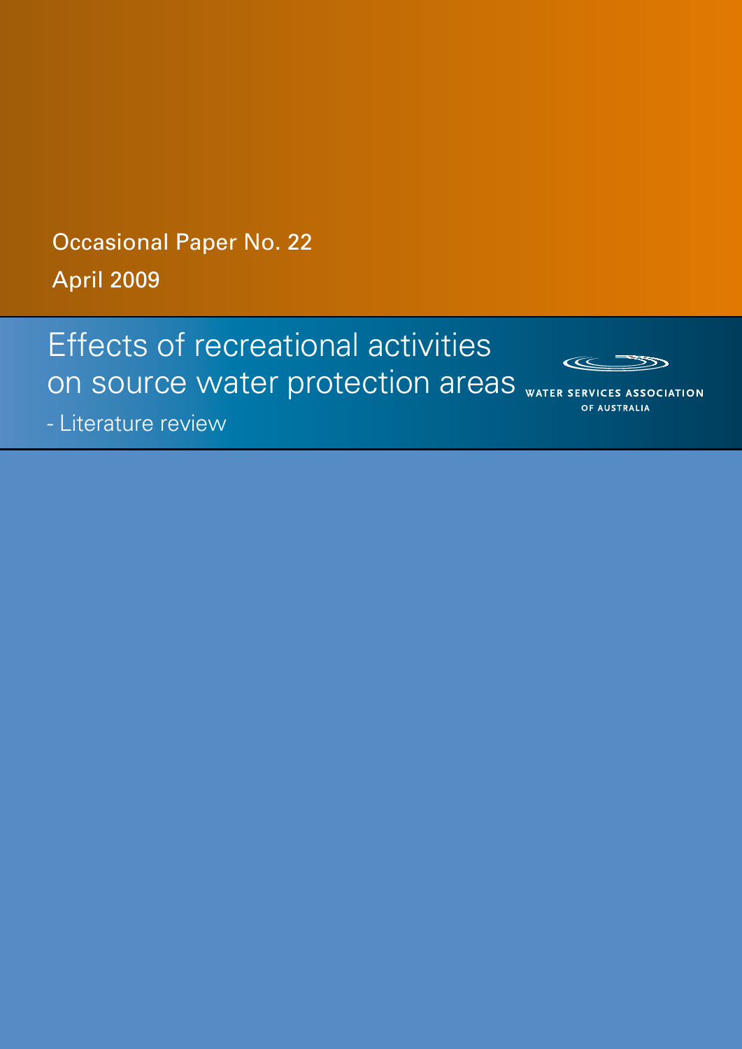Occasional Paper No. 22

April 2009

# Effects of recreational activities on source water protection areas

- Literature review

WATER SERVICES ASSOCIATION OF AUSTRALIA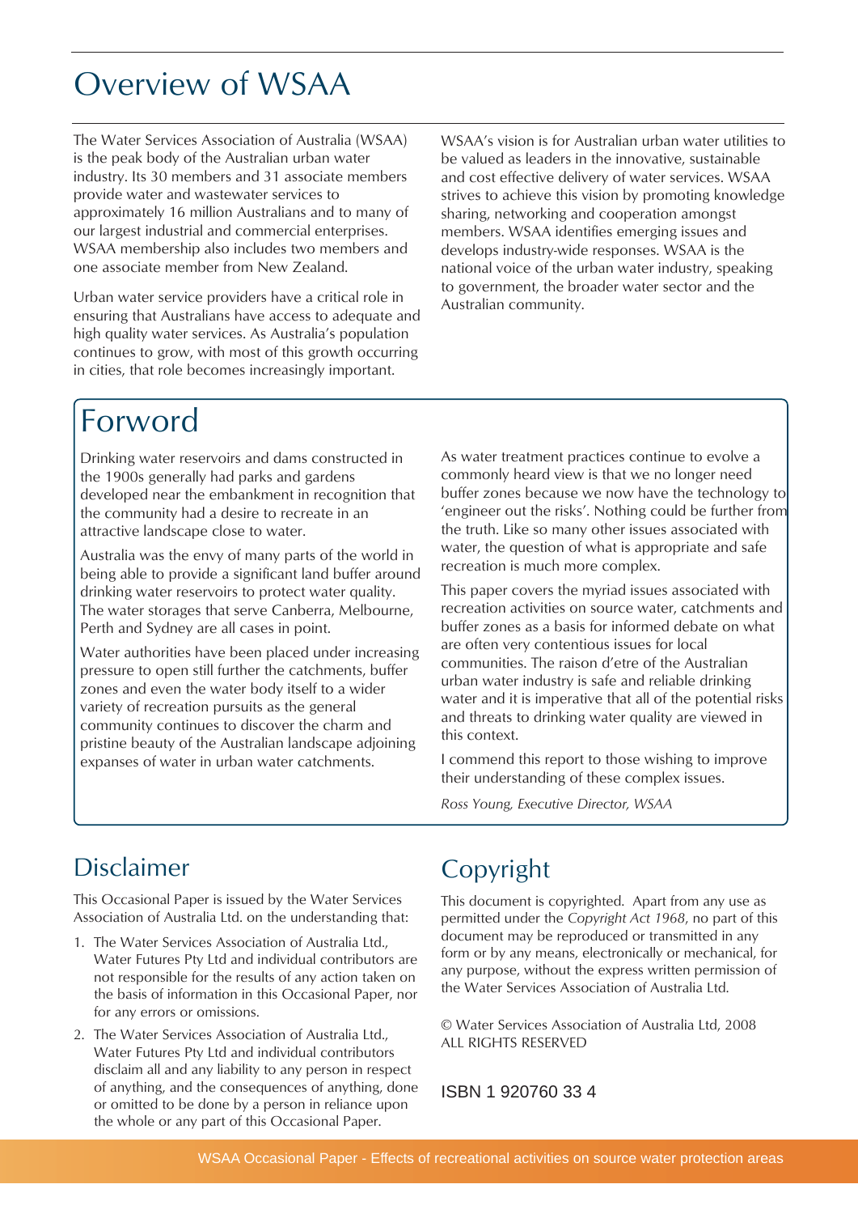# Overview of WSAA

The Water Services Association of Australia (WSAA) is the peak body of the Australian urban water industry. Its 30 members and 31 associate members provide water and wastewater services to approximately 16 million Australians and to many of our largest industrial and commercial enterprises. WSAA membership also includes two members and one associate member from New Zealand.

Urban water service providers have a critical role in ensuring that Australians have access to adequate and high quality water services. As Australia's population continues to grow, with most of this growth occurring in cities, that role becomes increasingly important.

WSAA's vision is for Australian urban water utilities to be valued as leaders in the innovative, sustainable and cost effective delivery of water services. WSAA strives to achieve this vision by promoting knowledge sharing, networking and cooperation amongst members. WSAA identifies emerging issues and develops industry-wide responses. WSAA is the national voice of the urban water industry, speaking to government, the broader water sector and the Australian community.

# Forword

Drinking water reservoirs and dams constructed in the 1900s generally had parks and gardens developed near the embankment in recognition that the community had a desire to recreate in an attractive landscape close to water.

Australia was the envy of many parts of the world in being able to provide a significant land buffer around drinking water reservoirs to protect water quality. The water storages that serve Canberra, Melbourne, Perth and Sydney are all cases in point.

Water authorities have been placed under increasing pressure to open still further the catchments, buffer zones and even the water body itself to a wider variety of recreation pursuits as the general community continues to discover the charm and pristine beauty of the Australian landscape adjoining expanses of water in urban water catchments.

As water treatment practices continue to evolve a commonly heard view is that we no longer need buffer zones because we now have the technology to 'engineer out the risks'. Nothing could be further from the truth. Like so many other issues associated with water, the question of what is appropriate and safe recreation is much more complex.

This paper covers the myriad issues associated with recreation activities on source water, catchments and buffer zones as a basis for informed debate on what are often very contentious issues for local communities. The raison d'etre of the Australian urban water industry is safe and reliable drinking water and it is imperative that all of the potential risks and threats to drinking water quality are viewed in this context.

I commend this report to those wishing to improve their understanding of these complex issues.

*Ross Young, Executive Director, WSAA*

## Disclaimer

This Occasional Paper is issued by the Water Services Association of Australia Ltd. on the understanding that:

1. The Water Services Association of Australia Ltd., Water Futures Pty Ltd and individual contributors are not responsible for the results of any action taken on the basis of information in this Occasional Paper, nor for any errors or omissions.
2. The Water Services Association of Australia Ltd., Water Futures Pty Ltd and individual contributors disclaim all and any liability to any person in respect of anything, and the consequences of anything, done or omitted to be done by a person in reliance upon the whole or any part of this Occasional Paper.

## Copyright

This document is copyrighted. Apart from any use as permitted under the *Copyright Act 1968*, no part of this document may be reproduced or transmitted in any form or by any means, electronically or mechanical, for any purpose, without the express written permission of the Water Services Association of Australia Ltd.

© Water Services Association of Australia Ltd, 2008
ALL RIGHTS RESERVED

ISBN 1 920760 33 4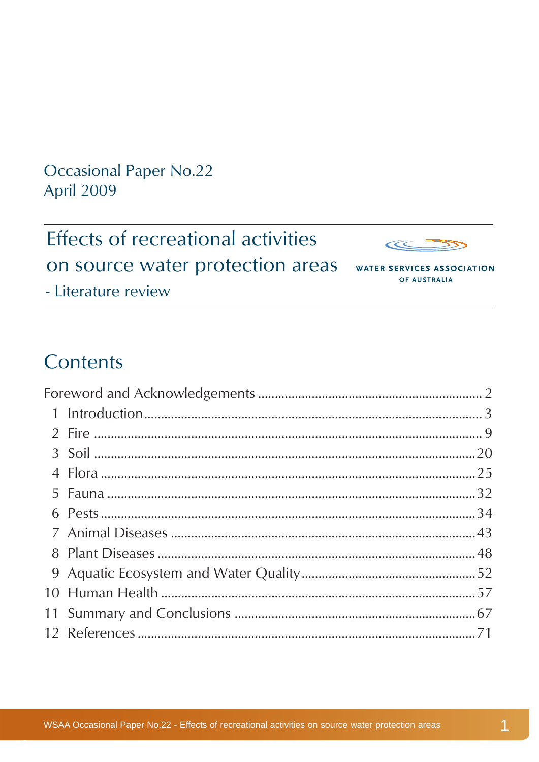Occasional Paper No.22
April 2009

# Effects of recreational activities on source water protection areas

## - Literature review

WATER SERVICES ASSOCIATION OF AUSTRALIA

## Contents

| | |
|---|---|
| Foreword and Acknowledgements | 2 |
| 1 Introduction | 3 |
| 2 Fire | 9 |
| 3 Soil | 20 |
| 4 Flora | 25 |
| 5 Fauna | 32 |
| 6 Pests | 34 |
| 7 Animal Diseases | 43 |
| 8 Plant Diseases | 48 |
| 9 Aquatic Ecosystem and Water Quality | 52 |
| 10 Human Health | 57 |
| 11 Summary and Conclusions | 67 |
| 12 References | 71 |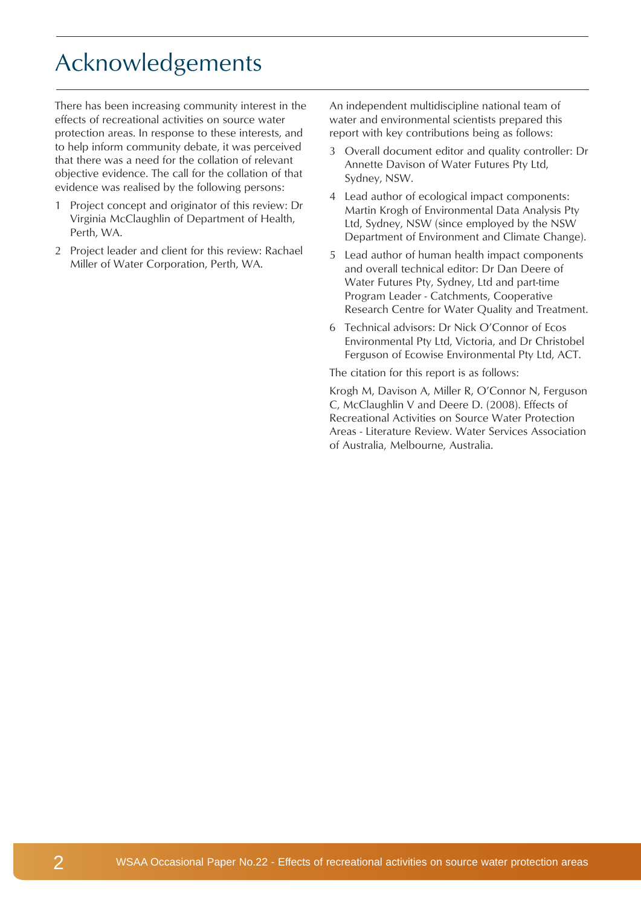# Acknowledgements

There has been increasing community interest in the effects of recreational activities on source water protection areas. In response to these interests, and to help inform community debate, it was perceived that there was a need for the collation of relevant objective evidence. The call for the collation of that evidence was realised by the following persons:

1. Project concept and originator of this review: Dr Virginia McClaughlin of Department of Health, Perth, WA.
2. Project leader and client for this review: Rachael Miller of Water Corporation, Perth, WA.

An independent multidiscipline national team of water and environmental scientists prepared this report with key contributions being as follows:

3. Overall document editor and quality controller: Dr Annette Davison of Water Futures Pty Ltd, Sydney, NSW.
4. Lead author of ecological impact components: Martin Krogh of Environmental Data Analysis Pty Ltd, Sydney, NSW (since employed by the NSW Department of Environment and Climate Change).
5. Lead author of human health impact components and overall technical editor: Dr Dan Deere of Water Futures Pty, Sydney, Ltd and part-time Program Leader - Catchments, Cooperative Research Centre for Water Quality and Treatment.
6. Technical advisors: Dr Nick O'Connor of Ecos Environmental Pty Ltd, Victoria, and Dr Christobel Ferguson of Ecowise Environmental Pty Ltd, ACT.

The citation for this report is as follows:

Krogh M, Davison A, Miller R, O'Connor N, Ferguson C, McClaughlin V and Deere D. (2008). Effects of Recreational Activities on Source Water Protection Areas - Literature Review. Water Services Association of Australia, Melbourne, Australia.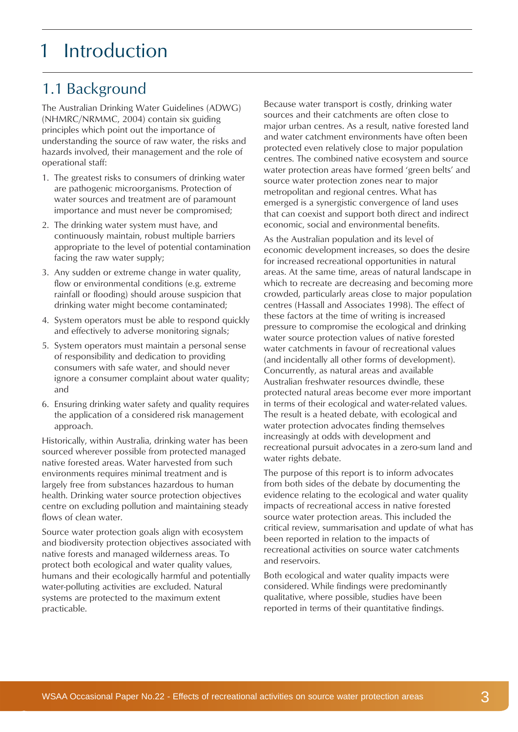# 1 Introduction

## 1.1 Background

The Australian Drinking Water Guidelines (ADWG) (NHMRC/NRMMC, 2004) contain six guiding principles which point out the importance of understanding the source of raw water, the risks and hazards involved, their management and the role of operational staff:

1. The greatest risks to consumers of drinking water are pathogenic microorganisms. Protection of water sources and treatment are of paramount importance and must never be compromised;
2. The drinking water system must have, and continuously maintain, robust multiple barriers appropriate to the level of potential contamination facing the raw water supply;
3. Any sudden or extreme change in water quality, flow or environmental conditions (e.g. extreme rainfall or flooding) should arouse suspicion that drinking water might become contaminated;
4. System operators must be able to respond quickly and effectively to adverse monitoring signals;
5. System operators must maintain a personal sense of responsibility and dedication to providing consumers with safe water, and should never ignore a consumer complaint about water quality; and
6. Ensuring drinking water safety and quality requires the application of a considered risk management approach.

Historically, within Australia, drinking water has been sourced wherever possible from protected managed native forested areas. Water harvested from such environments requires minimal treatment and is largely free from substances hazardous to human health. Drinking water source protection objectives centre on excluding pollution and maintaining steady flows of clean water.

Source water protection goals align with ecosystem and biodiversity protection objectives associated with native forests and managed wilderness areas. To protect both ecological and water quality values, humans and their ecologically harmful and potentially water-polluting activities are excluded. Natural systems are protected to the maximum extent practicable.

Because water transport is costly, drinking water sources and their catchments are often close to major urban centres. As a result, native forested land and water catchment environments have often been protected even relatively close to major population centres. The combined native ecosystem and source water protection areas have formed 'green belts' and source water protection zones near to major metropolitan and regional centres. What has emerged is a synergistic convergence of land uses that can coexist and support both direct and indirect economic, social and environmental benefits.

As the Australian population and its level of economic development increases, so does the desire for increased recreational opportunities in natural areas. At the same time, areas of natural landscape in which to recreate are decreasing and becoming more crowded, particularly areas close to major population centres (Hassall and Associates 1998). The effect of these factors at the time of writing is increased pressure to compromise the ecological and drinking water source protection values of native forested water catchments in favour of recreational values (and incidentally all other forms of development). Concurrently, as natural areas and available Australian freshwater resources dwindle, these protected natural areas become ever more important in terms of their ecological and water-related values. The result is a heated debate, with ecological and water protection advocates finding themselves increasingly at odds with development and recreational pursuit advocates in a zero-sum land and water rights debate.

The purpose of this report is to inform advocates from both sides of the debate by documenting the evidence relating to the ecological and water quality impacts of recreational access in native forested source water protection areas. This included the critical review, summarisation and update of what has been reported in relation to the impacts of recreational activities on source water catchments and reservoirs.

Both ecological and water quality impacts were considered. While findings were predominantly qualitative, where possible, studies have been reported in terms of their quantitative findings.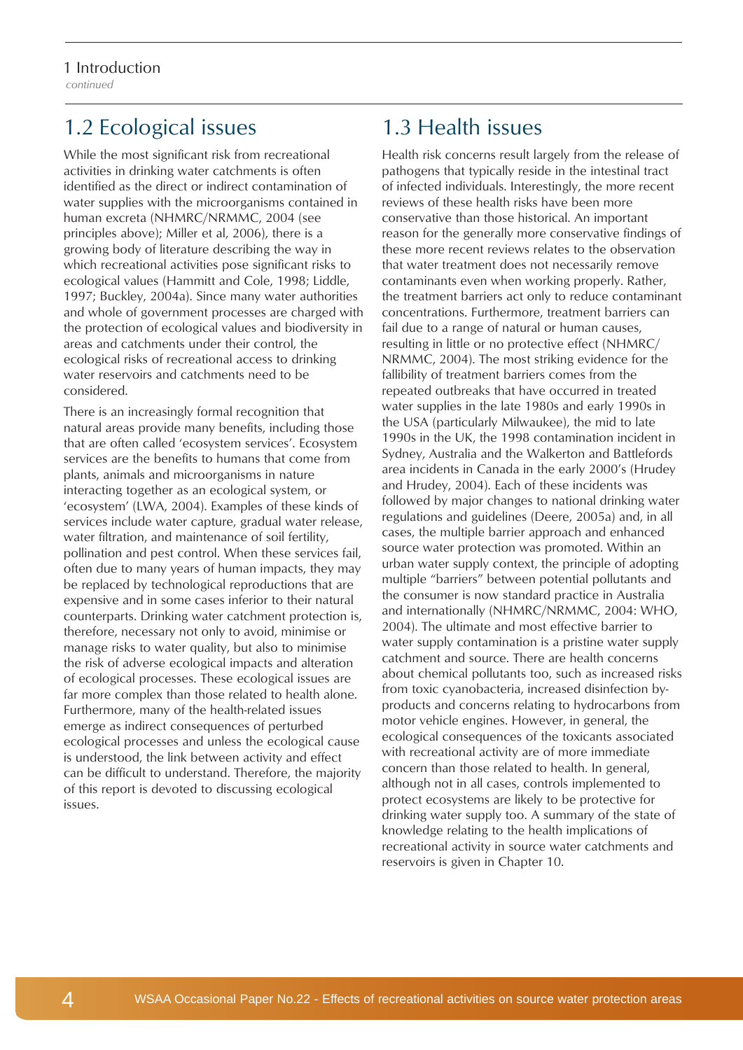## 1.2 Ecological issues

While the most significant risk from recreational activities in drinking water catchments is often identified as the direct or indirect contamination of water supplies with the microorganisms contained in human excreta (NHMRC/NRMMC, 2004 (see principles above); Miller et al, 2006), there is a growing body of literature describing the way in which recreational activities pose significant risks to ecological values (Hammitt and Cole, 1998; Liddle, 1997; Buckley, 2004a). Since many water authorities and whole of government processes are charged with the protection of ecological values and biodiversity in areas and catchments under their control, the ecological risks of recreational access to drinking water reservoirs and catchments need to be considered.

There is an increasingly formal recognition that natural areas provide many benefits, including those that are often called 'ecosystem services'. Ecosystem services are the benefits to humans that come from plants, animals and microorganisms in nature interacting together as an ecological system, or 'ecosystem' (LWA, 2004). Examples of these kinds of services include water capture, gradual water release, water filtration, and maintenance of soil fertility, pollination and pest control. When these services fail, often due to many years of human impacts, they may be replaced by technological reproductions that are expensive and in some cases inferior to their natural counterparts. Drinking water catchment protection is, therefore, necessary not only to avoid, minimise or manage risks to water quality, but also to minimise the risk of adverse ecological impacts and alteration of ecological processes. These ecological issues are far more complex than those related to health alone. Furthermore, many of the health-related issues emerge as indirect consequences of perturbed ecological processes and unless the ecological cause is understood, the link between activity and effect can be difficult to understand. Therefore, the majority of this report is devoted to discussing ecological issues.

## 1.3 Health issues

Health risk concerns result largely from the release of pathogens that typically reside in the intestinal tract of infected individuals. Interestingly, the more recent reviews of these health risks have been more conservative than those historical. An important reason for the generally more conservative findings of these more recent reviews relates to the observation that water treatment does not necessarily remove contaminants even when working properly. Rather, the treatment barriers act only to reduce contaminant concentrations. Furthermore, treatment barriers can fail due to a range of natural or human causes, resulting in little or no protective effect (NHMRC/NRMMC, 2004). The most striking evidence for the fallibility of treatment barriers comes from the repeated outbreaks that have occurred in treated water supplies in the late 1980s and early 1990s in the USA (particularly Milwaukee), the mid to late 1990s in the UK, the 1998 contamination incident in Sydney, Australia and the Walkerton and Battlefords area incidents in Canada in the early 2000's (Hrudey and Hrudey, 2004). Each of these incidents was followed by major changes to national drinking water regulations and guidelines (Deere, 2005a) and, in all cases, the multiple barrier approach and enhanced source water protection was promoted. Within an urban water supply context, the principle of adopting multiple "barriers" between potential pollutants and the consumer is now standard practice in Australia and internationally (NHMRC/NRMMC, 2004: WHO, 2004). The ultimate and most effective barrier to water supply contamination is a pristine water supply catchment and source. There are health concerns about chemical pollutants too, such as increased risks from toxic cyanobacteria, increased disinfection by-products and concerns relating to hydrocarbons from motor vehicle engines. However, in general, the ecological consequences of the toxicants associated with recreational activity are of more immediate concern than those related to health. In general, although not in all cases, controls implemented to protect ecosystems are likely to be protective for drinking water supply too. A summary of the state of knowledge relating to the health implications of recreational activity in source water catchments and reservoirs is given in Chapter 10.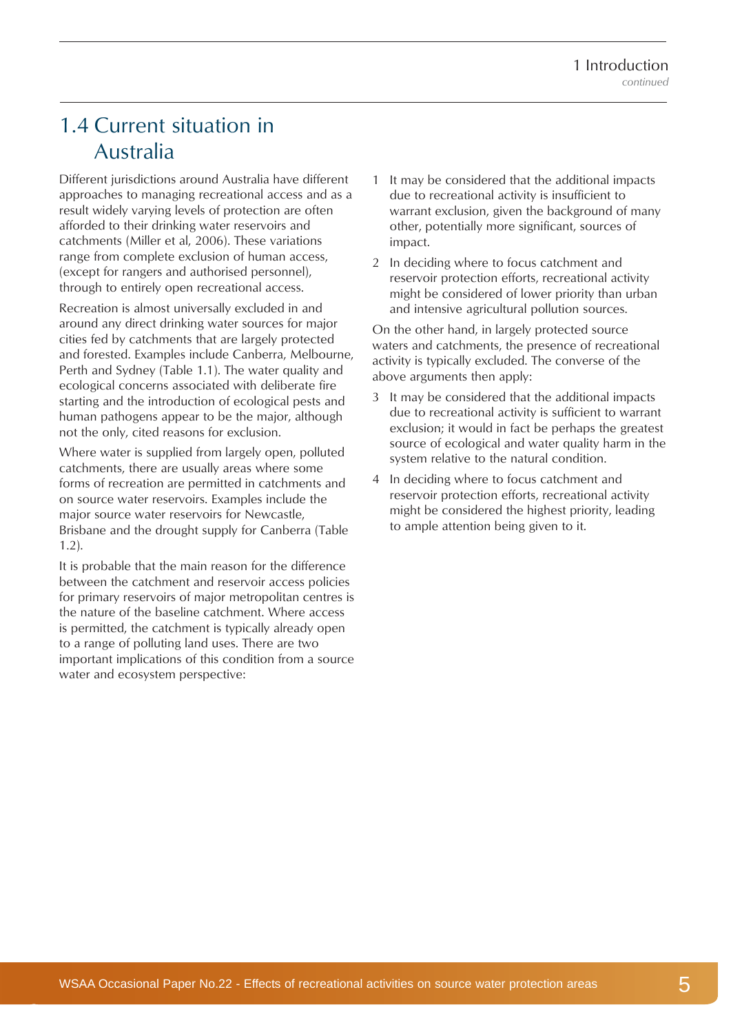## 1.4 Current situation in Australia

Different jurisdictions around Australia have different approaches to managing recreational access and as a result widely varying levels of protection are often afforded to their drinking water reservoirs and catchments (Miller et al, 2006). These variations range from complete exclusion of human access, (except for rangers and authorised personnel), through to entirely open recreational access.

Recreation is almost universally excluded in and around any direct drinking water sources for major cities fed by catchments that are largely protected and forested. Examples include Canberra, Melbourne, Perth and Sydney (Table 1.1). The water quality and ecological concerns associated with deliberate fire starting and the introduction of ecological pests and human pathogens appear to be the major, although not the only, cited reasons for exclusion.

Where water is supplied from largely open, polluted catchments, there are usually areas where some forms of recreation are permitted in catchments and on source water reservoirs. Examples include the major source water reservoirs for Newcastle, Brisbane and the drought supply for Canberra (Table 1.2).

It is probable that the main reason for the difference between the catchment and reservoir access policies for primary reservoirs of major metropolitan centres is the nature of the baseline catchment. Where access is permitted, the catchment is typically already open to a range of polluting land uses. There are two important implications of this condition from a source water and ecosystem perspective:

1. It may be considered that the additional impacts due to recreational activity is insufficient to warrant exclusion, given the background of many other, potentially more significant, sources of impact.
2. In deciding where to focus catchment and reservoir protection efforts, recreational activity might be considered of lower priority than urban and intensive agricultural pollution sources.

On the other hand, in largely protected source waters and catchments, the presence of recreational activity is typically excluded. The converse of the above arguments then apply:

3. It may be considered that the additional impacts due to recreational activity is sufficient to warrant exclusion; it would in fact be perhaps the greatest source of ecological and water quality harm in the system relative to the natural condition.
4. In deciding where to focus catchment and reservoir protection efforts, recreational activity might be considered the highest priority, leading to ample attention being given to it.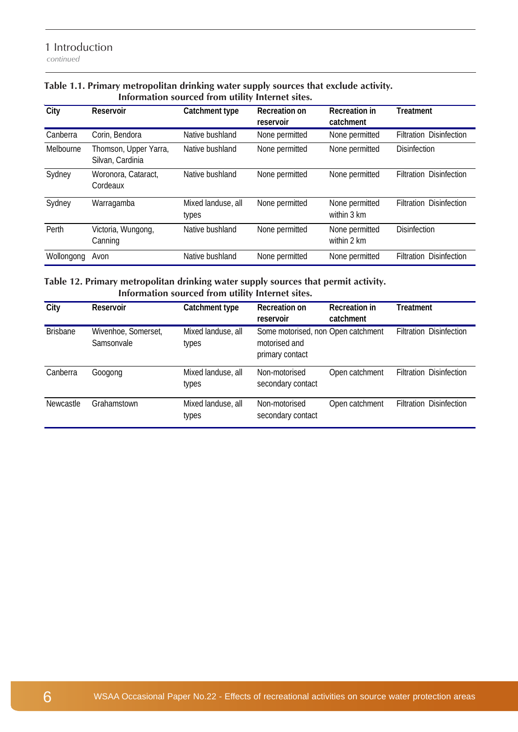1 Introduction
*continued*

**Table 1.1. Primary metropolitan drinking water supply sources that exclude activity. Information sourced from utility Internet sites.**

| City | Reservoir | Catchment type | Recreation on reservoir | Recreation in catchment | Treatment |
|---|---|---|---|---|---|
| Canberra | Corin, Bendora | Native bushland | None permitted | None permitted | Filtration Disinfection |
| Melbourne | Thomson, Upper Yarra, Silvan, Cardinia | Native bushland | None permitted | None permitted | Disinfection |
| Sydney | Woronora, Cataract, Cordeaux | Native bushland | None permitted | None permitted | Filtration Disinfection |
| Sydney | Warragamba | Mixed landuse, all types | None permitted | None permitted within 3 km | Filtration Disinfection |
| Perth | Victoria, Wungong, Canning | Native bushland | None permitted | None permitted within 2 km | Disinfection |
| Wollongong | Avon | Native bushland | None permitted | None permitted | Filtration Disinfection |

**Table 12. Primary metropolitan drinking water supply sources that permit activity. Information sourced from utility Internet sites.**

| City | Reservoir | Catchment type | Recreation on reservoir | Recreation in catchment | Treatment |
|---|---|---|---|---|---|
| Brisbane | Wivenhoe, Somerset, Samsonvale | Mixed landuse, all types | Some motorised, non motorised and primary contact | Open catchment | Filtration Disinfection |
| Canberra | Googong | Mixed landuse, all types | Non-motorised secondary contact | Open catchment | Filtration Disinfection |
| Newcastle | Grahamstown | Mixed landuse, all types | Non-motorised secondary contact | Open catchment | Filtration Disinfection |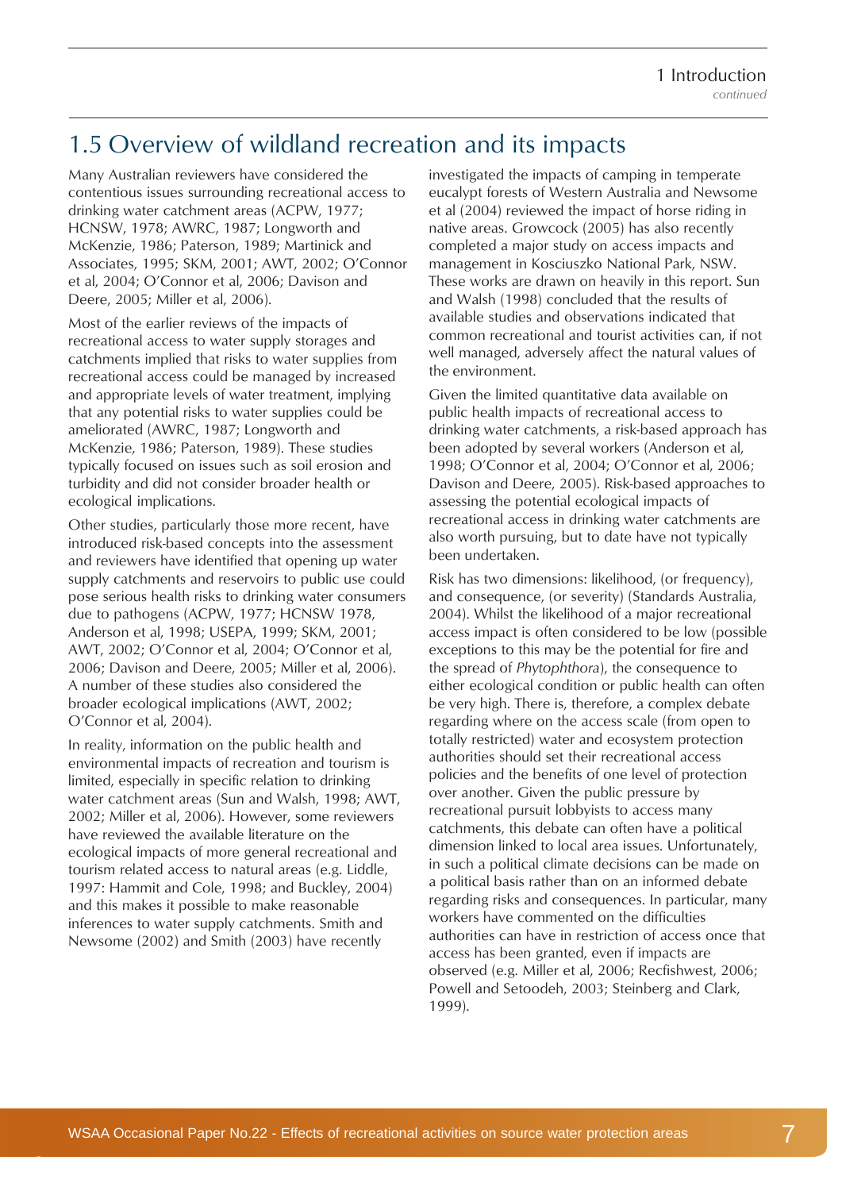## 1.5 Overview of wildland recreation and its impacts

Many Australian reviewers have considered the contentious issues surrounding recreational access to drinking water catchment areas (ACPW, 1977; HCNSW, 1978; AWRC, 1987; Longworth and McKenzie, 1986; Paterson, 1989; Martinick and Associates, 1995; SKM, 2001; AWT, 2002; O'Connor et al, 2004; O'Connor et al, 2006; Davison and Deere, 2005; Miller et al, 2006).

Most of the earlier reviews of the impacts of recreational access to water supply storages and catchments implied that risks to water supplies from recreational access could be managed by increased and appropriate levels of water treatment, implying that any potential risks to water supplies could be ameliorated (AWRC, 1987; Longworth and McKenzie, 1986; Paterson, 1989). These studies typically focused on issues such as soil erosion and turbidity and did not consider broader health or ecological implications.

Other studies, particularly those more recent, have introduced risk-based concepts into the assessment and reviewers have identified that opening up water supply catchments and reservoirs to public use could pose serious health risks to drinking water consumers due to pathogens (ACPW, 1977; HCNSW 1978, Anderson et al, 1998; USEPA, 1999; SKM, 2001; AWT, 2002; O'Connor et al, 2004; O'Connor et al, 2006; Davison and Deere, 2005; Miller et al, 2006). A number of these studies also considered the broader ecological implications (AWT, 2002; O'Connor et al, 2004).

In reality, information on the public health and environmental impacts of recreation and tourism is limited, especially in specific relation to drinking water catchment areas (Sun and Walsh, 1998; AWT, 2002; Miller et al, 2006). However, some reviewers have reviewed the available literature on the ecological impacts of more general recreational and tourism related access to natural areas (e.g. Liddle, 1997: Hammit and Cole, 1998; and Buckley, 2004) and this makes it possible to make reasonable inferences to water supply catchments. Smith and Newsome (2002) and Smith (2003) have recently investigated the impacts of camping in temperate eucalypt forests of Western Australia and Newsome et al (2004) reviewed the impact of horse riding in native areas. Growcock (2005) has also recently completed a major study on access impacts and management in Kosciuszko National Park, NSW. These works are drawn on heavily in this report. Sun and Walsh (1998) concluded that the results of available studies and observations indicated that common recreational and tourist activities can, if not well managed, adversely affect the natural values of the environment.

Given the limited quantitative data available on public health impacts of recreational access to drinking water catchments, a risk-based approach has been adopted by several workers (Anderson et al, 1998; O'Connor et al, 2004; O'Connor et al, 2006; Davison and Deere, 2005). Risk-based approaches to assessing the potential ecological impacts of recreational access in drinking water catchments are also worth pursuing, but to date have not typically been undertaken.

Risk has two dimensions: likelihood, (or frequency), and consequence, (or severity) (Standards Australia, 2004). Whilst the likelihood of a major recreational access impact is often considered to be low (possible exceptions to this may be the potential for fire and the spread of *Phytophthora*), the consequence to either ecological condition or public health can often be very high. There is, therefore, a complex debate regarding where on the access scale (from open to totally restricted) water and ecosystem protection authorities should set their recreational access policies and the benefits of one level of protection over another. Given the public pressure by recreational pursuit lobbyists to access many catchments, this debate can often have a political dimension linked to local area issues. Unfortunately, in such a political climate decisions can be made on a political basis rather than on an informed debate regarding risks and consequences. In particular, many workers have commented on the difficulties authorities can have in restriction of access once that access has been granted, even if impacts are observed (e.g. Miller et al, 2006; Recfishwest, 2006; Powell and Setoodeh, 2003; Steinberg and Clark, 1999).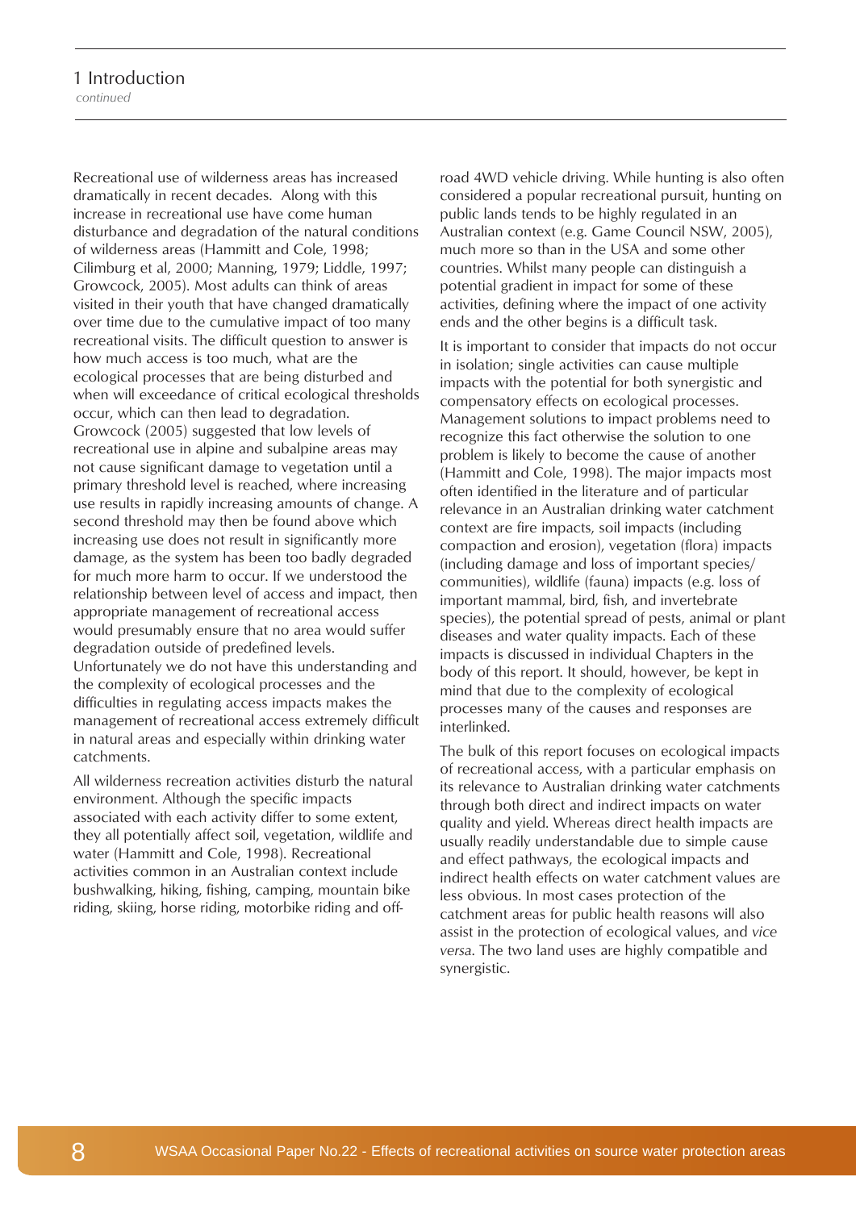Recreational use of wilderness areas has increased dramatically in recent decades. Along with this increase in recreational use have come human disturbance and degradation of the natural conditions of wilderness areas (Hammitt and Cole, 1998; Cilimburg et al, 2000; Manning, 1979; Liddle, 1997; Growcock, 2005). Most adults can think of areas visited in their youth that have changed dramatically over time due to the cumulative impact of too many recreational visits. The difficult question to answer is how much access is too much, what are the ecological processes that are being disturbed and when will exceedance of critical ecological thresholds occur, which can then lead to degradation. Growcock (2005) suggested that low levels of recreational use in alpine and subalpine areas may not cause significant damage to vegetation until a primary threshold level is reached, where increasing use results in rapidly increasing amounts of change. A second threshold may then be found above which increasing use does not result in significantly more damage, as the system has been too badly degraded for much more harm to occur. If we understood the relationship between level of access and impact, then appropriate management of recreational access would presumably ensure that no area would suffer degradation outside of predefined levels. Unfortunately we do not have this understanding and the complexity of ecological processes and the difficulties in regulating access impacts makes the management of recreational access extremely difficult in natural areas and especially within drinking water catchments.

All wilderness recreation activities disturb the natural environment. Although the specific impacts associated with each activity differ to some extent, they all potentially affect soil, vegetation, wildlife and water (Hammitt and Cole, 1998). Recreational activities common in an Australian context include bushwalking, hiking, fishing, camping, mountain bike riding, skiing, horse riding, motorbike riding and off-road 4WD vehicle driving. While hunting is also often considered a popular recreational pursuit, hunting on public lands tends to be highly regulated in an Australian context (e.g. Game Council NSW, 2005), much more so than in the USA and some other countries. Whilst many people can distinguish a potential gradient in impact for some of these activities, defining where the impact of one activity ends and the other begins is a difficult task.

It is important to consider that impacts do not occur in isolation; single activities can cause multiple impacts with the potential for both synergistic and compensatory effects on ecological processes. Management solutions to impact problems need to recognize this fact otherwise the solution to one problem is likely to become the cause of another (Hammitt and Cole, 1998). The major impacts most often identified in the literature and of particular relevance in an Australian drinking water catchment context are fire impacts, soil impacts (including compaction and erosion), vegetation (flora) impacts (including damage and loss of important species/communities), wildlife (fauna) impacts (e.g. loss of important mammal, bird, fish, and invertebrate species), the potential spread of pests, animal or plant diseases and water quality impacts. Each of these impacts is discussed in individual Chapters in the body of this report. It should, however, be kept in mind that due to the complexity of ecological processes many of the causes and responses are interlinked.

The bulk of this report focuses on ecological impacts of recreational access, with a particular emphasis on its relevance to Australian drinking water catchments through both direct and indirect impacts on water quality and yield. Whereas direct health impacts are usually readily understandable due to simple cause and effect pathways, the ecological impacts and indirect health effects on water catchment values are less obvious. In most cases protection of the catchment areas for public health reasons will also assist in the protection of ecological values, and *vice versa*. The two land uses are highly compatible and synergistic.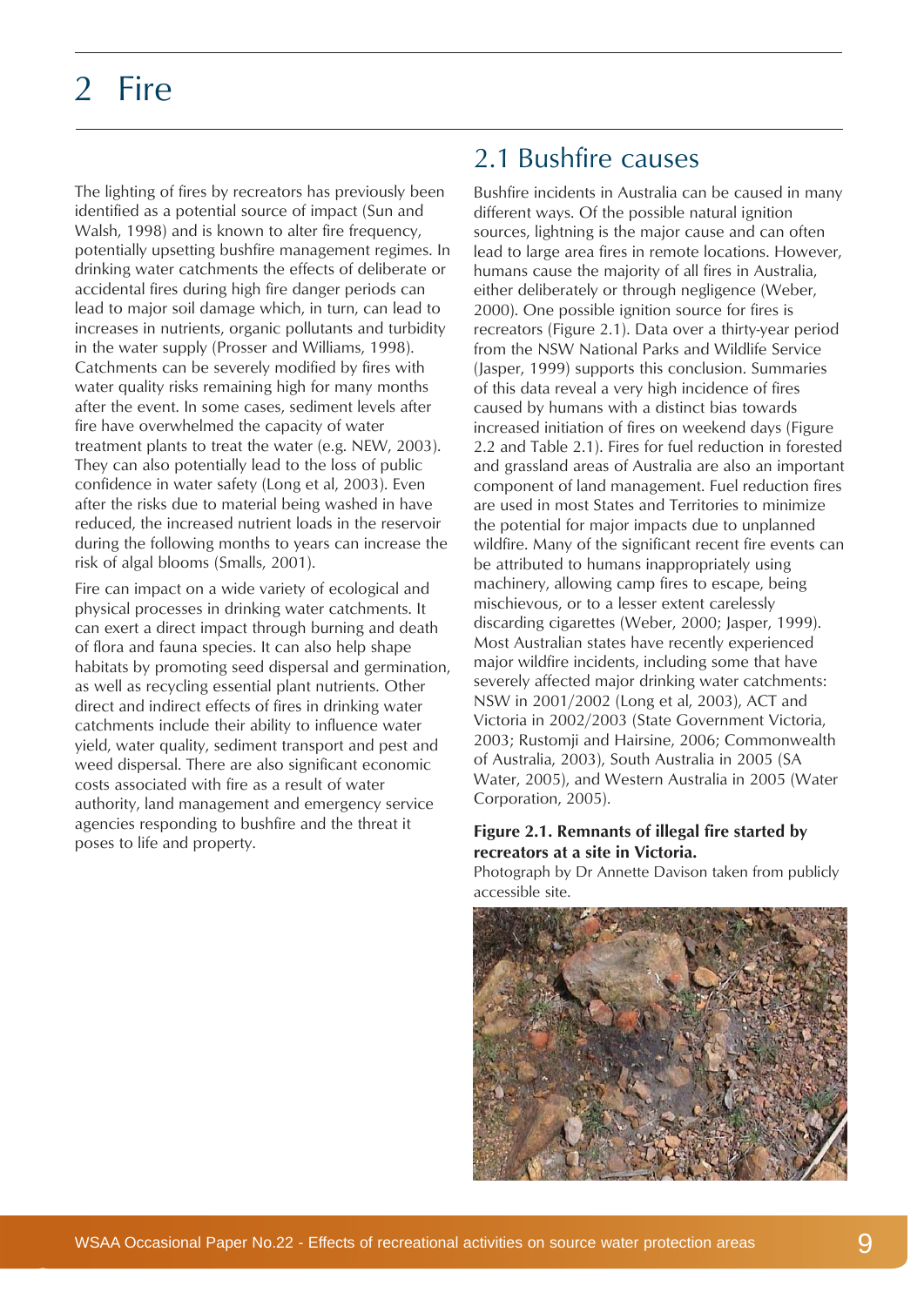# 2 Fire

The lighting of fires by recreators has previously been identified as a potential source of impact (Sun and Walsh, 1998) and is known to alter fire frequency, potentially upsetting bushfire management regimes. In drinking water catchments the effects of deliberate or accidental fires during high fire danger periods can lead to major soil damage which, in turn, can lead to increases in nutrients, organic pollutants and turbidity in the water supply (Prosser and Williams, 1998). Catchments can be severely modified by fires with water quality risks remaining high for many months after the event. In some cases, sediment levels after fire have overwhelmed the capacity of water treatment plants to treat the water (e.g. NEW, 2003). They can also potentially lead to the loss of public confidence in water safety (Long et al, 2003). Even after the risks due to material being washed in have reduced, the increased nutrient loads in the reservoir during the following months to years can increase the risk of algal blooms (Smalls, 2001).

Fire can impact on a wide variety of ecological and physical processes in drinking water catchments. It can exert a direct impact through burning and death of flora and fauna species. It can also help shape habitats by promoting seed dispersal and germination, as well as recycling essential plant nutrients. Other direct and indirect effects of fires in drinking water catchments include their ability to influence water yield, water quality, sediment transport and pest and weed dispersal. There are also significant economic costs associated with fire as a result of water authority, land management and emergency service agencies responding to bushfire and the threat it poses to life and property.

## 2.1 Bushfire causes

Bushfire incidents in Australia can be caused in many different ways. Of the possible natural ignition sources, lightning is the major cause and can often lead to large area fires in remote locations. However, humans cause the majority of all fires in Australia, either deliberately or through negligence (Weber, 2000). One possible ignition source for fires is recreators (Figure 2.1). Data over a thirty-year period from the NSW National Parks and Wildlife Service (Jasper, 1999) supports this conclusion. Summaries of this data reveal a very high incidence of fires caused by humans with a distinct bias towards increased initiation of fires on weekend days (Figure 2.2 and Table 2.1). Fires for fuel reduction in forested and grassland areas of Australia are also an important component of land management. Fuel reduction fires are used in most States and Territories to minimize the potential for major impacts due to unplanned wildfire. Many of the significant recent fire events can be attributed to humans inappropriately using machinery, allowing camp fires to escape, being mischievous, or to a lesser extent carelessly discarding cigarettes (Weber, 2000; Jasper, 1999). Most Australian states have recently experienced major wildfire incidents, including some that have severely affected major drinking water catchments: NSW in 2001/2002 (Long et al, 2003), ACT and Victoria in 2002/2003 (State Government Victoria, 2003; Rustomji and Hairsine, 2006; Commonwealth of Australia, 2003), South Australia in 2005 (SA Water, 2005), and Western Australia in 2005 (Water Corporation, 2005).

**Figure 2.1. Remnants of illegal fire started by recreators at a site in Victoria.**

Photograph by Dr Annette Davison taken from publicly accessible site.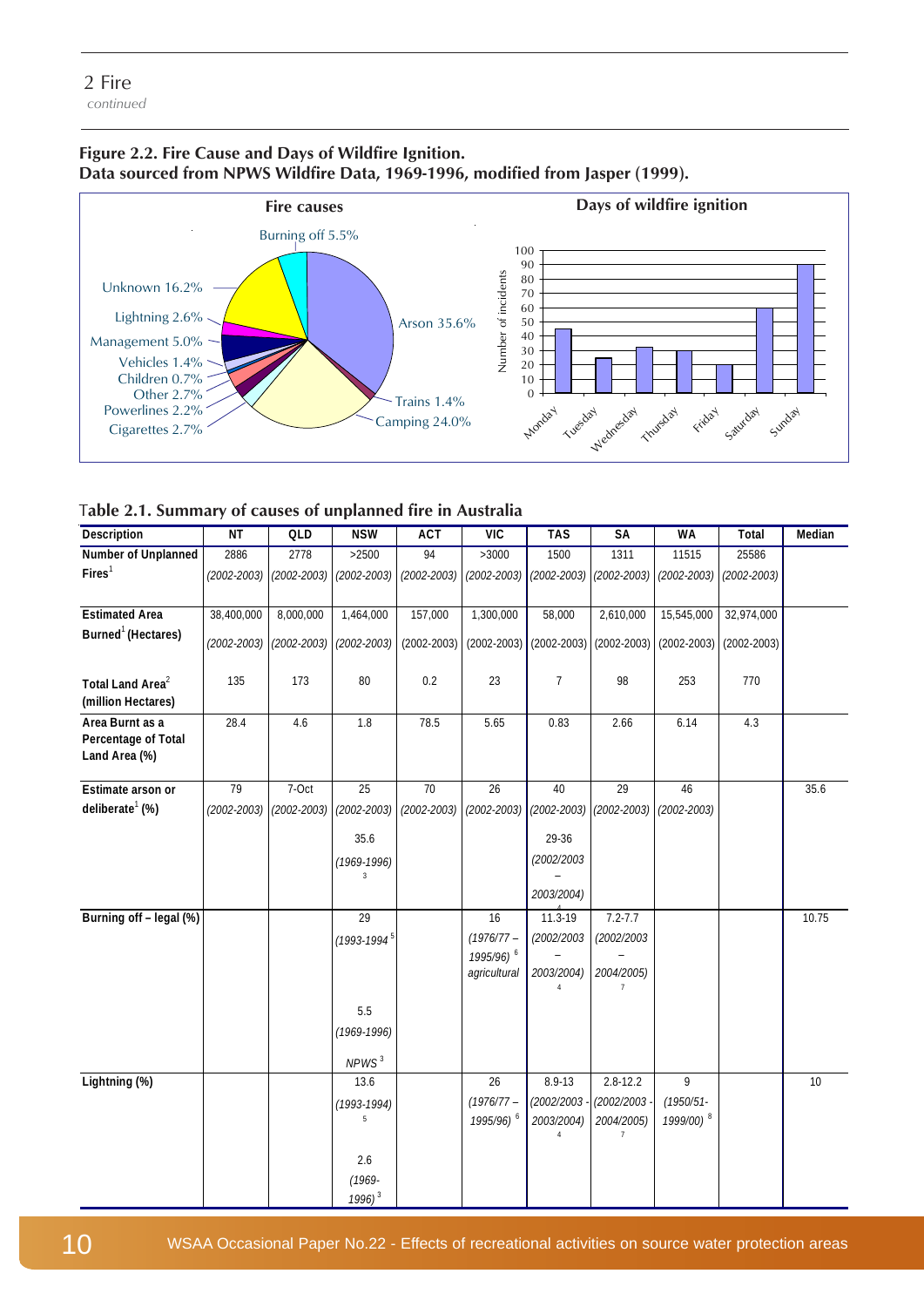## 2 Fire

*continued*

**Figure 2.2. Fire Cause and Days of Wildfire Ignition.**
**Data sourced from NPWS Wildfire Data, 1969-1996, modified from Jasper (1999).**

**Fire causes**

Burning off 5.5%
Unknown 16.2%
Lightning 2.6%
Management 5.0%
Vehicles 1.4%
Children 0.7%
Other 2.7%
Powerlines 2.2%
Cigarettes 2.7%
Arson 35.6%
Trains 1.4%
Camping 24.0%

**Days of wildfire ignition**

| Day | Number of incidents |
|---|---|
| Monday | 45 |
| Tuesday | 25 |
| Wednesday | 32 |
| Thursday | 30 |
| Friday | 20 |
| Saturday | 60 |
| Sunday | 90 |

**Table 2.1. Summary of causes of unplanned fire in Australia**

| Description | NT | QLD | NSW | ACT | VIC | TAS | SA | WA | Total | Median |
|---|---|---|---|---|---|---|---|---|---|---|
| Number of Unplanned Fires[1] | 2886 *(2002-2003)* | 2778 *(2002-2003)* | >2500 *(2002-2003)* | 94 *(2002-2003)* | >3000 *(2002-2003)* | 1500 *(2002-2003)* | 1311 *(2002-2003)* | 11515 *(2002-2003)* | 25586 *(2002-2003)* | |
| Estimated Area Burned[1] (Hectares) | 38,400,000 (2002-2003) | 8,000,000 (2002-2003) | 1,464,000 (2002-2003) | 157,000 (2002-2003) | 1,300,000 (2002-2003) | 58,000 (2002-2003) | 2,610,000 (2002-2003) | 15,545,000 (2002-2003) | 32,974,000 (2002-2003) | |
| Total Land Area[2] (million Hectares) | 135 | 173 | 80 | 0.2 | 23 | 7 | 98 | 253 | 770 | |
| Area Burnt as a Percentage of Total Land Area (%) | 28.4 | 4.6 | 1.8 | 78.5 | 5.65 | 0.83 | 2.66 | 6.14 | 4.3 | |
| Estimate arson or deliberate[1] (%) | 79 *(2002-2003)* | 7-Oct *(2002-2003)* | 25 *(2002-2003)* 35.6 *(1969-1996)*[3] | 70 *(2002-2003)* | 26 *(2002-2003)* | 40 *(2002-2003)* 29-36 *(2002/2003 – 2003/2004)*[4] | 29 *(2002-2003)* | 46 *(2002-2003)* | | 35.6 |
| Burning off – legal (%) | | | 29 *(1993-1994*[5] 5.5 *(1969-1996)* *NPWS*[3] | | 16 *(1976/77 – 1995/96)*[6] *agricultural* | 11.3-19 *(2002/2003 – 2003/2004)*[4] | 7.2-7.7 *(2002/2003 – 2004/2005)*[7] | | | 10.75 |
| Lightning (%) | | | 13.6 *(1993-1994)*[5] 2.6 *(1969-1996)*[3] | | 26 *(1976/77 – 1995/96)*[6] | 8.9-13 *(2002/2003 - 2003/2004)*[4] | 2.8-12.2 *(2002/2003 - 2004/2005)*[7] | 9 *(1950/51- 1999/00)*[8] | | 10 |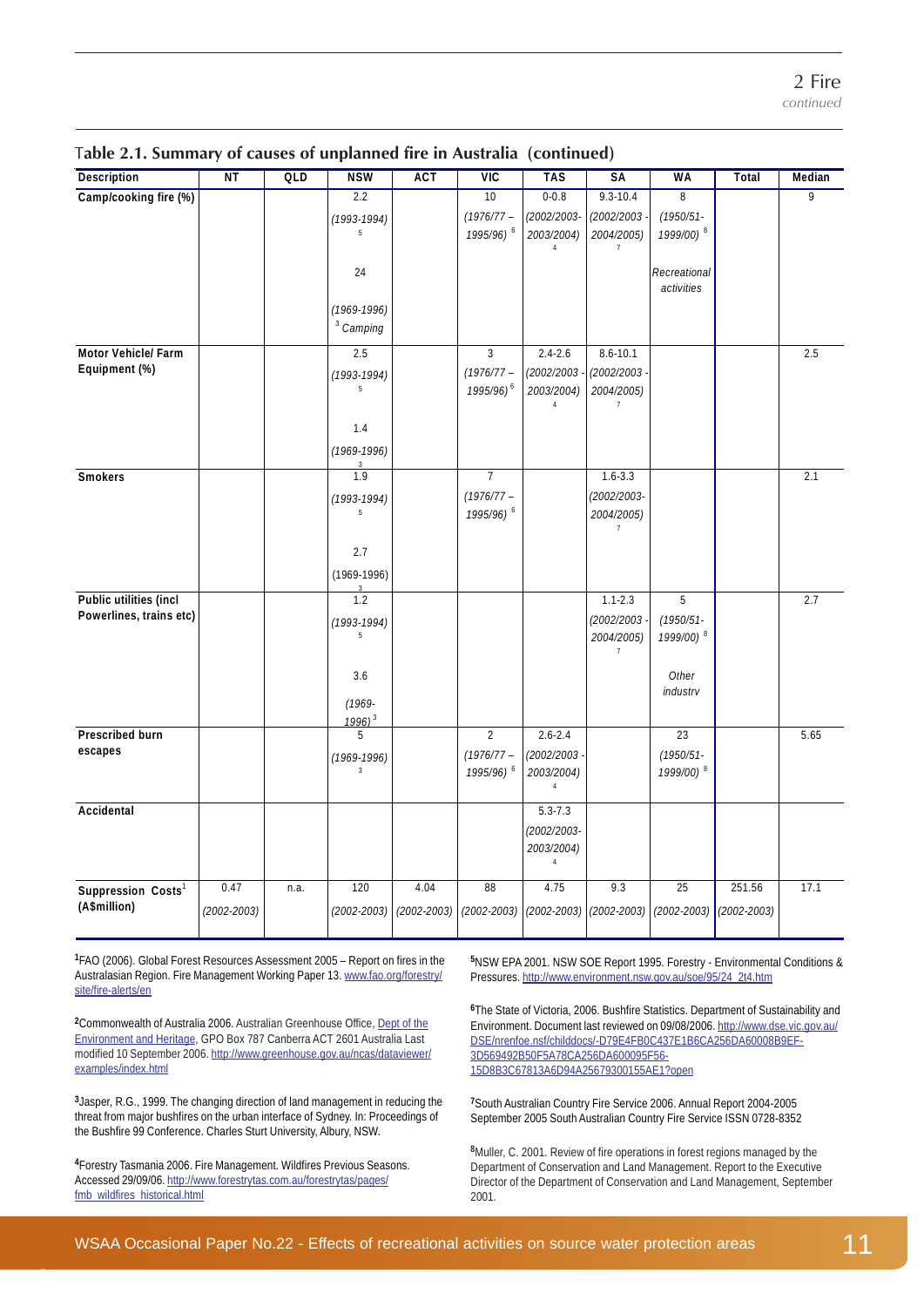### Table 2.1. Summary of causes of unplanned fire in Australia (continued)

| Description | NT | QLD | NSW | ACT | VIC | TAS | SA | WA | Total | Median |
|---|---|---|---|---|---|---|---|---|---|---|
| Camp/cooking fire (%) | | | 2.2 *(1993-1994)* [5] 24 *(1969-1996)* [3] *Camping* | | 10 *(1976/77 – 1995/96)* [6] | 0-0.8 *(2002/2003-2003/2004)* [4] | 9.3-10.4 *(2002/2003 - 2004/2005)* [7] | 8 *(1950/51-1999/00)* [8] *Recreational activities* | | 9 |
| Motor Vehicle/ Farm Equipment (%) | | | 2.5 *(1993-1994)* [5] 1.4 *(1969-1996)* [3] | | 3 *(1976/77 – 1995/96)* [6] | 2.4-2.6 *(2002/2003 - 2003/2004)* [4] | 8.6-10.1 *(2002/2003 - 2004/2005)* [7] | | | 2.5 |
| Smokers | | | 1.9 *(1993-1994)* [5] 2.7 (1969-1996) [3] | | 7 *(1976/77 – 1995/96)* [6] | | 1.6-3.3 *(2002/2003-2004/2005)* [7] | | | 2.1 |
| Public utilities (incl Powerlines, trains etc) | | | 1.2 *(1993-1994)* [5] 3.6 *(1969-1996)* [3] | | | | 1.1-2.3 *(2002/2003 - 2004/2005)* [7] | 5 *(1950/51-1999/00)* [8] *Other industry* | | 2.7 |
| Prescribed burn escapes | | | 5 *(1969-1996)* [3] | | 2 *(1976/77 – 1995/96)* [6] | 2.6-2.4 *(2002/2003 - 2003/2004)* [4] | | 23 *(1950/51-1999/00)* [8] | | 5.65 |
| Accidental | | | | | | 5.3-7.3 *(2002/2003-2003/2004)* [4] | | | | |
| Suppression Costs[1] (A$million) | 0.47 *(2002-2003)* | n.a. | 120 *(2002-2003)* | 4.04 *(2002-2003)* | 88 *(2002-2003)* | 4.75 *(2002-2003)* | 9.3 *(2002-2003)* | 25 *(2002-2003)* | 251.56 *(2002-2003)* | 17.1 |

[1]FAO (2006). Global Forest Resources Assessment 2005 – Report on fires in the Australasian Region. Fire Management Working Paper 13. www.fao.org/forestry/site/fire-alerts/en

[2]Commonwealth of Australia 2006. Australian Greenhouse Office, Dept of the Environment and Heritage, GPO Box 787 Canberra ACT 2601 Australia Last modified 10 September 2006. http://www.greenhouse.gov.au/ncas/dataviewer/examples/index.html

[3]Jasper, R.G., 1999. The changing direction of land management in reducing the threat from major bushfires on the urban interface of Sydney. In: Proceedings of the Bushfire 99 Conference. Charles Sturt University, Albury, NSW.

[4]Forestry Tasmania 2006. Fire Management. Wildfires Previous Seasons. Accessed 29/09/06. http://www.forestrytas.com.au/forestrytas/pages/fmb_wildfires_historical.html

[5]NSW EPA 2001. NSW SOE Report 1995. Forestry - Environmental Conditions & Pressures. http://www.environment.nsw.gov.au/soe/95/24_2t4.htm

[6]The State of Victoria, 2006. Bushfire Statistics. Department of Sustainability and Environment. Document last reviewed on 09/08/2006. http://www.dse.vic.gov.au/DSE/nrenfoe.nsf/childdocs/-D79E4FB0C437E1B6CA256DA60008B9EF-3D569492B50F5A78CA256DA600095F56-15D8B3C67813A6D94A25679300155AE1?open

[7]South Australian Country Fire Service 2006. Annual Report 2004-2005 September 2005 South Australian Country Fire Service ISSN 0728-8352

[8]Muller, C. 2001. Review of fire operations in forest regions managed by the Department of Conservation and Land Management. Report to the Executive Director of the Department of Conservation and Land Management, September 2001.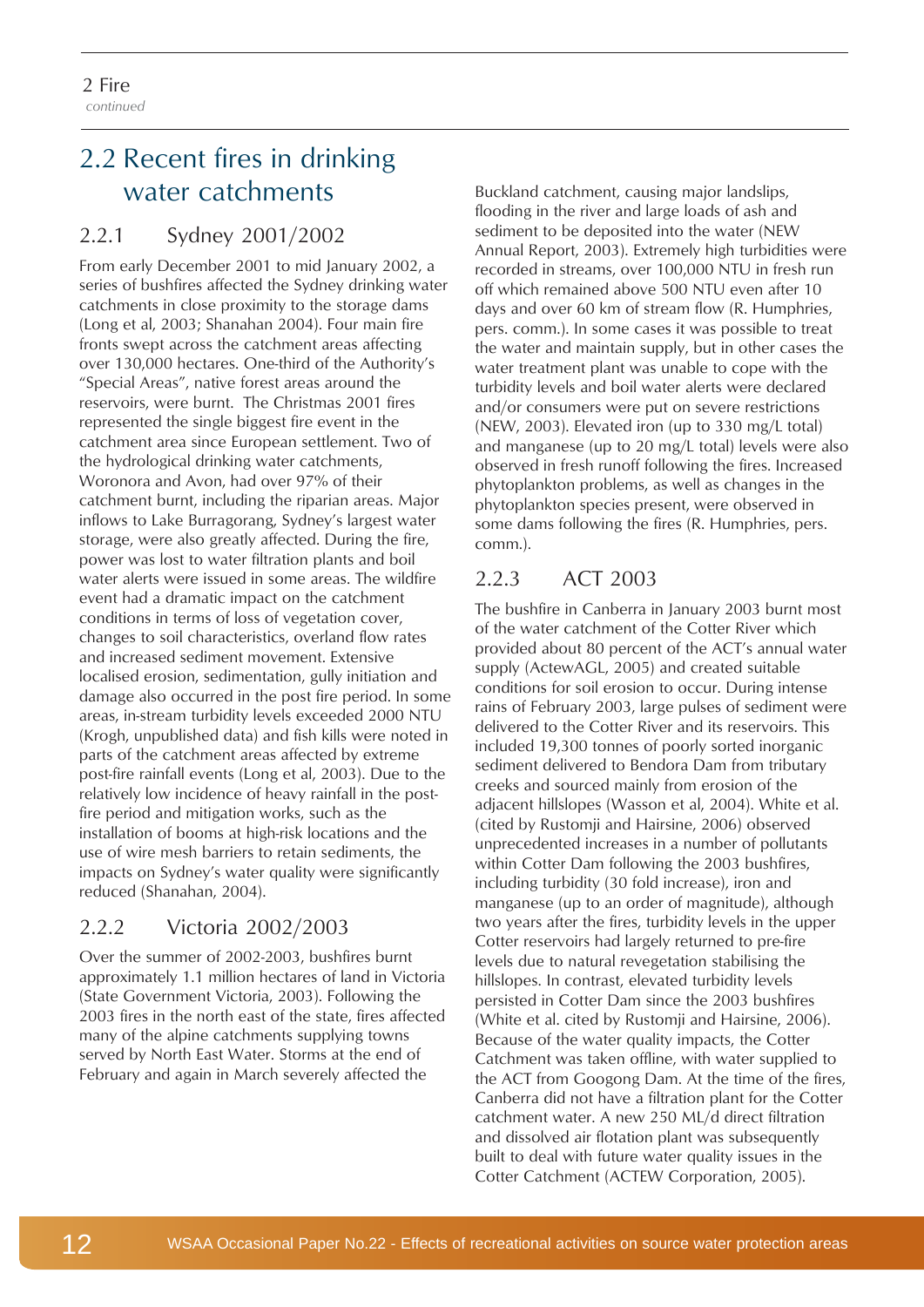## 2.2 Recent fires in drinking water catchments

### 2.2.1 Sydney 2001/2002

From early December 2001 to mid January 2002, a series of bushfires affected the Sydney drinking water catchments in close proximity to the storage dams (Long et al, 2003; Shanahan 2004). Four main fire fronts swept across the catchment areas affecting over 130,000 hectares. One-third of the Authority's "Special Areas", native forest areas around the reservoirs, were burnt. The Christmas 2001 fires represented the single biggest fire event in the catchment area since European settlement. Two of the hydrological drinking water catchments, Woronora and Avon, had over 97% of their catchment burnt, including the riparian areas. Major inflows to Lake Burragorang, Sydney's largest water storage, were also greatly affected. During the fire, power was lost to water filtration plants and boil water alerts were issued in some areas. The wildfire event had a dramatic impact on the catchment conditions in terms of loss of vegetation cover, changes to soil characteristics, overland flow rates and increased sediment movement. Extensive localised erosion, sedimentation, gully initiation and damage also occurred in the post fire period. In some areas, in-stream turbidity levels exceeded 2000 NTU (Krogh, unpublished data) and fish kills were noted in parts of the catchment areas affected by extreme post-fire rainfall events (Long et al, 2003). Due to the relatively low incidence of heavy rainfall in the post-fire period and mitigation works, such as the installation of booms at high-risk locations and the use of wire mesh barriers to retain sediments, the impacts on Sydney's water quality were significantly reduced (Shanahan, 2004).

### 2.2.2 Victoria 2002/2003

Over the summer of 2002-2003, bushfires burnt approximately 1.1 million hectares of land in Victoria (State Government Victoria, 2003). Following the 2003 fires in the north east of the state, fires affected many of the alpine catchments supplying towns served by North East Water. Storms at the end of February and again in March severely affected the Buckland catchment, causing major landslips, flooding in the river and large loads of ash and sediment to be deposited into the water (NEW Annual Report, 2003). Extremely high turbidities were recorded in streams, over 100,000 NTU in fresh run off which remained above 500 NTU even after 10 days and over 60 km of stream flow (R. Humphries, pers. comm.). In some cases it was possible to treat the water and maintain supply, but in other cases the water treatment plant was unable to cope with the turbidity levels and boil water alerts were declared and/or consumers were put on severe restrictions (NEW, 2003). Elevated iron (up to 330 mg/L total) and manganese (up to 20 mg/L total) levels were also observed in fresh runoff following the fires. Increased phytoplankton problems, as well as changes in the phytoplankton species present, were observed in some dams following the fires (R. Humphries, pers. comm.).

### 2.2.3 ACT 2003

The bushfire in Canberra in January 2003 burnt most of the water catchment of the Cotter River which provided about 80 percent of the ACT's annual water supply (ActewAGL, 2005) and created suitable conditions for soil erosion to occur. During intense rains of February 2003, large pulses of sediment were delivered to the Cotter River and its reservoirs. This included 19,300 tonnes of poorly sorted inorganic sediment delivered to Bendora Dam from tributary creeks and sourced mainly from erosion of the adjacent hillslopes (Wasson et al, 2004). White et al. (cited by Rustomji and Hairsine, 2006) observed unprecedented increases in a number of pollutants within Cotter Dam following the 2003 bushfires, including turbidity (30 fold increase), iron and manganese (up to an order of magnitude), although two years after the fires, turbidity levels in the upper Cotter reservoirs had largely returned to pre-fire levels due to natural revegetation stabilising the hillslopes. In contrast, elevated turbidity levels persisted in Cotter Dam since the 2003 bushfires (White et al. cited by Rustomji and Hairsine, 2006). Because of the water quality impacts, the Cotter Catchment was taken offline, with water supplied to the ACT from Googong Dam. At the time of the fires, Canberra did not have a filtration plant for the Cotter catchment water. A new 250 ML/d direct filtration and dissolved air flotation plant was subsequently built to deal with future water quality issues in the Cotter Catchment (ACTEW Corporation, 2005).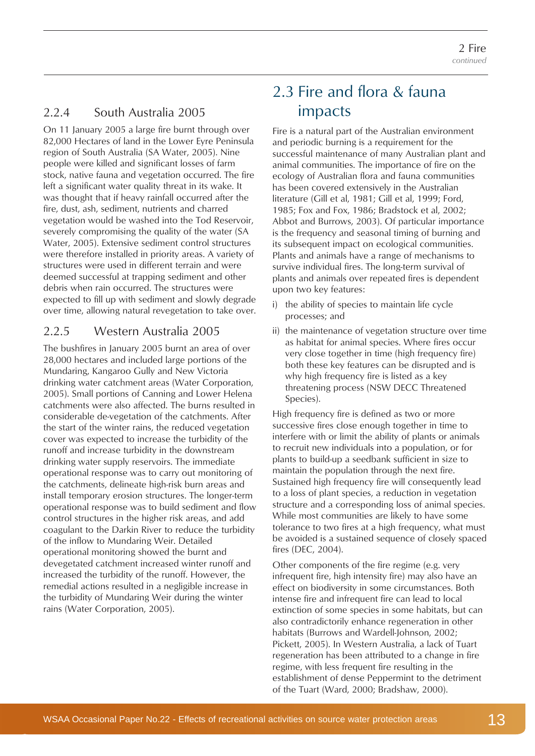### 2.2.4 South Australia 2005

On 11 January 2005 a large fire burnt through over 82,000 Hectares of land in the Lower Eyre Peninsula region of South Australia (SA Water, 2005). Nine people were killed and significant losses of farm stock, native fauna and vegetation occurred. The fire left a significant water quality threat in its wake. It was thought that if heavy rainfall occurred after the fire, dust, ash, sediment, nutrients and charred vegetation would be washed into the Tod Reservoir, severely compromising the quality of the water (SA Water, 2005). Extensive sediment control structures were therefore installed in priority areas. A variety of structures were used in different terrain and were deemed successful at trapping sediment and other debris when rain occurred. The structures were expected to fill up with sediment and slowly degrade over time, allowing natural revegetation to take over.

### 2.2.5 Western Australia 2005

The bushfires in January 2005 burnt an area of over 28,000 hectares and included large portions of the Mundaring, Kangaroo Gully and New Victoria drinking water catchment areas (Water Corporation, 2005). Small portions of Canning and Lower Helena catchments were also affected. The burns resulted in considerable de-vegetation of the catchments. After the start of the winter rains, the reduced vegetation cover was expected to increase the turbidity of the runoff and increase turbidity in the downstream drinking water supply reservoirs. The immediate operational response was to carry out monitoring of the catchments, delineate high-risk burn areas and install temporary erosion structures. The longer-term operational response was to build sediment and flow control structures in the higher risk areas, and add coagulant to the Darkin River to reduce the turbidity of the inflow to Mundaring Weir. Detailed operational monitoring showed the burnt and devegetated catchment increased winter runoff and increased the turbidity of the runoff. However, the remedial actions resulted in a negligible increase in the turbidity of Mundaring Weir during the winter rains (Water Corporation, 2005).

## 2.3 Fire and flora & fauna impacts

Fire is a natural part of the Australian environment and periodic burning is a requirement for the successful maintenance of many Australian plant and animal communities. The importance of fire on the ecology of Australian flora and fauna communities has been covered extensively in the Australian literature (Gill et al, 1981; Gill et al, 1999; Ford, 1985; Fox and Fox, 1986; Bradstock et al, 2002; Abbot and Burrows, 2003). Of particular importance is the frequency and seasonal timing of burning and its subsequent impact on ecological communities. Plants and animals have a range of mechanisms to survive individual fires. The long-term survival of plants and animals over repeated fires is dependent upon two key features:

i) the ability of species to maintain life cycle processes; and

ii) the maintenance of vegetation structure over time as habitat for animal species. Where fires occur very close together in time (high frequency fire) both these key features can be disrupted and is why high frequency fire is listed as a key threatening process (NSW DECC Threatened Species).

High frequency fire is defined as two or more successive fires close enough together in time to interfere with or limit the ability of plants or animals to recruit new individuals into a population, or for plants to build-up a seedbank sufficient in size to maintain the population through the next fire. Sustained high frequency fire will consequently lead to a loss of plant species, a reduction in vegetation structure and a corresponding loss of animal species. While most communities are likely to have some tolerance to two fires at a high frequency, what must be avoided is a sustained sequence of closely spaced fires (DEC, 2004).

Other components of the fire regime (e.g. very infrequent fire, high intensity fire) may also have an effect on biodiversity in some circumstances. Both intense fire and infrequent fire can lead to local extinction of some species in some habitats, but can also contradictorily enhance regeneration in other habitats (Burrows and Wardell-Johnson, 2002; Pickett, 2005). In Western Australia, a lack of Tuart regeneration has been attributed to a change in fire regime, with less frequent fire resulting in the establishment of dense Peppermint to the detriment of the Tuart (Ward, 2000; Bradshaw, 2000).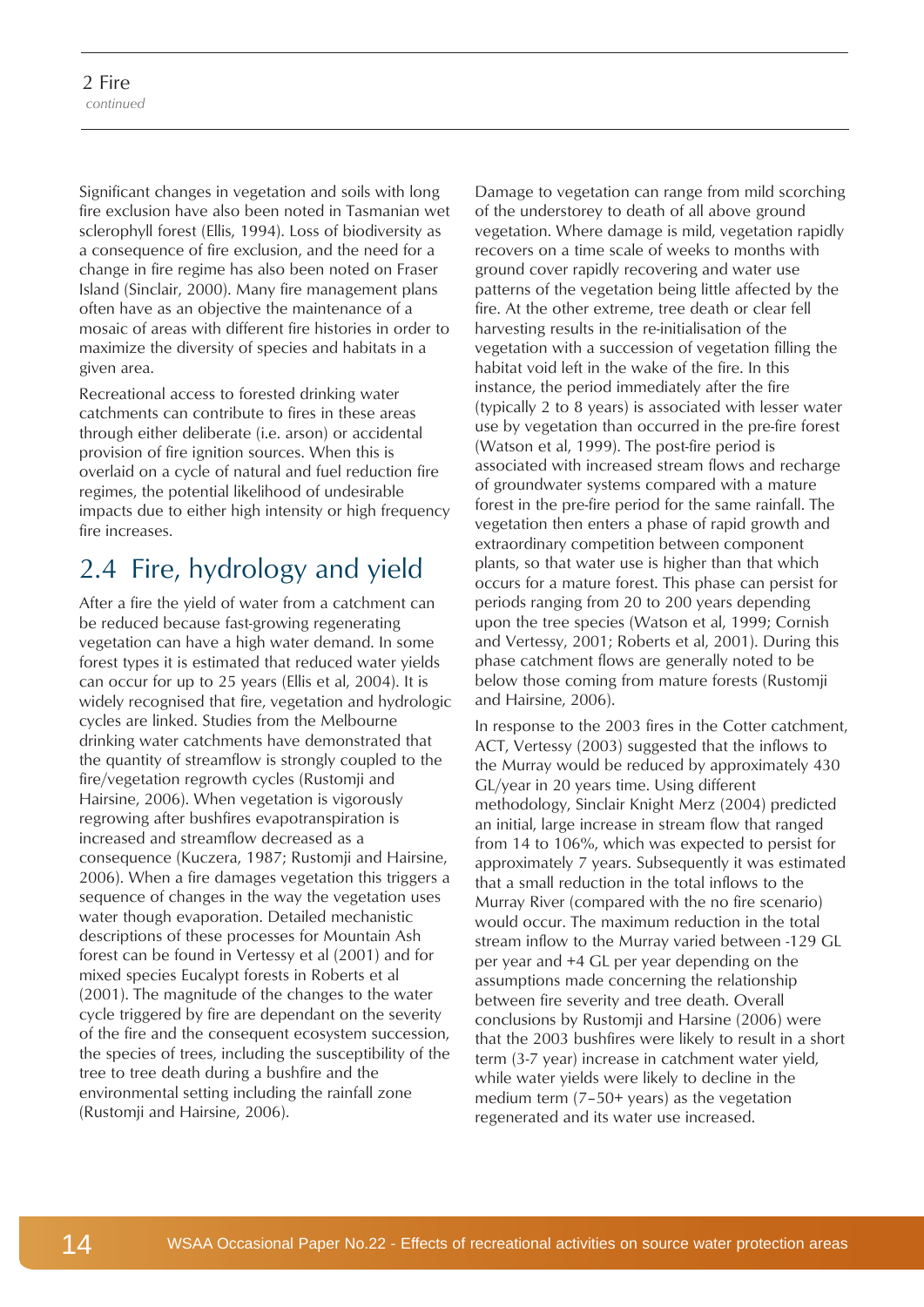Significant changes in vegetation and soils with long fire exclusion have also been noted in Tasmanian wet sclerophyll forest (Ellis, 1994). Loss of biodiversity as a consequence of fire exclusion, and the need for a change in fire regime has also been noted on Fraser Island (Sinclair, 2000). Many fire management plans often have as an objective the maintenance of a mosaic of areas with different fire histories in order to maximize the diversity of species and habitats in a given area.

Recreational access to forested drinking water catchments can contribute to fires in these areas through either deliberate (i.e. arson) or accidental provision of fire ignition sources. When this is overlaid on a cycle of natural and fuel reduction fire regimes, the potential likelihood of undesirable impacts due to either high intensity or high frequency fire increases.

## 2.4 Fire, hydrology and yield

After a fire the yield of water from a catchment can be reduced because fast-growing regenerating vegetation can have a high water demand. In some forest types it is estimated that reduced water yields can occur for up to 25 years (Ellis et al, 2004). It is widely recognised that fire, vegetation and hydrologic cycles are linked. Studies from the Melbourne drinking water catchments have demonstrated that the quantity of streamflow is strongly coupled to the fire/vegetation regrowth cycles (Rustomji and Hairsine, 2006). When vegetation is vigorously regrowing after bushfires evapotranspiration is increased and streamflow decreased as a consequence (Kuczera, 1987; Rustomji and Hairsine, 2006). When a fire damages vegetation this triggers a sequence of changes in the way the vegetation uses water though evaporation. Detailed mechanistic descriptions of these processes for Mountain Ash forest can be found in Vertessy et al (2001) and for mixed species Eucalypt forests in Roberts et al (2001). The magnitude of the changes to the water cycle triggered by fire are dependant on the severity of the fire and the consequent ecosystem succession, the species of trees, including the susceptibility of the tree to tree death during a bushfire and the environmental setting including the rainfall zone (Rustomji and Hairsine, 2006).

Damage to vegetation can range from mild scorching of the understorey to death of all above ground vegetation. Where damage is mild, vegetation rapidly recovers on a time scale of weeks to months with ground cover rapidly recovering and water use patterns of the vegetation being little affected by the fire. At the other extreme, tree death or clear fell harvesting results in the re-initialisation of the vegetation with a succession of vegetation filling the habitat void left in the wake of the fire. In this instance, the period immediately after the fire (typically 2 to 8 years) is associated with lesser water use by vegetation than occurred in the pre-fire forest (Watson et al, 1999). The post-fire period is associated with increased stream flows and recharge of groundwater systems compared with a mature forest in the pre-fire period for the same rainfall. The vegetation then enters a phase of rapid growth and extraordinary competition between component plants, so that water use is higher than that which occurs for a mature forest. This phase can persist for periods ranging from 20 to 200 years depending upon the tree species (Watson et al, 1999; Cornish and Vertessy, 2001; Roberts et al, 2001). During this phase catchment flows are generally noted to be below those coming from mature forests (Rustomji and Hairsine, 2006).

In response to the 2003 fires in the Cotter catchment, ACT, Vertessy (2003) suggested that the inflows to the Murray would be reduced by approximately 430 GL/year in 20 years time. Using different methodology, Sinclair Knight Merz (2004) predicted an initial, large increase in stream flow that ranged from 14 to 106%, which was expected to persist for approximately 7 years. Subsequently it was estimated that a small reduction in the total inflows to the Murray River (compared with the no fire scenario) would occur. The maximum reduction in the total stream inflow to the Murray varied between -129 GL per year and +4 GL per year depending on the assumptions made concerning the relationship between fire severity and tree death. Overall conclusions by Rustomji and Harsine (2006) were that the 2003 bushfires were likely to result in a short term (3-7 year) increase in catchment water yield, while water yields were likely to decline in the medium term (7–50+ years) as the vegetation regenerated and its water use increased.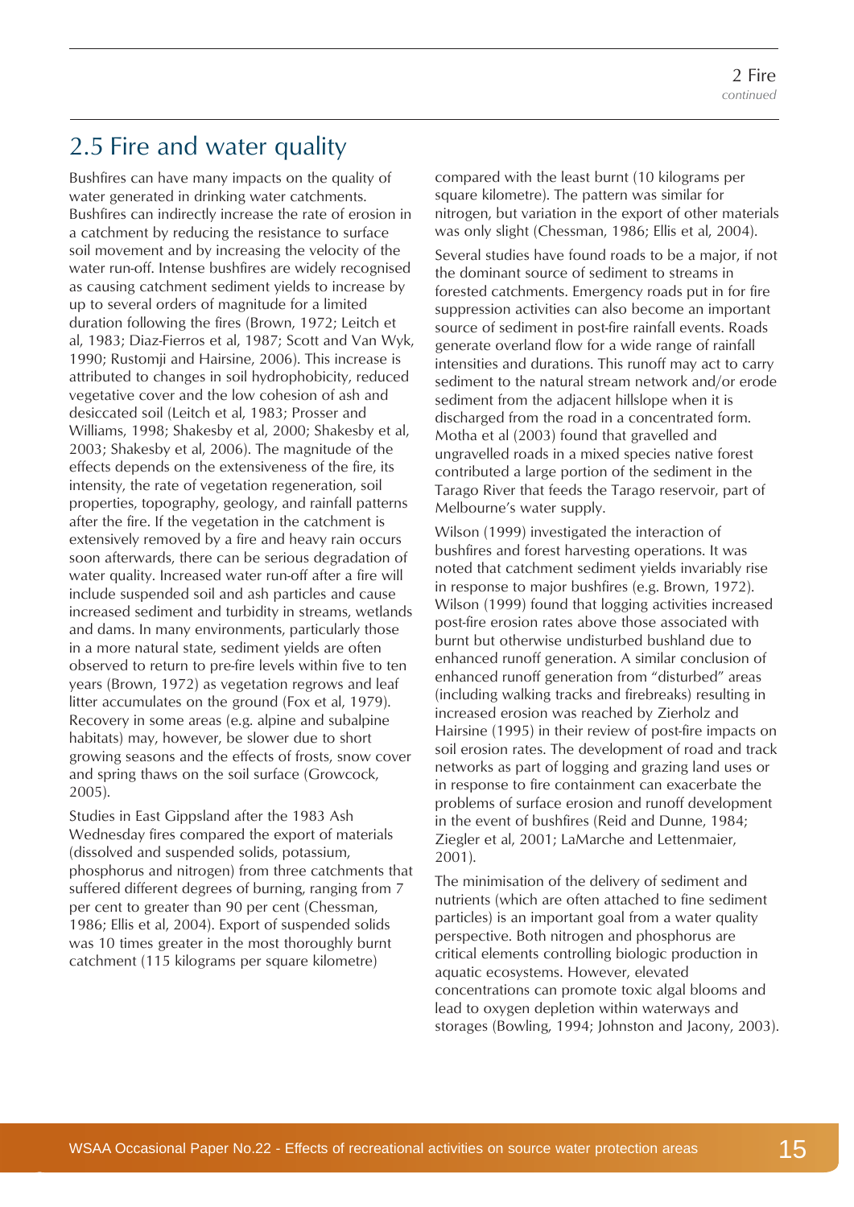## 2.5 Fire and water quality

Bushfires can have many impacts on the quality of water generated in drinking water catchments. Bushfires can indirectly increase the rate of erosion in a catchment by reducing the resistance to surface soil movement and by increasing the velocity of the water run-off. Intense bushfires are widely recognised as causing catchment sediment yields to increase by up to several orders of magnitude for a limited duration following the fires (Brown, 1972; Leitch et al, 1983; Diaz-Fierros et al, 1987; Scott and Van Wyk, 1990; Rustomji and Hairsine, 2006). This increase is attributed to changes in soil hydrophobicity, reduced vegetative cover and the low cohesion of ash and desiccated soil (Leitch et al, 1983; Prosser and Williams, 1998; Shakesby et al, 2000; Shakesby et al, 2003; Shakesby et al, 2006). The magnitude of the effects depends on the extensiveness of the fire, its intensity, the rate of vegetation regeneration, soil properties, topography, geology, and rainfall patterns after the fire. If the vegetation in the catchment is extensively removed by a fire and heavy rain occurs soon afterwards, there can be serious degradation of water quality. Increased water run-off after a fire will include suspended soil and ash particles and cause increased sediment and turbidity in streams, wetlands and dams. In many environments, particularly those in a more natural state, sediment yields are often observed to return to pre-fire levels within five to ten years (Brown, 1972) as vegetation regrows and leaf litter accumulates on the ground (Fox et al, 1979). Recovery in some areas (e.g. alpine and subalpine habitats) may, however, be slower due to short growing seasons and the effects of frosts, snow cover and spring thaws on the soil surface (Growcock, 2005).

Studies in East Gippsland after the 1983 Ash Wednesday fires compared the export of materials (dissolved and suspended solids, potassium, phosphorus and nitrogen) from three catchments that suffered different degrees of burning, ranging from 7 per cent to greater than 90 per cent (Chessman, 1986; Ellis et al, 2004). Export of suspended solids was 10 times greater in the most thoroughly burnt catchment (115 kilograms per square kilometre) compared with the least burnt (10 kilograms per square kilometre). The pattern was similar for nitrogen, but variation in the export of other materials was only slight (Chessman, 1986; Ellis et al, 2004).

Several studies have found roads to be a major, if not the dominant source of sediment to streams in forested catchments. Emergency roads put in for fire suppression activities can also become an important source of sediment in post-fire rainfall events. Roads generate overland flow for a wide range of rainfall intensities and durations. This runoff may act to carry sediment to the natural stream network and/or erode sediment from the adjacent hillslope when it is discharged from the road in a concentrated form. Motha et al (2003) found that gravelled and ungravelled roads in a mixed species native forest contributed a large portion of the sediment in the Tarago River that feeds the Tarago reservoir, part of Melbourne's water supply.

Wilson (1999) investigated the interaction of bushfires and forest harvesting operations. It was noted that catchment sediment yields invariably rise in response to major bushfires (e.g. Brown, 1972). Wilson (1999) found that logging activities increased post-fire erosion rates above those associated with burnt but otherwise undisturbed bushland due to enhanced runoff generation. A similar conclusion of enhanced runoff generation from "disturbed" areas (including walking tracks and firebreaks) resulting in increased erosion was reached by Zierholz and Hairsine (1995) in their review of post-fire impacts on soil erosion rates. The development of road and track networks as part of logging and grazing land uses or in response to fire containment can exacerbate the problems of surface erosion and runoff development in the event of bushfires (Reid and Dunne, 1984; Ziegler et al, 2001; LaMarche and Lettenmaier, 2001).

The minimisation of the delivery of sediment and nutrients (which are often attached to fine sediment particles) is an important goal from a water quality perspective. Both nitrogen and phosphorus are critical elements controlling biologic production in aquatic ecosystems. However, elevated concentrations can promote toxic algal blooms and lead to oxygen depletion within waterways and storages (Bowling, 1994; Johnston and Jacony, 2003).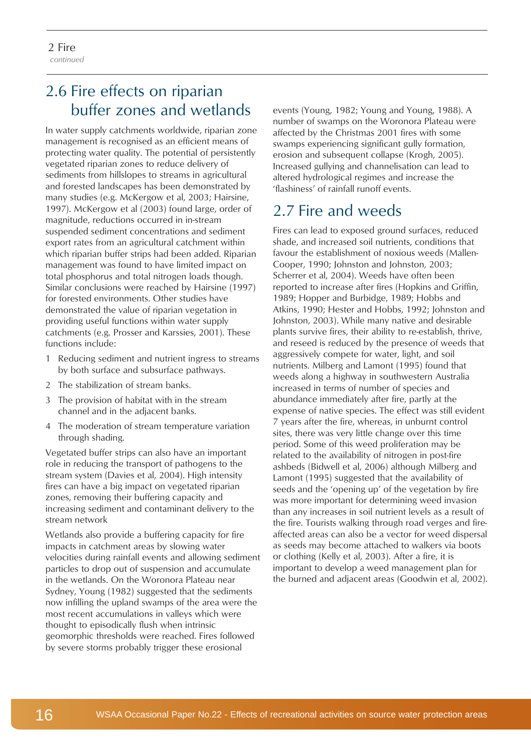## 2.6 Fire effects on riparian buffer zones and wetlands

In water supply catchments worldwide, riparian zone management is recognised as an efficient means of protecting water quality. The potential of persistently vegetated riparian zones to reduce delivery of sediments from hillslopes to streams in agricultural and forested landscapes has been demonstrated by many studies (e.g. McKergow et al, 2003; Hairsine, 1997). McKergow et al (2003) found large, order of magnitude, reductions occurred in in-stream suspended sediment concentrations and sediment export rates from an agricultural catchment within which riparian buffer strips had been added. Riparian management was found to have limited impact on total phosphorus and total nitrogen loads though. Similar conclusions were reached by Hairsine (1997) for forested environments. Other studies have demonstrated the value of riparian vegetation in providing useful functions within water supply catchments (e.g. Prosser and Karssies, 2001). These functions include:

1. Reducing sediment and nutrient ingress to streams by both surface and subsurface pathways.
2. The stabilization of stream banks.
3. The provision of habitat with in the stream channel and in the adjacent banks.
4. The moderation of stream temperature variation through shading.

Vegetated buffer strips can also have an important role in reducing the transport of pathogens to the stream system (Davies et al, 2004). High intensity fires can have a big impact on vegetated riparian zones, removing their buffering capacity and increasing sediment and contaminant delivery to the stream network

Wetlands also provide a buffering capacity for fire impacts in catchment areas by slowing water velocities during rainfall events and allowing sediment particles to drop out of suspension and accumulate in the wetlands. On the Woronora Plateau near Sydney, Young (1982) suggested that the sediments now infilling the upland swamps of the area were the most recent accumulations in valleys which were thought to episodically flush when intrinsic geomorphic thresholds were reached. Fires followed by severe storms probably trigger these erosional events (Young, 1982; Young and Young, 1988). A number of swamps on the Woronora Plateau were affected by the Christmas 2001 fires with some swamps experiencing significant gully formation, erosion and subsequent collapse (Krogh, 2005). Increased gullying and channelisation can lead to altered hydrological regimes and increase the 'flashiness' of rainfall runoff events.

## 2.7 Fire and weeds

Fires can lead to exposed ground surfaces, reduced shade, and increased soil nutrients, conditions that favour the establishment of noxious weeds (Mallen-Cooper, 1990; Johnston and Johnston, 2003; Scherrer et al, 2004). Weeds have often been reported to increase after fires (Hopkins and Griffin, 1989; Hopper and Burbidge, 1989; Hobbs and Atkins, 1990; Hester and Hobbs, 1992; Johnston and Johnston, 2003). While many native and desirable plants survive fires, their ability to re-establish, thrive, and reseed is reduced by the presence of weeds that aggressively compete for water, light, and soil nutrients. Milberg and Lamont (1995) found that weeds along a highway in southwestern Australia increased in terms of number of species and abundance immediately after fire, partly at the expense of native species. The effect was still evident 7 years after the fire, whereas, in unburnt control sites, there was very little change over this time period. Some of this weed proliferation may be related to the availability of nitrogen in post-fire ashbeds (Bidwell et al, 2006) although Milberg and Lamont (1995) suggested that the availability of seeds and the 'opening up' of the vegetation by fire was more important for determining weed invasion than any increases in soil nutrient levels as a result of the fire. Tourists walking through road verges and fire-affected areas can also be a vector for weed dispersal as seeds may become attached to walkers via boots or clothing (Kelly et al, 2003). After a fire, it is important to develop a weed management plan for the burned and adjacent areas (Goodwin et al, 2002).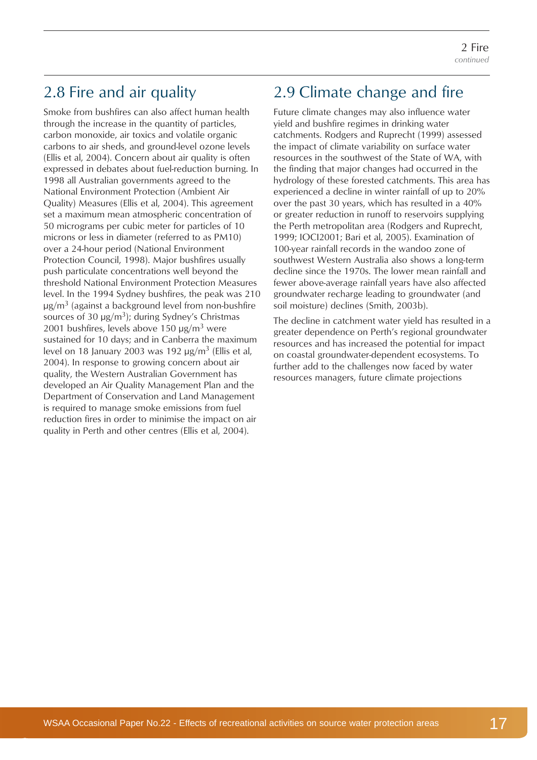## 2.8 Fire and air quality

Smoke from bushfires can also affect human health through the increase in the quantity of particles, carbon monoxide, air toxics and volatile organic carbons to air sheds, and ground-level ozone levels (Ellis et al, 2004). Concern about air quality is often expressed in debates about fuel-reduction burning. In 1998 all Australian governments agreed to the National Environment Protection (Ambient Air Quality) Measures (Ellis et al, 2004). This agreement set a maximum mean atmospheric concentration of 50 micrograms per cubic meter for particles of 10 microns or less in diameter (referred to as PM10) over a 24-hour period (National Environment Protection Council, 1998). Major bushfires usually push particulate concentrations well beyond the threshold National Environment Protection Measures level. In the 1994 Sydney bushfires, the peak was 210 $\mu g/m^3$ (against a background level from non-bushfire sources of 30 $\mu g/m^3$); during Sydney's Christmas 2001 bushfires, levels above 150 $\mu g/m^3$ were sustained for 10 days; and in Canberra the maximum level on 18 January 2003 was 192 $\mu g/m^3$ (Ellis et al, 2004). In response to growing concern about air quality, the Western Australian Government has developed an Air Quality Management Plan and the Department of Conservation and Land Management is required to manage smoke emissions from fuel reduction fires in order to minimise the impact on air quality in Perth and other centres (Ellis et al, 2004).

## 2.9 Climate change and fire

Future climate changes may also influence water yield and bushfire regimes in drinking water catchments. Rodgers and Ruprecht (1999) assessed the impact of climate variability on surface water resources in the southwest of the State of WA, with the finding that major changes had occurred in the hydrology of these forested catchments. This area has experienced a decline in winter rainfall of up to 20% over the past 30 years, which has resulted in a 40% or greater reduction in runoff to reservoirs supplying the Perth metropolitan area (Rodgers and Ruprecht, 1999; IOCI2001; Bari et al, 2005). Examination of 100-year rainfall records in the wandoo zone of southwest Western Australia also shows a long-term decline since the 1970s. The lower mean rainfall and fewer above-average rainfall years have also affected groundwater recharge leading to groundwater (and soil moisture) declines (Smith, 2003b).

The decline in catchment water yield has resulted in a greater dependence on Perth's regional groundwater resources and has increased the potential for impact on coastal groundwater-dependent ecosystems. To further add to the challenges now faced by water resources managers, future climate projections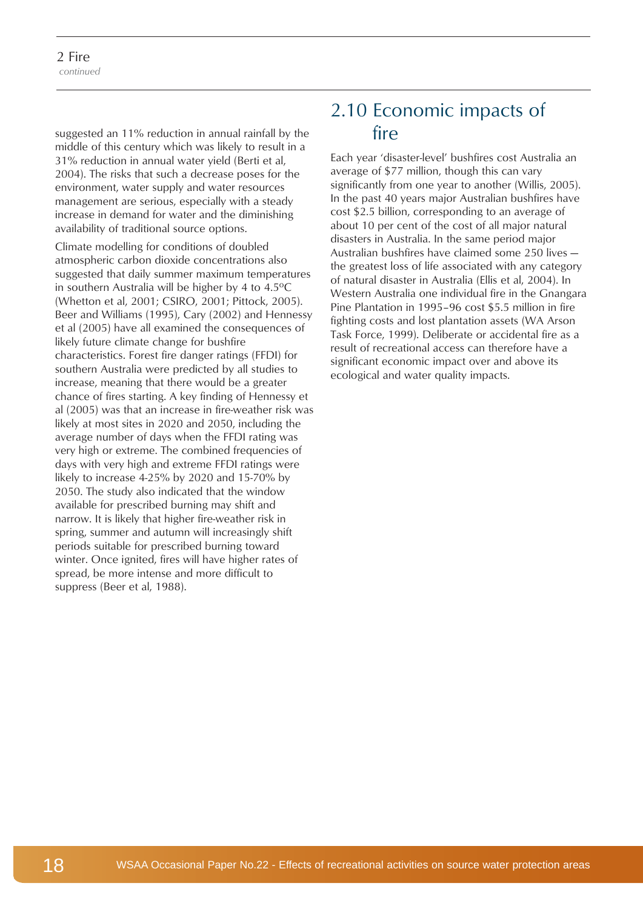suggested an 11% reduction in annual rainfall by the middle of this century which was likely to result in a 31% reduction in annual water yield (Berti et al, 2004). The risks that such a decrease poses for the environment, water supply and water resources management are serious, especially with a steady increase in demand for water and the diminishing availability of traditional source options.

Climate modelling for conditions of doubled atmospheric carbon dioxide concentrations also suggested that daily summer maximum temperatures in southern Australia will be higher by 4 to 4.5ºC (Whetton et al, 2001; CSIRO, 2001; Pittock, 2005). Beer and Williams (1995), Cary (2002) and Hennessy et al (2005) have all examined the consequences of likely future climate change for bushfire characteristics. Forest fire danger ratings (FFDI) for southern Australia were predicted by all studies to increase, meaning that there would be a greater chance of fires starting. A key finding of Hennessy et al (2005) was that an increase in fire-weather risk was likely at most sites in 2020 and 2050, including the average number of days when the FFDI rating was very high or extreme. The combined frequencies of days with very high and extreme FFDI ratings were likely to increase 4-25% by 2020 and 15-70% by 2050. The study also indicated that the window available for prescribed burning may shift and narrow. It is likely that higher fire-weather risk in spring, summer and autumn will increasingly shift periods suitable for prescribed burning toward winter. Once ignited, fires will have higher rates of spread, be more intense and more difficult to suppress (Beer et al, 1988).

## 2.10 Economic impacts of fire

Each year 'disaster-level' bushfires cost Australia an average of $77 million, though this can vary significantly from one year to another (Willis, 2005). In the past 40 years major Australian bushfires have cost $2.5 billion, corresponding to an average of about 10 per cent of the cost of all major natural disasters in Australia. In the same period major Australian bushfires have claimed some 250 lives — the greatest loss of life associated with any category of natural disaster in Australia (Ellis et al, 2004). In Western Australia one individual fire in the Gnangara Pine Plantation in 1995–96 cost $5.5 million in fire fighting costs and lost plantation assets (WA Arson Task Force, 1999). Deliberate or accidental fire as a result of recreational access can therefore have a significant economic impact over and above its ecological and water quality impacts.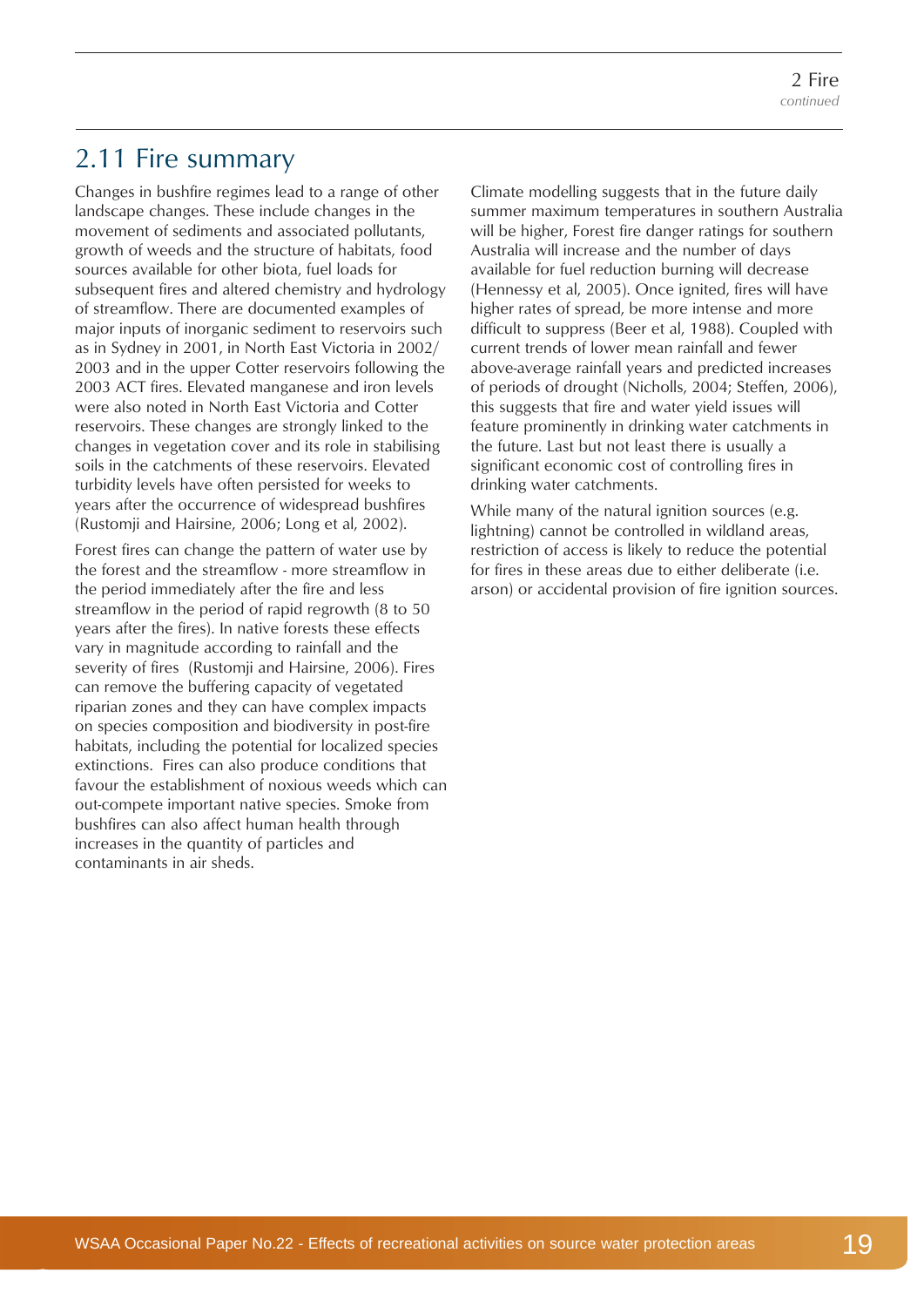## 2.11 Fire summary

Changes in bushfire regimes lead to a range of other landscape changes. These include changes in the movement of sediments and associated pollutants, growth of weeds and the structure of habitats, food sources available for other biota, fuel loads for subsequent fires and altered chemistry and hydrology of streamflow. There are documented examples of major inputs of inorganic sediment to reservoirs such as in Sydney in 2001, in North East Victoria in 2002/2003 and in the upper Cotter reservoirs following the 2003 ACT fires. Elevated manganese and iron levels were also noted in North East Victoria and Cotter reservoirs. These changes are strongly linked to the changes in vegetation cover and its role in stabilising soils in the catchments of these reservoirs. Elevated turbidity levels have often persisted for weeks to years after the occurrence of widespread bushfires (Rustomji and Hairsine, 2006; Long et al, 2002).

Forest fires can change the pattern of water use by the forest and the streamflow - more streamflow in the period immediately after the fire and less streamflow in the period of rapid regrowth (8 to 50 years after the fires). In native forests these effects vary in magnitude according to rainfall and the severity of fires (Rustomji and Hairsine, 2006). Fires can remove the buffering capacity of vegetated riparian zones and they can have complex impacts on species composition and biodiversity in post-fire habitats, including the potential for localized species extinctions. Fires can also produce conditions that favour the establishment of noxious weeds which can out-compete important native species. Smoke from bushfires can also affect human health through increases in the quantity of particles and contaminants in air sheds.

Climate modelling suggests that in the future daily summer maximum temperatures in southern Australia will be higher, Forest fire danger ratings for southern Australia will increase and the number of days available for fuel reduction burning will decrease (Hennessy et al, 2005). Once ignited, fires will have higher rates of spread, be more intense and more difficult to suppress (Beer et al, 1988). Coupled with current trends of lower mean rainfall and fewer above-average rainfall years and predicted increases of periods of drought (Nicholls, 2004; Steffen, 2006), this suggests that fire and water yield issues will feature prominently in drinking water catchments in the future. Last but not least there is usually a significant economic cost of controlling fires in drinking water catchments.

While many of the natural ignition sources (e.g. lightning) cannot be controlled in wildland areas, restriction of access is likely to reduce the potential for fires in these areas due to either deliberate (i.e. arson) or accidental provision of fire ignition sources.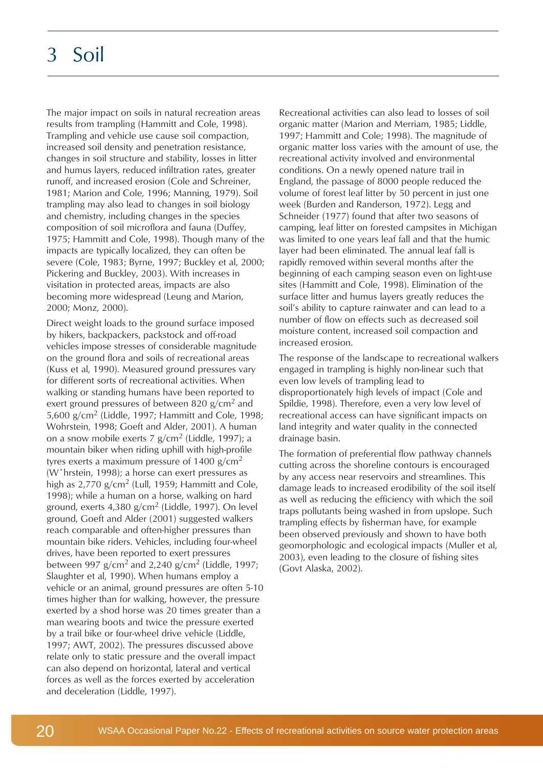# 3 Soil

The major impact on soils in natural recreation areas results from trampling (Hammitt and Cole, 1998). Trampling and vehicle use cause soil compaction, increased soil density and penetration resistance, changes in soil structure and stability, losses in litter and humus layers, reduced infiltration rates, greater runoff, and increased erosion (Cole and Schreiner, 1981; Marion and Cole, 1996; Manning, 1979). Soil trampling may also lead to changes in soil biology and chemistry, including changes in the species composition of soil microflora and fauna (Duffey, 1975; Hammitt and Cole, 1998). Though many of the impacts are typically localized, they can often be severe (Cole, 1983; Byrne, 1997; Buckley et al, 2000; Pickering and Buckley, 2003). With increases in visitation in protected areas, impacts are also becoming more widespread (Leung and Marion, 2000; Monz, 2000).

Direct weight loads to the ground surface imposed by hikers, backpackers, packstock and off-road vehicles impose stresses of considerable magnitude on the ground flora and soils of recreational areas (Kuss et al, 1990). Measured ground pressures vary for different sorts of recreational activities. When walking or standing humans have been reported to exert ground pressures of between 820 g/cm$^2$ and 5,600 g/cm$^2$ (Liddle, 1997; Hammitt and Cole, 1998; Wohrstein, 1998; Goeft and Alder, 2001). A human on a snow mobile exerts 7 g/cm$^2$ (Liddle, 1997); a mountain biker when riding uphill with high-profile tyres exerts a maximum pressure of 1400 g/cm$^2$ (Wˆhrstein, 1998); a horse can exert pressures as high as 2,770 g/cm$^2$ (Lull, 1959; Hammitt and Cole, 1998); while a human on a horse, walking on hard ground, exerts 4,380 g/cm$^2$ (Liddle, 1997). On level ground, Goeft and Alder (2001) suggested walkers reach comparable and often-higher pressures than mountain bike riders. Vehicles, including four-wheel drives, have been reported to exert pressures between 997 g/cm$^2$ and 2,240 g/cm$^2$ (Liddle, 1997; Slaughter et al, 1990). When humans employ a vehicle or an animal, ground pressures are often 5-10 times higher than for walking, however, the pressure exerted by a shod horse was 20 times greater than a man wearing boots and twice the pressure exerted by a trail bike or four-wheel drive vehicle (Liddle, 1997; AWT, 2002). The pressures discussed above relate only to static pressure and the overall impact can also depend on horizontal, lateral and vertical forces as well as the forces exerted by acceleration and deceleration (Liddle, 1997).

Recreational activities can also lead to losses of soil organic matter (Marion and Merriam, 1985; Liddle, 1997; Hammitt and Cole; 1998). The magnitude of organic matter loss varies with the amount of use, the recreational activity involved and environmental conditions. On a newly opened nature trail in England, the passage of 8000 people reduced the volume of forest leaf litter by 50 percent in just one week (Burden and Randerson, 1972). Legg and Schneider (1977) found that after two seasons of camping, leaf litter on forested campsites in Michigan was limited to one years leaf fall and that the humic layer had been eliminated. The annual leaf fall is rapidly removed within several months after the beginning of each camping season even on light-use sites (Hammitt and Cole, 1998). Elimination of the surface litter and humus layers greatly reduces the soil's ability to capture rainwater and can lead to a number of flow on effects such as decreased soil moisture content, increased soil compaction and increased erosion.

The response of the landscape to recreational walkers engaged in trampling is highly non-linear such that even low levels of trampling lead to disproportionately high levels of impact (Cole and Spildie, 1998). Therefore, even a very low level of recreational access can have significant impacts on land integrity and water quality in the connected drainage basin.

The formation of preferential flow pathway channels cutting across the shoreline contours is encouraged by any access near reservoirs and streamlines. This damage leads to increased erodibility of the soil itself as well as reducing the efficiency with which the soil traps pollutants being washed in from upslope. Such trampling effects by fisherman have, for example been observed previously and shown to have both geomorphologic and ecological impacts (Muller et al, 2003), even leading to the closure of fishing sites (Govt Alaska, 2002).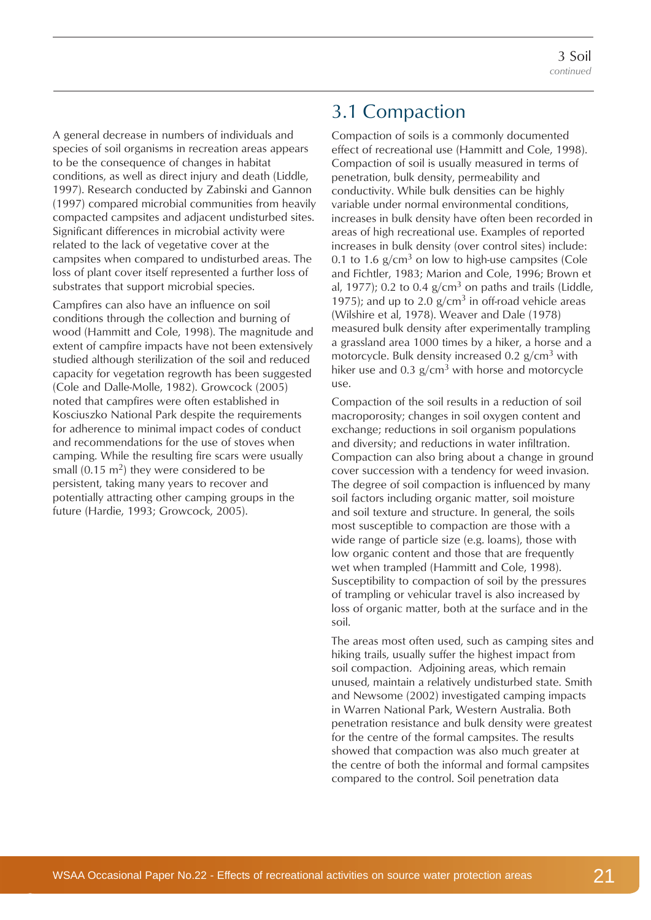A general decrease in numbers of individuals and species of soil organisms in recreation areas appears to be the consequence of changes in habitat conditions, as well as direct injury and death (Liddle, 1997). Research conducted by Zabinski and Gannon (1997) compared microbial communities from heavily compacted campsites and adjacent undisturbed sites. Significant differences in microbial activity were related to the lack of vegetative cover at the campsites when compared to undisturbed areas. The loss of plant cover itself represented a further loss of substrates that support microbial species.

Campfires can also have an influence on soil conditions through the collection and burning of wood (Hammitt and Cole, 1998). The magnitude and extent of campfire impacts have not been extensively studied although sterilization of the soil and reduced capacity for vegetation regrowth has been suggested (Cole and Dalle-Molle, 1982). Growcock (2005) noted that campfires were often established in Kosciuszko National Park despite the requirements for adherence to minimal impact codes of conduct and recommendations for the use of stoves when camping. While the resulting fire scars were usually small (0.15 $m^2$) they were considered to be persistent, taking many years to recover and potentially attracting other camping groups in the future (Hardie, 1993; Growcock, 2005).

## 3.1 Compaction

Compaction of soils is a commonly documented effect of recreational use (Hammitt and Cole, 1998). Compaction of soil is usually measured in terms of penetration, bulk density, permeability and conductivity. While bulk densities can be highly variable under normal environmental conditions, increases in bulk density have often been recorded in areas of high recreational use. Examples of reported increases in bulk density (over control sites) include: 0.1 to 1.6 $g/cm^3$ on low to high-use campsites (Cole and Fichtler, 1983; Marion and Cole, 1996; Brown et al, 1977); 0.2 to 0.4 $g/cm^3$ on paths and trails (Liddle, 1975); and up to 2.0 $g/cm^3$ in off-road vehicle areas (Wilshire et al, 1978). Weaver and Dale (1978) measured bulk density after experimentally trampling a grassland area 1000 times by a hiker, a horse and a motorcycle. Bulk density increased 0.2 $g/cm^3$ with hiker use and 0.3 $g/cm^3$ with horse and motorcycle use.

Compaction of the soil results in a reduction of soil macroporosity; changes in soil oxygen content and exchange; reductions in soil organism populations and diversity; and reductions in water infiltration. Compaction can also bring about a change in ground cover succession with a tendency for weed invasion. The degree of soil compaction is influenced by many soil factors including organic matter, soil moisture and soil texture and structure. In general, the soils most susceptible to compaction are those with a wide range of particle size (e.g. loams), those with low organic content and those that are frequently wet when trampled (Hammitt and Cole, 1998). Susceptibility to compaction of soil by the pressures of trampling or vehicular travel is also increased by loss of organic matter, both at the surface and in the soil.

The areas most often used, such as camping sites and hiking trails, usually suffer the highest impact from soil compaction. Adjoining areas, which remain unused, maintain a relatively undisturbed state. Smith and Newsome (2002) investigated camping impacts in Warren National Park, Western Australia. Both penetration resistance and bulk density were greatest for the centre of the formal campsites. The results showed that compaction was also much greater at the centre of both the informal and formal campsites compared to the control. Soil penetration data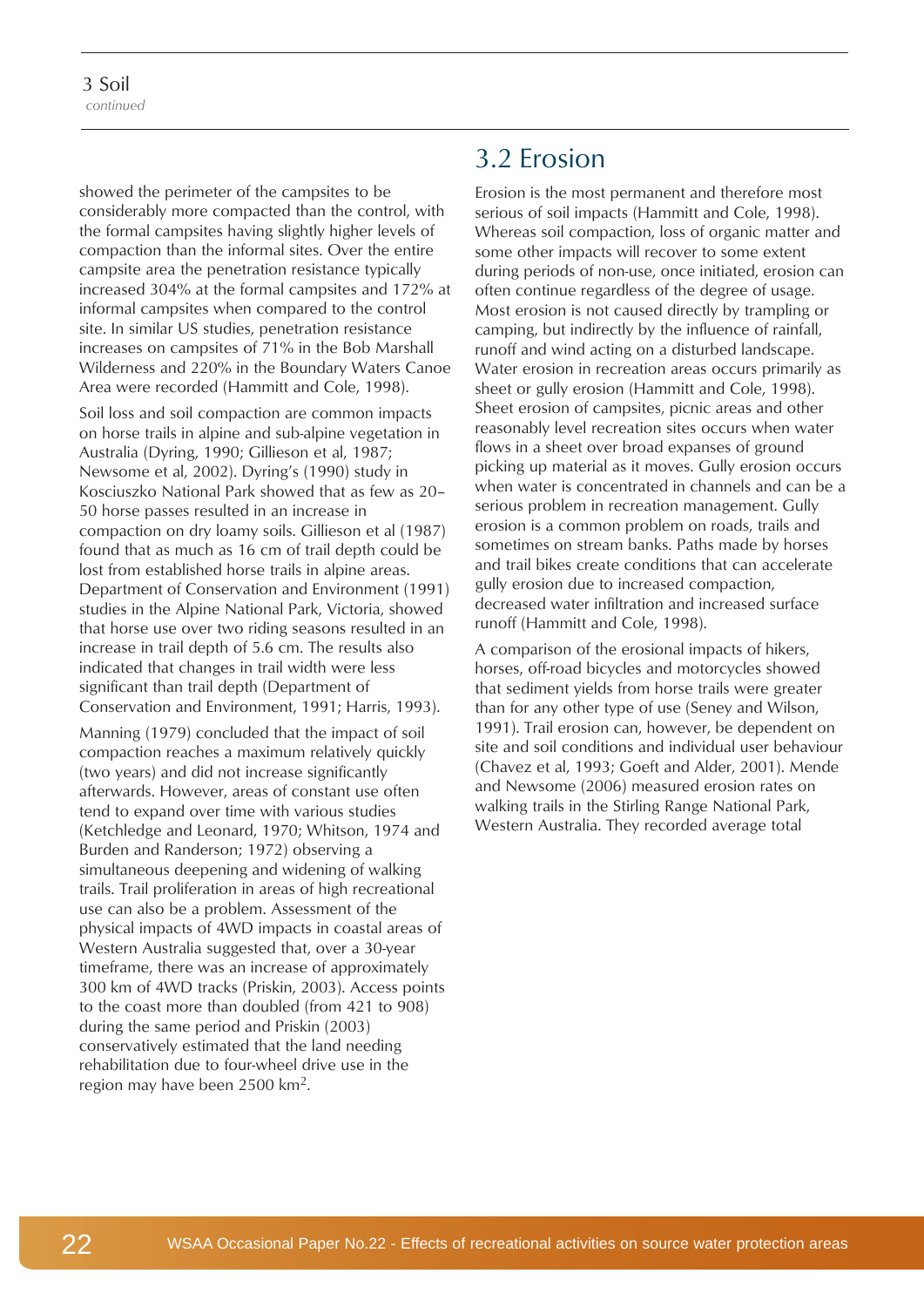showed the perimeter of the campsites to be considerably more compacted than the control, with the formal campsites having slightly higher levels of compaction than the informal sites. Over the entire campsite area the penetration resistance typically increased 304% at the formal campsites and 172% at informal campsites when compared to the control site. In similar US studies, penetration resistance increases on campsites of 71% in the Bob Marshall Wilderness and 220% in the Boundary Waters Canoe Area were recorded (Hammitt and Cole, 1998).

Soil loss and soil compaction are common impacts on horse trails in alpine and sub-alpine vegetation in Australia (Dyring, 1990; Gillieson et al, 1987; Newsome et al, 2002). Dyring's (1990) study in Kosciuszko National Park showed that as few as 20–50 horse passes resulted in an increase in compaction on dry loamy soils. Gillieson et al (1987) found that as much as 16 cm of trail depth could be lost from established horse trails in alpine areas. Department of Conservation and Environment (1991) studies in the Alpine National Park, Victoria, showed that horse use over two riding seasons resulted in an increase in trail depth of 5.6 cm. The results also indicated that changes in trail width were less significant than trail depth (Department of Conservation and Environment, 1991; Harris, 1993).

Manning (1979) concluded that the impact of soil compaction reaches a maximum relatively quickly (two years) and did not increase significantly afterwards. However, areas of constant use often tend to expand over time with various studies (Ketchledge and Leonard, 1970; Whitson, 1974 and Burden and Randerson; 1972) observing a simultaneous deepening and widening of walking trails. Trail proliferation in areas of high recreational use can also be a problem. Assessment of the physical impacts of 4WD impacts in coastal areas of Western Australia suggested that, over a 30-year timeframe, there was an increase of approximately 300 km of 4WD tracks (Priskin, 2003). Access points to the coast more than doubled (from 421 to 908) during the same period and Priskin (2003) conservatively estimated that the land needing rehabilitation due to four-wheel drive use in the region may have been 2500 km$^2$.

## 3.2 Erosion

Erosion is the most permanent and therefore most serious of soil impacts (Hammitt and Cole, 1998). Whereas soil compaction, loss of organic matter and some other impacts will recover to some extent during periods of non-use, once initiated, erosion can often continue regardless of the degree of usage. Most erosion is not caused directly by trampling or camping, but indirectly by the influence of rainfall, runoff and wind acting on a disturbed landscape. Water erosion in recreation areas occurs primarily as sheet or gully erosion (Hammitt and Cole, 1998). Sheet erosion of campsites, picnic areas and other reasonably level recreation sites occurs when water flows in a sheet over broad expanses of ground picking up material as it moves. Gully erosion occurs when water is concentrated in channels and can be a serious problem in recreation management. Gully erosion is a common problem on roads, trails and sometimes on stream banks. Paths made by horses and trail bikes create conditions that can accelerate gully erosion due to increased compaction, decreased water infiltration and increased surface runoff (Hammitt and Cole, 1998).

A comparison of the erosional impacts of hikers, horses, off-road bicycles and motorcycles showed that sediment yields from horse trails were greater than for any other type of use (Seney and Wilson, 1991). Trail erosion can, however, be dependent on site and soil conditions and individual user behaviour (Chavez et al, 1993; Goeft and Alder, 2001). Mende and Newsome (2006) measured erosion rates on walking trails in the Stirling Range National Park, Western Australia. They recorded average total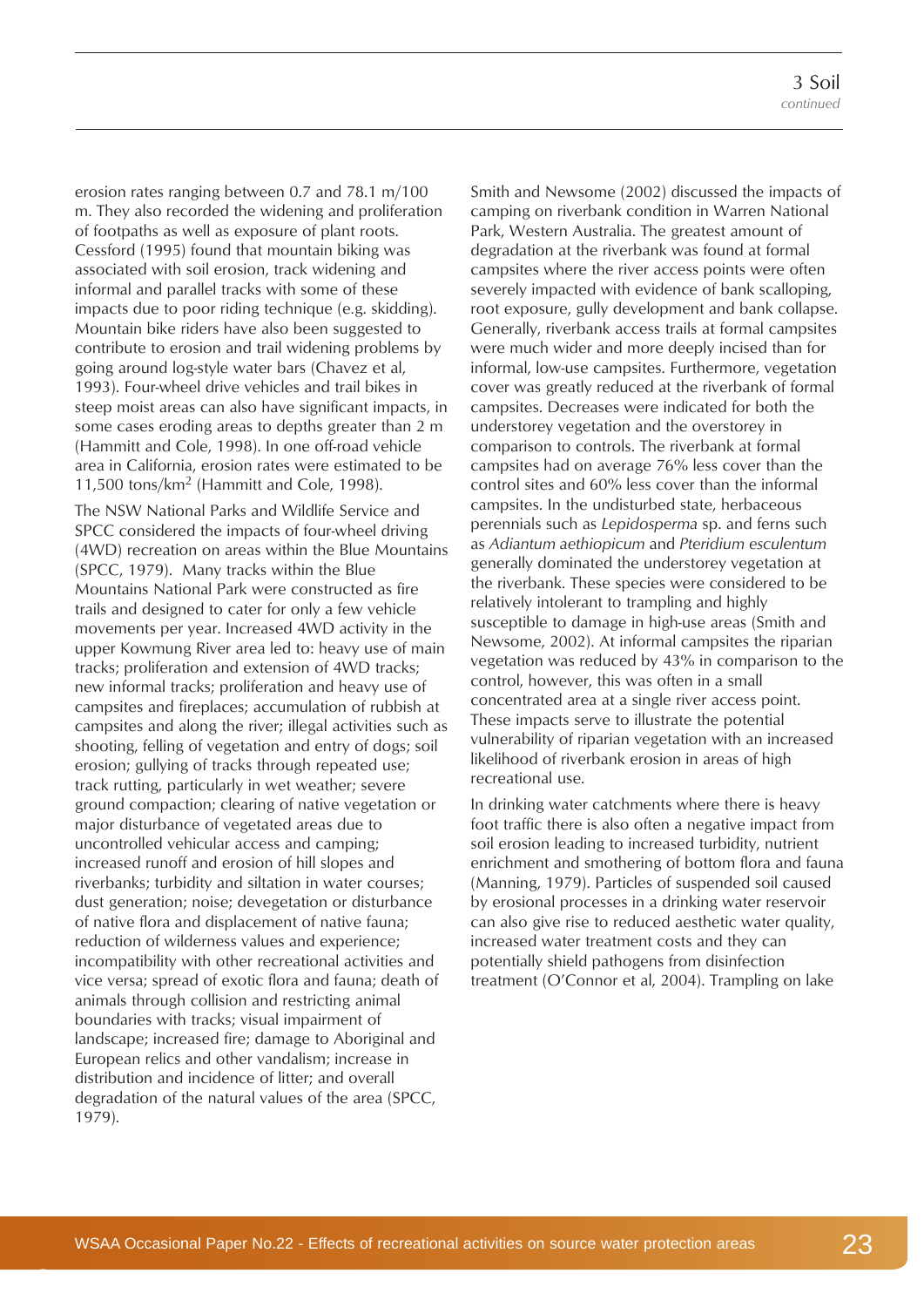erosion rates ranging between 0.7 and 78.1 m/100 m. They also recorded the widening and proliferation of footpaths as well as exposure of plant roots. Cessford (1995) found that mountain biking was associated with soil erosion, track widening and informal and parallel tracks with some of these impacts due to poor riding technique (e.g. skidding). Mountain bike riders have also been suggested to contribute to erosion and trail widening problems by going around log-style water bars (Chavez et al, 1993). Four-wheel drive vehicles and trail bikes in steep moist areas can also have significant impacts, in some cases eroding areas to depths greater than 2 m (Hammitt and Cole, 1998). In one off-road vehicle area in California, erosion rates were estimated to be 11,500 tons/km$^2$ (Hammitt and Cole, 1998).

The NSW National Parks and Wildlife Service and SPCC considered the impacts of four-wheel driving (4WD) recreation on areas within the Blue Mountains (SPCC, 1979). Many tracks within the Blue Mountains National Park were constructed as fire trails and designed to cater for only a few vehicle movements per year. Increased 4WD activity in the upper Kowmung River area led to: heavy use of main tracks; proliferation and extension of 4WD tracks; new informal tracks; proliferation and heavy use of campsites and fireplaces; accumulation of rubbish at campsites and along the river; illegal activities such as shooting, felling of vegetation and entry of dogs; soil erosion; gullying of tracks through repeated use; track rutting, particularly in wet weather; severe ground compaction; clearing of native vegetation or major disturbance of vegetated areas due to uncontrolled vehicular access and camping; increased runoff and erosion of hill slopes and riverbanks; turbidity and siltation in water courses; dust generation; noise; devegetation or disturbance of native flora and displacement of native fauna; reduction of wilderness values and experience; incompatibility with other recreational activities and vice versa; spread of exotic flora and fauna; death of animals through collision and restricting animal boundaries with tracks; visual impairment of landscape; increased fire; damage to Aboriginal and European relics and other vandalism; increase in distribution and incidence of litter; and overall degradation of the natural values of the area (SPCC, 1979).

Smith and Newsome (2002) discussed the impacts of camping on riverbank condition in Warren National Park, Western Australia. The greatest amount of degradation at the riverbank was found at formal campsites where the river access points were often severely impacted with evidence of bank scalloping, root exposure, gully development and bank collapse. Generally, riverbank access trails at formal campsites were much wider and more deeply incised than for informal, low-use campsites. Furthermore, vegetation cover was greatly reduced at the riverbank of formal campsites. Decreases were indicated for both the understorey vegetation and the overstorey in comparison to controls. The riverbank at formal campsites had on average 76% less cover than the control sites and 60% less cover than the informal campsites. In the undisturbed state, herbaceous perennials such as *Lepidosperma* sp. and ferns such as *Adiantum aethiopicum* and *Pteridium esculentum* generally dominated the understorey vegetation at the riverbank. These species were considered to be relatively intolerant to trampling and highly susceptible to damage in high-use areas (Smith and Newsome, 2002). At informal campsites the riparian vegetation was reduced by 43% in comparison to the control, however, this was often in a small concentrated area at a single river access point. These impacts serve to illustrate the potential vulnerability of riparian vegetation with an increased likelihood of riverbank erosion in areas of high recreational use.

In drinking water catchments where there is heavy foot traffic there is also often a negative impact from soil erosion leading to increased turbidity, nutrient enrichment and smothering of bottom flora and fauna (Manning, 1979). Particles of suspended soil caused by erosional processes in a drinking water reservoir can also give rise to reduced aesthetic water quality, increased water treatment costs and they can potentially shield pathogens from disinfection treatment (O'Connor et al, 2004). Trampling on lake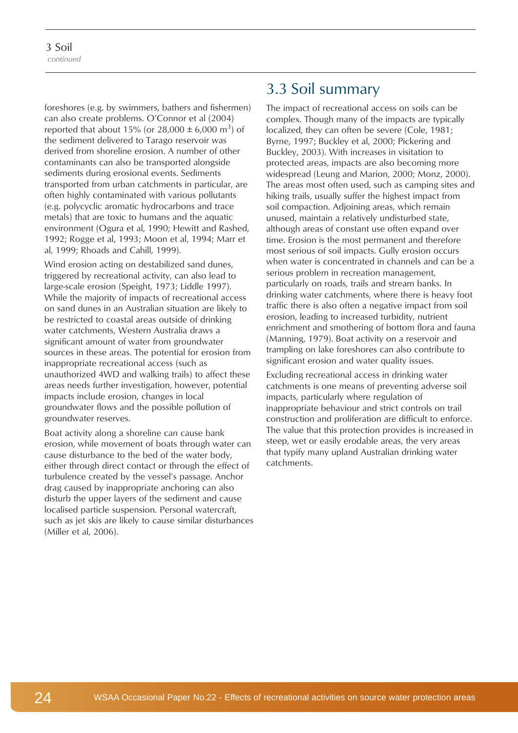foreshores (e.g. by swimmers, bathers and fishermen) can also create problems. O'Connor et al (2004) reported that about 15% (or 28,000 ± 6,000 $m^3$) of the sediment delivered to Tarago reservoir was derived from shoreline erosion. A number of other contaminants can also be transported alongside sediments during erosional events. Sediments transported from urban catchments in particular, are often highly contaminated with various pollutants (e.g. polycyclic aromatic hydrocarbons and trace metals) that are toxic to humans and the aquatic environment (Ogura et al, 1990; Hewitt and Rashed, 1992; Rogge et al, 1993; Moon et al, 1994; Marr et al, 1999; Rhoads and Cahill, 1999).

Wind erosion acting on destabilized sand dunes, triggered by recreational activity, can also lead to large-scale erosion (Speight, 1973; Liddle 1997). While the majority of impacts of recreational access on sand dunes in an Australian situation are likely to be restricted to coastal areas outside of drinking water catchments, Western Australia draws a significant amount of water from groundwater sources in these areas. The potential for erosion from inappropriate recreational access (such as unauthorized 4WD and walking trails) to affect these areas needs further investigation, however, potential impacts include erosion, changes in local groundwater flows and the possible pollution of groundwater reserves.

Boat activity along a shoreline can cause bank erosion, while movement of boats through water can cause disturbance to the bed of the water body, either through direct contact or through the effect of turbulence created by the vessel's passage. Anchor drag caused by inappropriate anchoring can also disturb the upper layers of the sediment and cause localised particle suspension. Personal watercraft, such as jet skis are likely to cause similar disturbances (Miller et al, 2006).

## 3.3 Soil summary

The impact of recreational access on soils can be complex. Though many of the impacts are typically localized, they can often be severe (Cole, 1981; Byrne, 1997; Buckley et al, 2000; Pickering and Buckley, 2003). With increases in visitation to protected areas, impacts are also becoming more widespread (Leung and Marion, 2000; Monz, 2000). The areas most often used, such as camping sites and hiking trails, usually suffer the highest impact from soil compaction. Adjoining areas, which remain unused, maintain a relatively undisturbed state, although areas of constant use often expand over time. Erosion is the most permanent and therefore most serious of soil impacts. Gully erosion occurs when water is concentrated in channels and can be a serious problem in recreation management, particularly on roads, trails and stream banks. In drinking water catchments, where there is heavy foot traffic there is also often a negative impact from soil erosion, leading to increased turbidity, nutrient enrichment and smothering of bottom flora and fauna (Manning, 1979). Boat activity on a reservoir and trampling on lake foreshores can also contribute to significant erosion and water quality issues.

Excluding recreational access in drinking water catchments is one means of preventing adverse soil impacts, particularly where regulation of inappropriate behaviour and strict controls on trail construction and proliferation are difficult to enforce. The value that this protection provides is increased in steep, wet or easily erodable areas, the very areas that typify many upland Australian drinking water catchments.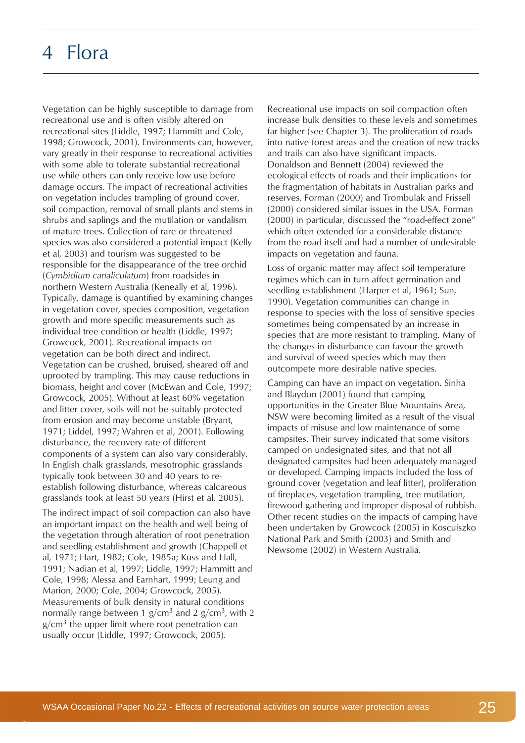# 4 Flora

Vegetation can be highly susceptible to damage from recreational use and is often visibly altered on recreational sites (Liddle, 1997; Hammitt and Cole, 1998; Growcock, 2001). Environments can, however, vary greatly in their response to recreational activities with some able to tolerate substantial recreational use while others can only receive low use before damage occurs. The impact of recreational activities on vegetation includes trampling of ground cover, soil compaction, removal of small plants and stems in shrubs and saplings and the mutilation or vandalism of mature trees. Collection of rare or threatened species was also considered a potential impact (Kelly et al, 2003) and tourism was suggested to be responsible for the disappearance of the tree orchid (*Cymbidium canaliculatum*) from roadsides in northern Western Australia (Keneally et al, 1996). Typically, damage is quantified by examining changes in vegetation cover, species composition, vegetation growth and more specific measurements such as individual tree condition or health (Liddle, 1997; Growcock, 2001). Recreational impacts on vegetation can be both direct and indirect. Vegetation can be crushed, bruised, sheared off and uprooted by trampling. This may cause reductions in biomass, height and cover (McEwan and Cole, 1997; Growcock, 2005). Without at least 60% vegetation and litter cover, soils will not be suitably protected from erosion and may become unstable (Bryant, 1971; Liddel, 1997; Wahren et al, 2001). Following disturbance, the recovery rate of different components of a system can also vary considerably. In English chalk grasslands, mesotrophic grasslands typically took between 30 and 40 years to re-establish following disturbance, whereas calcareous grasslands took at least 50 years (Hirst et al, 2005).

The indirect impact of soil compaction can also have an important impact on the health and well being of the vegetation through alteration of root penetration and seedling establishment and growth (Chappell et al, 1971; Hart, 1982; Cole, 1985a; Kuss and Hall, 1991; Nadian et al, 1997; Liddle, 1997; Hammitt and Cole, 1998; Alessa and Earnhart, 1999; Leung and Marion, 2000; Cole, 2004; Growcock, 2005). Measurements of bulk density in natural conditions normally range between 1 $g/cm^3$ and 2 $g/cm^3$, with 2 $g/cm^3$ the upper limit where root penetration can usually occur (Liddle, 1997; Growcock, 2005).

Recreational use impacts on soil compaction often increase bulk densities to these levels and sometimes far higher (see Chapter 3). The proliferation of roads into native forest areas and the creation of new tracks and trails can also have significant impacts. Donaldson and Bennett (2004) reviewed the ecological effects of roads and their implications for the fragmentation of habitats in Australian parks and reserves. Forman (2000) and Trombulak and Frissell (2000) considered similar issues in the USA. Forman (2000) in particular, discussed the "road-effect zone" which often extended for a considerable distance from the road itself and had a number of undesirable impacts on vegetation and fauna.

Loss of organic matter may affect soil temperature regimes which can in turn affect germination and seedling establishment (Harper et al, 1961; Sun, 1990). Vegetation communities can change in response to species with the loss of sensitive species sometimes being compensated by an increase in species that are more resistant to trampling. Many of the changes in disturbance can favour the growth and survival of weed species which may then outcompete more desirable native species.

Camping can have an impact on vegetation. Sinha and Blaydon (2001) found that camping opportunities in the Greater Blue Mountains Area, NSW were becoming limited as a result of the visual impacts of misuse and low maintenance of some campsites. Their survey indicated that some visitors camped on undesignated sites, and that not all designated campsites had been adequately managed or developed. Camping impacts included the loss of ground cover (vegetation and leaf litter), proliferation of fireplaces, vegetation trampling, tree mutilation, firewood gathering and improper disposal of rubbish. Other recent studies on the impacts of camping have been undertaken by Growcock (2005) in Koscuiszko National Park and Smith (2003) and Smith and Newsome (2002) in Western Australia.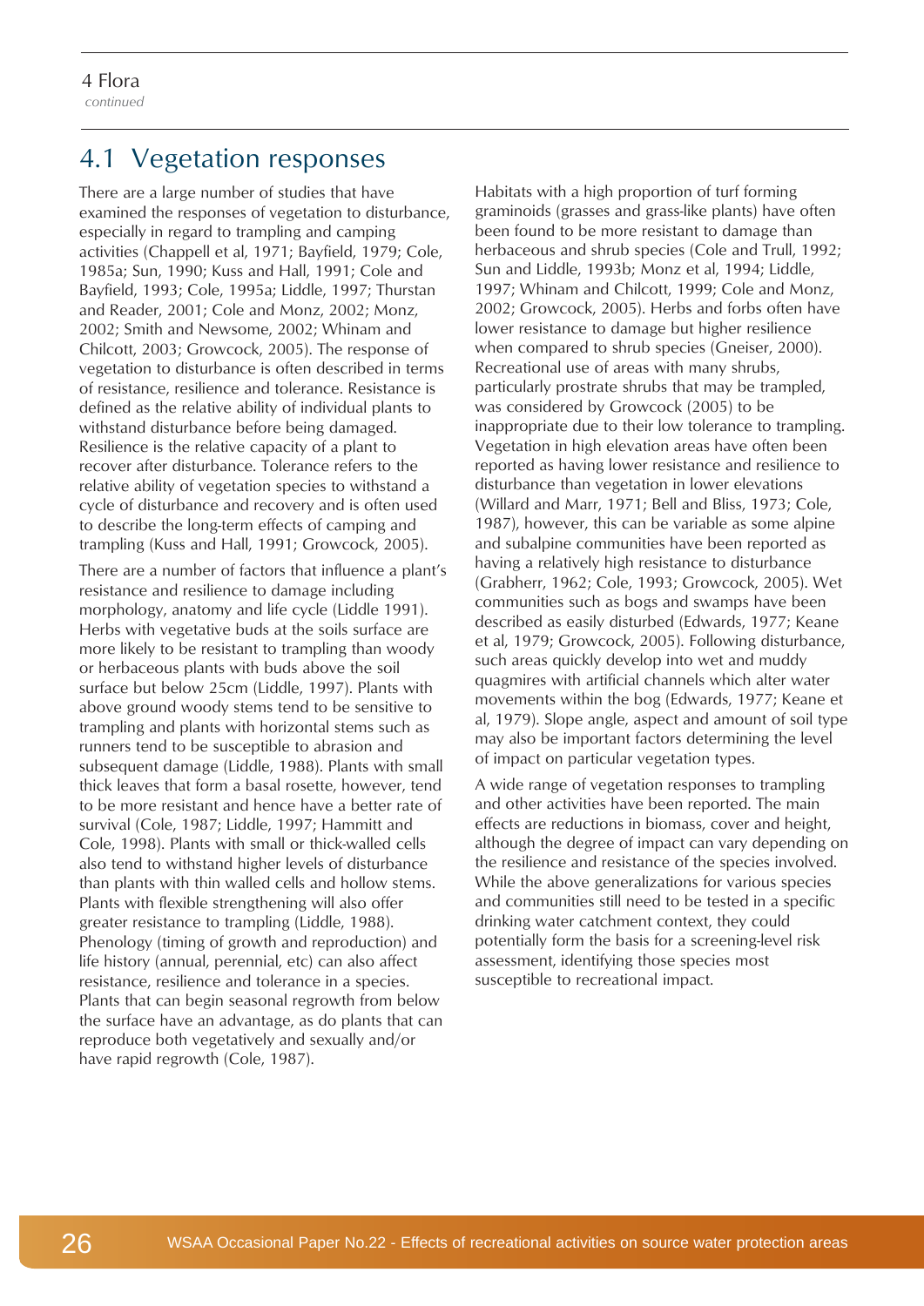## 4.1 Vegetation responses

There are a large number of studies that have examined the responses of vegetation to disturbance, especially in regard to trampling and camping activities (Chappell et al, 1971; Bayfield, 1979; Cole, 1985a; Sun, 1990; Kuss and Hall, 1991; Cole and Bayfield, 1993; Cole, 1995a; Liddle, 1997; Thurstan and Reader, 2001; Cole and Monz, 2002; Monz, 2002; Smith and Newsome, 2002; Whinam and Chilcott, 2003; Growcock, 2005). The response of vegetation to disturbance is often described in terms of resistance, resilience and tolerance. Resistance is defined as the relative ability of individual plants to withstand disturbance before being damaged. Resilience is the relative capacity of a plant to recover after disturbance. Tolerance refers to the relative ability of vegetation species to withstand a cycle of disturbance and recovery and is often used to describe the long-term effects of camping and trampling (Kuss and Hall, 1991; Growcock, 2005).

There are a number of factors that influence a plant's resistance and resilience to damage including morphology, anatomy and life cycle (Liddle 1991). Herbs with vegetative buds at the soils surface are more likely to be resistant to trampling than woody or herbaceous plants with buds above the soil surface but below 25cm (Liddle, 1997). Plants with above ground woody stems tend to be sensitive to trampling and plants with horizontal stems such as runners tend to be susceptible to abrasion and subsequent damage (Liddle, 1988). Plants with small thick leaves that form a basal rosette, however, tend to be more resistant and hence have a better rate of survival (Cole, 1987; Liddle, 1997; Hammitt and Cole, 1998). Plants with small or thick-walled cells also tend to withstand higher levels of disturbance than plants with thin walled cells and hollow stems. Plants with flexible strengthening will also offer greater resistance to trampling (Liddle, 1988). Phenology (timing of growth and reproduction) and life history (annual, perennial, etc) can also affect resistance, resilience and tolerance in a species. Plants that can begin seasonal regrowth from below the surface have an advantage, as do plants that can reproduce both vegetatively and sexually and/or have rapid regrowth (Cole, 1987).

Habitats with a high proportion of turf forming graminoids (grasses and grass-like plants) have often been found to be more resistant to damage than herbaceous and shrub species (Cole and Trull, 1992; Sun and Liddle, 1993b; Monz et al, 1994; Liddle, 1997; Whinam and Chilcott, 1999; Cole and Monz, 2002; Growcock, 2005). Herbs and forbs often have lower resistance to damage but higher resilience when compared to shrub species (Gneiser, 2000). Recreational use of areas with many shrubs, particularly prostrate shrubs that may be trampled, was considered by Growcock (2005) to be inappropriate due to their low tolerance to trampling. Vegetation in high elevation areas have often been reported as having lower resistance and resilience to disturbance than vegetation in lower elevations (Willard and Marr, 1971; Bell and Bliss, 1973; Cole, 1987), however, this can be variable as some alpine and subalpine communities have been reported as having a relatively high resistance to disturbance (Grabherr, 1962; Cole, 1993; Growcock, 2005). Wet communities such as bogs and swamps have been described as easily disturbed (Edwards, 1977; Keane et al, 1979; Growcock, 2005). Following disturbance, such areas quickly develop into wet and muddy quagmires with artificial channels which alter water movements within the bog (Edwards, 1977; Keane et al, 1979). Slope angle, aspect and amount of soil type may also be important factors determining the level of impact on particular vegetation types.

A wide range of vegetation responses to trampling and other activities have been reported. The main effects are reductions in biomass, cover and height, although the degree of impact can vary depending on the resilience and resistance of the species involved. While the above generalizations for various species and communities still need to be tested in a specific drinking water catchment context, they could potentially form the basis for a screening-level risk assessment, identifying those species most susceptible to recreational impact.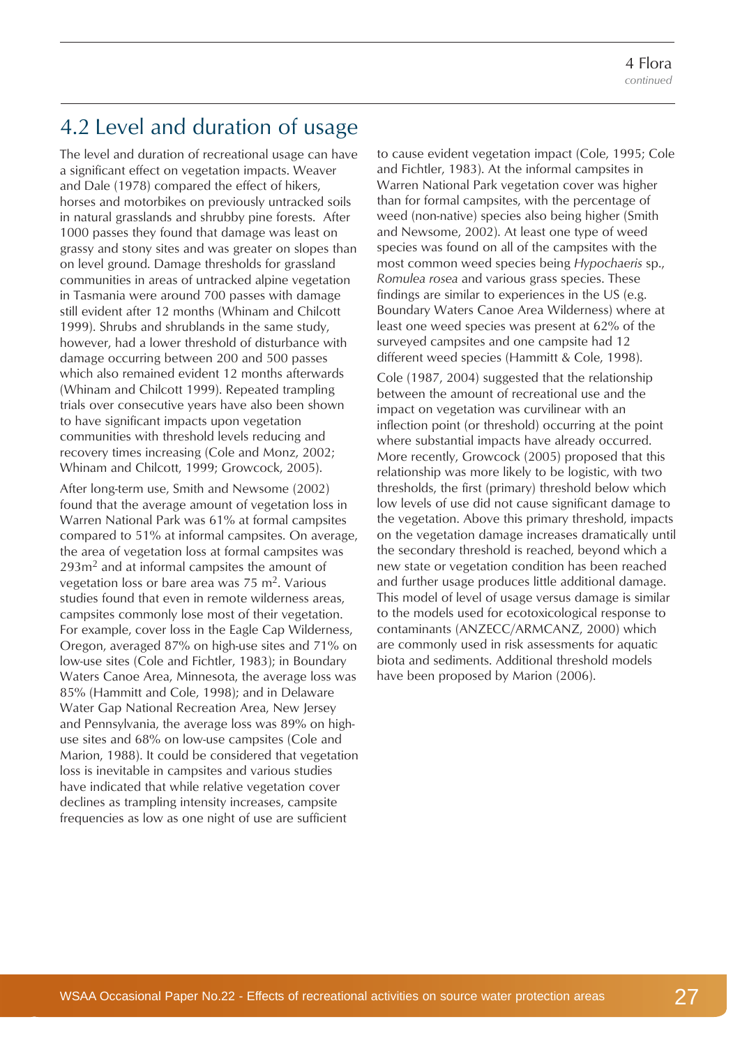## 4.2 Level and duration of usage

The level and duration of recreational usage can have a significant effect on vegetation impacts. Weaver and Dale (1978) compared the effect of hikers, horses and motorbikes on previously untracked soils in natural grasslands and shrubby pine forests. After 1000 passes they found that damage was least on grassy and stony sites and was greater on slopes than on level ground. Damage thresholds for grassland communities in areas of untracked alpine vegetation in Tasmania were around 700 passes with damage still evident after 12 months (Whinam and Chilcott 1999). Shrubs and shrublands in the same study, however, had a lower threshold of disturbance with damage occurring between 200 and 500 passes which also remained evident 12 months afterwards (Whinam and Chilcott 1999). Repeated trampling trials over consecutive years have also been shown to have significant impacts upon vegetation communities with threshold levels reducing and recovery times increasing (Cole and Monz, 2002; Whinam and Chilcott, 1999; Growcock, 2005).

After long-term use, Smith and Newsome (2002) found that the average amount of vegetation loss in Warren National Park was 61% at formal campsites compared to 51% at informal campsites. On average, the area of vegetation loss at formal campsites was 293m$^2$ and at informal campsites the amount of vegetation loss or bare area was 75 m$^2$. Various studies found that even in remote wilderness areas, campsites commonly lose most of their vegetation. For example, cover loss in the Eagle Cap Wilderness, Oregon, averaged 87% on high-use sites and 71% on low-use sites (Cole and Fichtler, 1983); in Boundary Waters Canoe Area, Minnesota, the average loss was 85% (Hammitt and Cole, 1998); and in Delaware Water Gap National Recreation Area, New Jersey and Pennsylvania, the average loss was 89% on high-use sites and 68% on low-use campsites (Cole and Marion, 1988). It could be considered that vegetation loss is inevitable in campsites and various studies have indicated that while relative vegetation cover declines as trampling intensity increases, campsite frequencies as low as one night of use are sufficient to cause evident vegetation impact (Cole, 1995; Cole and Fichtler, 1983). At the informal campsites in Warren National Park vegetation cover was higher than for formal campsites, with the percentage of weed (non-native) species also being higher (Smith and Newsome, 2002). At least one type of weed species was found on all of the campsites with the most common weed species being *Hypochaeris* sp., *Romulea rosea* and various grass species. These findings are similar to experiences in the US (e.g. Boundary Waters Canoe Area Wilderness) where at least one weed species was present at 62% of the surveyed campsites and one campsite had 12 different weed species (Hammitt & Cole, 1998).

Cole (1987, 2004) suggested that the relationship between the amount of recreational use and the impact on vegetation was curvilinear with an inflection point (or threshold) occurring at the point where substantial impacts have already occurred. More recently, Growcock (2005) proposed that this relationship was more likely to be logistic, with two thresholds, the first (primary) threshold below which low levels of use did not cause significant damage to the vegetation. Above this primary threshold, impacts on the vegetation damage increases dramatically until the secondary threshold is reached, beyond which a new state or vegetation condition has been reached and further usage produces little additional damage. This model of level of usage versus damage is similar to the models used for ecotoxicological response to contaminants (ANZECC/ARMCANZ, 2000) which are commonly used in risk assessments for aquatic biota and sediments. Additional threshold models have been proposed by Marion (2006).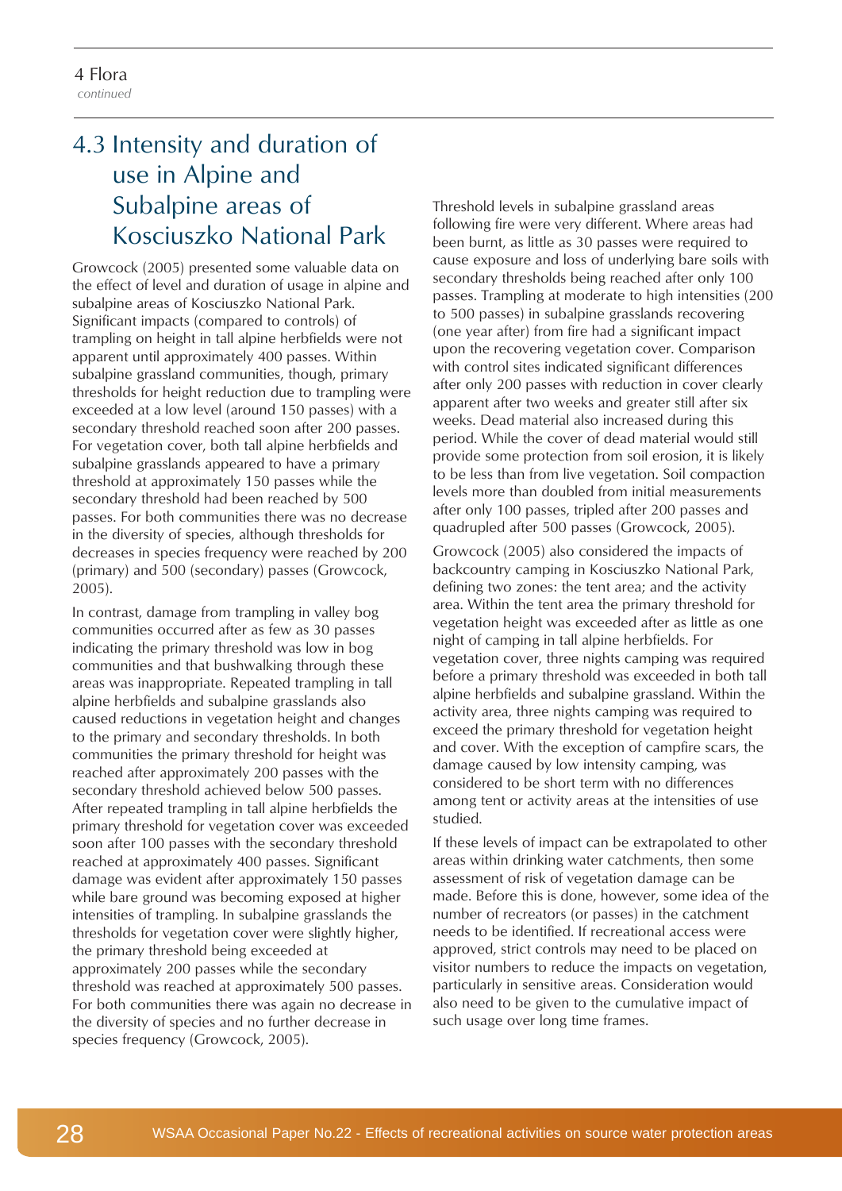## 4.3 Intensity and duration of use in Alpine and Subalpine areas of Kosciuszko National Park

Growcock (2005) presented some valuable data on the effect of level and duration of usage in alpine and subalpine areas of Kosciuszko National Park. Significant impacts (compared to controls) of trampling on height in tall alpine herbfields were not apparent until approximately 400 passes. Within subalpine grassland communities, though, primary thresholds for height reduction due to trampling were exceeded at a low level (around 150 passes) with a secondary threshold reached soon after 200 passes. For vegetation cover, both tall alpine herbfields and subalpine grasslands appeared to have a primary threshold at approximately 150 passes while the secondary threshold had been reached by 500 passes. For both communities there was no decrease in the diversity of species, although thresholds for decreases in species frequency were reached by 200 (primary) and 500 (secondary) passes (Growcock, 2005).

In contrast, damage from trampling in valley bog communities occurred after as few as 30 passes indicating the primary threshold was low in bog communities and that bushwalking through these areas was inappropriate. Repeated trampling in tall alpine herbfields and subalpine grasslands also caused reductions in vegetation height and changes to the primary and secondary thresholds. In both communities the primary threshold for height was reached after approximately 200 passes with the secondary threshold achieved below 500 passes. After repeated trampling in tall alpine herbfields the primary threshold for vegetation cover was exceeded soon after 100 passes with the secondary threshold reached at approximately 400 passes. Significant damage was evident after approximately 150 passes while bare ground was becoming exposed at higher intensities of trampling. In subalpine grasslands the thresholds for vegetation cover were slightly higher, the primary threshold being exceeded at approximately 200 passes while the secondary threshold was reached at approximately 500 passes. For both communities there was again no decrease in the diversity of species and no further decrease in species frequency (Growcock, 2005).

Threshold levels in subalpine grassland areas following fire were very different. Where areas had been burnt, as little as 30 passes were required to cause exposure and loss of underlying bare soils with secondary thresholds being reached after only 100 passes. Trampling at moderate to high intensities (200 to 500 passes) in subalpine grasslands recovering (one year after) from fire had a significant impact upon the recovering vegetation cover. Comparison with control sites indicated significant differences after only 200 passes with reduction in cover clearly apparent after two weeks and greater still after six weeks. Dead material also increased during this period. While the cover of dead material would still provide some protection from soil erosion, it is likely to be less than from live vegetation. Soil compaction levels more than doubled from initial measurements after only 100 passes, tripled after 200 passes and quadrupled after 500 passes (Growcock, 2005).

Growcock (2005) also considered the impacts of backcountry camping in Kosciuszko National Park, defining two zones: the tent area; and the activity area. Within the tent area the primary threshold for vegetation height was exceeded after as little as one night of camping in tall alpine herbfields. For vegetation cover, three nights camping was required before a primary threshold was exceeded in both tall alpine herbfields and subalpine grassland. Within the activity area, three nights camping was required to exceed the primary threshold for vegetation height and cover. With the exception of campfire scars, the damage caused by low intensity camping, was considered to be short term with no differences among tent or activity areas at the intensities of use studied.

If these levels of impact can be extrapolated to other areas within drinking water catchments, then some assessment of risk of vegetation damage can be made. Before this is done, however, some idea of the number of recreators (or passes) in the catchment needs to be identified. If recreational access were approved, strict controls may need to be placed on visitor numbers to reduce the impacts on vegetation, particularly in sensitive areas. Consideration would also need to be given to the cumulative impact of such usage over long time frames.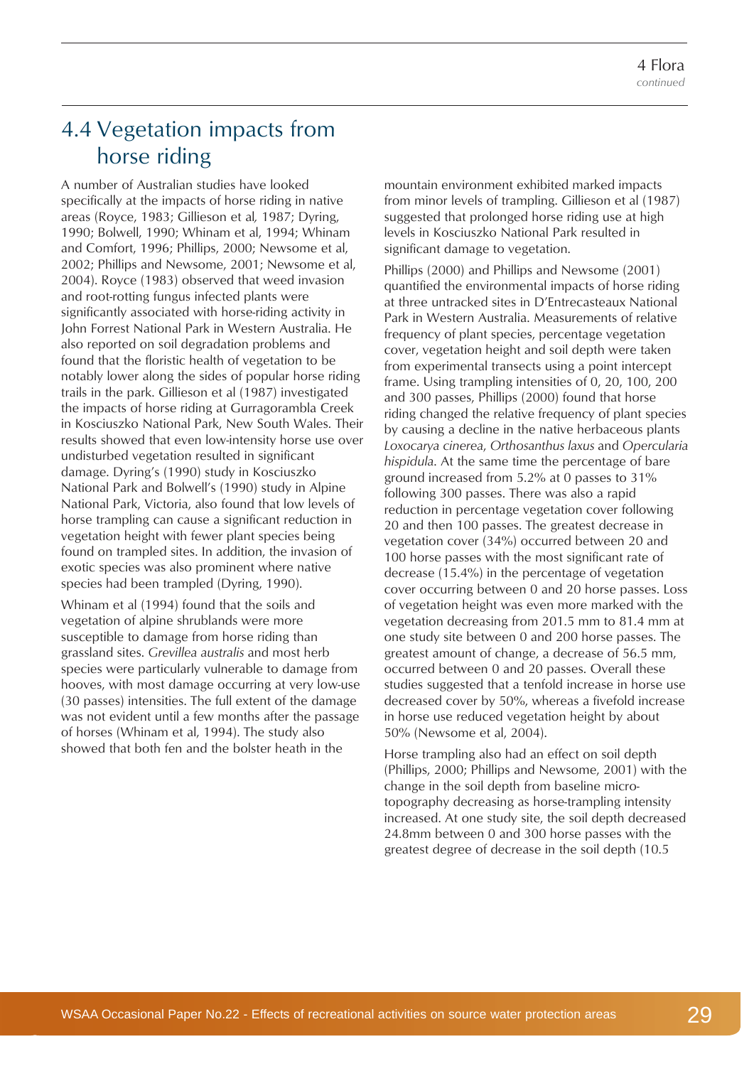## 4.4 Vegetation impacts from horse riding

A number of Australian studies have looked specifically at the impacts of horse riding in native areas (Royce, 1983; Gillieson et al, 1987; Dyring, 1990; Bolwell, 1990; Whinam et al, 1994; Whinam and Comfort, 1996; Phillips, 2000; Newsome et al, 2002; Phillips and Newsome, 2001; Newsome et al, 2004). Royce (1983) observed that weed invasion and root-rotting fungus infected plants were significantly associated with horse-riding activity in John Forrest National Park in Western Australia. He also reported on soil degradation problems and found that the floristic health of vegetation to be notably lower along the sides of popular horse riding trails in the park. Gillieson et al (1987) investigated the impacts of horse riding at Gurragorambla Creek in Kosciuszko National Park, New South Wales. Their results showed that even low-intensity horse use over undisturbed vegetation resulted in significant damage. Dyring's (1990) study in Kosciuszko National Park and Bolwell's (1990) study in Alpine National Park, Victoria, also found that low levels of horse trampling can cause a significant reduction in vegetation height with fewer plant species being found on trampled sites. In addition, the invasion of exotic species was also prominent where native species had been trampled (Dyring, 1990).

Whinam et al (1994) found that the soils and vegetation of alpine shrublands were more susceptible to damage from horse riding than grassland sites. *Grevillea australis* and most herb species were particularly vulnerable to damage from hooves, with most damage occurring at very low-use (30 passes) intensities. The full extent of the damage was not evident until a few months after the passage of horses (Whinam et al, 1994). The study also showed that both fen and the bolster heath in the mountain environment exhibited marked impacts from minor levels of trampling. Gillieson et al (1987) suggested that prolonged horse riding use at high levels in Kosciuszko National Park resulted in significant damage to vegetation.

Phillips (2000) and Phillips and Newsome (2001) quantified the environmental impacts of horse riding at three untracked sites in D'Entrecasteaux National Park in Western Australia. Measurements of relative frequency of plant species, percentage vegetation cover, vegetation height and soil depth were taken from experimental transects using a point intercept frame. Using trampling intensities of 0, 20, 100, 200 and 300 passes, Phillips (2000) found that horse riding changed the relative frequency of plant species by causing a decline in the native herbaceous plants *Loxocarya cinerea*, *Orthosanthus laxus* and *Opercularia hispidula*. At the same time the percentage of bare ground increased from 5.2% at 0 passes to 31% following 300 passes. There was also a rapid reduction in percentage vegetation cover following 20 and then 100 passes. The greatest decrease in vegetation cover (34%) occurred between 20 and 100 horse passes with the most significant rate of decrease (15.4%) in the percentage of vegetation cover occurring between 0 and 20 horse passes. Loss of vegetation height was even more marked with the vegetation decreasing from 201.5 mm to 81.4 mm at one study site between 0 and 200 horse passes. The greatest amount of change, a decrease of 56.5 mm, occurred between 0 and 20 passes. Overall these studies suggested that a tenfold increase in horse use decreased cover by 50%, whereas a fivefold increase in horse use reduced vegetation height by about 50% (Newsome et al, 2004).

Horse trampling also had an effect on soil depth (Phillips, 2000; Phillips and Newsome, 2001) with the change in the soil depth from baseline micro-topography decreasing as horse-trampling intensity increased. At one study site, the soil depth decreased 24.8mm between 0 and 300 horse passes with the greatest degree of decrease in the soil depth (10.5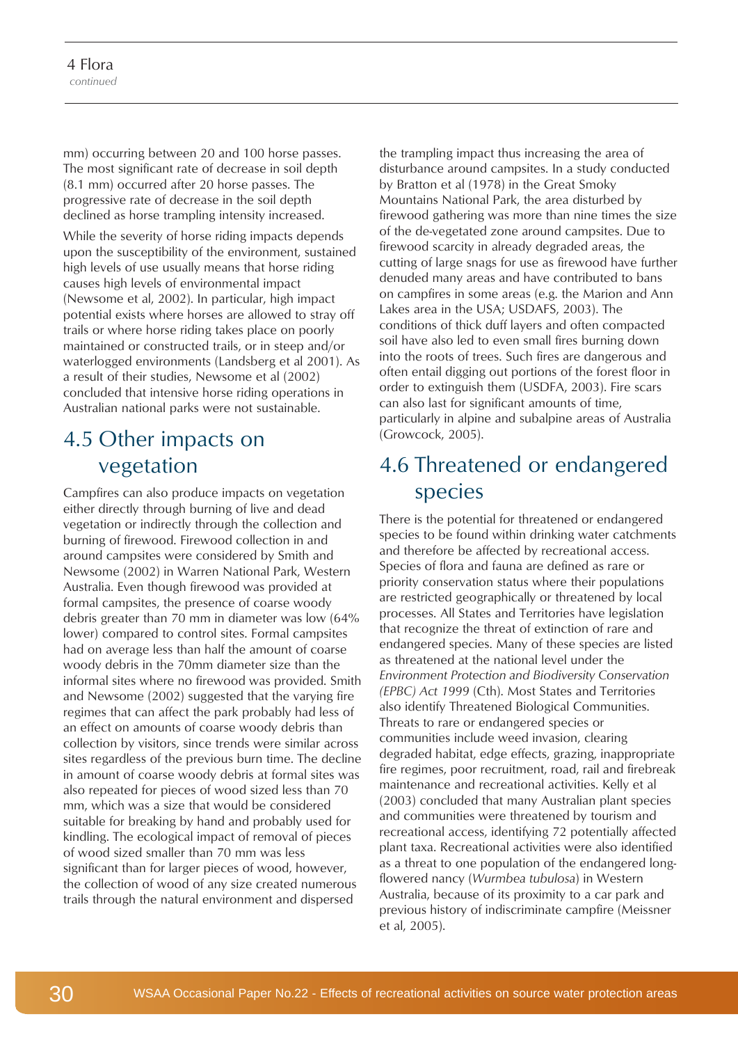mm) occurring between 20 and 100 horse passes. The most significant rate of decrease in soil depth (8.1 mm) occurred after 20 horse passes. The progressive rate of decrease in the soil depth declined as horse trampling intensity increased.

While the severity of horse riding impacts depends upon the susceptibility of the environment, sustained high levels of use usually means that horse riding causes high levels of environmental impact (Newsome et al, 2002). In particular, high impact potential exists where horses are allowed to stray off trails or where horse riding takes place on poorly maintained or constructed trails, or in steep and/or waterlogged environments (Landsberg et al 2001). As a result of their studies, Newsome et al (2002) concluded that intensive horse riding operations in Australian national parks were not sustainable.

## 4.5 Other impacts on vegetation

Campfires can also produce impacts on vegetation either directly through burning of live and dead vegetation or indirectly through the collection and burning of firewood. Firewood collection in and around campsites were considered by Smith and Newsome (2002) in Warren National Park, Western Australia. Even though firewood was provided at formal campsites, the presence of coarse woody debris greater than 70 mm in diameter was low (64% lower) compared to control sites. Formal campsites had on average less than half the amount of coarse woody debris in the 70mm diameter size than the informal sites where no firewood was provided. Smith and Newsome (2002) suggested that the varying fire regimes that can affect the park probably had less of an effect on amounts of coarse woody debris than collection by visitors, since trends were similar across sites regardless of the previous burn time. The decline in amount of coarse woody debris at formal sites was also repeated for pieces of wood sized less than 70 mm, which was a size that would be considered suitable for breaking by hand and probably used for kindling. The ecological impact of removal of pieces of wood sized smaller than 70 mm was less significant than for larger pieces of wood, however, the collection of wood of any size created numerous trails through the natural environment and dispersed the trampling impact thus increasing the area of disturbance around campsites. In a study conducted by Bratton et al (1978) in the Great Smoky Mountains National Park, the area disturbed by firewood gathering was more than nine times the size of the de-vegetated zone around campsites. Due to firewood scarcity in already degraded areas, the cutting of large snags for use as firewood have further denuded many areas and have contributed to bans on campfires in some areas (e.g. the Marion and Ann Lakes area in the USA; USDAFS, 2003). The conditions of thick duff layers and often compacted soil have also led to even small fires burning down into the roots of trees. Such fires are dangerous and often entail digging out portions of the forest floor in order to extinguish them (USDFA, 2003). Fire scars can also last for significant amounts of time, particularly in alpine and subalpine areas of Australia (Growcock, 2005).

## 4.6 Threatened or endangered species

There is the potential for threatened or endangered species to be found within drinking water catchments and therefore be affected by recreational access. Species of flora and fauna are defined as rare or priority conservation status where their populations are restricted geographically or threatened by local processes. All States and Territories have legislation that recognize the threat of extinction of rare and endangered species. Many of these species are listed as threatened at the national level under the *Environment Protection and Biodiversity Conservation (EPBC) Act 1999* (Cth). Most States and Territories also identify Threatened Biological Communities. Threats to rare or endangered species or communities include weed invasion, clearing degraded habitat, edge effects, grazing, inappropriate fire regimes, poor recruitment, road, rail and firebreak maintenance and recreational activities. Kelly et al (2003) concluded that many Australian plant species and communities were threatened by tourism and recreational access, identifying 72 potentially affected plant taxa. Recreational activities were also identified as a threat to one population of the endangered long-flowered nancy (*Wurmbea tubulosa*) in Western Australia, because of its proximity to a car park and previous history of indiscriminate campfire (Meissner et al, 2005).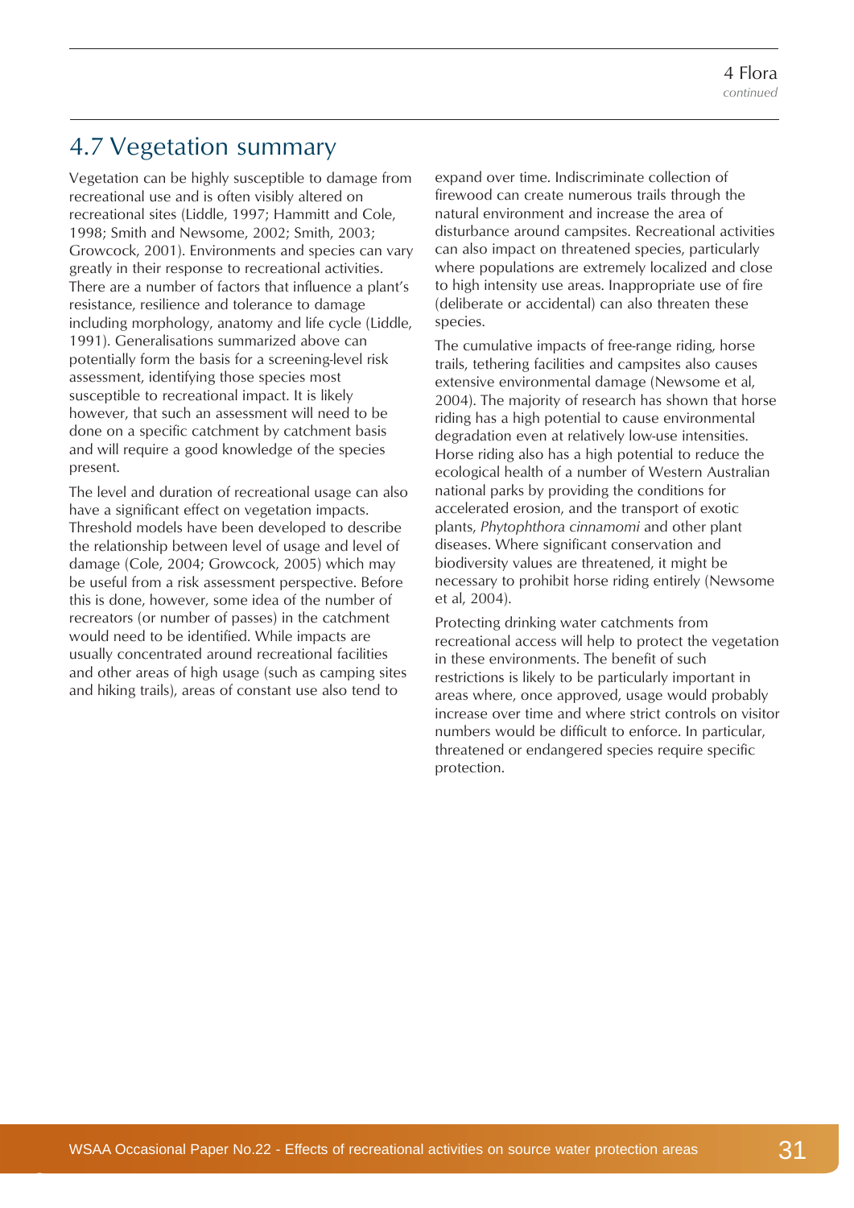## 4.7 Vegetation summary

Vegetation can be highly susceptible to damage from recreational use and is often visibly altered on recreational sites (Liddle, 1997; Hammitt and Cole, 1998; Smith and Newsome, 2002; Smith, 2003; Growcock, 2001). Environments and species can vary greatly in their response to recreational activities. There are a number of factors that influence a plant's resistance, resilience and tolerance to damage including morphology, anatomy and life cycle (Liddle, 1991). Generalisations summarized above can potentially form the basis for a screening-level risk assessment, identifying those species most susceptible to recreational impact. It is likely however, that such an assessment will need to be done on a specific catchment by catchment basis and will require a good knowledge of the species present.

The level and duration of recreational usage can also have a significant effect on vegetation impacts. Threshold models have been developed to describe the relationship between level of usage and level of damage (Cole, 2004; Growcock, 2005) which may be useful from a risk assessment perspective. Before this is done, however, some idea of the number of recreators (or number of passes) in the catchment would need to be identified. While impacts are usually concentrated around recreational facilities and other areas of high usage (such as camping sites and hiking trails), areas of constant use also tend to expand over time. Indiscriminate collection of firewood can create numerous trails through the natural environment and increase the area of disturbance around campsites. Recreational activities can also impact on threatened species, particularly where populations are extremely localized and close to high intensity use areas. Inappropriate use of fire (deliberate or accidental) can also threaten these species.

The cumulative impacts of free-range riding, horse trails, tethering facilities and campsites also causes extensive environmental damage (Newsome et al, 2004). The majority of research has shown that horse riding has a high potential to cause environmental degradation even at relatively low-use intensities. Horse riding also has a high potential to reduce the ecological health of a number of Western Australian national parks by providing the conditions for accelerated erosion, and the transport of exotic plants, *Phytophthora cinnamomi* and other plant diseases. Where significant conservation and biodiversity values are threatened, it might be necessary to prohibit horse riding entirely (Newsome et al, 2004).

Protecting drinking water catchments from recreational access will help to protect the vegetation in these environments. The benefit of such restrictions is likely to be particularly important in areas where, once approved, usage would probably increase over time and where strict controls on visitor numbers would be difficult to enforce. In particular, threatened or endangered species require specific protection.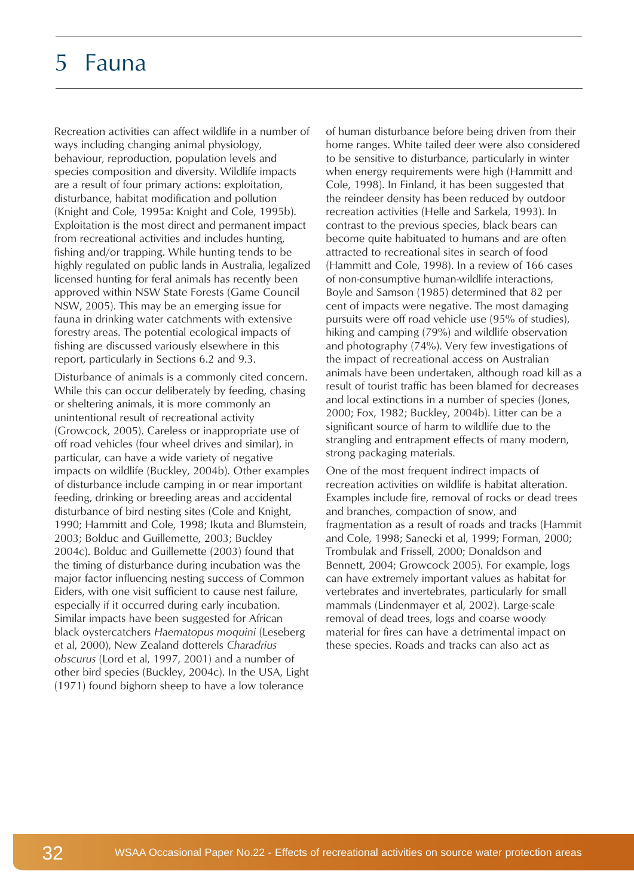# 5 Fauna

Recreation activities can affect wildlife in a number of ways including changing animal physiology, behaviour, reproduction, population levels and species composition and diversity. Wildlife impacts are a result of four primary actions: exploitation, disturbance, habitat modification and pollution (Knight and Cole, 1995a: Knight and Cole, 1995b). Exploitation is the most direct and permanent impact from recreational activities and includes hunting, fishing and/or trapping. While hunting tends to be highly regulated on public lands in Australia, legalized licensed hunting for feral animals has recently been approved within NSW State Forests (Game Council NSW, 2005). This may be an emerging issue for fauna in drinking water catchments with extensive forestry areas. The potential ecological impacts of fishing are discussed variously elsewhere in this report, particularly in Sections 6.2 and 9.3.

Disturbance of animals is a commonly cited concern. While this can occur deliberately by feeding, chasing or sheltering animals, it is more commonly an unintentional result of recreational activity (Growcock, 2005). Careless or inappropriate use of off road vehicles (four wheel drives and similar), in particular, can have a wide variety of negative impacts on wildlife (Buckley, 2004b). Other examples of disturbance include camping in or near important feeding, drinking or breeding areas and accidental disturbance of bird nesting sites (Cole and Knight, 1990; Hammitt and Cole, 1998; Ikuta and Blumstein, 2003; Bolduc and Guillemette, 2003; Buckley 2004c). Bolduc and Guillemette (2003) found that the timing of disturbance during incubation was the major factor influencing nesting success of Common Eiders, with one visit sufficient to cause nest failure, especially if it occurred during early incubation. Similar impacts have been suggested for African black oystercatchers *Haematopus moquini* (Leseberg et al, 2000), New Zealand dotterels *Charadrius obscurus* (Lord et al, 1997, 2001) and a number of other bird species (Buckley, 2004c). In the USA, Light (1971) found bighorn sheep to have a low tolerance of human disturbance before being driven from their home ranges. White tailed deer were also considered to be sensitive to disturbance, particularly in winter when energy requirements were high (Hammitt and Cole, 1998). In Finland, it has been suggested that the reindeer density has been reduced by outdoor recreation activities (Helle and Sarkela, 1993). In contrast to the previous species, black bears can become quite habituated to humans and are often attracted to recreational sites in search of food (Hammitt and Cole, 1998). In a review of 166 cases of non-consumptive human-wildlife interactions, Boyle and Samson (1985) determined that 82 per cent of impacts were negative. The most damaging pursuits were off road vehicle use (95% of studies), hiking and camping (79%) and wildlife observation and photography (74%). Very few investigations of the impact of recreational access on Australian animals have been undertaken, although road kill as a result of tourist traffic has been blamed for decreases and local extinctions in a number of species (Jones, 2000; Fox, 1982; Buckley, 2004b). Litter can be a significant source of harm to wildlife due to the strangling and entrapment effects of many modern, strong packaging materials.

One of the most frequent indirect impacts of recreation activities on wildlife is habitat alteration. Examples include fire, removal of rocks or dead trees and branches, compaction of snow, and fragmentation as a result of roads and tracks (Hammit and Cole, 1998; Sanecki et al, 1999; Forman, 2000; Trombulak and Frissell, 2000; Donaldson and Bennett, 2004; Growcock 2005). For example, logs can have extremely important values as habitat for vertebrates and invertebrates, particularly for small mammals (Lindenmayer et al, 2002). Large-scale removal of dead trees, logs and coarse woody material for fires can have a detrimental impact on these species. Roads and tracks can also act as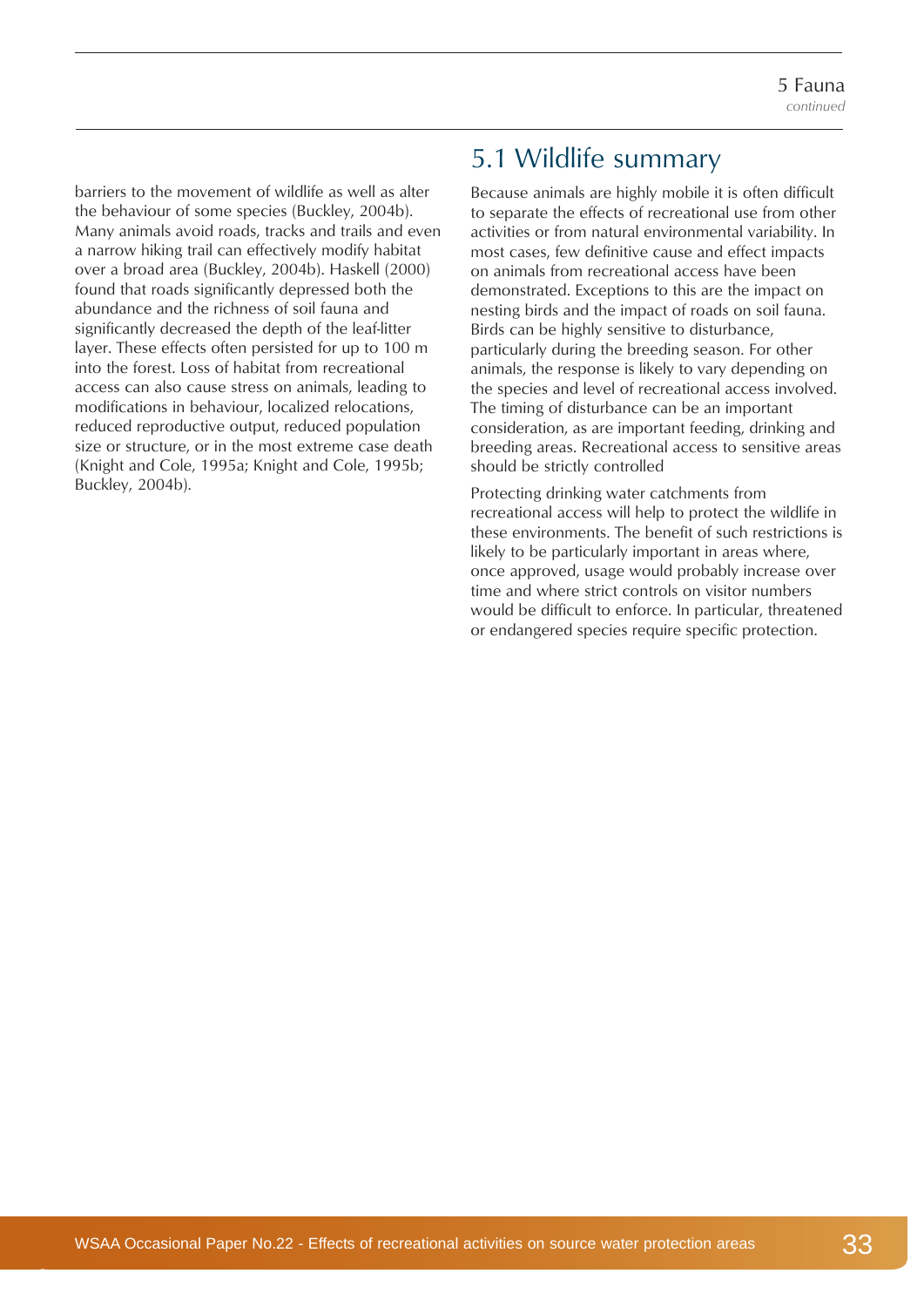barriers to the movement of wildlife as well as alter the behaviour of some species (Buckley, 2004b). Many animals avoid roads, tracks and trails and even a narrow hiking trail can effectively modify habitat over a broad area (Buckley, 2004b). Haskell (2000) found that roads significantly depressed both the abundance and the richness of soil fauna and significantly decreased the depth of the leaf-litter layer. These effects often persisted for up to 100 m into the forest. Loss of habitat from recreational access can also cause stress on animals, leading to modifications in behaviour, localized relocations, reduced reproductive output, reduced population size or structure, or in the most extreme case death (Knight and Cole, 1995a; Knight and Cole, 1995b; Buckley, 2004b).

## 5.1 Wildlife summary

Because animals are highly mobile it is often difficult to separate the effects of recreational use from other activities or from natural environmental variability. In most cases, few definitive cause and effect impacts on animals from recreational access have been demonstrated. Exceptions to this are the impact on nesting birds and the impact of roads on soil fauna. Birds can be highly sensitive to disturbance, particularly during the breeding season. For other animals, the response is likely to vary depending on the species and level of recreational access involved. The timing of disturbance can be an important consideration, as are important feeding, drinking and breeding areas. Recreational access to sensitive areas should be strictly controlled

Protecting drinking water catchments from recreational access will help to protect the wildlife in these environments. The benefit of such restrictions is likely to be particularly important in areas where, once approved, usage would probably increase over time and where strict controls on visitor numbers would be difficult to enforce. In particular, threatened or endangered species require specific protection.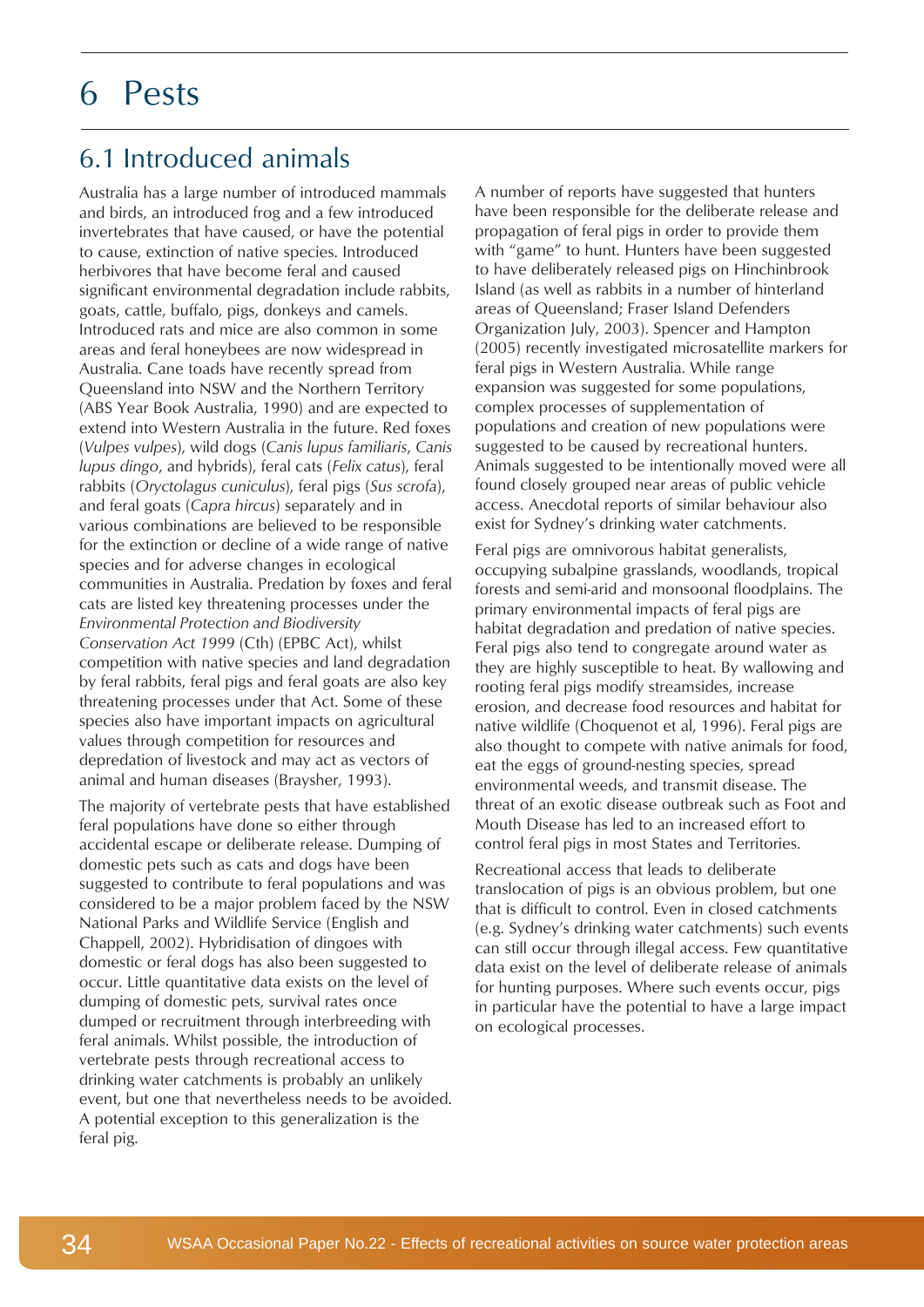# 6 Pests

## 6.1 Introduced animals

Australia has a large number of introduced mammals and birds, an introduced frog and a few introduced invertebrates that have caused, or have the potential to cause, extinction of native species. Introduced herbivores that have become feral and caused significant environmental degradation include rabbits, goats, cattle, buffalo, pigs, donkeys and camels. Introduced rats and mice are also common in some areas and feral honeybees are now widespread in Australia. Cane toads have recently spread from Queensland into NSW and the Northern Territory (ABS Year Book Australia, 1990) and are expected to extend into Western Australia in the future. Red foxes (*Vulpes vulpes*), wild dogs (*Canis lupus familiaris*, *Canis lupus dingo*, and hybrids), feral cats (*Felix catus*), feral rabbits (*Oryctolagus cuniculus*), feral pigs (*Sus scrofa*), and feral goats (*Capra hircus*) separately and in various combinations are believed to be responsible for the extinction or decline of a wide range of native species and for adverse changes in ecological communities in Australia. Predation by foxes and feral cats are listed key threatening processes under the *Environmental Protection and Biodiversity Conservation Act 1999* (Cth) (EPBC Act), whilst competition with native species and land degradation by feral rabbits, feral pigs and feral goats are also key threatening processes under that Act. Some of these species also have important impacts on agricultural values through competition for resources and depredation of livestock and may act as vectors of animal and human diseases (Braysher, 1993).

The majority of vertebrate pests that have established feral populations have done so either through accidental escape or deliberate release. Dumping of domestic pets such as cats and dogs have been suggested to contribute to feral populations and was considered to be a major problem faced by the NSW National Parks and Wildlife Service (English and Chappell, 2002). Hybridisation of dingoes with domestic or feral dogs has also been suggested to occur. Little quantitative data exists on the level of dumping of domestic pets, survival rates once dumped or recruitment through interbreeding with feral animals. Whilst possible, the introduction of vertebrate pests through recreational access to drinking water catchments is probably an unlikely event, but one that nevertheless needs to be avoided. A potential exception to this generalization is the feral pig.

A number of reports have suggested that hunters have been responsible for the deliberate release and propagation of feral pigs in order to provide them with "game" to hunt. Hunters have been suggested to have deliberately released pigs on Hinchinbrook Island (as well as rabbits in a number of hinterland areas of Queensland; Fraser Island Defenders Organization July, 2003). Spencer and Hampton (2005) recently investigated microsatellite markers for feral pigs in Western Australia. While range expansion was suggested for some populations, complex processes of supplementation of populations and creation of new populations were suggested to be caused by recreational hunters. Animals suggested to be intentionally moved were all found closely grouped near areas of public vehicle access. Anecdotal reports of similar behaviour also exist for Sydney's drinking water catchments.

Feral pigs are omnivorous habitat generalists, occupying subalpine grasslands, woodlands, tropical forests and semi-arid and monsoonal floodplains. The primary environmental impacts of feral pigs are habitat degradation and predation of native species. Feral pigs also tend to congregate around water as they are highly susceptible to heat. By wallowing and rooting feral pigs modify streamsides, increase erosion, and decrease food resources and habitat for native wildlife (Choquenot et al, 1996). Feral pigs are also thought to compete with native animals for food, eat the eggs of ground-nesting species, spread environmental weeds, and transmit disease. The threat of an exotic disease outbreak such as Foot and Mouth Disease has led to an increased effort to control feral pigs in most States and Territories.

Recreational access that leads to deliberate translocation of pigs is an obvious problem, but one that is difficult to control. Even in closed catchments (e.g. Sydney's drinking water catchments) such events can still occur through illegal access. Few quantitative data exist on the level of deliberate release of animals for hunting purposes. Where such events occur, pigs in particular have the potential to have a large impact on ecological processes.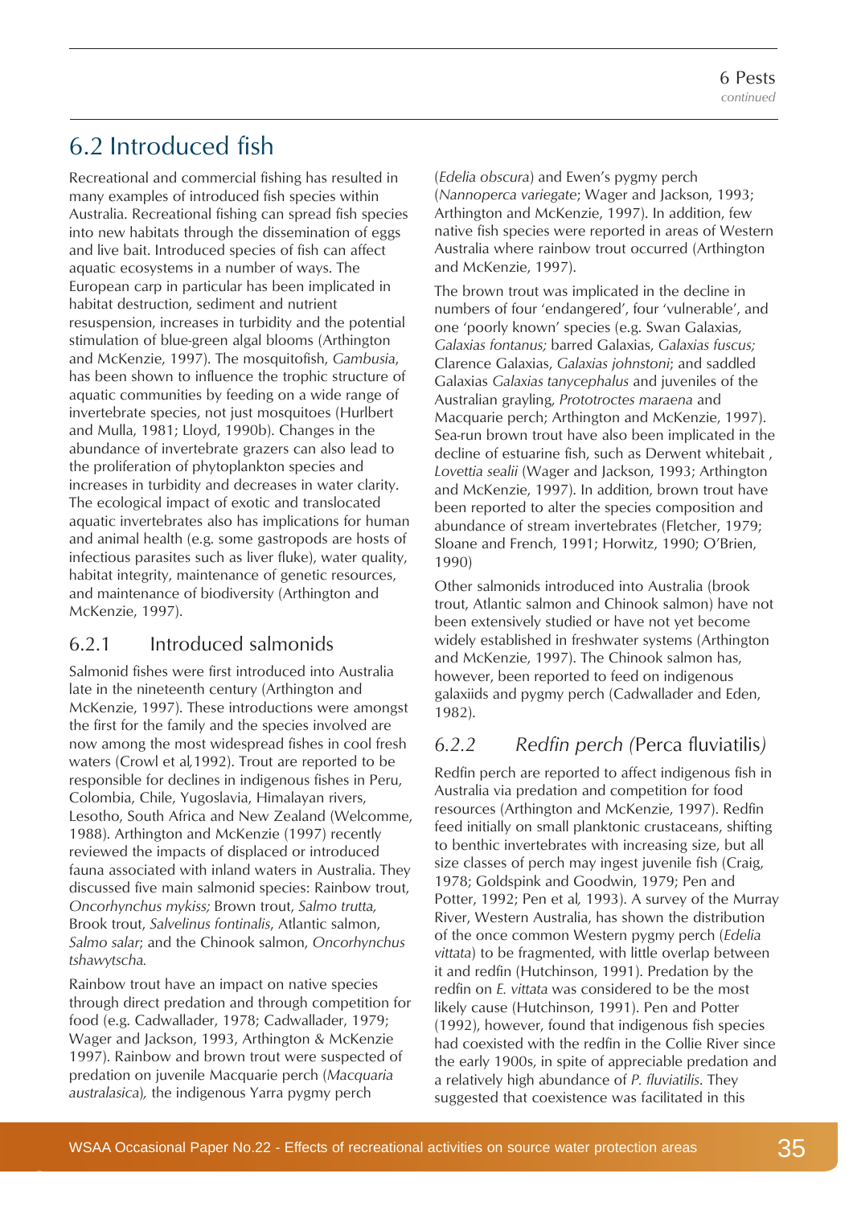## 6.2 Introduced fish

Recreational and commercial fishing has resulted in many examples of introduced fish species within Australia. Recreational fishing can spread fish species into new habitats through the dissemination of eggs and live bait. Introduced species of fish can affect aquatic ecosystems in a number of ways. The European carp in particular has been implicated in habitat destruction, sediment and nutrient resuspension, increases in turbidity and the potential stimulation of blue-green algal blooms (Arthington and McKenzie, 1997). The mosquitofish, *Gambusia*, has been shown to influence the trophic structure of aquatic communities by feeding on a wide range of invertebrate species, not just mosquitoes (Hurlbert and Mulla, 1981; Lloyd, 1990b). Changes in the abundance of invertebrate grazers can also lead to the proliferation of phytoplankton species and increases in turbidity and decreases in water clarity. The ecological impact of exotic and translocated aquatic invertebrates also has implications for human and animal health (e.g. some gastropods are hosts of infectious parasites such as liver fluke), water quality, habitat integrity, maintenance of genetic resources, and maintenance of biodiversity (Arthington and McKenzie, 1997).

### 6.2.1 Introduced salmonids

Salmonid fishes were first introduced into Australia late in the nineteenth century (Arthington and McKenzie, 1997). These introductions were amongst the first for the family and the species involved are now among the most widespread fishes in cool fresh waters (Crowl et al,1992). Trout are reported to be responsible for declines in indigenous fishes in Peru, Colombia, Chile, Yugoslavia, Himalayan rivers, Lesotho, South Africa and New Zealand (Welcomme, 1988). Arthington and McKenzie (1997) recently reviewed the impacts of displaced or introduced fauna associated with inland waters in Australia. They discussed five main salmonid species: Rainbow trout, *Oncorhynchus mykiss;* Brown trout, *Salmo trutta,* Brook trout, *Salvelinus fontinalis*, Atlantic salmon, *Salmo salar*; and the Chinook salmon, *Oncorhynchus tshawytscha.*

Rainbow trout have an impact on native species through direct predation and through competition for food (e.g. Cadwallader, 1978; Cadwallader, 1979; Wager and Jackson, 1993, Arthington & McKenzie 1997). Rainbow and brown trout were suspected of predation on juvenile Macquarie perch (*Macquaria australasica*)*,* the indigenous Yarra pygmy perch (*Edelia obscura*) and Ewen's pygmy perch (*Nannoperca variegate*; Wager and Jackson, 1993; Arthington and McKenzie, 1997). In addition, few native fish species were reported in areas of Western Australia where rainbow trout occurred (Arthington and McKenzie, 1997).

The brown trout was implicated in the decline in numbers of four 'endangered', four 'vulnerable', and one 'poorly known' species (e.g. Swan Galaxias, *Galaxias fontanus;* barred Galaxias, *Galaxias fuscus;* Clarence Galaxias, *Galaxias johnstoni*; and saddled Galaxias *Galaxias tanycephalus* and juveniles of the Australian grayling, *Prototroctes maraena* and Macquarie perch; Arthington and McKenzie, 1997). Sea-run brown trout have also been implicated in the decline of estuarine fish, such as Derwent whitebait , *Lovettia sealii* (Wager and Jackson, 1993; Arthington and McKenzie, 1997). In addition, brown trout have been reported to alter the species composition and abundance of stream invertebrates (Fletcher, 1979; Sloane and French, 1991; Horwitz, 1990; O'Brien, 1990)

Other salmonids introduced into Australia (brook trout, Atlantic salmon and Chinook salmon) have not been extensively studied or have not yet become widely established in freshwater systems (Arthington and McKenzie, 1997). The Chinook salmon has, however, been reported to feed on indigenous galaxiids and pygmy perch (Cadwallader and Eden, 1982).

### *6.2.2 Redfin perch (*Perca fluviatilis*)*

Redfin perch are reported to affect indigenous fish in Australia via predation and competition for food resources (Arthington and McKenzie, 1997). Redfin feed initially on small planktonic crustaceans, shifting to benthic invertebrates with increasing size, but all size classes of perch may ingest juvenile fish (Craig, 1978; Goldspink and Goodwin, 1979; Pen and Potter, 1992; Pen et al, 1993). A survey of the Murray River, Western Australia, has shown the distribution of the once common Western pygmy perch (*Edelia vittata*) to be fragmented, with little overlap between it and redfin (Hutchinson, 1991). Predation by the redfin on *E. vittata* was considered to be the most likely cause (Hutchinson, 1991). Pen and Potter (1992), however, found that indigenous fish species had coexisted with the redfin in the Collie River since the early 1900s, in spite of appreciable predation and a relatively high abundance of *P. fluviatilis*. They suggested that coexistence was facilitated in this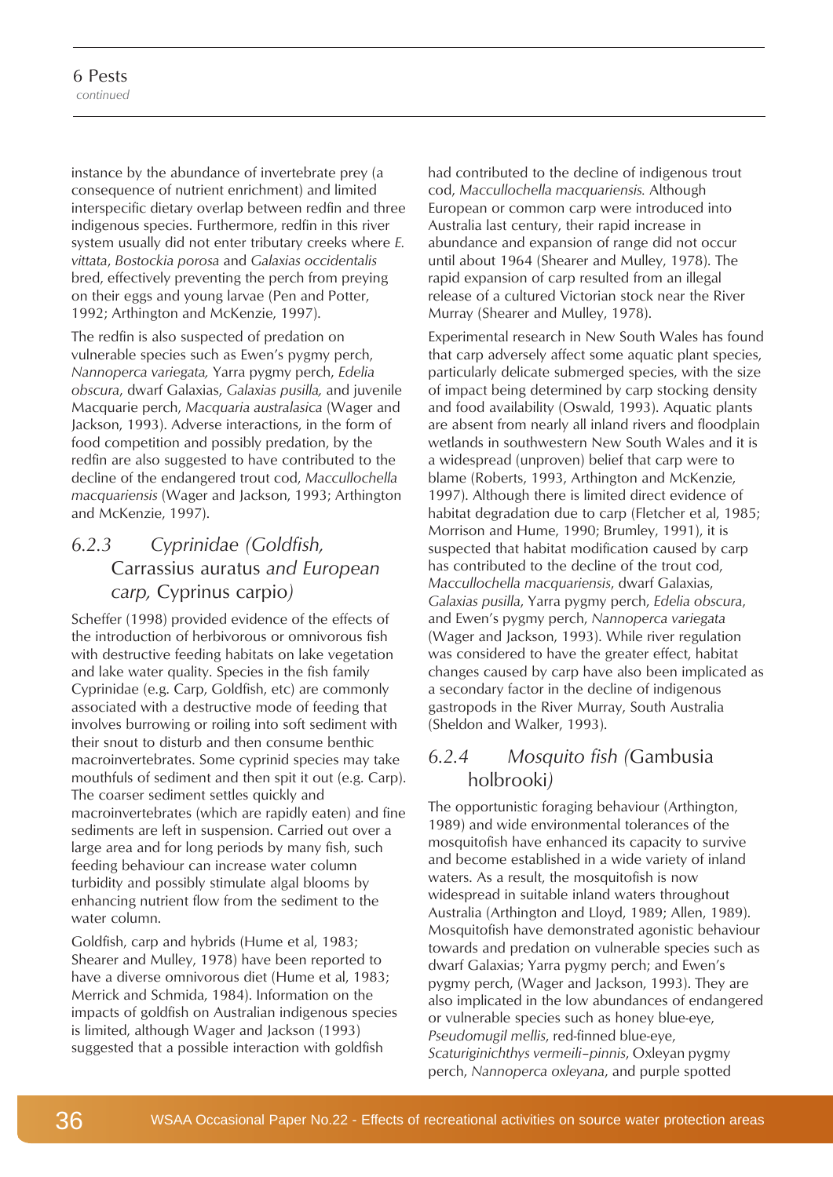instance by the abundance of invertebrate prey (a consequence of nutrient enrichment) and limited interspecific dietary overlap between redfin and three indigenous species. Furthermore, redfin in this river system usually did not enter tributary creeks where *E. vittata*, *Bostockia porosa* and *Galaxias occidentalis* bred, effectively preventing the perch from preying on their eggs and young larvae (Pen and Potter, 1992; Arthington and McKenzie, 1997).

The redfin is also suspected of predation on vulnerable species such as Ewen's pygmy perch, *Nannoperca variegata,* Yarra pygmy perch, *Edelia obscura*, dwarf Galaxias, *Galaxias pusilla,* and juvenile Macquarie perch, *Macquaria australasica* (Wager and Jackson, 1993). Adverse interactions, in the form of food competition and possibly predation, by the redfin are also suggested to have contributed to the decline of the endangered trout cod, *Maccullochella macquariensis* (Wager and Jackson, 1993; Arthington and McKenzie, 1997).

### 6.2.3 *Cyprinidae (Goldfish,* Carrassius auratus *and European carp,* Cyprinus carpio*)*

Scheffer (1998) provided evidence of the effects of the introduction of herbivorous or omnivorous fish with destructive feeding habitats on lake vegetation and lake water quality. Species in the fish family Cyprinidae (e.g. Carp, Goldfish, etc) are commonly associated with a destructive mode of feeding that involves burrowing or roiling into soft sediment with their snout to disturb and then consume benthic macroinvertebrates. Some cyprinid species may take mouthfuls of sediment and then spit it out (e.g. Carp). The coarser sediment settles quickly and macroinvertebrates (which are rapidly eaten) and fine sediments are left in suspension. Carried out over a large area and for long periods by many fish, such feeding behaviour can increase water column turbidity and possibly stimulate algal blooms by enhancing nutrient flow from the sediment to the water column.

Goldfish, carp and hybrids (Hume et al, 1983; Shearer and Mulley, 1978) have been reported to have a diverse omnivorous diet (Hume et al, 1983; Merrick and Schmida, 1984). Information on the impacts of goldfish on Australian indigenous species is limited, although Wager and Jackson (1993) suggested that a possible interaction with goldfish had contributed to the decline of indigenous trout cod, *Maccullochella macquariensis.* Although European or common carp were introduced into Australia last century, their rapid increase in abundance and expansion of range did not occur until about 1964 (Shearer and Mulley, 1978). The rapid expansion of carp resulted from an illegal release of a cultured Victorian stock near the River Murray (Shearer and Mulley, 1978).

Experimental research in New South Wales has found that carp adversely affect some aquatic plant species, particularly delicate submerged species, with the size of impact being determined by carp stocking density and food availability (Oswald, 1993). Aquatic plants are absent from nearly all inland rivers and floodplain wetlands in southwestern New South Wales and it is a widespread (unproven) belief that carp were to blame (Roberts, 1993, Arthington and McKenzie, 1997). Although there is limited direct evidence of habitat degradation due to carp (Fletcher et al, 1985; Morrison and Hume, 1990; Brumley, 1991), it is suspected that habitat modification caused by carp has contributed to the decline of the trout cod, *Maccullochella macquariensis*, dwarf Galaxias, *Galaxias pusilla*, Yarra pygmy perch, *Edelia obscura*, and Ewen's pygmy perch, *Nannoperca variegata* (Wager and Jackson, 1993). While river regulation was considered to have the greater effect, habitat changes caused by carp have also been implicated as a secondary factor in the decline of indigenous gastropods in the River Murray, South Australia (Sheldon and Walker, 1993).

### 6.2.4 *Mosquito fish (*Gambusia holbrooki*)*

The opportunistic foraging behaviour (Arthington, 1989) and wide environmental tolerances of the mosquitofish have enhanced its capacity to survive and become established in a wide variety of inland waters. As a result, the mosquitofish is now widespread in suitable inland waters throughout Australia (Arthington and Lloyd, 1989; Allen, 1989). Mosquitofish have demonstrated agonistic behaviour towards and predation on vulnerable species such as dwarf Galaxias; Yarra pygmy perch; and Ewen's pygmy perch, (Wager and Jackson, 1993). They are also implicated in the low abundances of endangered or vulnerable species such as honey blue-eye, *Pseudomugil mellis*, red-finned blue-eye, *Scaturiginichthys vermeili-pinnis*, Oxleyan pygmy perch, *Nannoperca oxleyana*, and purple spotted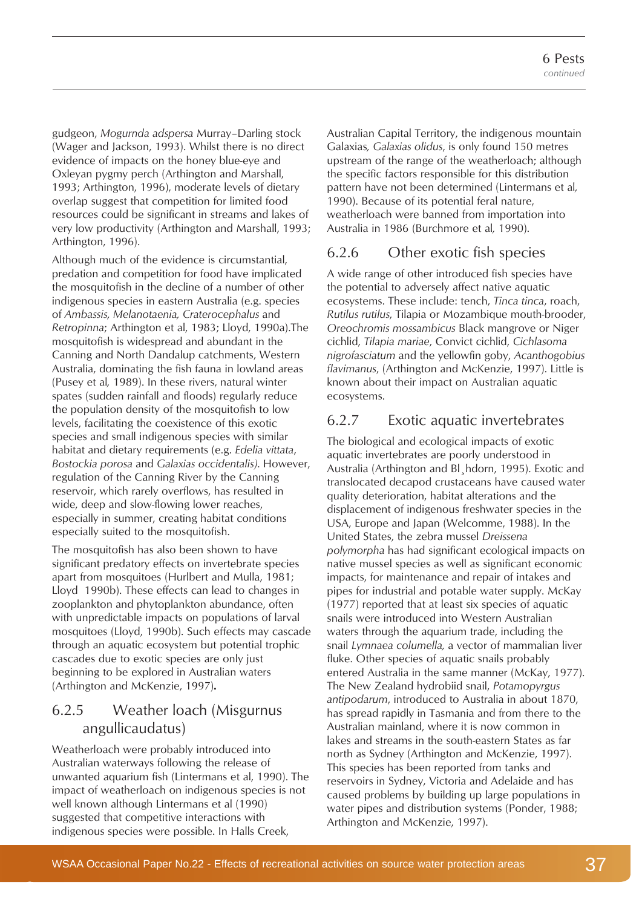gudgeon, *Mogurnda adspersa* Murray–Darling stock (Wager and Jackson, 1993). Whilst there is no direct evidence of impacts on the honey blue-eye and Oxleyan pygmy perch (Arthington and Marshall, 1993; Arthington, 1996), moderate levels of dietary overlap suggest that competition for limited food resources could be significant in streams and lakes of very low productivity (Arthington and Marshall, 1993; Arthington, 1996).

Although much of the evidence is circumstantial, predation and competition for food have implicated the mosquitofish in the decline of a number of other indigenous species in eastern Australia (e.g. species of *Ambassis, Melanotaenia, Craterocephalus* and *Retropinna*; Arthington et al, 1983; Lloyd, 1990a).The mosquitofish is widespread and abundant in the Canning and North Dandalup catchments, Western Australia, dominating the fish fauna in lowland areas (Pusey et al*,* 1989). In these rivers, natural winter spates (sudden rainfall and floods) regularly reduce the population density of the mosquitofish to low levels, facilitating the coexistence of this exotic species and small indigenous species with similar habitat and dietary requirements (e.g. *Edelia vittata*, *Bostockia porosa* and *Galaxias occidentalis)*. However, regulation of the Canning River by the Canning reservoir, which rarely overflows, has resulted in wide, deep and slow-flowing lower reaches, especially in summer, creating habitat conditions especially suited to the mosquitofish.

The mosquitofish has also been shown to have significant predatory effects on invertebrate species apart from mosquitoes (Hurlbert and Mulla, 1981; Lloyd 1990b). These effects can lead to changes in zooplankton and phytoplankton abundance, often with unpredictable impacts on populations of larval mosquitoes (Lloyd, 1990b). Such effects may cascade through an aquatic ecosystem but potential trophic cascades due to exotic species are only just beginning to be explored in Australian waters (Arthington and McKenzie, 1997)**.**

### 6.2.5 Weather loach (Misgurnus angullicaudatus)

Weatherloach were probably introduced into Australian waterways following the release of unwanted aquarium fish (Lintermans et al, 1990). The impact of weatherloach on indigenous species is not well known although Lintermans et al (1990) suggested that competitive interactions with indigenous species were possible. In Halls Creek, Australian Capital Territory, the indigenous mountain Galaxias*, Galaxias olidus*, is only found 150 metres upstream of the range of the weatherloach; although the specific factors responsible for this distribution pattern have not been determined (Lintermans et al*,* 1990). Because of its potential feral nature, weatherloach were banned from importation into Australia in 1986 (Burchmore et al*,* 1990).

### 6.2.6 Other exotic fish species

A wide range of other introduced fish species have the potential to adversely affect native aquatic ecosystems. These include: tench, *Tinca tinca*, roach, *Rutilus rutilus*, Tilapia or Mozambique mouth-brooder, *Oreochromis mossambicus* Black mangrove or Niger cichlid, *Tilapia mariae*, Convict cichlid, *Cichlasoma nigrofasciatum* and the yellowfin goby, *Acanthogobius flavimanus*, (Arthington and McKenzie, 1997). Little is known about their impact on Australian aquatic ecosystems.

### 6.2.7 Exotic aquatic invertebrates

The biological and ecological impacts of exotic aquatic invertebrates are poorly understood in Australia (Arthington and Bl¸hdorn, 1995). Exotic and translocated decapod crustaceans have caused water quality deterioration, habitat alterations and the displacement of indigenous freshwater species in the USA, Europe and Japan (Welcomme, 1988). In the United States, the zebra mussel *Dreissena polymorpha* has had significant ecological impacts on native mussel species as well as significant economic impacts, for maintenance and repair of intakes and pipes for industrial and potable water supply. McKay (1977) reported that at least six species of aquatic snails were introduced into Western Australian waters through the aquarium trade, including the snail *Lymnaea columella,* a vector of mammalian liver fluke. Other species of aquatic snails probably entered Australia in the same manner (McKay, 1977). The New Zealand hydrobiid snail, *Potamopyrgus antipodarum*, introduced to Australia in about 1870, has spread rapidly in Tasmania and from there to the Australian mainland, where it is now common in lakes and streams in the south-eastern States as far north as Sydney (Arthington and McKenzie, 1997). This species has been reported from tanks and reservoirs in Sydney, Victoria and Adelaide and has caused problems by building up large populations in water pipes and distribution systems (Ponder, 1988; Arthington and McKenzie, 1997).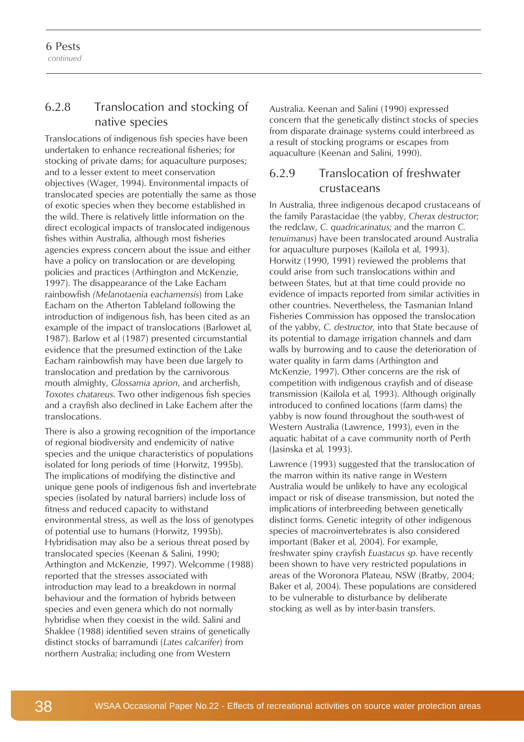### 6.2.8 Translocation and stocking of native species

Translocations of indigenous fish species have been undertaken to enhance recreational fisheries; for stocking of private dams; for aquaculture purposes; and to a lesser extent to meet conservation objectives (Wager, 1994). Environmental impacts of translocated species are potentially the same as those of exotic species when they become established in the wild. There is relatively little information on the direct ecological impacts of translocated indigenous fishes within Australia, although most fisheries agencies express concern about the issue and either have a policy on translocation or are developing policies and practices (Arthington and McKenzie, 1997). The disappearance of the Lake Eacham rainbowfish *(Melanotaenia eachamensis*) from Lake Eacham on the Atherton Tableland following the introduction of indigenous fish, has been cited as an example of the impact of translocations (Barlowet al*,* 1987). Barlow et al (1987) presented circumstantial evidence that the presumed extinction of the Lake Eacham rainbowfish may have been due largely to translocation and predation by the carnivorous mouth almighty, *Glossamia aprion*, and archerfish, *Toxotes chatareus*. Two other indigenous fish species and a crayfish also declined in Lake Eachem after the translocations.

There is also a growing recognition of the importance of regional biodiversity and endemicity of native species and the unique characteristics of populations isolated for long periods of time (Horwitz, 1995b). The implications of modifying the distinctive and unique gene pools of indigenous fish and invertebrate species (isolated by natural barriers) include loss of fitness and reduced capacity to withstand environmental stress, as well as the loss of genotypes of potential use to humans (Horwitz, 1995b). Hybridisation may also be a serious threat posed by translocated species (Keenan & Salini, 1990; Arthington and McKenzie, 1997). Welcomme (1988) reported that the stresses associated with introduction may lead to a breakdown in normal behaviour and the formation of hybrids between species and even genera which do not normally hybridise when they coexist in the wild. Salini and Shaklee (1988) identified seven strains of genetically distinct stocks of barramundi (*Lates calcarifer*) from northern Australia; including one from Western Australia. Keenan and Salini (1990) expressed concern that the genetically distinct stocks of species from disparate drainage systems could interbreed as a result of stocking programs or escapes from aquaculture (Keenan and Salini, 1990).

### 6.2.9 Translocation of freshwater crustaceans

In Australia, three indigenous decapod crustaceans of the family Parastacidae (the yabby, *Cherax destructor*; the redclaw, *C. quadricarinatus;* and the marron *C. tenuimanus*) have been translocated around Australia for aquaculture purposes (Kailola et al, 1993). Horwitz (1990, 1991) reviewed the problems that could arise from such translocations within and between States, but at that time could provide no evidence of impacts reported from similar activities in other countries. Nevertheless, the Tasmanian Inland Fisheries Commission has opposed the translocation of the yabby, *C. destructor,* into that State because of its potential to damage irrigation channels and dam walls by burrowing and to cause the deterioration of water quality in farm dams (Arthington and McKenzie, 1997). Other concerns are the risk of competition with indigenous crayfish and of disease transmission (Kailola et al*,* 1993). Although originally introduced to confined locations (farm dams) the yabby is now found throughout the south-west of Western Australia (Lawrence, 1993), even in the aquatic habitat of a cave community north of Perth (Jasinska et al*,* 1993).

Lawrence (1993) suggested that the translocation of the marron within its native range in Western Australia would be unlikely to have any ecological impact or risk of disease transmission, but noted the implications of interbreeding between genetically distinct forms. Genetic integrity of other indigenous species of macroinvertebrates is also considered important (Baker et al, 2004). For example, freshwater spiny crayfish *Euastacus sp.* have recently been shown to have very restricted populations in areas of the Woronora Plateau, NSW (Bratby, 2004; Baker et al, 2004). These populations are considered to be vulnerable to disturbance by deliberate stocking as well as by inter-basin transfers.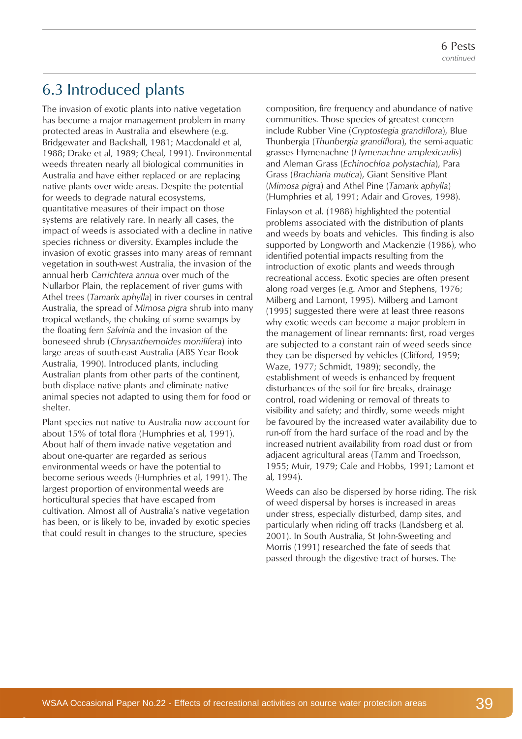## 6.3 Introduced plants

The invasion of exotic plants into native vegetation has become a major management problem in many protected areas in Australia and elsewhere (e.g. Bridgewater and Backshall, 1981; Macdonald et al, 1988; Drake et al, 1989; Cheal, 1991). Environmental weeds threaten nearly all biological communities in Australia and have either replaced or are replacing native plants over wide areas. Despite the potential for weeds to degrade natural ecosystems, quantitative measures of their impact on those systems are relatively rare. In nearly all cases, the impact of weeds is associated with a decline in native species richness or diversity. Examples include the invasion of exotic grasses into many areas of remnant vegetation in south-west Australia, the invasion of the annual herb *Carrichtera annua* over much of the Nullarbor Plain, the replacement of river gums with Athel trees (*Tamarix aphylla*) in river courses in central Australia, the spread of *Mimosa pigra* shrub into many tropical wetlands, the choking of some swamps by the floating fern *Salvinia* and the invasion of the boneseed shrub (*Chrysanthemoides monilifera*) into large areas of south-east Australia (ABS Year Book Australia, 1990). Introduced plants, including Australian plants from other parts of the continent, both displace native plants and eliminate native animal species not adapted to using them for food or shelter.

Plant species not native to Australia now account for about 15% of total flora (Humphries et al, 1991). About half of them invade native vegetation and about one-quarter are regarded as serious environmental weeds or have the potential to become serious weeds (Humphries et al, 1991). The largest proportion of environmental weeds are horticultural species that have escaped from cultivation. Almost all of Australia's native vegetation has been, or is likely to be, invaded by exotic species that could result in changes to the structure, species composition, fire frequency and abundance of native communities. Those species of greatest concern include Rubber Vine (*Cryptostegia grandiflora*), Blue Thunbergia (*Thunbergia grandiflora*), the semi-aquatic grasses Hymenachne (*Hymenachne amplexicaulis*) and Aleman Grass (*Echinochloa polystachia*), Para Grass (*Brachiaria mutica*), Giant Sensitive Plant (*Mimosa pigra*) and Athel Pine (*Tamarix aphylla*) (Humphries et al, 1991; Adair and Groves, 1998).

Finlayson et al. (1988) highlighted the potential problems associated with the distribution of plants and weeds by boats and vehicles. This finding is also supported by Longworth and Mackenzie (1986), who identified potential impacts resulting from the introduction of exotic plants and weeds through recreational access. Exotic species are often present along road verges (e.g. Amor and Stephens, 1976; Milberg and Lamont, 1995). Milberg and Lamont (1995) suggested there were at least three reasons why exotic weeds can become a major problem in the management of linear remnants: first, road verges are subjected to a constant rain of weed seeds since they can be dispersed by vehicles (Clifford, 1959; Waze, 1977; Schmidt, 1989); secondly, the establishment of weeds is enhanced by frequent disturbances of the soil for fire breaks, drainage control, road widening or removal of threats to visibility and safety; and thirdly, some weeds might be favoured by the increased water availability due to run-off from the hard surface of the road and by the increased nutrient availability from road dust or from adjacent agricultural areas (Tamm and Troedsson, 1955; Muir, 1979; Cale and Hobbs, 1991; Lamont et al, 1994).

Weeds can also be dispersed by horse riding. The risk of weed dispersal by horses is increased in areas under stress, especially disturbed, damp sites, and particularly when riding off tracks (Landsberg et al. 2001). In South Australia, St John-Sweeting and Morris (1991) researched the fate of seeds that passed through the digestive tract of horses. The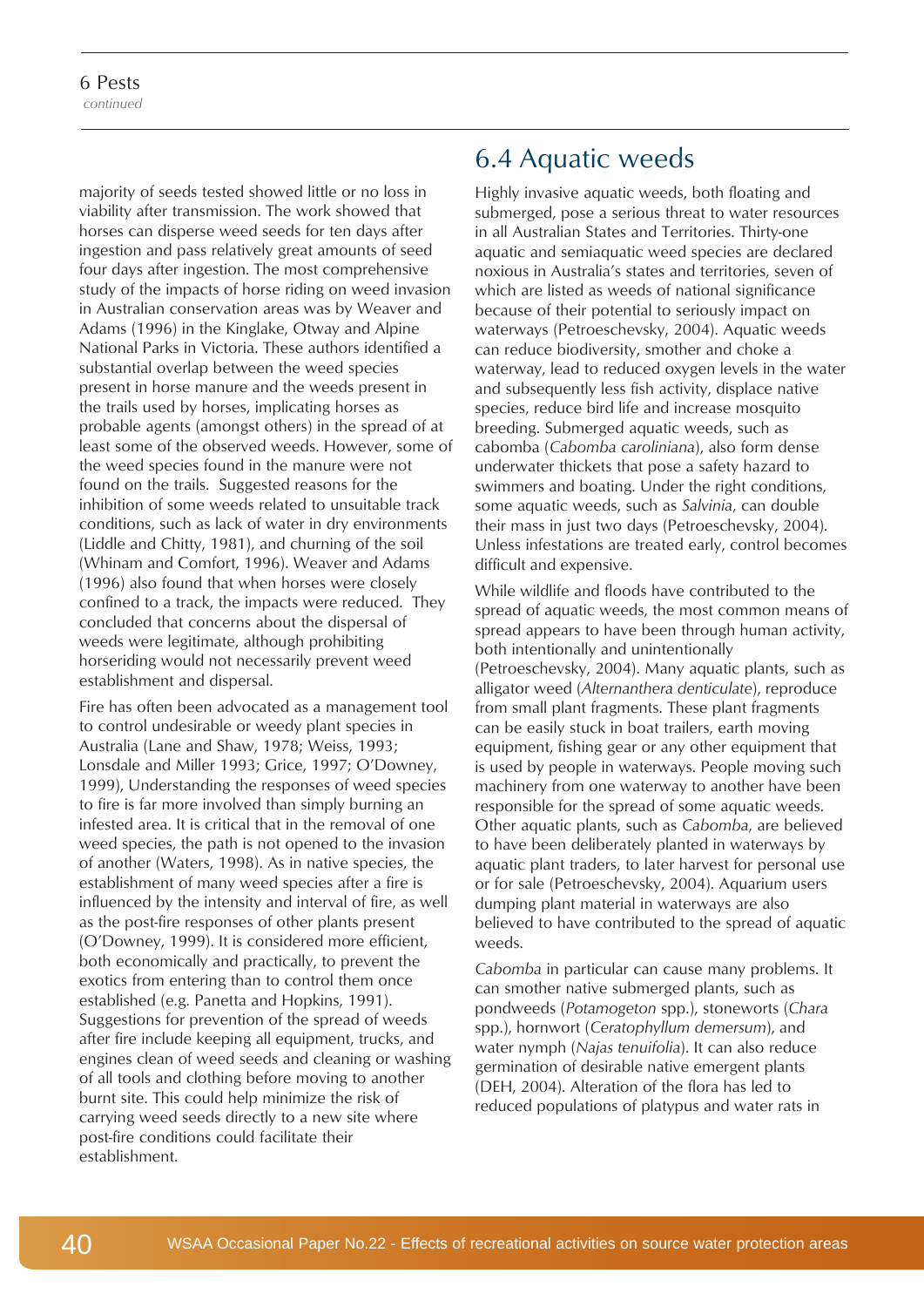majority of seeds tested showed little or no loss in viability after transmission. The work showed that horses can disperse weed seeds for ten days after ingestion and pass relatively great amounts of seed four days after ingestion. The most comprehensive study of the impacts of horse riding on weed invasion in Australian conservation areas was by Weaver and Adams (1996) in the Kinglake, Otway and Alpine National Parks in Victoria. These authors identified a substantial overlap between the weed species present in horse manure and the weeds present in the trails used by horses, implicating horses as probable agents (amongst others) in the spread of at least some of the observed weeds. However, some of the weed species found in the manure were not found on the trails. Suggested reasons for the inhibition of some weeds related to unsuitable track conditions, such as lack of water in dry environments (Liddle and Chitty, 1981), and churning of the soil (Whinam and Comfort, 1996). Weaver and Adams (1996) also found that when horses were closely confined to a track, the impacts were reduced. They concluded that concerns about the dispersal of weeds were legitimate, although prohibiting horseriding would not necessarily prevent weed establishment and dispersal.

Fire has often been advocated as a management tool to control undesirable or weedy plant species in Australia (Lane and Shaw, 1978; Weiss, 1993; Lonsdale and Miller 1993; Grice, 1997; O'Downey, 1999), Understanding the responses of weed species to fire is far more involved than simply burning an infested area. It is critical that in the removal of one weed species, the path is not opened to the invasion of another (Waters, 1998). As in native species, the establishment of many weed species after a fire is influenced by the intensity and interval of fire, as well as the post-fire responses of other plants present (O'Downey, 1999). It is considered more efficient, both economically and practically, to prevent the exotics from entering than to control them once established (e.g. Panetta and Hopkins, 1991). Suggestions for prevention of the spread of weeds after fire include keeping all equipment, trucks, and engines clean of weed seeds and cleaning or washing of all tools and clothing before moving to another burnt site. This could help minimize the risk of carrying weed seeds directly to a new site where post-fire conditions could facilitate their establishment.

## 6.4 Aquatic weeds

Highly invasive aquatic weeds, both floating and submerged, pose a serious threat to water resources in all Australian States and Territories. Thirty-one aquatic and semiaquatic weed species are declared noxious in Australia's states and territories, seven of which are listed as weeds of national significance because of their potential to seriously impact on waterways (Petroeschevsky, 2004). Aquatic weeds can reduce biodiversity, smother and choke a waterway, lead to reduced oxygen levels in the water and subsequently less fish activity, displace native species, reduce bird life and increase mosquito breeding. Submerged aquatic weeds, such as cabomba (*Cabomba caroliniana*), also form dense underwater thickets that pose a safety hazard to swimmers and boating. Under the right conditions, some aquatic weeds, such as *Salvinia*, can double their mass in just two days (Petroeschevsky, 2004). Unless infestations are treated early, control becomes difficult and expensive.

While wildlife and floods have contributed to the spread of aquatic weeds, the most common means of spread appears to have been through human activity, both intentionally and unintentionally (Petroeschevsky, 2004). Many aquatic plants, such as alligator weed (*Alternanthera denticulate*), reproduce from small plant fragments. These plant fragments can be easily stuck in boat trailers, earth moving equipment, fishing gear or any other equipment that is used by people in waterways. People moving such machinery from one waterway to another have been responsible for the spread of some aquatic weeds. Other aquatic plants, such as *Cabomba*, are believed to have been deliberately planted in waterways by aquatic plant traders, to later harvest for personal use or for sale (Petroeschevsky, 2004). Aquarium users dumping plant material in waterways are also believed to have contributed to the spread of aquatic weeds.

*Cabomba* in particular can cause many problems. It can smother native submerged plants, such as pondweeds (*Potamogeton* spp.), stoneworts (*Chara* spp.), hornwort (*Ceratophyllum demersum*), and water nymph (*Najas tenuifolia*). It can also reduce germination of desirable native emergent plants (DEH, 2004). Alteration of the flora has led to reduced populations of platypus and water rats in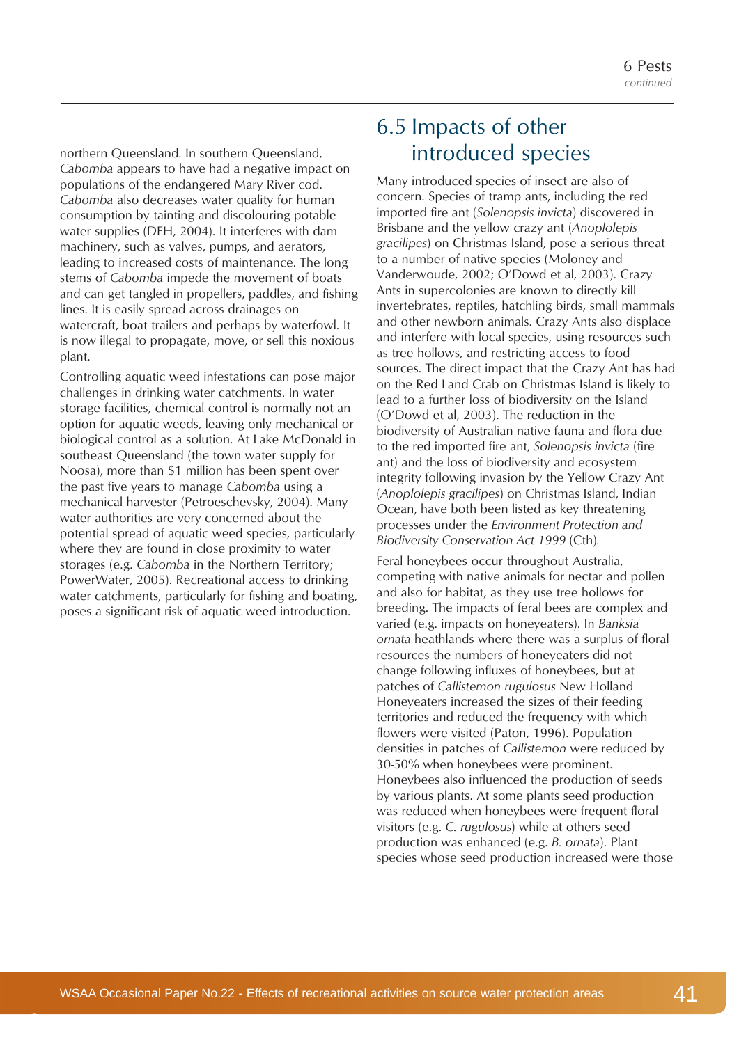northern Queensland. In southern Queensland, *Cabomba* appears to have had a negative impact on populations of the endangered Mary River cod. *Cabomba* also decreases water quality for human consumption by tainting and discolouring potable water supplies (DEH, 2004). It interferes with dam machinery, such as valves, pumps, and aerators, leading to increased costs of maintenance. The long stems of *Cabomba* impede the movement of boats and can get tangled in propellers, paddles, and fishing lines. It is easily spread across drainages on watercraft, boat trailers and perhaps by waterfowl. It is now illegal to propagate, move, or sell this noxious plant.

Controlling aquatic weed infestations can pose major challenges in drinking water catchments. In water storage facilities, chemical control is normally not an option for aquatic weeds, leaving only mechanical or biological control as a solution. At Lake McDonald in southeast Queensland (the town water supply for Noosa), more than $1 million has been spent over the past five years to manage *Cabomba* using a mechanical harvester (Petroeschevsky, 2004). Many water authorities are very concerned about the potential spread of aquatic weed species, particularly where they are found in close proximity to water storages (e.g. *Cabomba* in the Northern Territory; PowerWater, 2005). Recreational access to drinking water catchments, particularly for fishing and boating, poses a significant risk of aquatic weed introduction.

## 6.5 Impacts of other introduced species

Many introduced species of insect are also of concern. Species of tramp ants, including the red imported fire ant (*Solenopsis invicta*) discovered in Brisbane and the yellow crazy ant (*Anoplolepis gracilipes*) on Christmas Island, pose a serious threat to a number of native species (Moloney and Vanderwoude, 2002; O'Dowd et al, 2003). Crazy Ants in supercolonies are known to directly kill invertebrates, reptiles, hatchling birds, small mammals and other newborn animals. Crazy Ants also displace and interfere with local species, using resources such as tree hollows, and restricting access to food sources. The direct impact that the Crazy Ant has had on the Red Land Crab on Christmas Island is likely to lead to a further loss of biodiversity on the Island (O'Dowd et al, 2003). The reduction in the biodiversity of Australian native fauna and flora due to the red imported fire ant, *Solenopsis invicta* (fire ant) and the loss of biodiversity and ecosystem integrity following invasion by the Yellow Crazy Ant (*Anoplolepis gracilipes*) on Christmas Island, Indian Ocean, have both been listed as key threatening processes under the *Environment Protection and Biodiversity Conservation Act 1999* (Cth).

Feral honeybees occur throughout Australia, competing with native animals for nectar and pollen and also for habitat, as they use tree hollows for breeding. The impacts of feral bees are complex and varied (e.g. impacts on honeyeaters). In *Banksia ornata* heathlands where there was a surplus of floral resources the numbers of honeyeaters did not change following influxes of honeybees, but at patches of *Callistemon rugulosus* New Holland Honeyeaters increased the sizes of their feeding territories and reduced the frequency with which flowers were visited (Paton, 1996). Population densities in patches of *Callistemon* were reduced by 30-50% when honeybees were prominent. Honeybees also influenced the production of seeds by various plants. At some plants seed production was reduced when honeybees were frequent floral visitors (e.g. *C. rugulosus*) while at others seed production was enhanced (e.g. *B. ornata*). Plant species whose seed production increased were those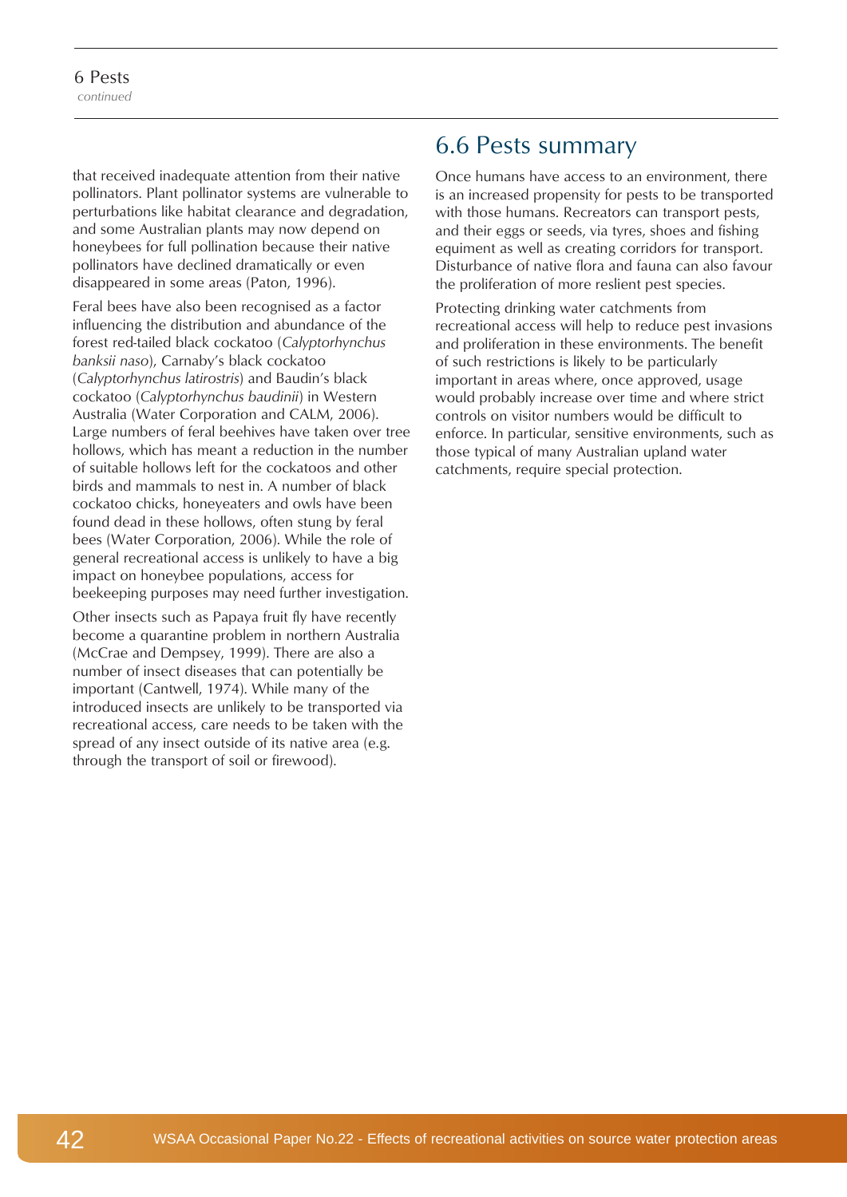that received inadequate attention from their native pollinators. Plant pollinator systems are vulnerable to perturbations like habitat clearance and degradation, and some Australian plants may now depend on honeybees for full pollination because their native pollinators have declined dramatically or even disappeared in some areas (Paton, 1996).

Feral bees have also been recognised as a factor influencing the distribution and abundance of the forest red-tailed black cockatoo (*Calyptorhynchus banksii naso*), Carnaby's black cockatoo (*Calyptorhynchus latirostris*) and Baudin's black cockatoo (*Calyptorhynchus baudinii*) in Western Australia (Water Corporation and CALM, 2006). Large numbers of feral beehives have taken over tree hollows, which has meant a reduction in the number of suitable hollows left for the cockatoos and other birds and mammals to nest in. A number of black cockatoo chicks, honeyeaters and owls have been found dead in these hollows, often stung by feral bees (Water Corporation, 2006). While the role of general recreational access is unlikely to have a big impact on honeybee populations, access for beekeeping purposes may need further investigation.

Other insects such as Papaya fruit fly have recently become a quarantine problem in northern Australia (McCrae and Dempsey, 1999). There are also a number of insect diseases that can potentially be important (Cantwell, 1974). While many of the introduced insects are unlikely to be transported via recreational access, care needs to be taken with the spread of any insect outside of its native area (e.g. through the transport of soil or firewood).

## 6.6 Pests summary

Once humans have access to an environment, there is an increased propensity for pests to be transported with those humans. Recreators can transport pests, and their eggs or seeds, via tyres, shoes and fishing equipment as well as creating corridors for transport. Disturbance of native flora and fauna can also favour the proliferation of more reslient pest species.

Protecting drinking water catchments from recreational access will help to reduce pest invasions and proliferation in these environments. The benefit of such restrictions is likely to be particularly important in areas where, once approved, usage would probably increase over time and where strict controls on visitor numbers would be difficult to enforce. In particular, sensitive environments, such as those typical of many Australian upland water catchments, require special protection.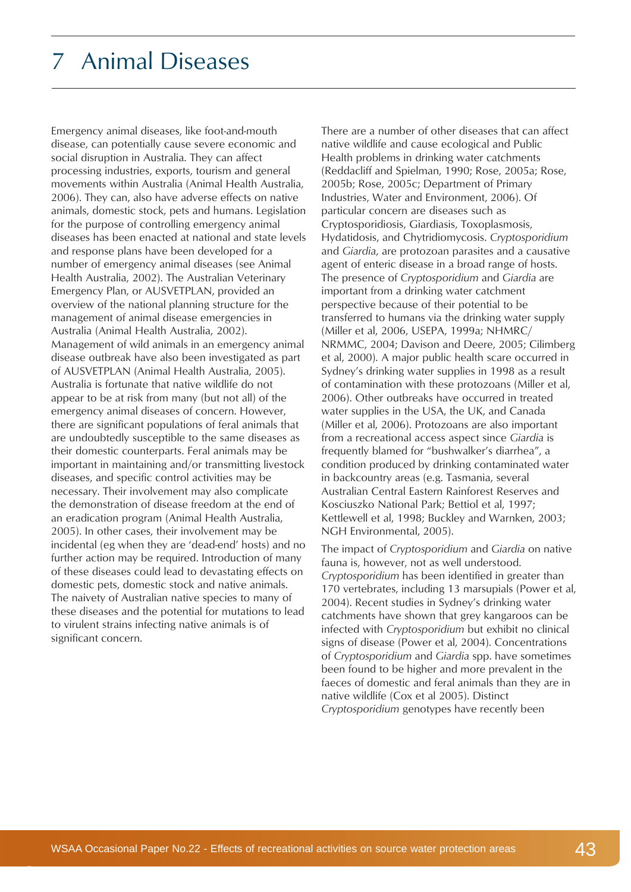# 7 Animal Diseases

Emergency animal diseases, like foot-and-mouth disease, can potentially cause severe economic and social disruption in Australia. They can affect processing industries, exports, tourism and general movements within Australia (Animal Health Australia, 2006). They can, also have adverse effects on native animals, domestic stock, pets and humans. Legislation for the purpose of controlling emergency animal diseases has been enacted at national and state levels and response plans have been developed for a number of emergency animal diseases (see Animal Health Australia, 2002). The Australian Veterinary Emergency Plan, or AUSVETPLAN, provided an overview of the national planning structure for the management of animal disease emergencies in Australia (Animal Health Australia, 2002). Management of wild animals in an emergency animal disease outbreak have also been investigated as part of AUSVETPLAN (Animal Health Australia, 2005). Australia is fortunate that native wildlife do not appear to be at risk from many (but not all) of the emergency animal diseases of concern. However, there are significant populations of feral animals that are undoubtedly susceptible to the same diseases as their domestic counterparts. Feral animals may be important in maintaining and/or transmitting livestock diseases, and specific control activities may be necessary. Their involvement may also complicate the demonstration of disease freedom at the end of an eradication program (Animal Health Australia, 2005). In other cases, their involvement may be incidental (eg when they are 'dead-end' hosts) and no further action may be required. Introduction of many of these diseases could lead to devastating effects on domestic pets, domestic stock and native animals. The naivety of Australian native species to many of these diseases and the potential for mutations to lead to virulent strains infecting native animals is of significant concern.

There are a number of other diseases that can affect native wildlife and cause ecological and Public Health problems in drinking water catchments (Reddacliff and Spielman, 1990; Rose, 2005a; Rose, 2005b; Rose, 2005c; Department of Primary Industries, Water and Environment, 2006). Of particular concern are diseases such as Cryptosporidiosis, Giardiasis, Toxoplasmosis, Hydatidosis, and Chytridiomycosis. *Cryptosporidium* and *Giardia*, are protozoan parasites and a causative agent of enteric disease in a broad range of hosts. The presence of *Cryptosporidium* and *Giardia* are important from a drinking water catchment perspective because of their potential to be transferred to humans via the drinking water supply (Miller et al, 2006, USEPA, 1999a; NHMRC/NRMMC, 2004; Davison and Deere, 2005; Cilimberg et al, 2000). A major public health scare occurred in Sydney's drinking water supplies in 1998 as a result of contamination with these protozoans (Miller et al, 2006). Other outbreaks have occurred in treated water supplies in the USA, the UK, and Canada (Miller et al, 2006). Protozoans are also important from a recreational access aspect since *Giardia* is frequently blamed for "bushwalker's diarrhea", a condition produced by drinking contaminated water in backcountry areas (e.g. Tasmania, several Australian Central Eastern Rainforest Reserves and Kosciuszko National Park; Bettiol et al, 1997; Kettlewell et al, 1998; Buckley and Warnken, 2003; NGH Environmental, 2005).

The impact of *Cryptosporidium* and *Giardia* on native fauna is, however, not as well understood. *Cryptosporidium* has been identified in greater than 170 vertebrates, including 13 marsupials (Power et al, 2004). Recent studies in Sydney's drinking water catchments have shown that grey kangaroos can be infected with *Cryptosporidium* but exhibit no clinical signs of disease (Power et al, 2004). Concentrations of *Cryptosporidium* and *Giardia* spp. have sometimes been found to be higher and more prevalent in the faeces of domestic and feral animals than they are in native wildlife (Cox et al 2005). Distinct *Cryptosporidium* genotypes have recently been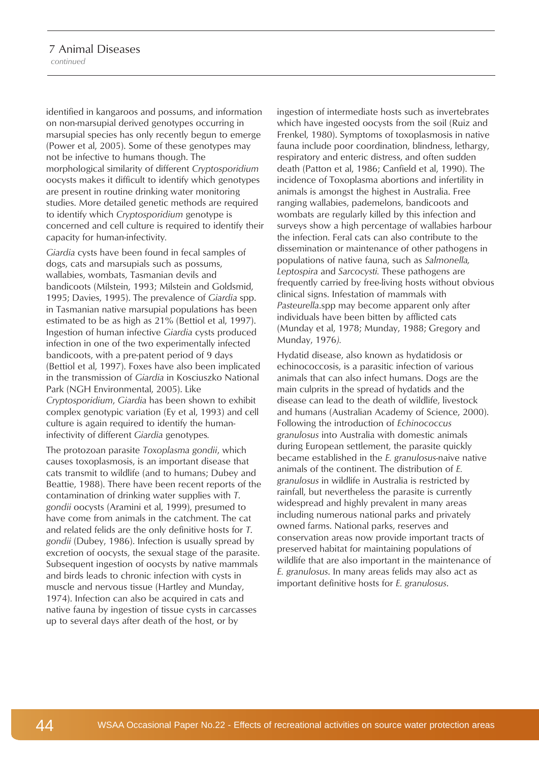identified in kangaroos and possums, and information on non-marsupial derived genotypes occurring in marsupial species has only recently begun to emerge (Power et al, 2005). Some of these genotypes may not be infective to humans though. The morphological similarity of different *Cryptosporidium* oocysts makes it difficult to identify which genotypes are present in routine drinking water monitoring studies. More detailed genetic methods are required to identify which *Cryptosporidium* genotype is concerned and cell culture is required to identify their capacity for human-infectivity.

*Giardia* cysts have been found in fecal samples of dogs, cats and marsupials such as possums, wallabies, wombats, Tasmanian devils and bandicoots (Milstein, 1993; Milstein and Goldsmid, 1995; Davies, 1995). The prevalence of *Giardia* spp. in Tasmanian native marsupial populations has been estimated to be as high as 21% (Bettiol et al, 1997). Ingestion of human infective *Giardia* cysts produced infection in one of the two experimentally infected bandicoots, with a pre-patent period of 9 days (Bettiol et al, 1997). Foxes have also been implicated in the transmission of *Giardia* in Kosciuszko National Park (NGH Environmental, 2005). Like *Cryptosporidium*, *Giardia* has been shown to exhibit complex genotypic variation (Ey et al, 1993) and cell culture is again required to identify the human-infectivity of different *Giardia* genotypes.

The protozoan parasite *Toxoplasma gondii*, which causes toxoplasmosis, is an important disease that cats transmit to wildlife (and to humans; Dubey and Beattie, 1988). There have been recent reports of the contamination of drinking water supplies with *T. gondii* oocysts (Aramini et al, 1999), presumed to have come from animals in the catchment. The cat and related felids are the only definitive hosts for *T. gondii* (Dubey, 1986). Infection is usually spread by excretion of oocysts, the sexual stage of the parasite. Subsequent ingestion of oocysts by native mammals and birds leads to chronic infection with cysts in muscle and nervous tissue (Hartley and Munday, 1974). Infection can also be acquired in cats and native fauna by ingestion of tissue cysts in carcasses up to several days after death of the host, or by ingestion of intermediate hosts such as invertebrates which have ingested oocysts from the soil (Ruiz and Frenkel, 1980). Symptoms of toxoplasmosis in native fauna include poor coordination, blindness, lethargy, respiratory and enteric distress, and often sudden death (Patton et al, 1986; Canfield et al, 1990). The incidence of Toxoplasma abortions and infertility in animals is amongst the highest in Australia. Free ranging wallabies, pademelons, bandicoots and wombats are regularly killed by this infection and surveys show a high percentage of wallabies harbour the infection. Feral cats can also contribute to the dissemination or maintenance of other pathogens in populations of native fauna, such as *Salmonella, Leptospira* and *Sarcocysti*. These pathogens are frequently carried by free-living hosts without obvious clinical signs. Infestation of mammals with *Pasteurella*.spp may become apparent only after individuals have been bitten by afflicted cats (Munday et al, 1978; Munday, 1988; Gregory and Munday, 1976).

Hydatid disease, also known as hydatidosis or echinococcosis, is a parasitic infection of various animals that can also infect humans. Dogs are the main culprits in the spread of hydatids and the disease can lead to the death of wildlife, livestock and humans (Australian Academy of Science, 2000). Following the introduction of *Echinococcus granulosus* into Australia with domestic animals during European settlement, the parasite quickly became established in the *E. granulosus*-naive native animals of the continent. The distribution of *E. granulosus* in wildlife in Australia is restricted by rainfall, but nevertheless the parasite is currently widespread and highly prevalent in many areas including numerous national parks and privately owned farms. National parks, reserves and conservation areas now provide important tracts of preserved habitat for maintaining populations of wildlife that are also important in the maintenance of *E. granulosus*. In many areas felids may also act as important definitive hosts for *E. granulosus*.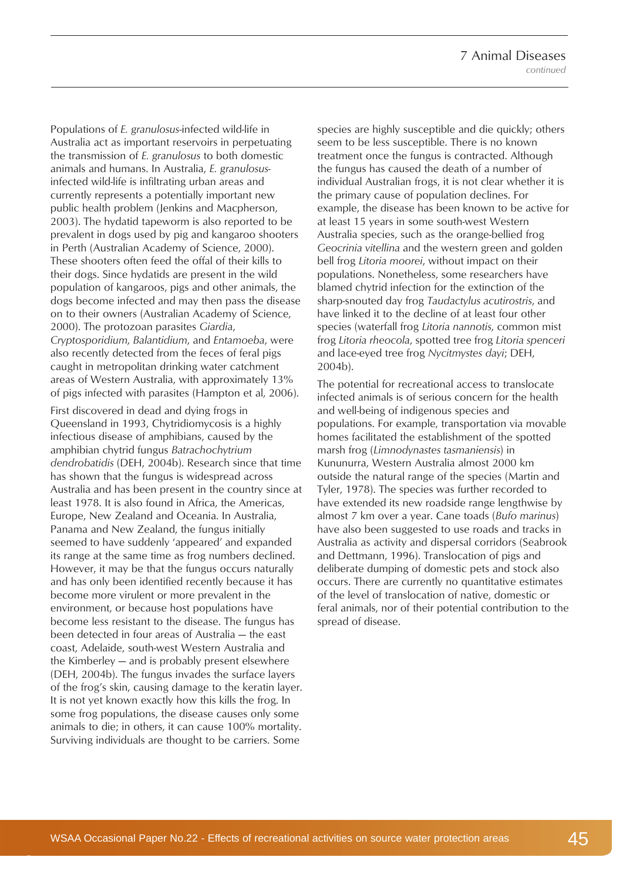Populations of *E. granulosus*-infected wild-life in Australia act as important reservoirs in perpetuating the transmission of *E. granulosus* to both domestic animals and humans. In Australia, *E. granulosus*-infected wild-life is infiltrating urban areas and currently represents a potentially important new public health problem (Jenkins and Macpherson, 2003). The hydatid tapeworm is also reported to be prevalent in dogs used by pig and kangaroo shooters in Perth (Australian Academy of Science, 2000). These shooters often feed the offal of their kills to their dogs. Since hydatids are present in the wild population of kangaroos, pigs and other animals, the dogs become infected and may then pass the disease on to their owners (Australian Academy of Science, 2000). The protozoan parasites *Giardia*, *Cryptosporidium*, *Balantidium*, and *Entamoeba*, were also recently detected from the feces of feral pigs caught in metropolitan drinking water catchment areas of Western Australia, with approximately 13% of pigs infected with parasites (Hampton et al, 2006).

First discovered in dead and dying frogs in Queensland in 1993, Chytridiomycosis is a highly infectious disease of amphibians, caused by the amphibian chytrid fungus *Batrachochytrium dendrobatidis* (DEH, 2004b). Research since that time has shown that the fungus is widespread across Australia and has been present in the country since at least 1978. It is also found in Africa, the Americas, Europe, New Zealand and Oceania. In Australia, Panama and New Zealand, the fungus initially seemed to have suddenly 'appeared' and expanded its range at the same time as frog numbers declined. However, it may be that the fungus occurs naturally and has only been identified recently because it has become more virulent or more prevalent in the environment, or because host populations have become less resistant to the disease. The fungus has been detected in four areas of Australia — the east coast, Adelaide, south-west Western Australia and the Kimberley — and is probably present elsewhere (DEH, 2004b). The fungus invades the surface layers of the frog's skin, causing damage to the keratin layer. It is not yet known exactly how this kills the frog. In some frog populations, the disease causes only some animals to die; in others, it can cause 100% mortality. Surviving individuals are thought to be carriers. Some species are highly susceptible and die quickly; others seem to be less susceptible. There is no known treatment once the fungus is contracted. Although the fungus has caused the death of a number of individual Australian frogs, it is not clear whether it is the primary cause of population declines. For example, the disease has been known to be active for at least 15 years in some south-west Western Australia species, such as the orange-bellied frog *Geocrinia vitellina* and the western green and golden bell frog *Litoria moorei*, without impact on their populations. Nonetheless, some researchers have blamed chytrid infection for the extinction of the sharp-snouted day frog *Taudactylus acutirostris*, and have linked it to the decline of at least four other species (waterfall frog *Litoria nannotis*, common mist frog *Litoria rheocola*, spotted tree frog *Litoria spenceri* and lace-eyed tree frog *Nycitmystes dayi*; DEH, 2004b).

The potential for recreational access to translocate infected animals is of serious concern for the health and well-being of indigenous species and populations. For example, transportation via movable homes facilitated the establishment of the spotted marsh frog (*Limnodynastes tasmaniensis*) in Kununurra, Western Australia almost 2000 km outside the natural range of the species (Martin and Tyler, 1978). The species was further recorded to have extended its new roadside range lengthwise by almost 7 km over a year. Cane toads (*Bufo marinus*) have also been suggested to use roads and tracks in Australia as activity and dispersal corridors (Seabrook and Dettmann, 1996). Translocation of pigs and deliberate dumping of domestic pets and stock also occurs. There are currently no quantitative estimates of the level of translocation of native, domestic or feral animals, nor of their potential contribution to the spread of disease.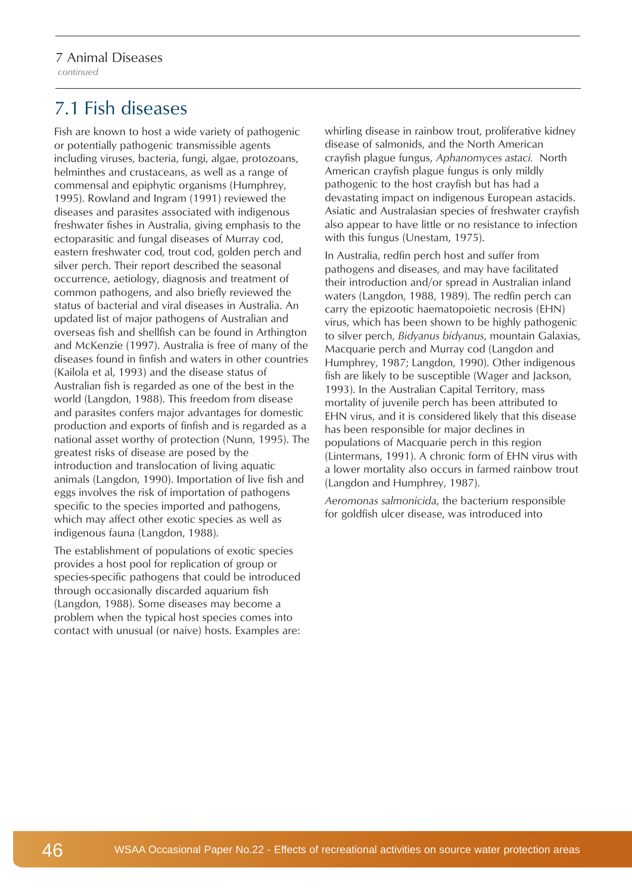## 7.1 Fish diseases

Fish are known to host a wide variety of pathogenic or potentially pathogenic transmissible agents including viruses, bacteria, fungi, algae, protozoans, helminthes and crustaceans, as well as a range of commensal and epiphytic organisms (Humphrey, 1995). Rowland and Ingram (1991) reviewed the diseases and parasites associated with indigenous freshwater fishes in Australia, giving emphasis to the ectoparasitic and fungal diseases of Murray cod, eastern freshwater cod, trout cod, golden perch and silver perch. Their report described the seasonal occurrence, aetiology, diagnosis and treatment of common pathogens, and also briefly reviewed the status of bacterial and viral diseases in Australia. An updated list of major pathogens of Australian and overseas fish and shellfish can be found in Arthington and McKenzie (1997). Australia is free of many of the diseases found in finfish and waters in other countries (Kailola et al, 1993) and the disease status of Australian fish is regarded as one of the best in the world (Langdon, 1988). This freedom from disease and parasites confers major advantages for domestic production and exports of finfish and is regarded as a national asset worthy of protection (Nunn, 1995). The greatest risks of disease are posed by the introduction and translocation of living aquatic animals (Langdon, 1990). Importation of live fish and eggs involves the risk of importation of pathogens specific to the species imported and pathogens, which may affect other exotic species as well as indigenous fauna (Langdon, 1988).

The establishment of populations of exotic species provides a host pool for replication of group or species-specific pathogens that could be introduced through occasionally discarded aquarium fish (Langdon, 1988). Some diseases may become a problem when the typical host species comes into contact with unusual (or naive) hosts. Examples are: whirling disease in rainbow trout, proliferative kidney disease of salmonids, and the North American crayfish plague fungus, *Aphanomyces astaci*. North American crayfish plague fungus is only mildly pathogenic to the host crayfish but has had a devastating impact on indigenous European astacids. Asiatic and Australasian species of freshwater crayfish also appear to have little or no resistance to infection with this fungus (Unestam, 1975).

In Australia, redfin perch host and suffer from pathogens and diseases, and may have facilitated their introduction and/or spread in Australian inland waters (Langdon, 1988, 1989). The redfin perch can carry the epizootic haematopoietic necrosis (EHN) virus, which has been shown to be highly pathogenic to silver perch, *Bidyanus bidyanus*, mountain Galaxias, Macquarie perch and Murray cod (Langdon and Humphrey, 1987; Langdon, 1990). Other indigenous fish are likely to be susceptible (Wager and Jackson, 1993). In the Australian Capital Territory, mass mortality of juvenile perch has been attributed to EHN virus, and it is considered likely that this disease has been responsible for major declines in populations of Macquarie perch in this region (Lintermans, 1991). A chronic form of EHN virus with a lower mortality also occurs in farmed rainbow trout (Langdon and Humphrey, 1987).

*Aeromonas salmonicida*, the bacterium responsible for goldfish ulcer disease, was introduced into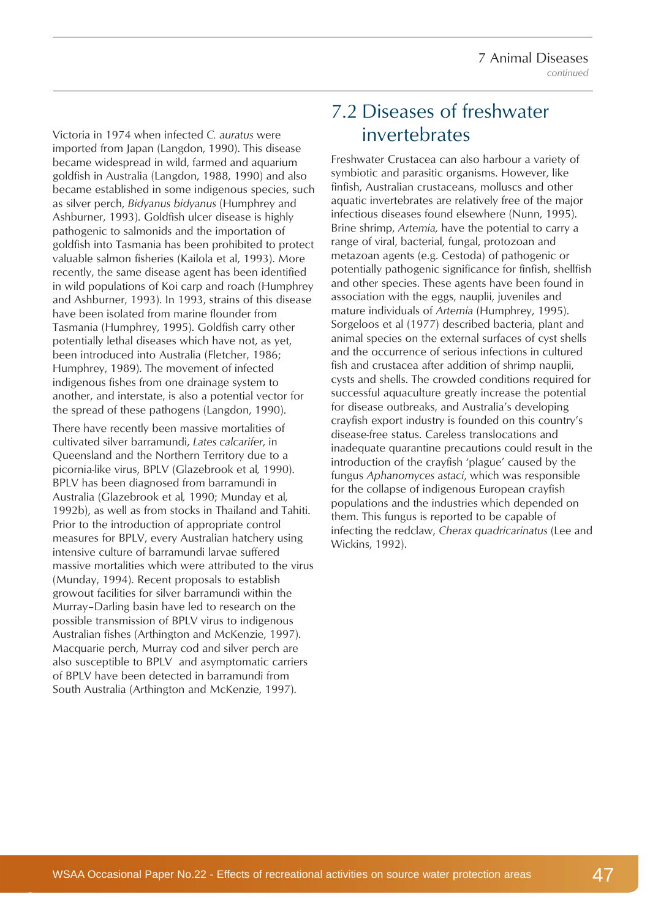Victoria in 1974 when infected *C. auratus* were imported from Japan (Langdon, 1990). This disease became widespread in wild, farmed and aquarium goldfish in Australia (Langdon, 1988, 1990) and also became established in some indigenous species, such as silver perch, *Bidyanus bidyanus* (Humphrey and Ashburner, 1993). Goldfish ulcer disease is highly pathogenic to salmonids and the importation of goldfish into Tasmania has been prohibited to protect valuable salmon fisheries (Kailola et al, 1993). More recently, the same disease agent has been identified in wild populations of Koi carp and roach (Humphrey and Ashburner, 1993). In 1993, strains of this disease have been isolated from marine flounder from Tasmania (Humphrey, 1995). Goldfish carry other potentially lethal diseases which have not, as yet, been introduced into Australia (Fletcher, 1986; Humphrey, 1989). The movement of infected indigenous fishes from one drainage system to another, and interstate, is also a potential vector for the spread of these pathogens (Langdon, 1990).

There have recently been massive mortalities of cultivated silver barramundi, *Lates calcarifer*, in Queensland and the Northern Territory due to a picornia-like virus, BPLV (Glazebrook et al, 1990). BPLV has been diagnosed from barramundi in Australia (Glazebrook et al, 1990; Munday et al, 1992b), as well as from stocks in Thailand and Tahiti. Prior to the introduction of appropriate control measures for BPLV, every Australian hatchery using intensive culture of barramundi larvae suffered massive mortalities which were attributed to the virus (Munday, 1994). Recent proposals to establish growout facilities for silver barramundi within the Murray–Darling basin have led to research on the possible transmission of BPLV virus to indigenous Australian fishes (Arthington and McKenzie, 1997). Macquarie perch, Murray cod and silver perch are also susceptible to BPLV and asymptomatic carriers of BPLV have been detected in barramundi from South Australia (Arthington and McKenzie, 1997).

## 7.2 Diseases of freshwater invertebrates

Freshwater Crustacea can also harbour a variety of symbiotic and parasitic organisms. However, like finfish, Australian crustaceans, molluscs and other aquatic invertebrates are relatively free of the major infectious diseases found elsewhere (Nunn, 1995). Brine shrimp, *Artemia,* have the potential to carry a range of viral, bacterial, fungal, protozoan and metazoan agents (e.g. Cestoda) of pathogenic or potentially pathogenic significance for finfish, shellfish and other species. These agents have been found in association with the eggs, nauplii, juveniles and mature individuals of *Artemia* (Humphrey, 1995). Sorgeloos et al (1977) described bacteria, plant and animal species on the external surfaces of cyst shells and the occurrence of serious infections in cultured fish and crustacea after addition of shrimp nauplii, cysts and shells. The crowded conditions required for successful aquaculture greatly increase the potential for disease outbreaks, and Australia's developing crayfish export industry is founded on this country's disease-free status. Careless translocations and inadequate quarantine precautions could result in the introduction of the crayfish 'plague' caused by the fungus *Aphanomyces astaci*, which was responsible for the collapse of indigenous European crayfish populations and the industries which depended on them. This fungus is reported to be capable of infecting the redclaw, *Cherax quadricarinatus* (Lee and Wickins, 1992).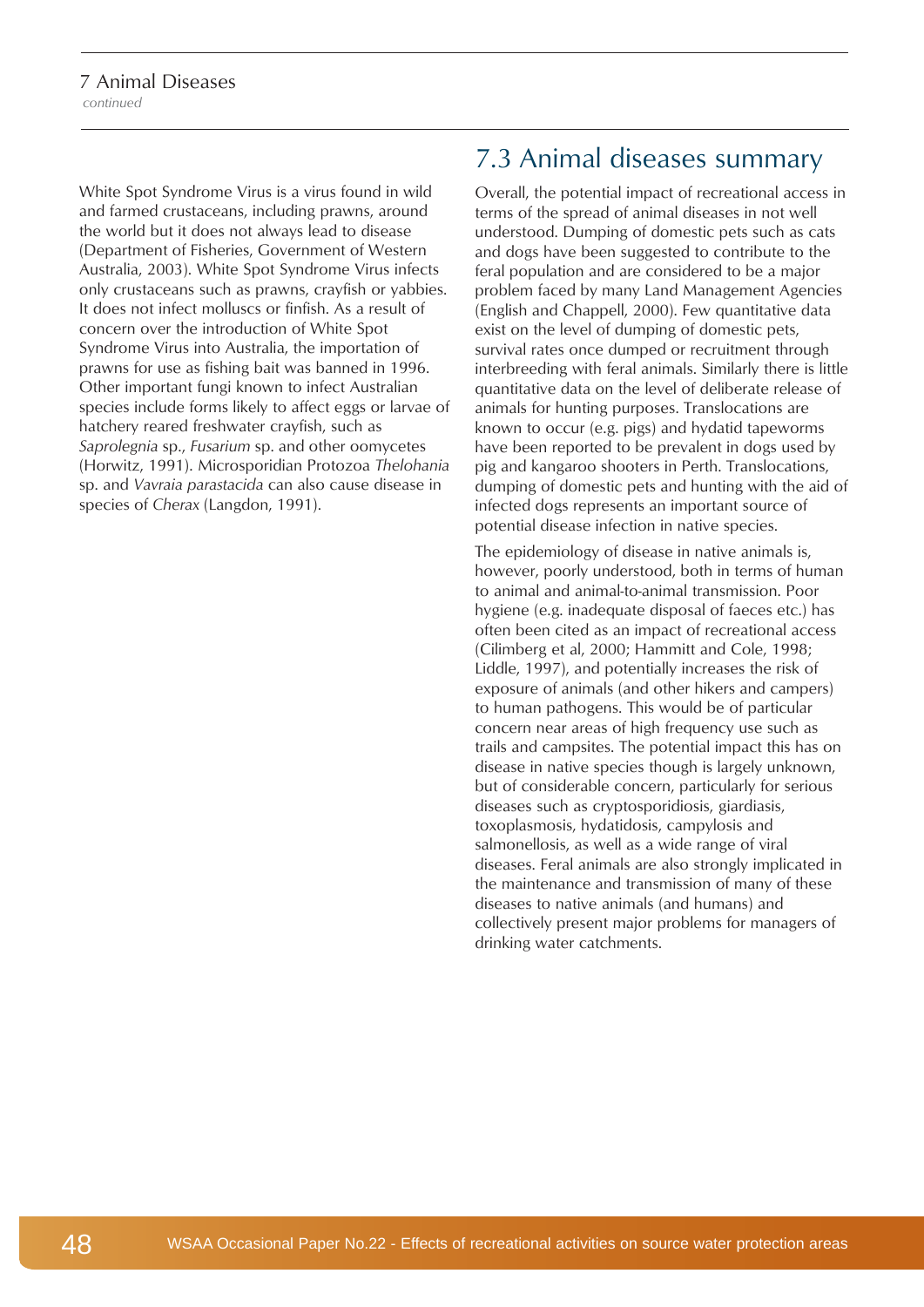White Spot Syndrome Virus is a virus found in wild and farmed crustaceans, including prawns, around the world but it does not always lead to disease (Department of Fisheries, Government of Western Australia, 2003). White Spot Syndrome Virus infects only crustaceans such as prawns, crayfish or yabbies. It does not infect molluscs or finfish. As a result of concern over the introduction of White Spot Syndrome Virus into Australia, the importation of prawns for use as fishing bait was banned in 1996. Other important fungi known to infect Australian species include forms likely to affect eggs or larvae of hatchery reared freshwater crayfish, such as *Saprolegnia* sp., *Fusarium* sp. and other oomycetes (Horwitz, 1991). Microsporidian Protozoa *Thelohania* sp. and *Vavraia parastacida* can also cause disease in species of *Cherax* (Langdon, 1991).

## 7.3 Animal diseases summary

Overall, the potential impact of recreational access in terms of the spread of animal diseases in not well understood. Dumping of domestic pets such as cats and dogs have been suggested to contribute to the feral population and are considered to be a major problem faced by many Land Management Agencies (English and Chappell, 2000). Few quantitative data exist on the level of dumping of domestic pets, survival rates once dumped or recruitment through interbreeding with feral animals. Similarly there is little quantitative data on the level of deliberate release of animals for hunting purposes. Translocations are known to occur (e.g. pigs) and hydatid tapeworms have been reported to be prevalent in dogs used by pig and kangaroo shooters in Perth. Translocations, dumping of domestic pets and hunting with the aid of infected dogs represents an important source of potential disease infection in native species.

The epidemiology of disease in native animals is, however, poorly understood, both in terms of human to animal and animal-to-animal transmission. Poor hygiene (e.g. inadequate disposal of faeces etc.) has often been cited as an impact of recreational access (Cilimberg et al, 2000; Hammitt and Cole, 1998; Liddle, 1997), and potentially increases the risk of exposure of animals (and other hikers and campers) to human pathogens. This would be of particular concern near areas of high frequency use such as trails and campsites. The potential impact this has on disease in native species though is largely unknown, but of considerable concern, particularly for serious diseases such as cryptosporidiosis, giardiasis, toxoplasmosis, hydatidosis, campylosis and salmonellosis, as well as a wide range of viral diseases. Feral animals are also strongly implicated in the maintenance and transmission of many of these diseases to native animals (and humans) and collectively present major problems for managers of drinking water catchments.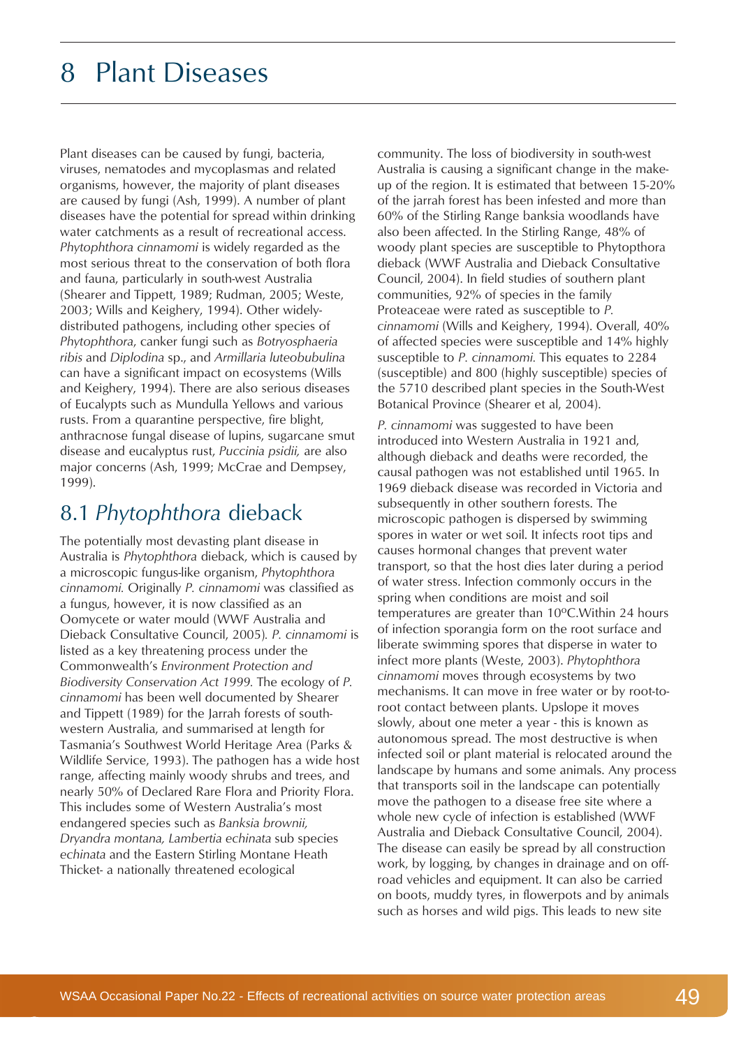# 8 Plant Diseases

Plant diseases can be caused by fungi, bacteria, viruses, nematodes and mycoplasmas and related organisms, however, the majority of plant diseases are caused by fungi (Ash, 1999). A number of plant diseases have the potential for spread within drinking water catchments as a result of recreational access. *Phytophthora cinnamomi* is widely regarded as the most serious threat to the conservation of both flora and fauna, particularly in south-west Australia (Shearer and Tippett, 1989; Rudman, 2005; Weste, 2003; Wills and Keighery, 1994). Other widely-distributed pathogens, including other species of *Phytophthora*, canker fungi such as *Botryosphaeria ribis* and *Diplodina* sp., and *Armillaria luteobubulina* can have a significant impact on ecosystems (Wills and Keighery, 1994). There are also serious diseases of Eucalypts such as Mundulla Yellows and various rusts. From a quarantine perspective, fire blight, anthracnose fungal disease of lupins, sugarcane smut disease and eucalyptus rust, *Puccinia psidii,* are also major concerns (Ash, 1999; McCrae and Dempsey, 1999).

## 8.1 *Phytophthora* dieback

The potentially most devasting plant disease in Australia is *Phytophthora* dieback, which is caused by a microscopic fungus-like organism, *Phytophthora cinnamomi*. Originally *P. cinnamomi* was classified as a fungus, however, it is now classified as an Oomycete or water mould (WWF Australia and Dieback Consultative Council, 2005). *P. cinnamomi* is listed as a key threatening process under the Commonwealth's *Environment Protection and Biodiversity Conservation Act 1999.* The ecology of *P. cinnamomi* has been well documented by Shearer and Tippett (1989) for the Jarrah forests of south-western Australia, and summarised at length for Tasmania's Southwest World Heritage Area (Parks & Wildlife Service, 1993). The pathogen has a wide host range, affecting mainly woody shrubs and trees, and nearly 50% of Declared Rare Flora and Priority Flora. This includes some of Western Australia's most endangered species such as *Banksia brownii, Dryandra montana, Lambertia echinata* sub species *echinata* and the Eastern Stirling Montane Heath Thicket- a nationally threatened ecological community. The loss of biodiversity in south-west Australia is causing a significant change in the make-up of the region. It is estimated that between 15-20% of the jarrah forest has been infested and more than 60% of the Stirling Range banksia woodlands have also been affected. In the Stirling Range, 48% of woody plant species are susceptible to Phytopthora dieback (WWF Australia and Dieback Consultative Council, 2004). In field studies of southern plant communities, 92% of species in the family Proteaceae were rated as susceptible to *P. cinnamomi* (Wills and Keighery, 1994). Overall, 40% of affected species were susceptible and 14% highly susceptible to *P. cinnamomi.* This equates to 2284 (susceptible) and 800 (highly susceptible) species of the 5710 described plant species in the South-West Botanical Province (Shearer et al, 2004).

*P. cinnamomi* was suggested to have been introduced into Western Australia in 1921 and, although dieback and deaths were recorded, the causal pathogen was not established until 1965. In 1969 dieback disease was recorded in Victoria and subsequently in other southern forests. The microscopic pathogen is dispersed by swimming spores in water or wet soil. It infects root tips and causes hormonal changes that prevent water transport, so that the host dies later during a period of water stress. Infection commonly occurs in the spring when conditions are moist and soil temperatures are greater than 10ºC.Within 24 hours of infection sporangia form on the root surface and liberate swimming spores that disperse in water to infect more plants (Weste, 2003). *Phytophthora cinnamomi* moves through ecosystems by two mechanisms. It can move in free water or by root-to-root contact between plants. Upslope it moves slowly, about one meter a year - this is known as autonomous spread. The most destructive is when infected soil or plant material is relocated around the landscape by humans and some animals. Any process that transports soil in the landscape can potentially move the pathogen to a disease free site where a whole new cycle of infection is established (WWF Australia and Dieback Consultative Council, 2004). The disease can easily be spread by all construction work, by logging, by changes in drainage and on off-road vehicles and equipment. It can also be carried on boots, muddy tyres, in flowerpots and by animals such as horses and wild pigs. This leads to new site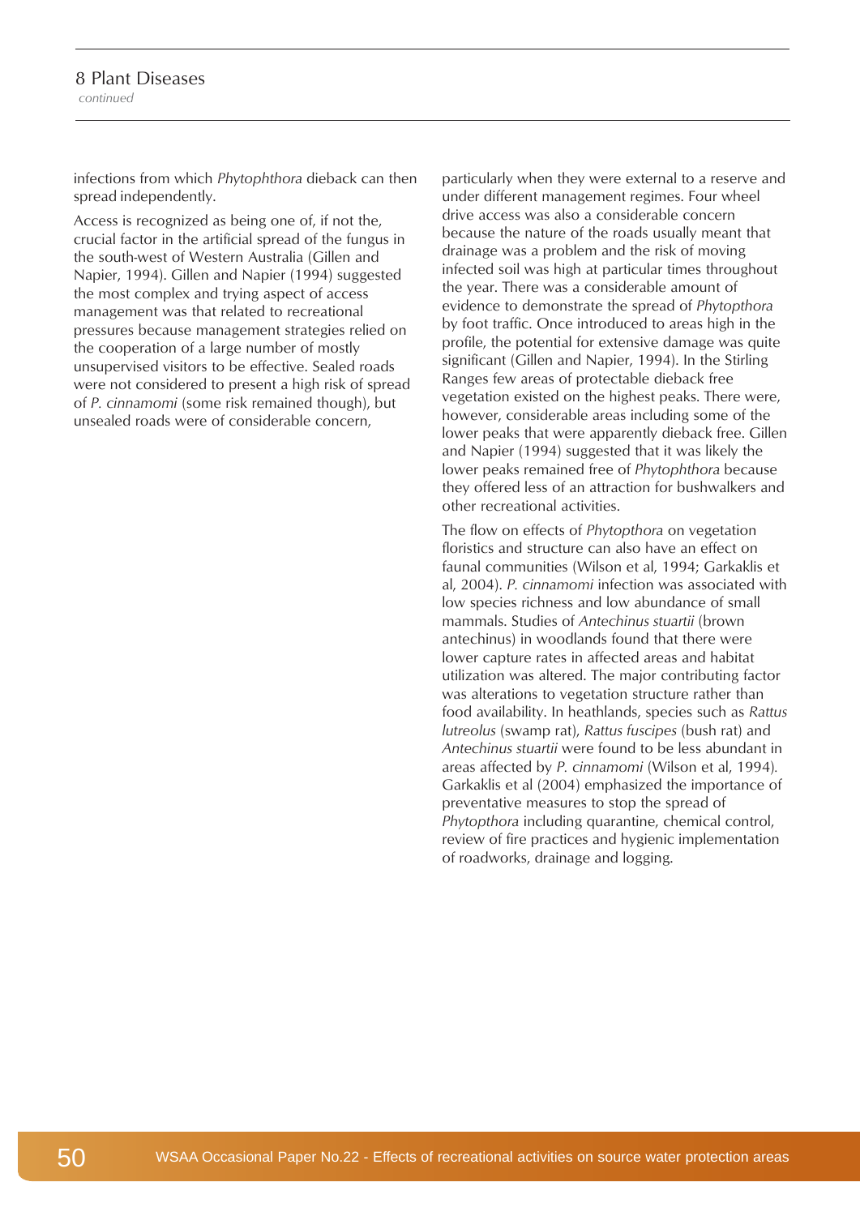infections from which *Phytophthora* dieback can then spread independently.

Access is recognized as being one of, if not the, crucial factor in the artificial spread of the fungus in the south-west of Western Australia (Gillen and Napier, 1994). Gillen and Napier (1994) suggested the most complex and trying aspect of access management was that related to recreational pressures because management strategies relied on the cooperation of a large number of mostly unsupervised visitors to be effective. Sealed roads were not considered to present a high risk of spread of *P. cinnamomi* (some risk remained though), but unsealed roads were of considerable concern, particularly when they were external to a reserve and under different management regimes. Four wheel drive access was also a considerable concern because the nature of the roads usually meant that drainage was a problem and the risk of moving infected soil was high at particular times throughout the year. There was a considerable amount of evidence to demonstrate the spread of *Phytopthora* by foot traffic. Once introduced to areas high in the profile, the potential for extensive damage was quite significant (Gillen and Napier, 1994). In the Stirling Ranges few areas of protectable dieback free vegetation existed on the highest peaks. There were, however, considerable areas including some of the lower peaks that were apparently dieback free. Gillen and Napier (1994) suggested that it was likely the lower peaks remained free of *Phytophthora* because they offered less of an attraction for bushwalkers and other recreational activities.

The flow on effects of *Phytopthora* on vegetation floristics and structure can also have an effect on faunal communities (Wilson et al, 1994; Garkaklis et al, 2004). *P. cinnamomi* infection was associated with low species richness and low abundance of small mammals. Studies of *Antechinus stuartii* (brown antechinus) in woodlands found that there were lower capture rates in affected areas and habitat utilization was altered. The major contributing factor was alterations to vegetation structure rather than food availability. In heathlands, species such as *Rattus lutreolus* (swamp rat), *Rattus fuscipes* (bush rat) and *Antechinus stuartii* were found to be less abundant in areas affected by *P. cinnamomi* (Wilson et al, 1994). Garkaklis et al (2004) emphasized the importance of preventative measures to stop the spread of *Phytopthora* including quarantine, chemical control, review of fire practices and hygienic implementation of roadworks, drainage and logging.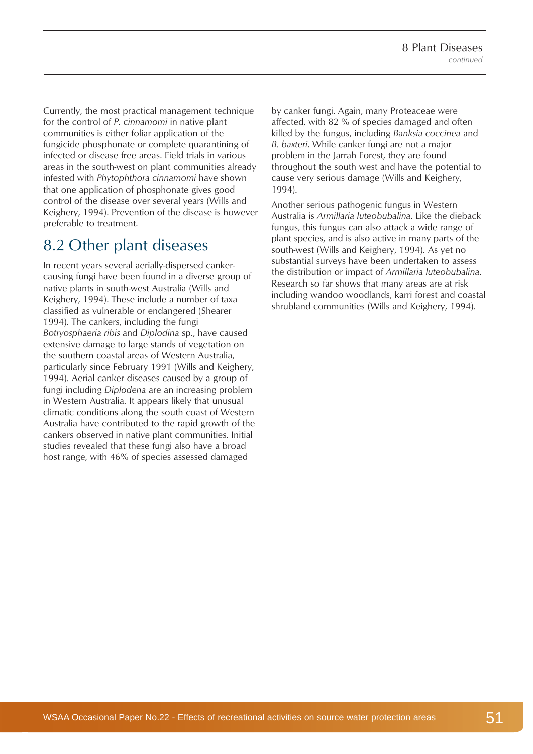Currently, the most practical management technique for the control of *P. cinnamomi* in native plant communities is either foliar application of the fungicide phosphonate or complete quarantining of infected or disease free areas. Field trials in various areas in the south-west on plant communities already infested with *Phytophthora cinnamomi* have shown that one application of phosphonate gives good control of the disease over several years (Wills and Keighery, 1994). Prevention of the disease is however preferable to treatment.

## 8.2 Other plant diseases

In recent years several aerially-dispersed canker-causing fungi have been found in a diverse group of native plants in south-west Australia (Wills and Keighery, 1994). These include a number of taxa classified as vulnerable or endangered (Shearer 1994). The cankers, including the fungi *Botryosphaeria ribis* and *Diplodina* sp., have caused extensive damage to large stands of vegetation on the southern coastal areas of Western Australia, particularly since February 1991 (Wills and Keighery, 1994). Aerial canker diseases caused by a group of fungi including *Diplodena* are an increasing problem in Western Australia. It appears likely that unusual climatic conditions along the south coast of Western Australia have contributed to the rapid growth of the cankers observed in native plant communities. Initial studies revealed that these fungi also have a broad host range, with 46% of species assessed damaged by canker fungi. Again, many Proteaceae were affected, with 82 % of species damaged and often killed by the fungus, including *Banksia coccinea* and *B. baxteri*. While canker fungi are not a major problem in the Jarrah Forest, they are found throughout the south west and have the potential to cause very serious damage (Wills and Keighery, 1994).

Another serious pathogenic fungus in Western Australia is *Armillaria luteobubalina*. Like the dieback fungus, this fungus can also attack a wide range of plant species, and is also active in many parts of the south-west (Wills and Keighery, 1994). As yet no substantial surveys have been undertaken to assess the distribution or impact of *Armillaria luteobubalina*. Research so far shows that many areas are at risk including wandoo woodlands, karri forest and coastal shrubland communities (Wills and Keighery, 1994).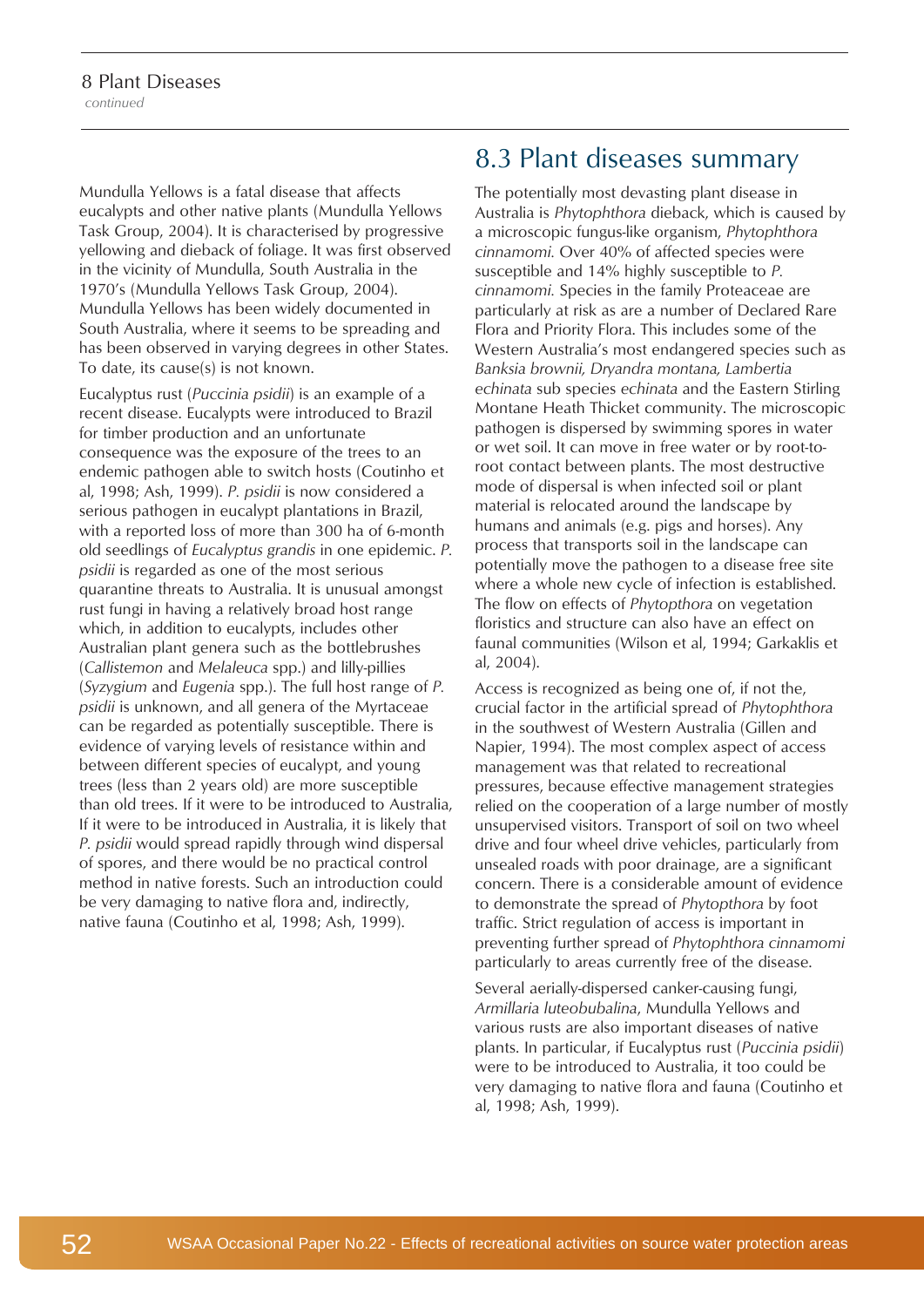Mundulla Yellows is a fatal disease that affects eucalypts and other native plants (Mundulla Yellows Task Group, 2004). It is characterised by progressive yellowing and dieback of foliage. It was first observed in the vicinity of Mundulla, South Australia in the 1970's (Mundulla Yellows Task Group, 2004). Mundulla Yellows has been widely documented in South Australia, where it seems to be spreading and has been observed in varying degrees in other States. To date, its cause(s) is not known.

Eucalyptus rust (*Puccinia psidii*) is an example of a recent disease. Eucalypts were introduced to Brazil for timber production and an unfortunate consequence was the exposure of the trees to an endemic pathogen able to switch hosts (Coutinho et al, 1998; Ash, 1999). *P. psidii* is now considered a serious pathogen in eucalypt plantations in Brazil, with a reported loss of more than 300 ha of 6-month old seedlings of *Eucalyptus grandis* in one epidemic. *P. psidii* is regarded as one of the most serious quarantine threats to Australia. It is unusual amongst rust fungi in having a relatively broad host range which, in addition to eucalypts, includes other Australian plant genera such as the bottlebrushes (*Callistemon* and *Melaleuca* spp.) and lilly-pillies (*Syzygium* and *Eugenia* spp.). The full host range of *P. psidii* is unknown, and all genera of the Myrtaceae can be regarded as potentially susceptible. There is evidence of varying levels of resistance within and between different species of eucalypt, and young trees (less than 2 years old) are more susceptible than old trees. If it were to be introduced to Australia, If it were to be introduced in Australia, it is likely that *P. psidii* would spread rapidly through wind dispersal of spores, and there would be no practical control method in native forests. Such an introduction could be very damaging to native flora and, indirectly, native fauna (Coutinho et al, 1998; Ash, 1999).

## 8.3 Plant diseases summary

The potentially most devasting plant disease in Australia is *Phytophthora* dieback, which is caused by a microscopic fungus-like organism, *Phytophthora cinnamomi.* Over 40% of affected species were susceptible and 14% highly susceptible to *P. cinnamomi.* Species in the family Proteaceae are particularly at risk as are a number of Declared Rare Flora and Priority Flora. This includes some of the Western Australia's most endangered species such as *Banksia brownii, Dryandra montana, Lambertia echinata* sub species *echinata* and the Eastern Stirling Montane Heath Thicket community. The microscopic pathogen is dispersed by swimming spores in water or wet soil. It can move in free water or by root-to-root contact between plants. The most destructive mode of dispersal is when infected soil or plant material is relocated around the landscape by humans and animals (e.g. pigs and horses). Any process that transports soil in the landscape can potentially move the pathogen to a disease free site where a whole new cycle of infection is established. The flow on effects of *Phytopthora* on vegetation floristics and structure can also have an effect on faunal communities (Wilson et al, 1994; Garkaklis et al, 2004).

Access is recognized as being one of, if not the, crucial factor in the artificial spread of *Phytophthora* in the southwest of Western Australia (Gillen and Napier, 1994). The most complex aspect of access management was that related to recreational pressures, because effective management strategies relied on the cooperation of a large number of mostly unsupervised visitors. Transport of soil on two wheel drive and four wheel drive vehicles, particularly from unsealed roads with poor drainage, are a significant concern. There is a considerable amount of evidence to demonstrate the spread of *Phytopthora* by foot traffic. Strict regulation of access is important in preventing further spread of *Phytophthora cinnamomi* particularly to areas currently free of the disease.

Several aerially-dispersed canker-causing fungi, *Armillaria luteobubalina*, Mundulla Yellows and various rusts are also important diseases of native plants. In particular, if Eucalyptus rust (*Puccinia psidii*) were to be introduced to Australia, it too could be very damaging to native flora and fauna (Coutinho et al, 1998; Ash, 1999).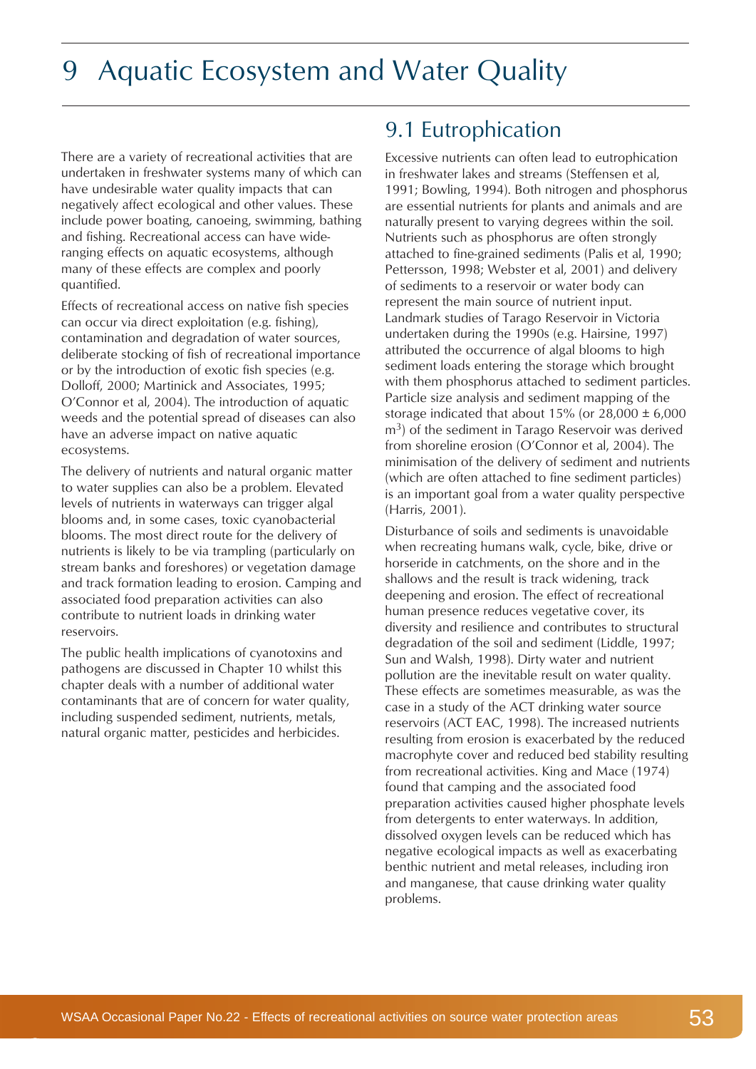# 9 Aquatic Ecosystem and Water Quality

There are a variety of recreational activities that are undertaken in freshwater systems many of which can have undesirable water quality impacts that can negatively affect ecological and other values. These include power boating, canoeing, swimming, bathing and fishing. Recreational access can have wide-ranging effects on aquatic ecosystems, although many of these effects are complex and poorly quantified.

Effects of recreational access on native fish species can occur via direct exploitation (e.g. fishing), contamination and degradation of water sources, deliberate stocking of fish of recreational importance or by the introduction of exotic fish species (e.g. Dolloff, 2000; Martinick and Associates, 1995; O'Connor et al, 2004). The introduction of aquatic weeds and the potential spread of diseases can also have an adverse impact on native aquatic ecosystems.

The delivery of nutrients and natural organic matter to water supplies can also be a problem. Elevated levels of nutrients in waterways can trigger algal blooms and, in some cases, toxic cyanobacterial blooms. The most direct route for the delivery of nutrients is likely to be via trampling (particularly on stream banks and foreshores) or vegetation damage and track formation leading to erosion. Camping and associated food preparation activities can also contribute to nutrient loads in drinking water reservoirs.

The public health implications of cyanotoxins and pathogens are discussed in Chapter 10 whilst this chapter deals with a number of additional water contaminants that are of concern for water quality, including suspended sediment, nutrients, metals, natural organic matter, pesticides and herbicides.

## 9.1 Eutrophication

Excessive nutrients can often lead to eutrophication in freshwater lakes and streams (Steffensen et al, 1991; Bowling, 1994). Both nitrogen and phosphorus are essential nutrients for plants and animals and are naturally present to varying degrees within the soil. Nutrients such as phosphorus are often strongly attached to fine-grained sediments (Palis et al, 1990; Pettersson, 1998; Webster et al, 2001) and delivery of sediments to a reservoir or water body can represent the main source of nutrient input. Landmark studies of Tarago Reservoir in Victoria undertaken during the 1990s (e.g. Hairsine, 1997) attributed the occurrence of algal blooms to high sediment loads entering the storage which brought with them phosphorus attached to sediment particles. Particle size analysis and sediment mapping of the storage indicated that about 15% (or 28,000 ± 6,000 $m^3$) of the sediment in Tarago Reservoir was derived from shoreline erosion (O'Connor et al, 2004). The minimisation of the delivery of sediment and nutrients (which are often attached to fine sediment particles) is an important goal from a water quality perspective (Harris, 2001).

Disturbance of soils and sediments is unavoidable when recreating humans walk, cycle, bike, drive or horseride in catchments, on the shore and in the shallows and the result is track widening, track deepening and erosion. The effect of recreational human presence reduces vegetative cover, its diversity and resilience and contributes to structural degradation of the soil and sediment (Liddle, 1997; Sun and Walsh, 1998). Dirty water and nutrient pollution are the inevitable result on water quality. These effects are sometimes measurable, as was the case in a study of the ACT drinking water source reservoirs (ACT EAC, 1998). The increased nutrients resulting from erosion is exacerbated by the reduced macrophyte cover and reduced bed stability resulting from recreational activities. King and Mace (1974) found that camping and the associated food preparation activities caused higher phosphate levels from detergents to enter waterways. In addition, dissolved oxygen levels can be reduced which has negative ecological impacts as well as exacerbating benthic nutrient and metal releases, including iron and manganese, that cause drinking water quality problems.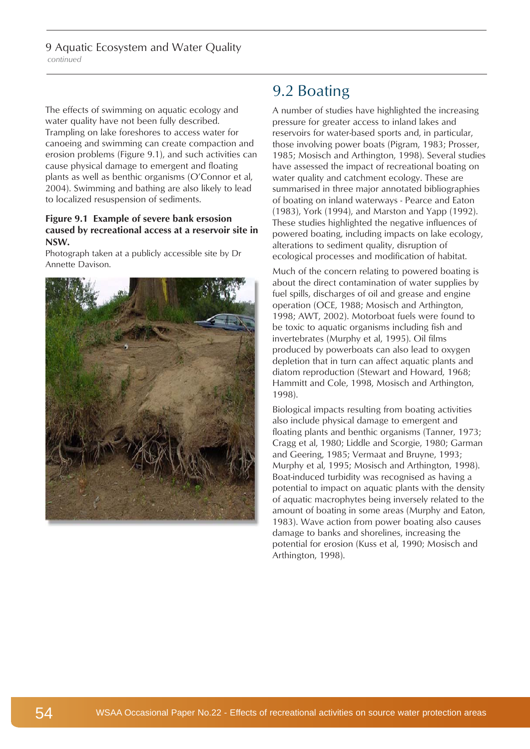The effects of swimming on aquatic ecology and water quality have not been fully described. Trampling on lake foreshores to access water for canoeing and swimming can create compaction and erosion problems (Figure 9.1), and such activities can cause physical damage to emergent and floating plants as well as benthic organisms (O'Connor et al, 2004). Swimming and bathing are also likely to lead to localized resuspension of sediments.

**Figure 9.1 Example of severe bank ersosion caused by recreational access at a reservoir site in NSW.**

Photograph taken at a publicly accessible site by Dr Annette Davison.

## 9.2 Boating

A number of studies have highlighted the increasing pressure for greater access to inland lakes and reservoirs for water-based sports and, in particular, those involving power boats (Pigram, 1983; Prosser, 1985; Mosisch and Arthington, 1998). Several studies have assessed the impact of recreational boating on water quality and catchment ecology. These are summarised in three major annotated bibliographies of boating on inland waterways - Pearce and Eaton (1983), York (1994), and Marston and Yapp (1992). These studies highlighted the negative influences of powered boating, including impacts on lake ecology, alterations to sediment quality, disruption of ecological processes and modification of habitat.

Much of the concern relating to powered boating is about the direct contamination of water supplies by fuel spills, discharges of oil and grease and engine operation (OCE, 1988; Mosisch and Arthington, 1998; AWT, 2002). Motorboat fuels were found to be toxic to aquatic organisms including fish and invertebrates (Murphy et al, 1995). Oil films produced by powerboats can also lead to oxygen depletion that in turn can affect aquatic plants and diatom reproduction (Stewart and Howard, 1968; Hammitt and Cole, 1998, Mosisch and Arthington, 1998).

Biological impacts resulting from boating activities also include physical damage to emergent and floating plants and benthic organisms (Tanner, 1973; Cragg et al, 1980; Liddle and Scorgie, 1980; Garman and Geering, 1985; Vermaat and Bruyne, 1993; Murphy et al, 1995; Mosisch and Arthington, 1998). Boat-induced turbidity was recognised as having a potential to impact on aquatic plants with the density of aquatic macrophytes being inversely related to the amount of boating in some areas (Murphy and Eaton, 1983). Wave action from power boating also causes damage to banks and shorelines, increasing the potential for erosion (Kuss et al, 1990; Mosisch and Arthington, 1998).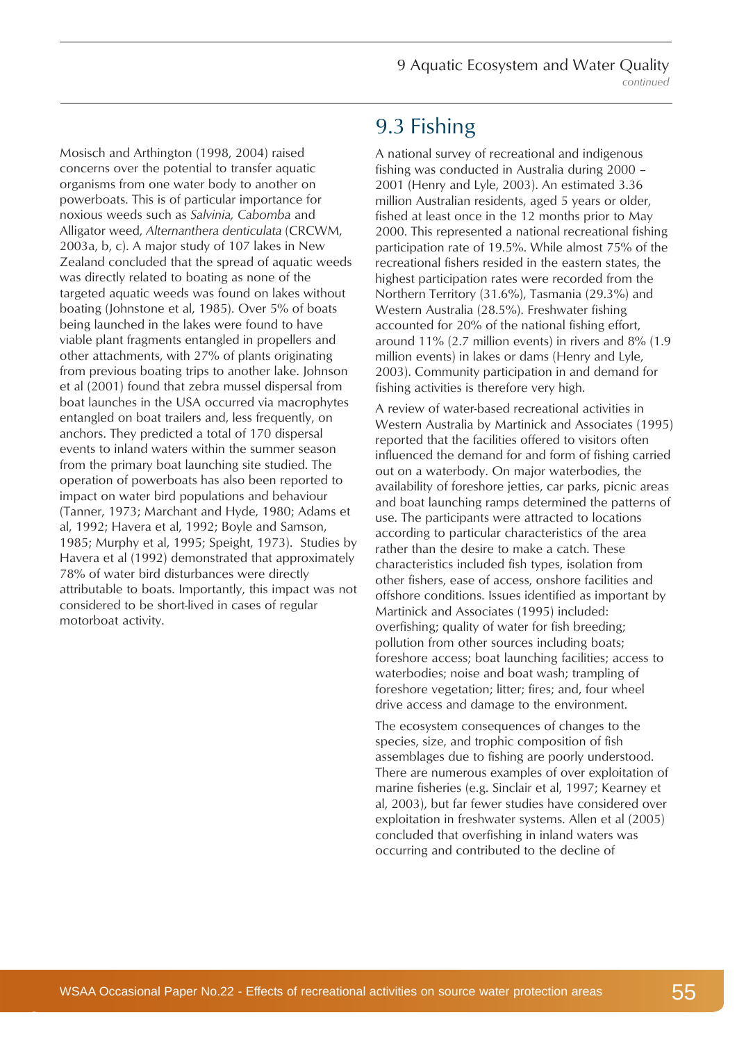Mosisch and Arthington (1998, 2004) raised concerns over the potential to transfer aquatic organisms from one water body to another on powerboats. This is of particular importance for noxious weeds such as *Salvinia, Cabomba* and Alligator weed, *Alternanthera denticulata* (CRCWM, 2003a, b, c). A major study of 107 lakes in New Zealand concluded that the spread of aquatic weeds was directly related to boating as none of the targeted aquatic weeds was found on lakes without boating (Johnstone et al, 1985). Over 5% of boats being launched in the lakes were found to have viable plant fragments entangled in propellers and other attachments, with 27% of plants originating from previous boating trips to another lake. Johnson et al (2001) found that zebra mussel dispersal from boat launches in the USA occurred via macrophytes entangled on boat trailers and, less frequently, on anchors. They predicted a total of 170 dispersal events to inland waters within the summer season from the primary boat launching site studied. The operation of powerboats has also been reported to impact on water bird populations and behaviour (Tanner, 1973; Marchant and Hyde, 1980; Adams et al, 1992; Havera et al, 1992; Boyle and Samson, 1985; Murphy et al, 1995; Speight, 1973). Studies by Havera et al (1992) demonstrated that approximately 78% of water bird disturbances were directly attributable to boats. Importantly, this impact was not considered to be short-lived in cases of regular motorboat activity.

## 9.3 Fishing

A national survey of recreational and indigenous fishing was conducted in Australia during 2000 – 2001 (Henry and Lyle, 2003). An estimated 3.36 million Australian residents, aged 5 years or older, fished at least once in the 12 months prior to May 2000. This represented a national recreational fishing participation rate of 19.5%. While almost 75% of the recreational fishers resided in the eastern states, the highest participation rates were recorded from the Northern Territory (31.6%), Tasmania (29.3%) and Western Australia (28.5%). Freshwater fishing accounted for 20% of the national fishing effort, around 11% (2.7 million events) in rivers and 8% (1.9 million events) in lakes or dams (Henry and Lyle, 2003). Community participation in and demand for fishing activities is therefore very high.

A review of water-based recreational activities in Western Australia by Martinick and Associates (1995) reported that the facilities offered to visitors often influenced the demand for and form of fishing carried out on a waterbody. On major waterbodies, the availability of foreshore jetties, car parks, picnic areas and boat launching ramps determined the patterns of use. The participants were attracted to locations according to particular characteristics of the area rather than the desire to make a catch. These characteristics included fish types, isolation from other fishers, ease of access, onshore facilities and offshore conditions. Issues identified as important by Martinick and Associates (1995) included: overfishing; quality of water for fish breeding; pollution from other sources including boats; foreshore access; boat launching facilities; access to waterbodies; noise and boat wash; trampling of foreshore vegetation; litter; fires; and, four wheel drive access and damage to the environment.

The ecosystem consequences of changes to the species, size, and trophic composition of fish assemblages due to fishing are poorly understood. There are numerous examples of over exploitation of marine fisheries (e.g. Sinclair et al, 1997; Kearney et al, 2003), but far fewer studies have considered over exploitation in freshwater systems. Allen et al (2005) concluded that overfishing in inland waters was occurring and contributed to the decline of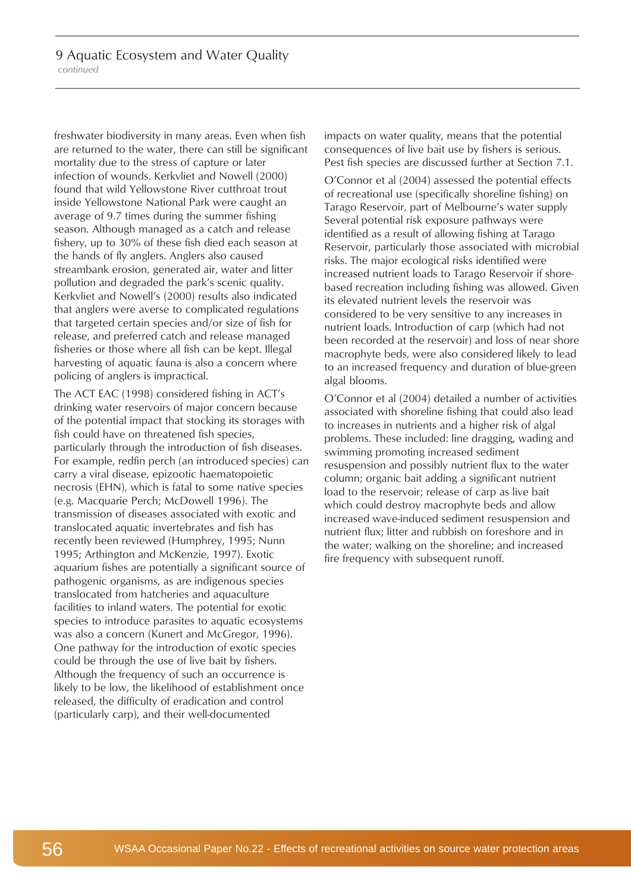freshwater biodiversity in many areas. Even when fish are returned to the water, there can still be significant mortality due to the stress of capture or later infection of wounds. Kerkvliet and Nowell (2000) found that wild Yellowstone River cutthroat trout inside Yellowstone National Park were caught an average of 9.7 times during the summer fishing season. Although managed as a catch and release fishery, up to 30% of these fish died each season at the hands of fly anglers. Anglers also caused streambank erosion, generated air, water and litter pollution and degraded the park's scenic quality. Kerkvliet and Nowell's (2000) results also indicated that anglers were averse to complicated regulations that targeted certain species and/or size of fish for release, and preferred catch and release managed fisheries or those where all fish can be kept. Illegal harvesting of aquatic fauna is also a concern where policing of anglers is impractical.

The ACT EAC (1998) considered fishing in ACT's drinking water reservoirs of major concern because of the potential impact that stocking its storages with fish could have on threatened fish species, particularly through the introduction of fish diseases. For example, redfin perch (an introduced species) can carry a viral disease, epizootic haematopoietic necrosis (EHN), which is fatal to some native species (e.g. Macquarie Perch; McDowell 1996). The transmission of diseases associated with exotic and translocated aquatic invertebrates and fish has recently been reviewed (Humphrey, 1995; Nunn 1995; Arthington and McKenzie, 1997). Exotic aquarium fishes are potentially a significant source of pathogenic organisms, as are indigenous species translocated from hatcheries and aquaculture facilities to inland waters. The potential for exotic species to introduce parasites to aquatic ecosystems was also a concern (Kunert and McGregor, 1996). One pathway for the introduction of exotic species could be through the use of live bait by fishers. Although the frequency of such an occurrence is likely to be low, the likelihood of establishment once released, the difficulty of eradication and control (particularly carp), and their well-documented impacts on water quality, means that the potential consequences of live bait use by fishers is serious. Pest fish species are discussed further at Section 7.1.

O'Connor et al (2004) assessed the potential effects of recreational use (specifically shoreline fishing) on Tarago Reservoir, part of Melbourne's water supply Several potential risk exposure pathways were identified as a result of allowing fishing at Tarago Reservoir, particularly those associated with microbial risks. The major ecological risks identified were increased nutrient loads to Tarago Reservoir if shore-based recreation including fishing was allowed. Given its elevated nutrient levels the reservoir was considered to be very sensitive to any increases in nutrient loads. Introduction of carp (which had not been recorded at the reservoir) and loss of near shore macrophyte beds, were also considered likely to lead to an increased frequency and duration of blue-green algal blooms.

O'Connor et al (2004) detailed a number of activities associated with shoreline fishing that could also lead to increases in nutrients and a higher risk of algal problems. These included: line dragging, wading and swimming promoting increased sediment resuspension and possibly nutrient flux to the water column; organic bait adding a significant nutrient load to the reservoir; release of carp as live bait which could destroy macrophyte beds and allow increased wave-induced sediment resuspension and nutrient flux; litter and rubbish on foreshore and in the water; walking on the shoreline; and increased fire frequency with subsequent runoff.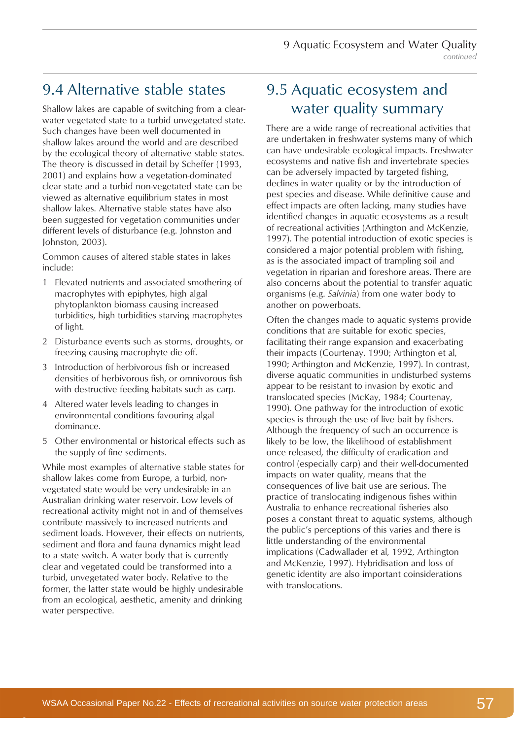## 9.4 Alternative stable states

Shallow lakes are capable of switching from a clear-water vegetated state to a turbid unvegetated state. Such changes have been well documented in shallow lakes around the world and are described by the ecological theory of alternative stable states. The theory is discussed in detail by Scheffer (1993, 2001) and explains how a vegetation-dominated clear state and a turbid non-vegetated state can be viewed as alternative equilibrium states in most shallow lakes. Alternative stable states have also been suggested for vegetation communities under different levels of disturbance (e.g. Johnston and Johnston, 2003).

Common causes of altered stable states in lakes include:

1. Elevated nutrients and associated smothering of macrophytes with epiphytes, high algal phytoplankton biomass causing increased turbidities, high turbidities starving macrophytes of light.
2. Disturbance events such as storms, droughts, or freezing causing macrophyte die off.
3. Introduction of herbivorous fish or increased densities of herbivorous fish, or omnivorous fish with destructive feeding habitats such as carp.
4. Altered water levels leading to changes in environmental conditions favouring algal dominance.
5. Other environmental or historical effects such as the supply of fine sediments.

While most examples of alternative stable states for shallow lakes come from Europe, a turbid, non-vegetated state would be very undesirable in an Australian drinking water reservoir. Low levels of recreational activity might not in and of themselves contribute massively to increased nutrients and sediment loads. However, their effects on nutrients, sediment and flora and fauna dynamics might lead to a state switch. A water body that is currently clear and vegetated could be transformed into a turbid, unvegetated water body. Relative to the former, the latter state would be highly undesirable from an ecological, aesthetic, amenity and drinking water perspective.

## 9.5 Aquatic ecosystem and water quality summary

There are a wide range of recreational activities that are undertaken in freshwater systems many of which can have undesirable ecological impacts. Freshwater ecosystems and native fish and invertebrate species can be adversely impacted by targeted fishing, declines in water quality or by the introduction of pest species and disease. While definitive cause and effect impacts are often lacking, many studies have identified changes in aquatic ecosystems as a result of recreational activities (Arthington and McKenzie, 1997). The potential introduction of exotic species is considered a major potential problem with fishing, as is the associated impact of trampling soil and vegetation in riparian and foreshore areas. There are also concerns about the potential to transfer aquatic organisms (e.g. *Salvinia*) from one water body to another on powerboats.

Often the changes made to aquatic systems provide conditions that are suitable for exotic species, facilitating their range expansion and exacerbating their impacts (Courtenay, 1990; Arthington et al, 1990; Arthington and McKenzie, 1997). In contrast, diverse aquatic communities in undisturbed systems appear to be resistant to invasion by exotic and translocated species (McKay, 1984; Courtenay, 1990). One pathway for the introduction of exotic species is through the use of live bait by fishers. Although the frequency of such an occurrence is likely to be low, the likelihood of establishment once released, the difficulty of eradication and control (especially carp) and their well-documented impacts on water quality, means that the consequences of live bait use are serious. The practice of translocating indigenous fishes within Australia to enhance recreational fisheries also poses a constant threat to aquatic systems, although the public's perceptions of this varies and there is little understanding of the environmental implications (Cadwallader et al, 1992, Arthington and McKenzie, 1997). Hybridisation and loss of genetic identity are also important coinsiderations with translocations.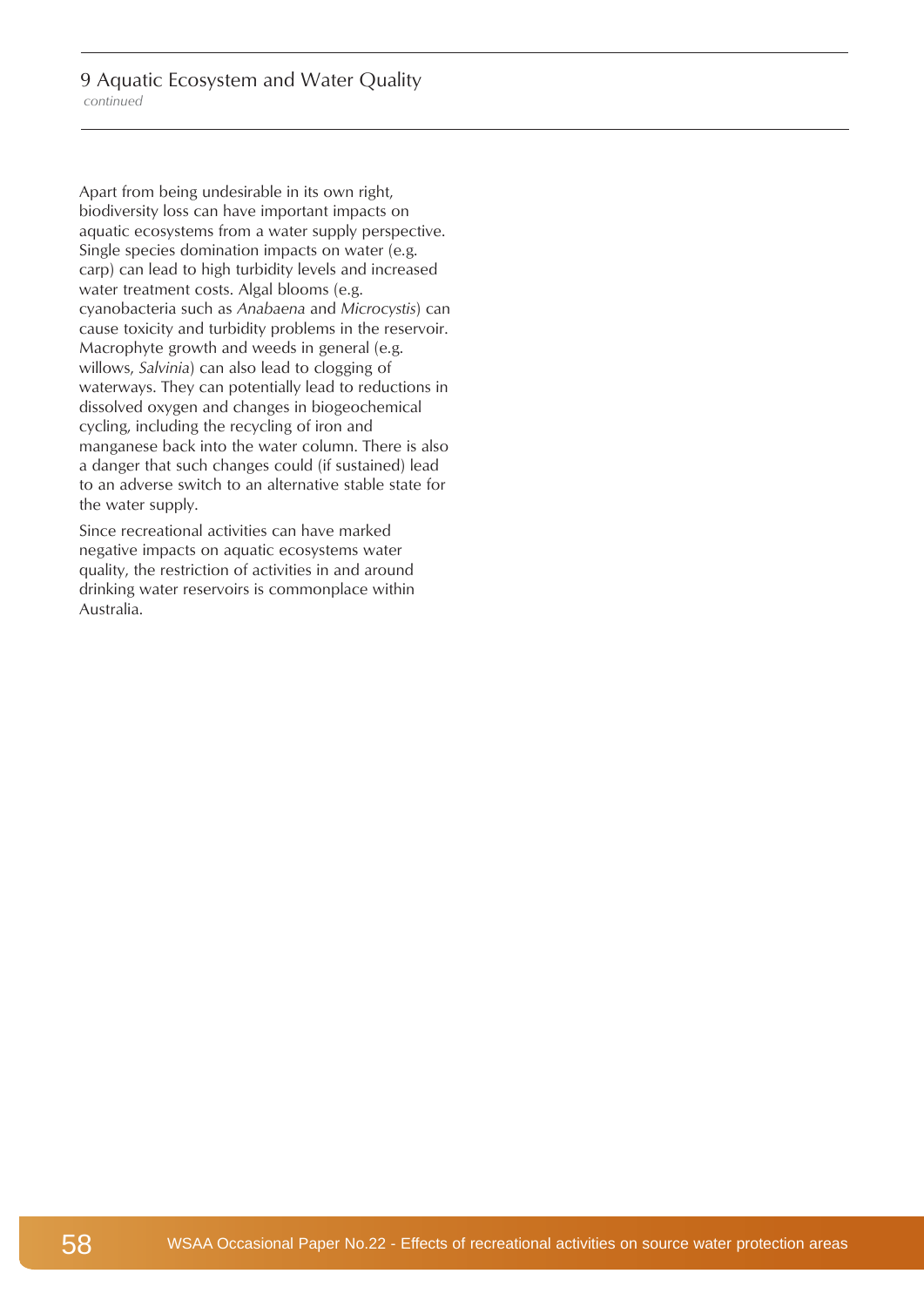Apart from being undesirable in its own right, biodiversity loss can have important impacts on aquatic ecosystems from a water supply perspective. Single species domination impacts on water (e.g. carp) can lead to high turbidity levels and increased water treatment costs. Algal blooms (e.g. cyanobacteria such as *Anabaena* and *Microcystis*) can cause toxicity and turbidity problems in the reservoir. Macrophyte growth and weeds in general (e.g. willows, *Salvinia*) can also lead to clogging of waterways. They can potentially lead to reductions in dissolved oxygen and changes in biogeochemical cycling, including the recycling of iron and manganese back into the water column. There is also a danger that such changes could (if sustained) lead to an adverse switch to an alternative stable state for the water supply.

Since recreational activities can have marked negative impacts on aquatic ecosystems water quality, the restriction of activities in and around drinking water reservoirs is commonplace within Australia.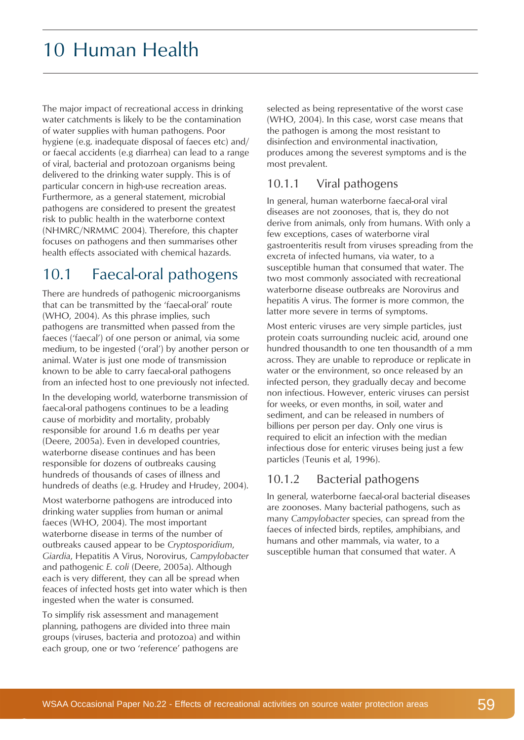# 10 Human Health

The major impact of recreational access in drinking water catchments is likely to be the contamination of water supplies with human pathogens. Poor hygiene (e.g. inadequate disposal of faeces etc) and/or faecal accidents (e.g diarrhea) can lead to a range of viral, bacterial and protozoan organisms being delivered to the drinking water supply. This is of particular concern in high-use recreation areas. Furthermore, as a general statement, microbial pathogens are considered to present the greatest risk to public health in the waterborne context (NHMRC/NRMMC 2004). Therefore, this chapter focuses on pathogens and then summarises other health effects associated with chemical hazards.

## 10.1 Faecal-oral pathogens

There are hundreds of pathogenic microorganisms that can be transmitted by the 'faecal-oral' route (WHO, 2004). As this phrase implies, such pathogens are transmitted when passed from the faeces ('faecal') of one person or animal, via some medium, to be ingested ('oral') by another person or animal. Water is just one mode of transmission known to be able to carry faecal-oral pathogens from an infected host to one previously not infected.

In the developing world, waterborne transmission of faecal-oral pathogens continues to be a leading cause of morbidity and mortality, probably responsible for around 1.6 m deaths per year (Deere, 2005a). Even in developed countries, waterborne disease continues and has been responsible for dozens of outbreaks causing hundreds of thousands of cases of illness and hundreds of deaths (e.g. Hrudey and Hrudey, 2004).

Most waterborne pathogens are introduced into drinking water supplies from human or animal faeces (WHO, 2004). The most important waterborne disease in terms of the number of outbreaks caused appear to be *Cryptosporidium*, *Giardia*, Hepatitis A Virus, Norovirus, *Campylobacter* and pathogenic *E. coli* (Deere, 2005a). Although each is very different, they can all be spread when feaces of infected hosts get into water which is then ingested when the water is consumed.

To simplify risk assessment and management planning, pathogens are divided into three main groups (viruses, bacteria and protozoa) and within each group, one or two 'reference' pathogens are selected as being representative of the worst case (WHO, 2004). In this case, worst case means that the pathogen is among the most resistant to disinfection and environmental inactivation, produces among the severest symptoms and is the most prevalent.

### 10.1.1 Viral pathogens

In general, human waterborne faecal-oral viral diseases are not zoonoses, that is, they do not derive from animals, only from humans. With only a few exceptions, cases of waterborne viral gastroenteritis result from viruses spreading from the excreta of infected humans, via water, to a susceptible human that consumed that water. The two most commonly associated with recreational waterborne disease outbreaks are Norovirus and hepatitis A virus. The former is more common, the latter more severe in terms of symptoms.

Most enteric viruses are very simple particles, just protein coats surrounding nucleic acid, around one hundred thousandth to one ten thousandth of a mm across. They are unable to reproduce or replicate in water or the environment, so once released by an infected person, they gradually decay and become non infectious. However, enteric viruses can persist for weeks, or even months, in soil, water and sediment, and can be released in numbers of billions per person per day. Only one virus is required to elicit an infection with the median infectious dose for enteric viruses being just a few particles (Teunis et al, 1996).

### 10.1.2 Bacterial pathogens

In general, waterborne faecal-oral bacterial diseases are zoonoses. Many bacterial pathogens, such as many *Campylobacter* species, can spread from the faeces of infected birds, reptiles, amphibians, and humans and other mammals, via water, to a susceptible human that consumed that water. A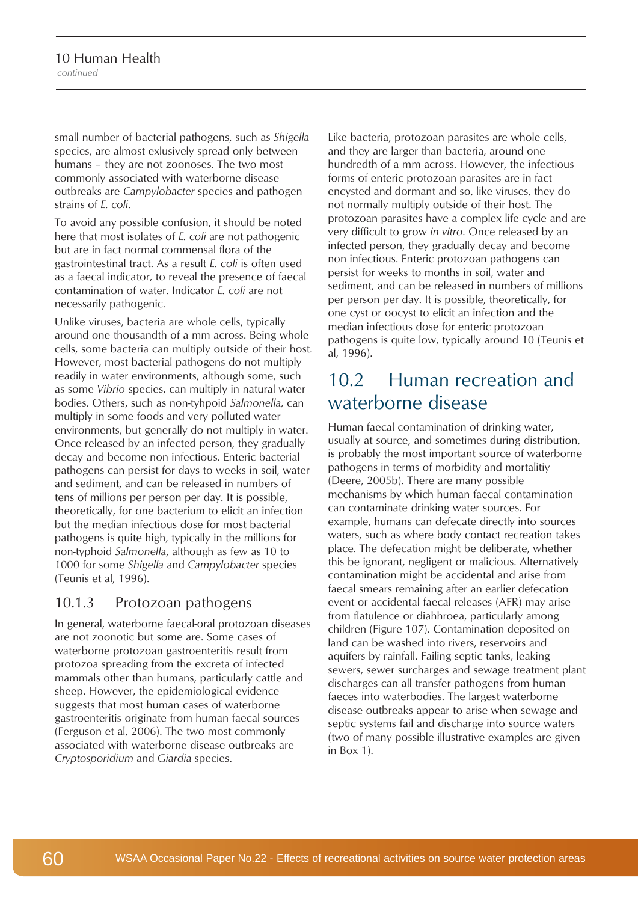small number of bacterial pathogens, such as *Shigella* species, are almost exlusively spread only between humans – they are not zoonoses. The two most commonly associated with waterborne disease outbreaks are *Campylobacter* species and pathogen strains of *E. coli*.

To avoid any possible confusion, it should be noted here that most isolates of *E. coli* are not pathogenic but are in fact normal commensal flora of the gastrointestinal tract. As a result *E. coli* is often used as a faecal indicator, to reveal the presence of faecal contamination of water. Indicator *E. coli* are not necessarily pathogenic.

Unlike viruses, bacteria are whole cells, typically around one thousandth of a mm across. Being whole cells, some bacteria can multiply outside of their host. However, most bacterial pathogens do not multiply readily in water environments, although some, such as some *Vibrio* species, can multiply in natural water bodies. Others, such as non-tyhpoid *Salmonella,* can multiply in some foods and very polluted water environments, but generally do not multiply in water. Once released by an infected person, they gradually decay and become non infectious. Enteric bacterial pathogens can persist for days to weeks in soil, water and sediment, and can be released in numbers of tens of millions per person per day. It is possible, theoretically, for one bacterium to elicit an infection but the median infectious dose for most bacterial pathogens is quite high, typically in the millions for non-typhoid *Salmonella*, although as few as 10 to 1000 for some *Shigella* and *Campylobacter* species (Teunis et al, 1996).

### 10.1.3 Protozoan pathogens

In general, waterborne faecal-oral protozoan diseases are not zoonotic but some are. Some cases of waterborne protozoan gastroenteritis result from protozoa spreading from the excreta of infected mammals other than humans, particularly cattle and sheep. However, the epidemiological evidence suggests that most human cases of waterborne gastroenteritis originate from human faecal sources (Ferguson et al, 2006). The two most commonly associated with waterborne disease outbreaks are *Cryptosporidium* and *Giardia* species.

Like bacteria, protozoan parasites are whole cells, and they are larger than bacteria, around one hundredth of a mm across. However, the infectious forms of enteric protozoan parasites are in fact encysted and dormant and so, like viruses, they do not normally multiply outside of their host. The protozoan parasites have a complex life cycle and are very difficult to grow *in vitro*. Once released by an infected person, they gradually decay and become non infectious. Enteric protozoan pathogens can persist for weeks to months in soil, water and sediment, and can be released in numbers of millions per person per day. It is possible, theoretically, for one cyst or oocyst to elicit an infection and the median infectious dose for enteric protozoan pathogens is quite low, typically around 10 (Teunis et al, 1996).

## 10.2 Human recreation and waterborne disease

Human faecal contamination of drinking water, usually at source, and sometimes during distribution, is probably the most important source of waterborne pathogens in terms of morbidity and mortalitiy (Deere, 2005b). There are many possible mechanisms by which human faecal contamination can contaminate drinking water sources. For example, humans can defecate directly into sources waters, such as where body contact recreation takes place. The defecation might be deliberate, whether this be ignorant, negligent or malicious. Alternatively contamination might be accidental and arise from faecal smears remaining after an earlier defecation event or accidental faecal releases (AFR) may arise from flatulence or diahhroea, particularly among children (Figure 107). Contamination deposited on land can be washed into rivers, reservoirs and aquifers by rainfall. Failing septic tanks, leaking sewers, sewer surcharges and sewage treatment plant discharges can all transfer pathogens from human faeces into waterbodies. The largest waterborne disease outbreaks appear to arise when sewage and septic systems fail and discharge into source waters (two of many possible illustrative examples are given in Box 1).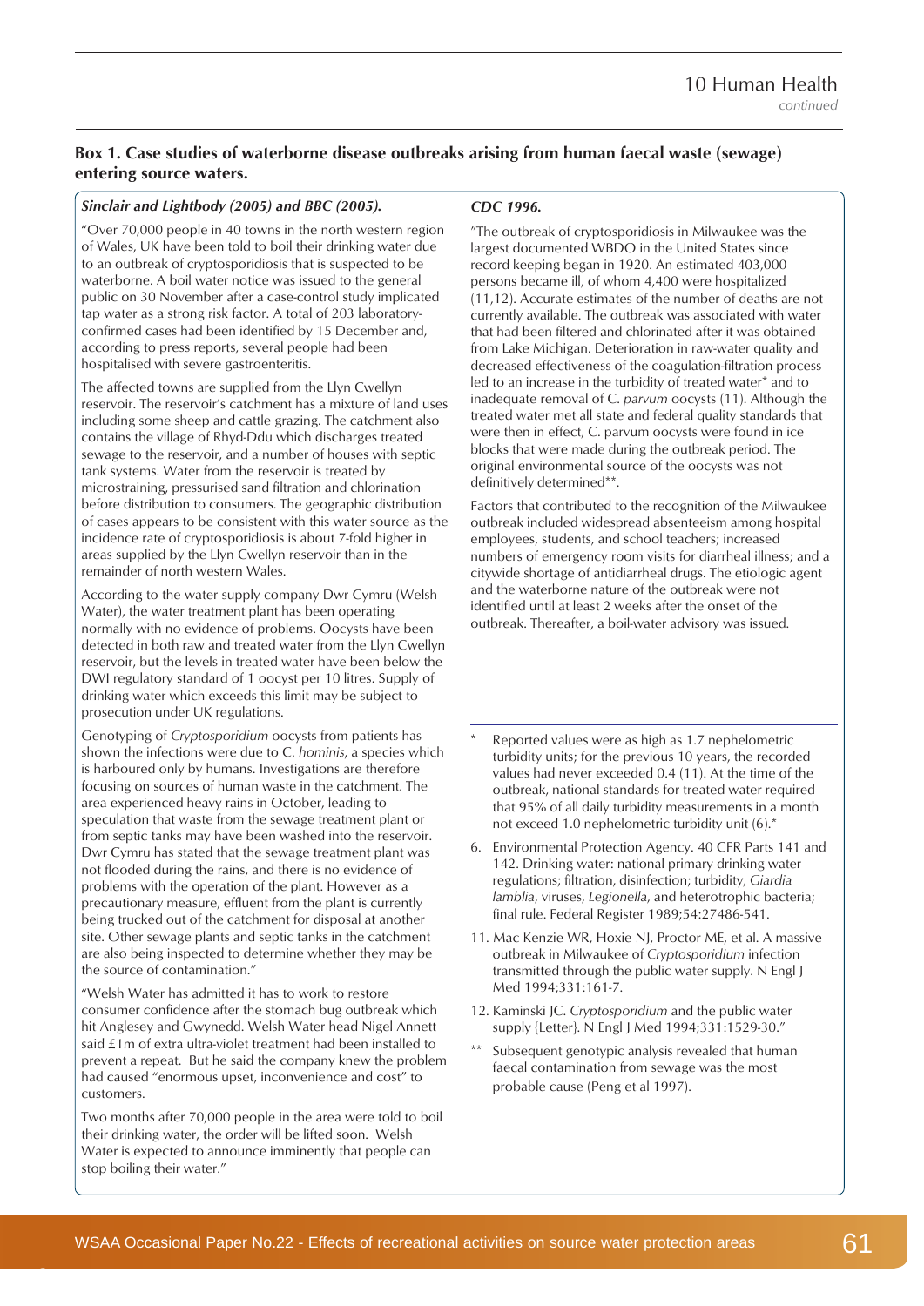## Box 1. Case studies of waterborne disease outbreaks arising from human faecal waste (sewage) entering source waters.

***Sinclair and Lightbody (2005) and BBC (2005).***

"Over 70,000 people in 40 towns in the north western region of Wales, UK have been told to boil their drinking water due to an outbreak of cryptosporidiosis that is suspected to be waterborne. A boil water notice was issued to the general public on 30 November after a case-control study implicated tap water as a strong risk factor. A total of 203 laboratory-confirmed cases had been identified by 15 December and, according to press reports, several people had been hospitalised with severe gastroenteritis.

The affected towns are supplied from the Llyn Cwellyn reservoir. The reservoir's catchment has a mixture of land uses including some sheep and cattle grazing. The catchment also contains the village of Rhyd-Ddu which discharges treated sewage to the reservoir, and a number of houses with septic tank systems. Water from the reservoir is treated by microstraining, pressurised sand filtration and chlorination before distribution to consumers. The geographic distribution of cases appears to be consistent with this water source as the incidence rate of cryptosporidiosis is about 7-fold higher in areas supplied by the Llyn Cwellyn reservoir than in the remainder of north western Wales.

According to the water supply company Dwr Cymru (Welsh Water), the water treatment plant has been operating normally with no evidence of problems. Oocysts have been detected in both raw and treated water from the Llyn Cwellyn reservoir, but the levels in treated water have been below the DWI regulatory standard of 1 oocyst per 10 litres. Supply of drinking water which exceeds this limit may be subject to prosecution under UK regulations.

Genotyping of *Cryptosporidium* oocysts from patients has shown the infections were due to C. *hominis*, a species which is harboured only by humans. Investigations are therefore focusing on sources of human waste in the catchment. The area experienced heavy rains in October, leading to speculation that waste from the sewage treatment plant or from septic tanks may have been washed into the reservoir. Dwr Cymru has stated that the sewage treatment plant was not flooded during the rains, and there is no evidence of problems with the operation of the plant. However as a precautionary measure, effluent from the plant is currently being trucked out of the catchment for disposal at another site. Other sewage plants and septic tanks in the catchment are also being inspected to determine whether they may be the source of contamination."

"Welsh Water has admitted it has to work to restore consumer confidence after the stomach bug outbreak which hit Anglesey and Gwynedd. Welsh Water head Nigel Annett said £1m of extra ultra-violet treatment had been installed to prevent a repeat. But he said the company knew the problem had caused "enormous upset, inconvenience and cost" to customers.

Two months after 70,000 people in the area were told to boil their drinking water, the order will be lifted soon. Welsh Water is expected to announce imminently that people can stop boiling their water."

***CDC 1996.***

"The outbreak of cryptosporidiosis in Milwaukee was the largest documented WBDO in the United States since record keeping began in 1920. An estimated 403,000 persons became ill, of whom 4,400 were hospitalized (11,12). Accurate estimates of the number of deaths are not currently available. The outbreak was associated with water that had been filtered and chlorinated after it was obtained from Lake Michigan. Deterioration in raw-water quality and decreased effectiveness of the coagulation-filtration process led to an increase in the turbidity of treated water* and to inadequate removal of C. *parvum* oocysts (11). Although the treated water met all state and federal quality standards that were then in effect, C. parvum oocysts were found in ice blocks that were made during the outbreak period. The original environmental source of the oocysts was not definitively determined**.

Factors that contributed to the recognition of the Milwaukee outbreak included widespread absenteeism among hospital employees, students, and school teachers; increased numbers of emergency room visits for diarrheal illness; and a citywide shortage of antidiarrheal drugs. The etiologic agent and the waterborne nature of the outbreak were not identified until at least 2 weeks after the onset of the outbreak. Thereafter, a boil-water advisory was issued.

\* Reported values were as high as 1.7 nephelometric turbidity units; for the previous 10 years, the recorded values had never exceeded 0.4 (11). At the time of the outbreak, national standards for treated water required that 95% of all daily turbidity measurements in a month not exceed 1.0 nephelometric turbidity unit (6).*

6. Environmental Protection Agency. 40 CFR Parts 141 and 142. Drinking water: national primary drinking water regulations; filtration, disinfection; turbidity, *Giardia lamblia*, viruses, *Legionella*, and heterotrophic bacteria; final rule. Federal Register 1989;54:27486-541.

11. Mac Kenzie WR, Hoxie NJ, Proctor ME, et al. A massive outbreak in Milwaukee of *Cryptosporidium* infection transmitted through the public water supply. N Engl J Med 1994;331:161-7.

12. Kaminski JC. *Cryptosporidium* and the public water supply {Letter}. N Engl J Med 1994;331:1529-30."

\*\* Subsequent genotypic analysis revealed that human faecal contamination from sewage was the most probable cause (Peng et al 1997).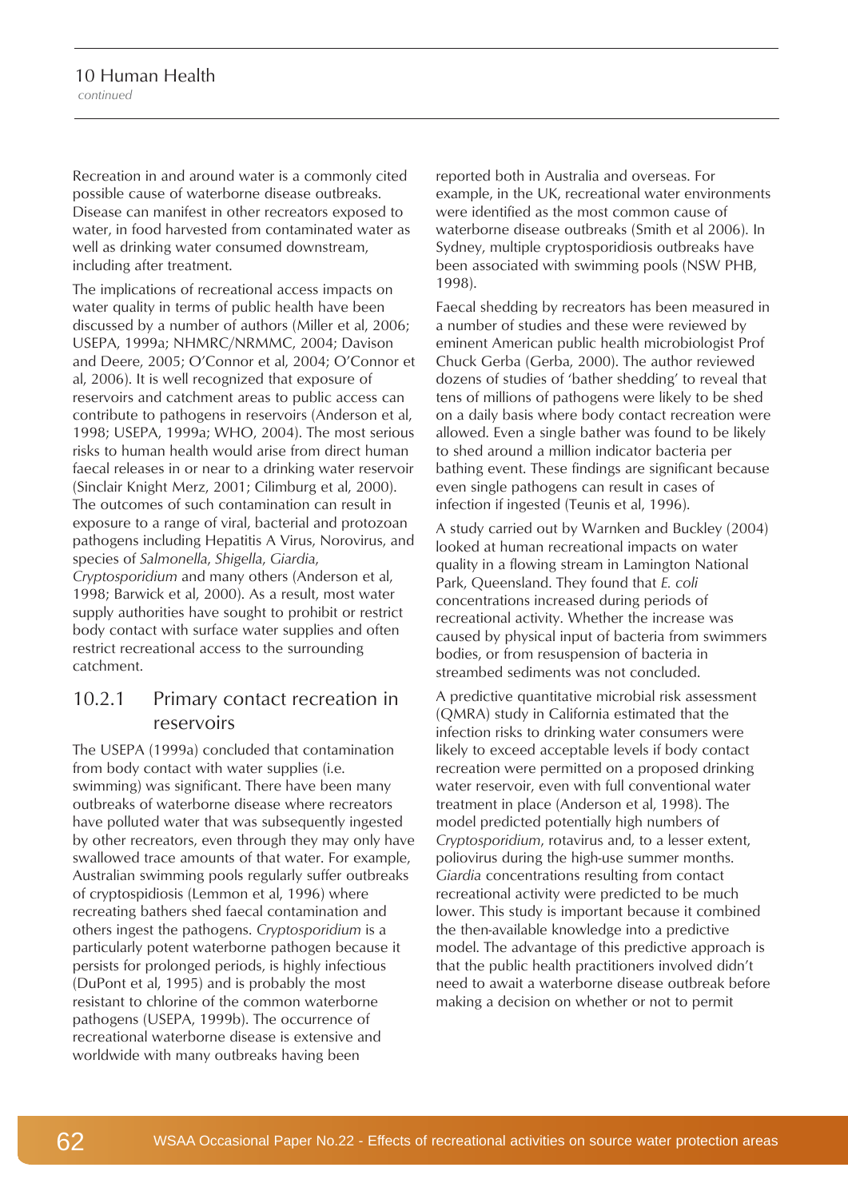Recreation in and around water is a commonly cited possible cause of waterborne disease outbreaks. Disease can manifest in other recreators exposed to water, in food harvested from contaminated water as well as drinking water consumed downstream, including after treatment.

The implications of recreational access impacts on water quality in terms of public health have been discussed by a number of authors (Miller et al, 2006; USEPA, 1999a; NHMRC/NRMMC, 2004; Davison and Deere, 2005; O'Connor et al, 2004; O'Connor et al, 2006). It is well recognized that exposure of reservoirs and catchment areas to public access can contribute to pathogens in reservoirs (Anderson et al, 1998; USEPA, 1999a; WHO, 2004). The most serious risks to human health would arise from direct human faecal releases in or near to a drinking water reservoir (Sinclair Knight Merz, 2001; Cilimburg et al, 2000). The outcomes of such contamination can result in exposure to a range of viral, bacterial and protozoan pathogens including Hepatitis A Virus, Norovirus, and species of *Salmonella*, *Shigella*, *Giardia*, *Cryptosporidium* and many others (Anderson et al, 1998; Barwick et al, 2000). As a result, most water supply authorities have sought to prohibit or restrict body contact with surface water supplies and often restrict recreational access to the surrounding catchment.

### 10.2.1 Primary contact recreation in reservoirs

The USEPA (1999a) concluded that contamination from body contact with water supplies (i.e. swimming) was significant. There have been many outbreaks of waterborne disease where recreators have polluted water that was subsequently ingested by other recreators, even through they may only have swallowed trace amounts of that water. For example, Australian swimming pools regularly suffer outbreaks of cryptospidiosis (Lemmon et al, 1996) where recreating bathers shed faecal contamination and others ingest the pathogens. *Cryptosporidium* is a particularly potent waterborne pathogen because it persists for prolonged periods, is highly infectious (DuPont et al, 1995) and is probably the most resistant to chlorine of the common waterborne pathogens (USEPA, 1999b). The occurrence of recreational waterborne disease is extensive and worldwide with many outbreaks having been reported both in Australia and overseas. For example, in the UK, recreational water environments were identified as the most common cause of waterborne disease outbreaks (Smith et al 2006). In Sydney, multiple cryptosporidiosis outbreaks have been associated with swimming pools (NSW PHB, 1998).

Faecal shedding by recreators has been measured in a number of studies and these were reviewed by eminent American public health microbiologist Prof Chuck Gerba (Gerba, 2000). The author reviewed dozens of studies of 'bather shedding' to reveal that tens of millions of pathogens were likely to be shed on a daily basis where body contact recreation were allowed. Even a single bather was found to be likely to shed around a million indicator bacteria per bathing event. These findings are significant because even single pathogens can result in cases of infection if ingested (Teunis et al, 1996).

A study carried out by Warnken and Buckley (2004) looked at human recreational impacts on water quality in a flowing stream in Lamington National Park, Queensland. They found that *E. coli* concentrations increased during periods of recreational activity. Whether the increase was caused by physical input of bacteria from swimmers bodies, or from resuspension of bacteria in streambed sediments was not concluded.

A predictive quantitative microbial risk assessment (QMRA) study in California estimated that the infection risks to drinking water consumers were likely to exceed acceptable levels if body contact recreation were permitted on a proposed drinking water reservoir, even with full conventional water treatment in place (Anderson et al, 1998). The model predicted potentially high numbers of *Cryptosporidium*, rotavirus and, to a lesser extent, poliovirus during the high-use summer months. *Giardia* concentrations resulting from contact recreational activity were predicted to be much lower. This study is important because it combined the then-available knowledge into a predictive model. The advantage of this predictive approach is that the public health practitioners involved didn't need to await a waterborne disease outbreak before making a decision on whether or not to permit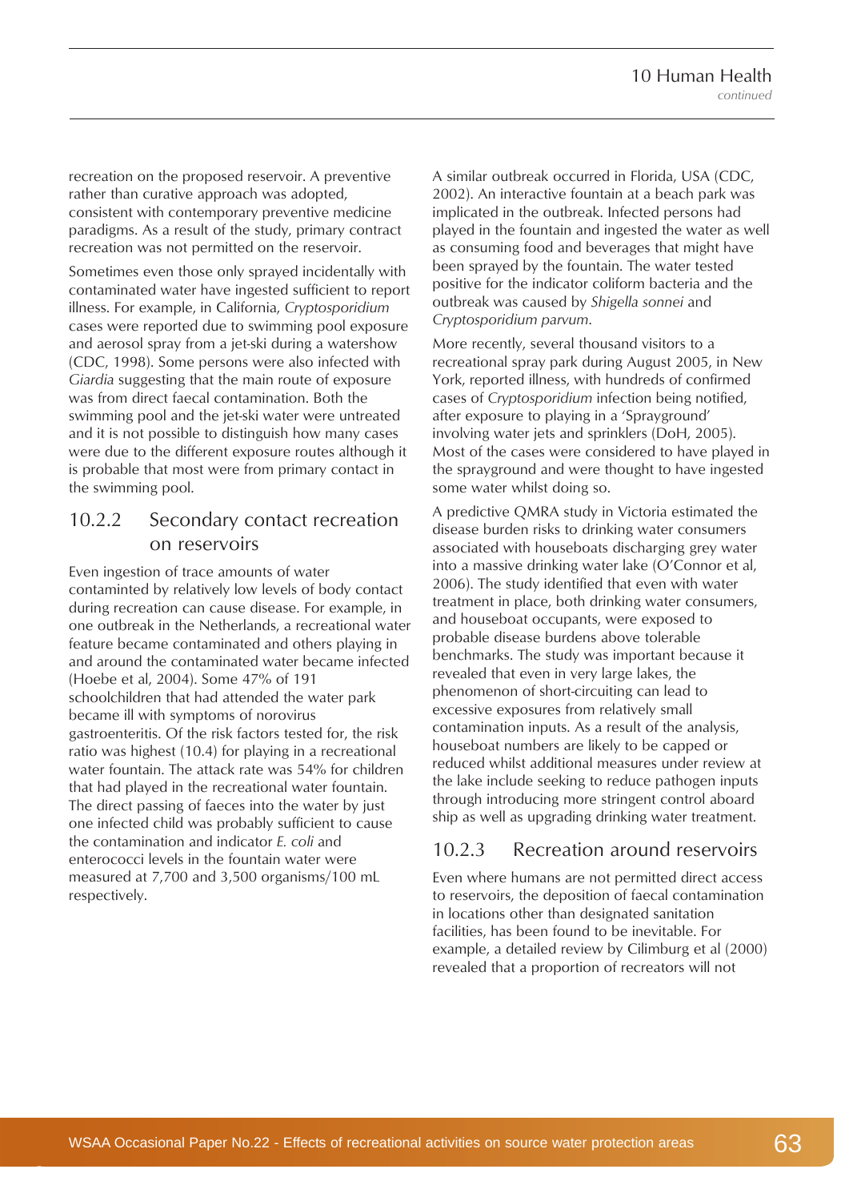recreation on the proposed reservoir. A preventive rather than curative approach was adopted, consistent with contemporary preventive medicine paradigms. As a result of the study, primary contact recreation was not permitted on the reservoir.

Sometimes even those only sprayed incidentally with contaminated water have ingested sufficient to report illness. For example, in California, *Cryptosporidium* cases were reported due to swimming pool exposure and aerosol spray from a jet-ski during a watershow (CDC, 1998). Some persons were also infected with *Giardia* suggesting that the main route of exposure was from direct faecal contamination. Both the swimming pool and the jet-ski water were untreated and it is not possible to distinguish how many cases were due to the different exposure routes although it is probable that most were from primary contact in the swimming pool.

### 10.2.2 Secondary contact recreation on reservoirs

Even ingestion of trace amounts of water contaminted by relatively low levels of body contact during recreation can cause disease. For example, in one outbreak in the Netherlands, a recreational water feature became contaminated and others playing in and around the contaminated water became infected (Hoebe et al, 2004). Some 47% of 191 schoolchildren that had attended the water park became ill with symptoms of norovirus gastroenteritis. Of the risk factors tested for, the risk ratio was highest (10.4) for playing in a recreational water fountain. The attack rate was 54% for children that had played in the recreational water fountain. The direct passing of faeces into the water by just one infected child was probably sufficient to cause the contamination and indicator *E. coli* and enterococci levels in the fountain water were measured at 7,700 and 3,500 organisms/100 mL respectively.

A similar outbreak occurred in Florida, USA (CDC, 2002). An interactive fountain at a beach park was implicated in the outbreak. Infected persons had played in the fountain and ingested the water as well as consuming food and beverages that might have been sprayed by the fountain. The water tested positive for the indicator coliform bacteria and the outbreak was caused by *Shigella sonnei* and *Cryptosporidium parvum*.

More recently, several thousand visitors to a recreational spray park during August 2005, in New York, reported illness, with hundreds of confirmed cases of *Cryptosporidium* infection being notified, after exposure to playing in a 'Sprayground' involving water jets and sprinklers (DoH, 2005). Most of the cases were considered to have played in the sprayground and were thought to have ingested some water whilst doing so.

A predictive QMRA study in Victoria estimated the disease burden risks to drinking water consumers associated with houseboats discharging grey water into a massive drinking water lake (O'Connor et al, 2006). The study identified that even with water treatment in place, both drinking water consumers, and houseboat occupants, were exposed to probable disease burdens above tolerable benchmarks. The study was important because it revealed that even in very large lakes, the phenomenon of short-circuiting can lead to excessive exposures from relatively small contamination inputs. As a result of the analysis, houseboat numbers are likely to be capped or reduced whilst additional measures under review at the lake include seeking to reduce pathogen inputs through introducing more stringent control aboard ship as well as upgrading drinking water treatment.

### 10.2.3 Recreation around reservoirs

Even where humans are not permitted direct access to reservoirs, the deposition of faecal contamination in locations other than designated sanitation facilities, has been found to be inevitable. For example, a detailed review by Cilimburg et al (2000) revealed that a proportion of recreators will not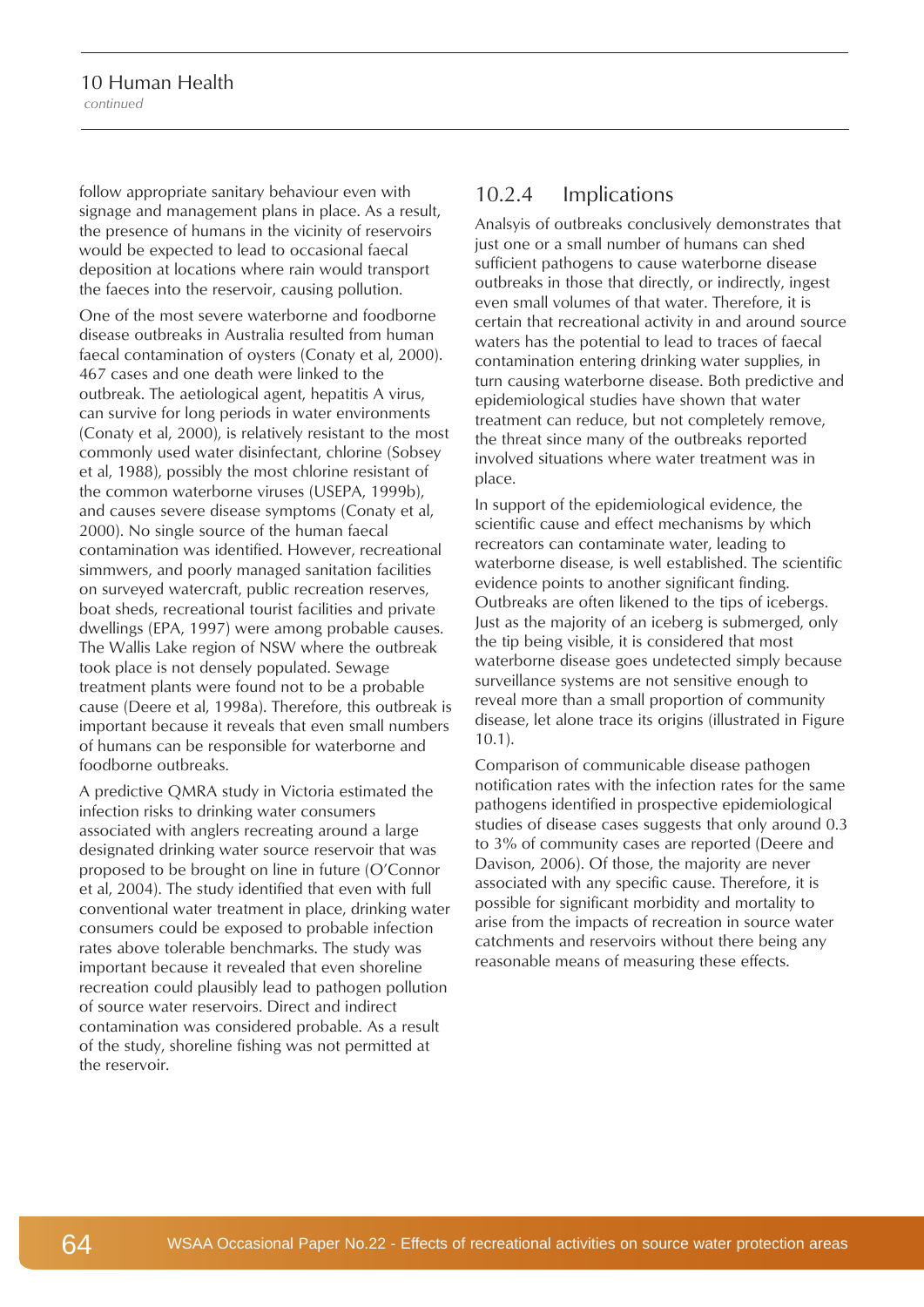follow appropriate sanitary behaviour even with signage and management plans in place. As a result, the presence of humans in the vicinity of reservoirs would be expected to lead to occasional faecal deposition at locations where rain would transport the faeces into the reservoir, causing pollution.

One of the most severe waterborne and foodborne disease outbreaks in Australia resulted from human faecal contamination of oysters (Conaty et al, 2000). 467 cases and one death were linked to the outbreak. The aetiological agent, hepatitis A virus, can survive for long periods in water environments (Conaty et al, 2000), is relatively resistant to the most commonly used water disinfectant, chlorine (Sobsey et al, 1988), possibly the most chlorine resistant of the common waterborne viruses (USEPA, 1999b), and causes severe disease symptoms (Conaty et al, 2000). No single source of the human faecal contamination was identified. However, recreational simmwers, and poorly managed sanitation facilities on surveyed watercraft, public recreation reserves, boat sheds, recreational tourist facilities and private dwellings (EPA, 1997) were among probable causes. The Wallis Lake region of NSW where the outbreak took place is not densely populated. Sewage treatment plants were found not to be a probable cause (Deere et al, 1998a). Therefore, this outbreak is important because it reveals that even small numbers of humans can be responsible for waterborne and foodborne outbreaks.

A predictive QMRA study in Victoria estimated the infection risks to drinking water consumers associated with anglers recreating around a large designated drinking water source reservoir that was proposed to be brought on line in future (O'Connor et al, 2004). The study identified that even with full conventional water treatment in place, drinking water consumers could be exposed to probable infection rates above tolerable benchmarks. The study was important because it revealed that even shoreline recreation could plausibly lead to pathogen pollution of source water reservoirs. Direct and indirect contamination was considered probable. As a result of the study, shoreline fishing was not permitted at the reservoir.

### 10.2.4 Implications

Analsyis of outbreaks conclusively demonstrates that just one or a small number of humans can shed sufficient pathogens to cause waterborne disease outbreaks in those that directly, or indirectly, ingest even small volumes of that water. Therefore, it is certain that recreational activity in and around source waters has the potential to lead to traces of faecal contamination entering drinking water supplies, in turn causing waterborne disease. Both predictive and epidemiological studies have shown that water treatment can reduce, but not completely remove, the threat since many of the outbreaks reported involved situations where water treatment was in place.

In support of the epidemiological evidence, the scientific cause and effect mechanisms by which recreators can contaminate water, leading to waterborne disease, is well established. The scientific evidence points to another significant finding. Outbreaks are often likened to the tips of icebergs. Just as the majority of an iceberg is submerged, only the tip being visible, it is considered that most waterborne disease goes undetected simply because surveillance systems are not sensitive enough to reveal more than a small proportion of community disease, let alone trace its origins (illustrated in Figure 10.1).

Comparison of communicable disease pathogen notification rates with the infection rates for the same pathogens identified in prospective epidemiological studies of disease cases suggests that only around 0.3 to 3% of community cases are reported (Deere and Davison, 2006). Of those, the majority are never associated with any specific cause. Therefore, it is possible for significant morbidity and mortality to arise from the impacts of recreation in source water catchments and reservoirs without there being any reasonable means of measuring these effects.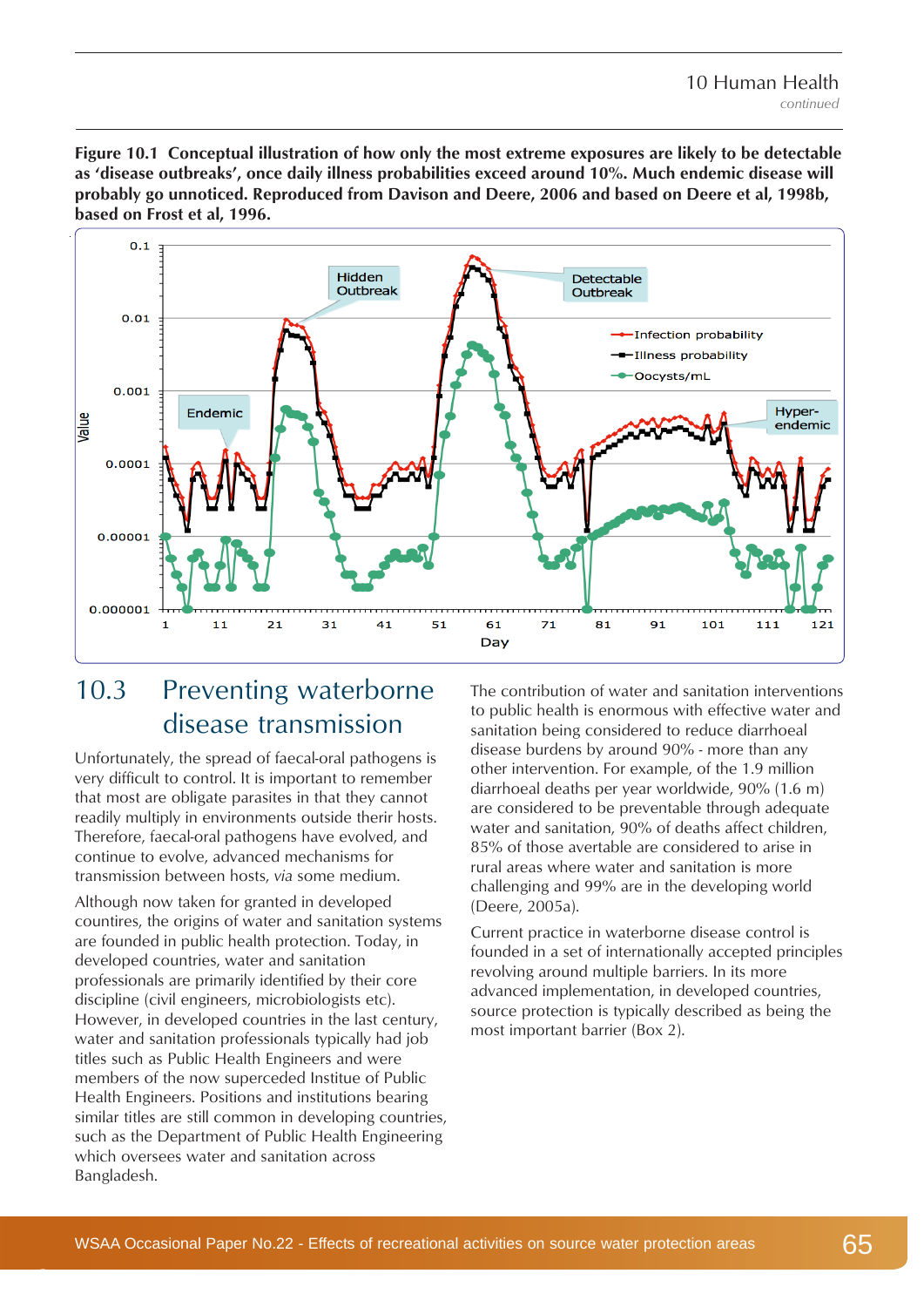**Figure 10.1 Conceptual illustration of how only the most extreme exposures are likely to be detectable as 'disease outbreaks', once daily illness probabilities exceed around 10%. Much endemic disease will probably go unnoticed. Reproduced from Davison and Deere, 2006 and based on Deere et al, 1998b, based on Frost et al, 1996.**

## 10.3 Preventing waterborne disease transmission

Unfortunately, the spread of faecal-oral pathogens is very difficult to control. It is important to remember that most are obligate parasites in that they cannot readily multiply in environments outside theirh hosts. Therefore, faecal-oral pathogens have evolved, and continue to evolve, advanced mechanisms for transmission between hosts, *via* some medium.

Although now taken for granted in developed countires, the origins of water and sanitation systems are founded in public health protection. Today, in developed countries, water and sanitation professionals are primarily identified by their core discipline (civil engineers, microbiologists etc). However, in developed countries in the last century, water and sanitation professionals typically had job titles such as Public Health Engineers and were members of the now superceded Institue of Public Health Engineers. Positions and institutions bearing similar titles are still common in developing countries, such as the Department of Public Health Engineering which oversees water and sanitation across Bangladesh.

The contribution of water and sanitation interventions to public health is enormous with effective water and sanitation being considered to reduce diarrhoeal disease burdens by around 90% - more than any other intervention. For example, of the 1.9 million diarrhoeal deaths per year worldwide, 90% (1.6 m) are considered to be preventable through adequate water and sanitation, 90% of deaths affect children, 85% of those avertable are considered to arise in rural areas where water and sanitation is more challenging and 99% are in the developing world (Deere, 2005a).

Current practice in waterborne disease control is founded in a set of internationally accepted principles revolving around multiple barriers. In its more advanced implementation, in developed countries, source protection is typically described as being the most important barrier (Box 2).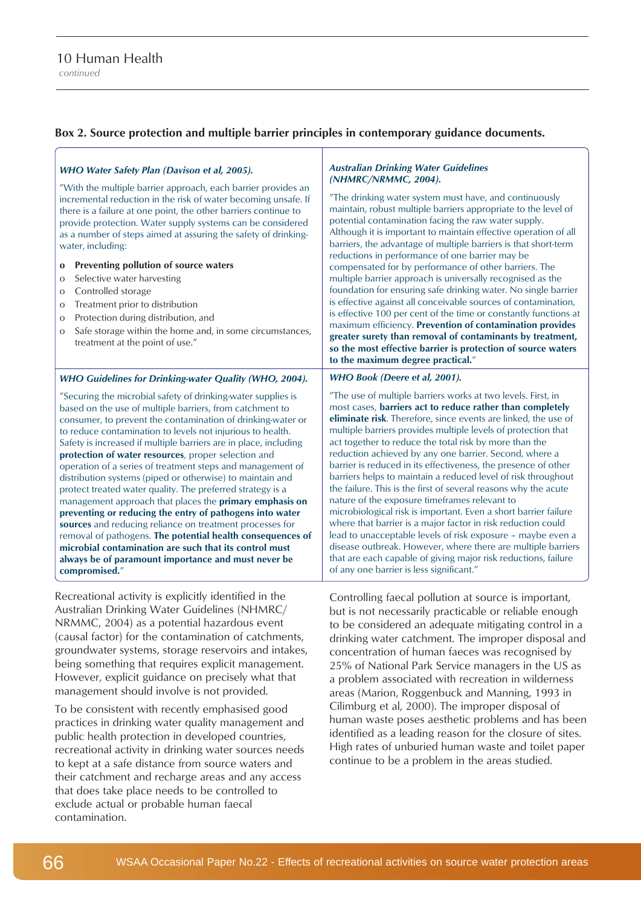**Box 2. Source protection and multiple barrier principles in contemporary guidance documents.**

***WHO Water Safety Plan (Davison et al, 2005).***

"With the multiple barrier approach, each barrier provides an incremental reduction in the risk of water becoming unsafe. If there is a failure at one point, the other barriers continue to provide protection. Water supply systems can be considered as a number of steps aimed at assuring the safety of drinking-water, including:

- **Preventing pollution of source waters**
- Selective water harvesting
- Controlled storage
- Treatment prior to distribution
- Protection during distribution, and
- Safe storage within the home and, in some circumstances, treatment at the point of use."

***Australian Drinking Water Guidelines (NHMRC/NRMMC, 2004).***

"The drinking water system must have, and continuously maintain, robust multiple barriers appropriate to the level of potential contamination facing the raw water supply. Although it is important to maintain effective operation of all barriers, the advantage of multiple barriers is that short-term reductions in performance of one barrier may be compensated for by performance of other barriers. The multiple barrier approach is universally recognised as the foundation for ensuring safe drinking water. No single barrier is effective against all conceivable sources of contamination, is effective 100 per cent of the time or constantly functions at maximum efficiency. **Prevention of contamination provides greater surety than removal of contaminants by treatment, so the most effective barrier is protection of source waters to the maximum degree practical.**"

***WHO Guidelines for Drinking-water Quality (WHO, 2004).***

"Securing the microbial safety of drinking-water supplies is based on the use of multiple barriers, from catchment to consumer, to prevent the contamination of drinking-water or to reduce contamination to levels not injurious to health. Safety is increased if multiple barriers are in place, including **protection of water resources**, proper selection and operation of a series of treatment steps and management of distribution systems (piped or otherwise) to maintain and protect treated water quality. The preferred strategy is a management approach that places the **primary emphasis on preventing or reducing the entry of pathogens into water sources** and reducing reliance on treatment processes for removal of pathogens. **The potential health consequences of microbial contamination are such that its control must always be of paramount importance and must never be compromised.**"

***WHO Book (Deere et al, 2001).***

"The use of multiple barriers works at two levels. First, in most cases, **barriers act to reduce rather than completely eliminate risk**. Therefore, since events are linked, the use of multiple barriers provides multiple levels of protection that act together to reduce the total risk by more than the reduction achieved by any one barrier. Second, where a barrier is reduced in its effectiveness, the presence of other barriers helps to maintain a reduced level of risk throughout the failure. This is the first of several reasons why the acute nature of the exposure timeframes relevant to microbiological risk is important. Even a short barrier failure where that barrier is a major factor in risk reduction could lead to unacceptable levels of risk exposure – maybe even a disease outbreak. However, where there are multiple barriers that are each capable of giving major risk reductions, failure of any one barrier is less significant."

Recreational activity is explicitly identified in the Australian Drinking Water Guidelines (NHMRC/NRMMC, 2004) as a potential hazardous event (causal factor) for the contamination of catchments, groundwater systems, storage reservoirs and intakes, being something that requires explicit management. However, explicit guidance on precisely what that management should involve is not provided.

To be consistent with recently emphasised good practices in drinking water quality management and public health protection in developed countries, recreational activity in drinking water sources needs to kept at a safe distance from source waters and their catchment and recharge areas and any access that does take place needs to be controlled to exclude actual or probable human faecal contamination.

Controlling faecal pollution at source is important, but is not necessarily practicable or reliable enough to be considered an adequate mitigating control in a drinking water catchment. The improper disposal and concentration of human faeces was recognised by 25% of National Park Service managers in the US as a problem associated with recreation in wilderness areas (Marion, Roggenbuck and Manning, 1993 in Cilimburg et al, 2000). The improper disposal of human waste poses aesthetic problems and has been identified as a leading reason for the closure of sites. High rates of unburied human waste and toilet paper continue to be a problem in the areas studied.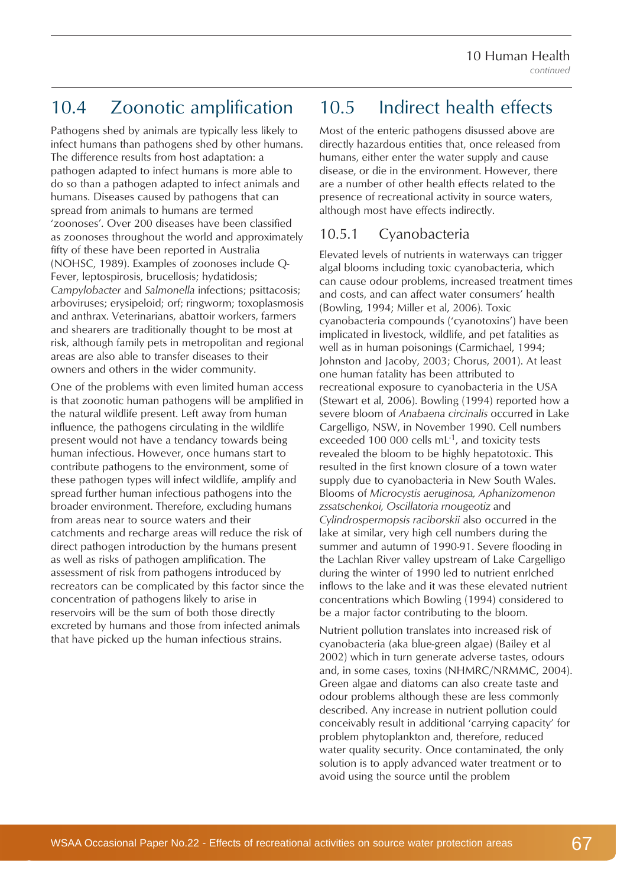## 10.4 Zoonotic amplification

Pathogens shed by animals are typically less likely to infect humans than pathogens shed by other humans. The difference results from host adaptation: a pathogen adapted to infect humans is more able to do so than a pathogen adapted to infect animals and humans. Diseases caused by pathogens that can spread from animals to humans are termed 'zoonoses'. Over 200 diseases have been classified as zoonoses throughout the world and approximately fifty of these have been reported in Australia (NOHSC, 1989). Examples of zoonoses include Q-Fever, leptospirosis, brucellosis; hydatidosis; *Campylobacter* and *Salmonella* infections; psittacosis; arboviruses; erysipeloid; orf; ringworm; toxoplasmosis and anthrax. Veterinarians, abattoir workers, farmers and shearers are traditionally thought to be most at risk, although family pets in metropolitan and regional areas are also able to transfer diseases to their owners and others in the wider community.

One of the problems with even limited human access is that zoonotic human pathogens will be amplified in the natural wildlife present. Left away from human influence, the pathogens circulating in the wildlife present would not have a tendancy towards being human infectious. However, once humans start to contribute pathogens to the environment, some of these pathogen types will infect wildlife, amplify and spread further human infectious pathogens into the broader environment. Therefore, excluding humans from areas near to source waters and their catchments and recharge areas will reduce the risk of direct pathogen introduction by the humans present as well as risks of pathogen amplification. The assessment of risk from pathogens introduced by recreators can be complicated by this factor since the concentration of pathogens likely to arise in reservoirs will be the sum of both those directly excreted by humans and those from infected animals that have picked up the human infectious strains.

## 10.5 Indirect health effects

Most of the enteric pathogens disussed above are directly hazardous entities that, once released from humans, either enter the water supply and cause disease, or die in the environment. However, there are a number of other health effects related to the presence of recreational activity in source waters, although most have effects indirectly.

### 10.5.1 Cyanobacteria

Elevated levels of nutrients in waterways can trigger algal blooms including toxic cyanobacteria, which can cause odour problems, increased treatment times and costs, and can affect water consumers' health (Bowling, 1994; Miller et al, 2006). Toxic cyanobacteria compounds ('cyanotoxins') have been implicated in livestock, wildlife, and pet fatalities as well as in human poisonings (Carmichael, 1994; Johnston and Jacoby, 2003; Chorus, 2001). At least one human fatality has been attributed to recreational exposure to cyanobacteria in the USA (Stewart et al, 2006). Bowling (1994) reported how a severe bloom of *Anabaena circinalis* occurred in Lake Cargelligo, NSW, in November 1990. Cell numbers exceeded 100 000 cells mL$^{-1}$, and toxicity tests revealed the bloom to be highly hepatotoxic. This resulted in the first known closure of a town water supply due to cyanobacteria in New South Wales. Blooms of *Microcystis aeruginosa, Aphanizomenon zssatschenkoi, Oscillatoria rnougeotiz* and *Cylindrospermopsis raciborskii* also occurred in the lake at similar, very high cell numbers during the summer and autumn of 1990-91. Severe flooding in the Lachlan River valley upstream of Lake Cargelligo during the winter of 1990 led to nutrient enrlched inflows to the lake and it was these elevated nutrient concentrations which Bowling (1994) considered to be a major factor contributing to the bloom.

Nutrient pollution translates into increased risk of cyanobacteria (aka blue-green algae) (Bailey et al 2002) which in turn generate adverse tastes, odours and, in some cases, toxins (NHMRC/NRMMC, 2004). Green algae and diatoms can also create taste and odour problems although these are less commonly described. Any increase in nutrient pollution could conceivably result in additional 'carrying capacity' for problem phytoplankton and, therefore, reduced water quality security. Once contaminated, the only solution is to apply advanced water treatment or to avoid using the source until the problem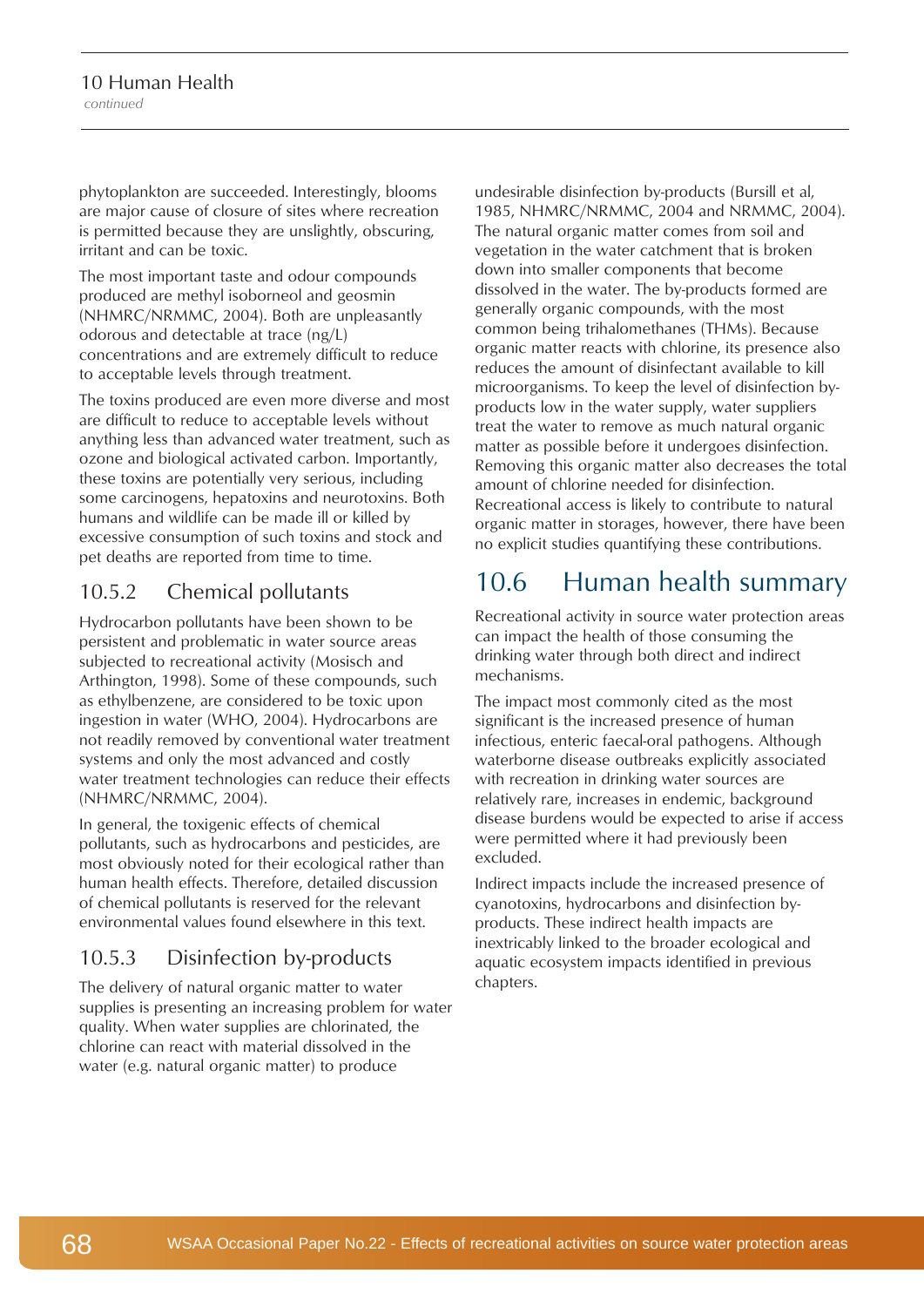phytoplankton are succeeded. Interestingly, blooms are major cause of closure of sites where recreation is permitted because they are unslightly, obscuring, irritant and can be toxic.

The most important taste and odour compounds produced are methyl isoborneol and geosmin (NHMRC/NRMMC, 2004). Both are unpleasantly odorous and detectable at trace (ng/L) concentrations and are extremely difficult to reduce to acceptable levels through treatment.

The toxins produced are even more diverse and most are difficult to reduce to acceptable levels without anything less than advanced water treatment, such as ozone and biological activated carbon. Importantly, these toxins are potentially very serious, including some carcinogens, hepatoxins and neurotoxins. Both humans and wildlife can be made ill or killed by excessive consumption of such toxins and stock and pet deaths are reported from time to time.

### 10.5.2 Chemical pollutants

Hydrocarbon pollutants have been shown to be persistent and problematic in water source areas subjected to recreational activity (Mosisch and Arthington, 1998). Some of these compounds, such as ethylbenzene, are considered to be toxic upon ingestion in water (WHO, 2004). Hydrocarbons are not readily removed by conventional water treatment systems and only the most advanced and costly water treatment technologies can reduce their effects (NHMRC/NRMMC, 2004).

In general, the toxigenic effects of chemical pollutants, such as hydrocarbons and pesticides, are most obviously noted for their ecological rather than human health effects. Therefore, detailed discussion of chemical pollutants is reserved for the relevant environmental values found elsewhere in this text.

### 10.5.3 Disinfection by-products

The delivery of natural organic matter to water supplies is presenting an increasing problem for water quality. When water supplies are chlorinated, the chlorine can react with material dissolved in the water (e.g. natural organic matter) to produce undesirable disinfection by-products (Bursill et al, 1985, NHMRC/NRMMC, 2004 and NRMMC, 2004). The natural organic matter comes from soil and vegetation in the water catchment that is broken down into smaller components that become dissolved in the water. The by-products formed are generally organic compounds, with the most common being trihalomethanes (THMs). Because organic matter reacts with chlorine, its presence also reduces the amount of disinfectant available to kill microorganisms. To keep the level of disinfection by-products low in the water supply, water suppliers treat the water to remove as much natural organic matter as possible before it undergoes disinfection. Removing this organic matter also decreases the total amount of chlorine needed for disinfection. Recreational access is likely to contribute to natural organic matter in storages, however, there have been no explicit studies quantifying these contributions.

## 10.6 Human health summary

Recreational activity in source water protection areas can impact the health of those consuming the drinking water through both direct and indirect mechanisms.

The impact most commonly cited as the most significant is the increased presence of human infectious, enteric faecal-oral pathogens. Although waterborne disease outbreaks explicitly associated with recreation in drinking water sources are relatively rare, increases in endemic, background disease burdens would be expected to arise if access were permitted where it had previously been excluded.

Indirect impacts include the increased presence of cyanotoxins, hydrocarbons and disinfection by-products. These indirect health impacts are inextricably linked to the broader ecological and aquatic ecosystem impacts identified in previous chapters.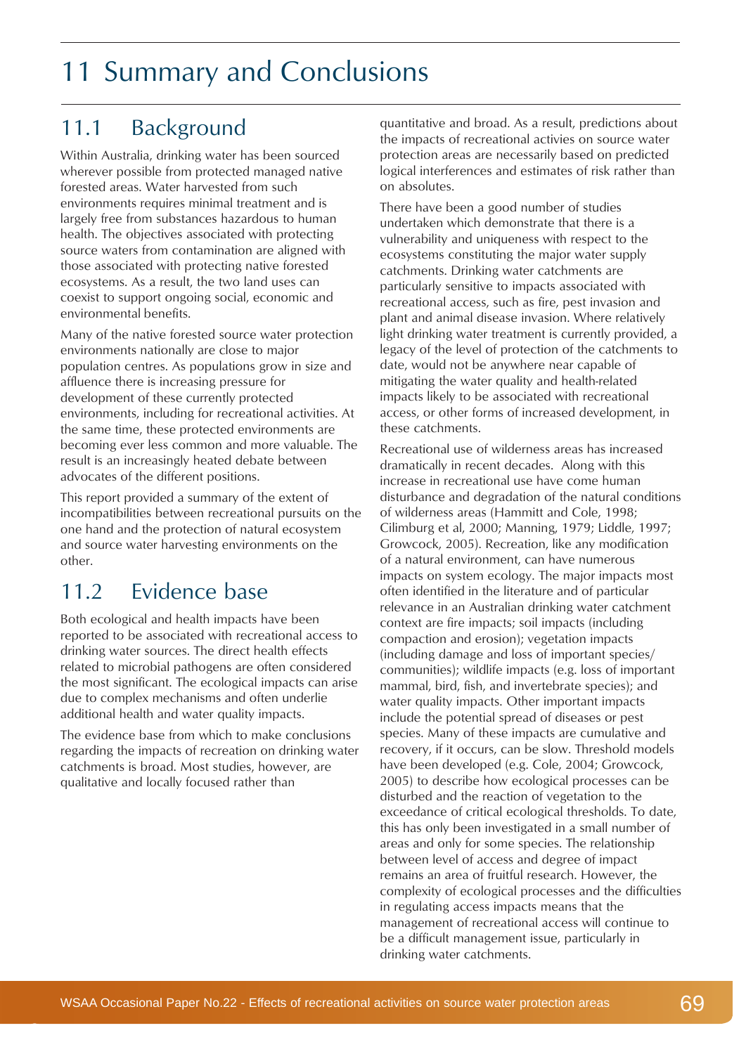# 11 Summary and Conclusions

## 11.1 Background

Within Australia, drinking water has been sourced wherever possible from protected managed native forested areas. Water harvested from such environments requires minimal treatment and is largely free from substances hazardous to human health. The objectives associated with protecting source waters from contamination are aligned with those associated with protecting native forested ecosystems. As a result, the two land uses can coexist to support ongoing social, economic and environmental benefits.

Many of the native forested source water protection environments nationally are close to major population centres. As populations grow in size and affluence there is increasing pressure for development of these currently protected environments, including for recreational activities. At the same time, these protected environments are becoming ever less common and more valuable. The result is an increasingly heated debate between advocates of the different positions.

This report provided a summary of the extent of incompatibilities between recreational pursuits on the one hand and the protection of natural ecosystem and source water harvesting environments on the other.

## 11.2 Evidence base

Both ecological and health impacts have been reported to be associated with recreational access to drinking water sources. The direct health effects related to microbial pathogens are often considered the most significant. The ecological impacts can arise due to complex mechanisms and often underlie additional health and water quality impacts.

The evidence base from which to make conclusions regarding the impacts of recreation on drinking water catchments is broad. Most studies, however, are qualitative and locally focused rather than quantitative and broad. As a result, predictions about the impacts of recreational activies on source water protection areas are necessarily based on predicted logical interferences and estimates of risk rather than on absolutes.

There have been a good number of studies undertaken which demonstrate that there is a vulnerability and uniqueness with respect to the ecosystems constituting the major water supply catchments. Drinking water catchments are particularly sensitive to impacts associated with recreational access, such as fire, pest invasion and plant and animal disease invasion. Where relatively light drinking water treatment is currently provided, a legacy of the level of protection of the catchments to date, would not be anywhere near capable of mitigating the water quality and health-related impacts likely to be associated with recreational access, or other forms of increased development, in these catchments.

Recreational use of wilderness areas has increased dramatically in recent decades. Along with this increase in recreational use have come human disturbance and degradation of the natural conditions of wilderness areas (Hammitt and Cole, 1998; Cilimburg et al, 2000; Manning, 1979; Liddle, 1997; Growcock, 2005). Recreation, like any modification of a natural environment, can have numerous impacts on system ecology. The major impacts most often identified in the literature and of particular relevance in an Australian drinking water catchment context are fire impacts; soil impacts (including compaction and erosion); vegetation impacts (including damage and loss of important species/communities); wildlife impacts (e.g. loss of important mammal, bird, fish, and invertebrate species); and water quality impacts. Other important impacts include the potential spread of diseases or pest species. Many of these impacts are cumulative and recovery, if it occurs, can be slow. Threshold models have been developed (e.g. Cole, 2004; Growcock, 2005) to describe how ecological processes can be disturbed and the reaction of vegetation to the exceedance of critical ecological thresholds. To date, this has only been investigated in a small number of areas and only for some species. The relationship between level of access and degree of impact remains an area of fruitful research. However, the complexity of ecological processes and the difficulties in regulating access impacts means that the management of recreational access will continue to be a difficult management issue, particularly in drinking water catchments.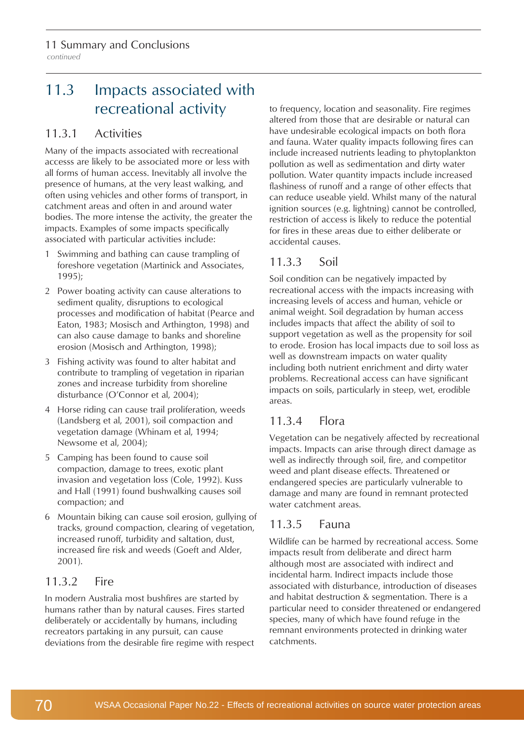## 11.3 Impacts associated with recreational activity

### 11.3.1 Activities

Many of the impacts associated with recreational accesss are likely to be associated more or less with all forms of human access. Inevitably all involve the presence of humans, at the very least walking, and often using vehicles and other forms of transport, in catchment areas and often in and around water bodies. The more intense the activity, the greater the impacts. Examples of some impacts specifically associated with particular activities include:

1. Swimming and bathing can cause trampling of foreshore vegetation (Martinick and Associates, 1995);
2. Power boating activity can cause alterations to sediment quality, disruptions to ecological processes and modification of habitat (Pearce and Eaton, 1983; Mosisch and Arthington, 1998) and can also cause damage to banks and shoreline erosion (Mosisch and Arthington, 1998);
3. Fishing activity was found to alter habitat and contribute to trampling of vegetation in riparian zones and increase turbidity from shoreline disturbance (O'Connor et al, 2004);
4. Horse riding can cause trail proliferation, weeds (Landsberg et al, 2001), soil compaction and vegetation damage (Whinam et al, 1994; Newsome et al, 2004);
5. Camping has been found to cause soil compaction, damage to trees, exotic plant invasion and vegetation loss (Cole, 1992). Kuss and Hall (1991) found bushwalking causes soil compaction; and
6. Mountain biking can cause soil erosion, gullying of tracks, ground compaction, clearing of vegetation, increased runoff, turbidity and saltation, dust, increased fire risk and weeds (Goeft and Alder, 2001).

### 11.3.2 Fire

In modern Australia most bushfires are started by humans rather than by natural causes. Fires started deliberately or accidentally by humans, including recreators partaking in any pursuit, can cause deviations from the desirable fire regime with respect to frequency, location and seasonality. Fire regimes altered from those that are desirable or natural can have undesirable ecological impacts on both flora and fauna. Water quality impacts following fires can include increased nutrients leading to phytoplankton pollution as well as sedimentation and dirty water pollution. Water quantity impacts include increased flashiness of runoff and a range of other effects that can reduce useable yield. Whilst many of the natural ignition sources (e.g. lightning) cannot be controlled, restriction of access is likely to reduce the potential for fires in these areas due to either deliberate or accidental causes.

### 11.3.3 Soil

Soil condition can be negatively impacted by recreational access with the impacts increasing with increasing levels of access and human, vehicle or animal weight. Soil degradation by human access includes impacts that affect the ability of soil to support vegetation as well as the propensity for soil to erode. Erosion has local impacts due to soil loss as well as downstream impacts on water quality including both nutrient enrichment and dirty water problems. Recreational access can have significant impacts on soils, particularly in steep, wet, erodible areas.

### 11.3.4 Flora

Vegetation can be negatively affected by recreational impacts. Impacts can arise through direct damage as well as indirectly through soil, fire, and competitor weed and plant disease effects. Threatened or endangered species are particularly vulnerable to damage and many are found in remnant protected water catchment areas.

### 11.3.5 Fauna

Wildlife can be harmed by recreational access. Some impacts result from deliberate and direct harm although most are associated with indirect and incidental harm. Indirect impacts include those associated with disturbance, introduction of diseases and habitat destruction & segmentation. There is a particular need to consider threatened or endangered species, many of which have found refuge in the remnant environments protected in drinking water catchments.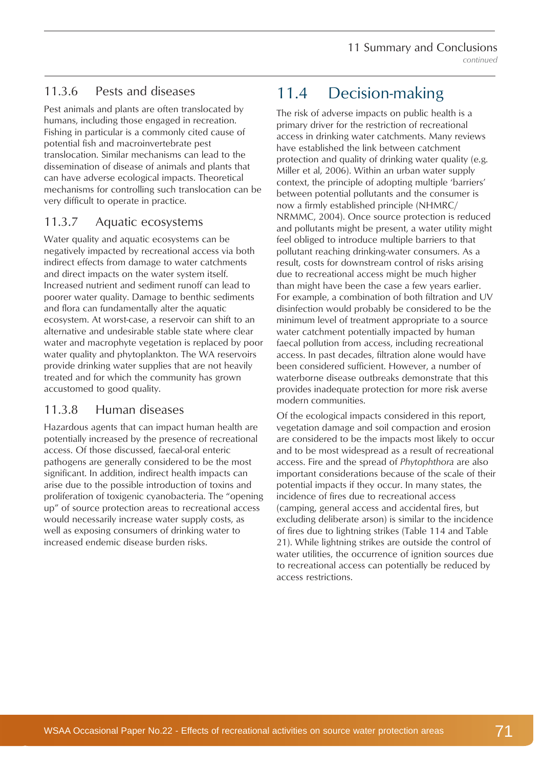### 11.3.6 Pests and diseases

Pest animals and plants are often translocated by humans, including those engaged in recreation. Fishing in particular is a commonly cited cause of potential fish and macroinvertebrate pest translocation. Similar mechanisms can lead to the dissemination of disease of animals and plants that can have adverse ecological impacts. Theoretical mechanisms for controlling such translocation can be very difficult to operate in practice.

### 11.3.7 Aquatic ecosystems

Water quality and aquatic ecosystems can be negatively impacted by recreational access via both indirect effects from damage to water catchments and direct impacts on the water system itself. Increased nutrient and sediment runoff can lead to poorer water quality. Damage to benthic sediments and flora can fundamentally alter the aquatic ecosystem. At worst-case, a reservoir can shift to an alternative and undesirable stable state where clear water and macrophyte vegetation is replaced by poor water quality and phytoplankton. The WA reservoirs provide drinking water supplies that are not heavily treated and for which the community has grown accustomed to good quality.

### 11.3.8 Human diseases

Hazardous agents that can impact human health are potentially increased by the presence of recreational access. Of those discussed, faecal-oral enteric pathogens are generally considered to be the most significant. In addition, indirect health impacts can arise due to the possible introduction of toxins and proliferation of toxigenic cyanobacteria. The "opening up" of source protection areas to recreational access would necessarily increase water supply costs, as well as exposing consumers of drinking water to increased endemic disease burden risks.

## 11.4 Decision-making

The risk of adverse impacts on public health is a primary driver for the restriction of recreational access in drinking water catchments. Many reviews have established the link between catchment protection and quality of drinking water quality (e.g. Miller et al, 2006). Within an urban water supply context, the principle of adopting multiple 'barriers' between potential pollutants and the consumer is now a firmly established principle (NHMRC/NRMMC, 2004). Once source protection is reduced and pollutants might be present, a water utility might feel obliged to introduce multiple barriers to that pollutant reaching drinking-water consumers. As a result, costs for downstream control of risks arising due to recreational access might be much higher than might have been the case a few years earlier. For example, a combination of both filtration and UV disinfection would probably be considered to be the minimum level of treatment appropriate to a source water catchment potentially impacted by human faecal pollution from access, including recreational access. In past decades, filtration alone would have been considered sufficient. However, a number of waterborne disease outbreaks demonstrate that this provides inadequate protection for more risk averse modern communities.

Of the ecological impacts considered in this report, vegetation damage and soil compaction and erosion are considered to be the impacts most likely to occur and to be most widespread as a result of recreational access. Fire and the spread of *Phytophthora* are also important considerations because of the scale of their potential impacts if they occur. In many states, the incidence of fires due to recreational access (camping, general access and accidental fires, but excluding deliberate arson) is similar to the incidence of fires due to lightning strikes (Table 114 and Table 21). While lightning strikes are outside the control of water utilities, the occurrence of ignition sources due to recreational access can potentially be reduced by access restrictions.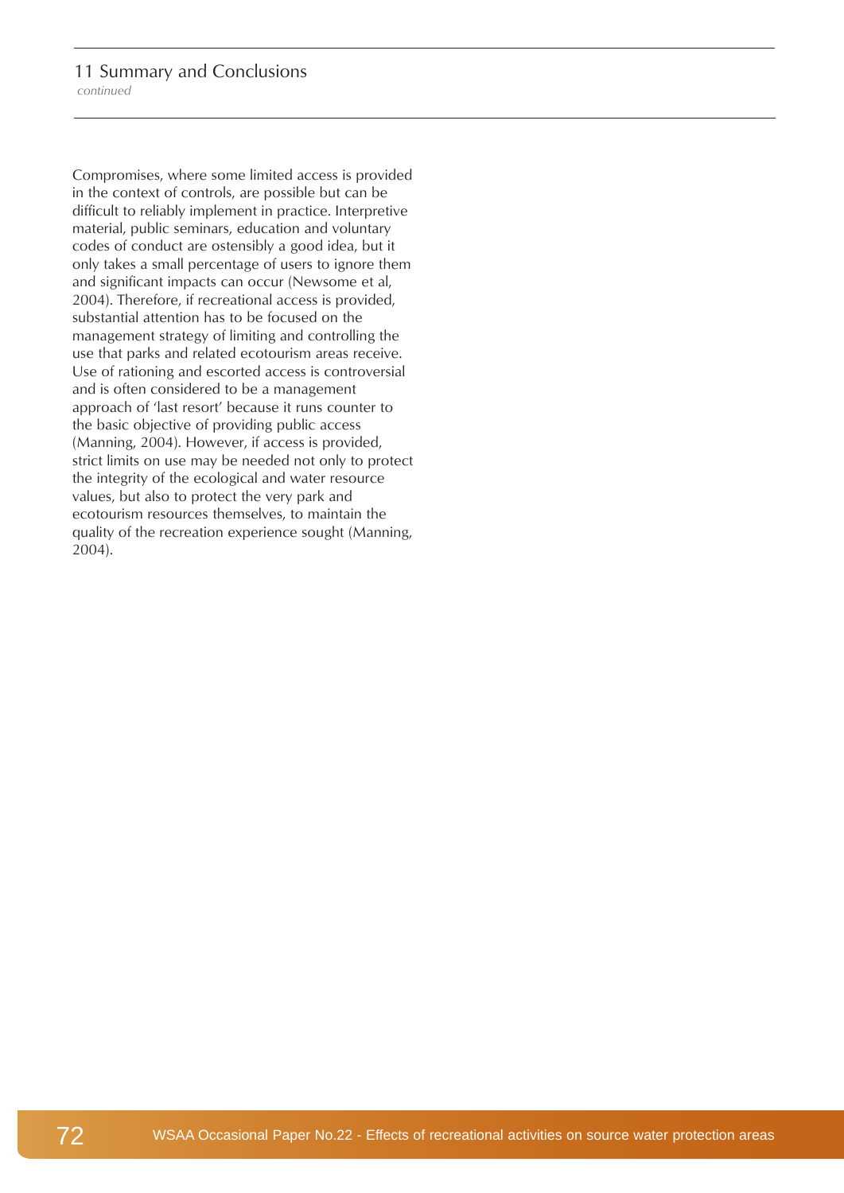Compromises, where some limited access is provided in the context of controls, are possible but can be difficult to reliably implement in practice. Interpretive material, public seminars, education and voluntary codes of conduct are ostensibly a good idea, but it only takes a small percentage of users to ignore them and significant impacts can occur (Newsome et al, 2004). Therefore, if recreational access is provided, substantial attention has to be focused on the management strategy of limiting and controlling the use that parks and related ecotourism areas receive. Use of rationing and escorted access is controversial and is often considered to be a management approach of 'last resort' because it runs counter to the basic objective of providing public access (Manning, 2004). However, if access is provided, strict limits on use may be needed not only to protect the integrity of the ecological and water resource values, but also to protect the very park and ecotourism resources themselves, to maintain the quality of the recreation experience sought (Manning, 2004).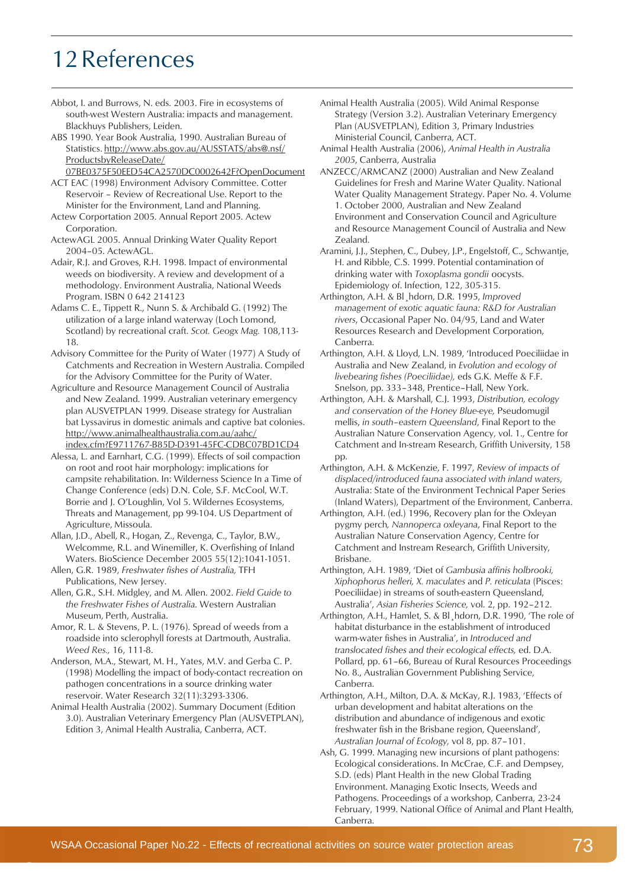# 12 References

Abbot, I. and Burrows, N. eds. 2003. Fire in ecosystems of south-west Western Australia: impacts and management. Blackhuys Publishers, Leiden.

ABS 1990. Year Book Australia, 1990. Australian Bureau of Statistics. http://www.abs.gov.au/AUSSTATS/abs@.nsf/ProductsbyReleaseDate/07BE0375F50EED54CA2570DC0002642F?OpenDocument

ACT EAC (1998) Environment Advisory Committee. Cotter Reservoir – Review of Recreational Use. Report to the Minister for the Environment, Land and Planning.

Actew Corportation 2005. Annual Report 2005. Actew Corporation.

ActewAGL 2005. Annual Drinking Water Quality Report 2004–05. ActewAGL.

Adair, R.J. and Groves, R.H. 1998. Impact of environmental weeds on biodiversity. A review and development of a methodology. Environment Australia, National Weeds Program. ISBN 0 642 214123

Adams C. E., Tippett R., Nunn S. & Archibald G. (1992) The utilization of a large inland waterway (Loch Lomond, Scotland) by recreational craft. *Scot. Geogx Mag.* 108,113-18.

Advisory Committee for the Purity of Water (1977) A Study of Catchments and Recreation in Western Australia. Compiled for the Advisory Committee for the Purity of Water.

Agriculture and Resource Management Council of Australia and New Zealand. 1999. Australian veterinary emergency plan AUSVETPLAN 1999. Disease strategy for Australian bat Lyssavirus in domestic animals and captive bat colonies. http://www.animalhealthaustralia.com.au/aahc/index.cfm?E9711767-B85D-D391-45FC-CDBC07BD1CD4

Alessa, L. and Earnhart, C.G. (1999). Effects of soil compaction on root and root hair morphology: implications for campsite rehabilitation. In: Wilderness Science In a Time of Change Conference (eds) D.N. Cole, S.F. McCool, W.T. Borrie and J. O'Loughlin, Vol 5. Wildernes Ecosystems, Threats and Management, pp 99-104. US Department of Agriculture, Missoula.

Allan, J.D., Abell, R., Hogan, Z., Revenga, C., Taylor, B.W., Welcomme, R.L. and Winemiller, K. Overfishing of Inland Waters. BioScience December 2005 55(12):1041-1051.

Allen, G.R. 1989, *Freshwater fishes of Australia,* TFH Publications, New Jersey.

Allen, G.R., S.H. Midgley, and M. Allen. 2002. *Field Guide to the Freshwater Fishes of Australia.* Western Australian Museum, Perth, Australia.

Amor, R. L. & Stevens, P. L. (1976). Spread of weeds from a roadside into sclerophyll forests at Dartmouth, Australia. *Weed Res.,* 16, 111-8.

Anderson, M.A., Stewart, M. H., Yates, M.V. and Gerba C. P. (1998) Modelling the impact of body-contact recreation on pathogen concentrations in a source drinking water reservoir. Water Research 32(11):3293-3306.

Animal Health Australia (2002). Summary Document (Edition 3.0). Australian Veterinary Emergency Plan (AUSVETPLAN), Edition 3, Animal Health Australia, Canberra, ACT.

Animal Health Australia (2005). Wild Animal Response Strategy (Version 3.2). Australian Veterinary Emergency Plan (AUSVETPLAN), Edition 3, Primary Industries Ministerial Council, Canberra, ACT.

Animal Health Australia (2006), *Animal Health in Australia 2005,* Canberra, Australia

ANZECC/ARMCANZ (2000) Australian and New Zealand Guidelines for Fresh and Marine Water Quality. National Water Quality Management Strategy. Paper No. 4. Volume 1. October 2000, Australian and New Zealand Environment and Conservation Council and Agriculture and Resource Management Council of Australia and New Zealand.

Aramini, J.J., Stephen, C., Dubey, J.P., Engelstoff, C., Schwantje, H. and Ribble, C.S. 1999. Potential contamination of drinking water with *Toxoplasma gondii* oocysts. Epidemiology of. Infection, 122, 305-315.

Arthington, A.H. & Bl¸hdorn, D.R. 1995, *Improved management of exotic aquatic fauna: R&D for Australian rivers,* Occasional Paper No. 04/95, Land and Water Resources Research and Development Corporation, Canberra.

Arthington, A.H. & Lloyd, L.N. 1989, 'Introduced Poeciliidae in Australia and New Zealand, in *Evolution and ecology of livebearing fishes (Poeciliidae),* eds G.K. Meffe & F.F. Snelson, pp. 333–348, Prentice–Hall, New York.

Arthington, A.H. & Marshall, C.J. 1993, *Distribution, ecology and conservation of the Honey Blue-eye,* Pseudomugil mellis, *in south–eastern Queensland*, Final Report to the Australian Nature Conservation Agency, vol. 1., Centre for Catchment and In-stream Research, Griffith University, 158 pp.

Arthington, A.H. & McKenzie, F. 1997, *Review of impacts of displaced/introduced fauna associated with inland waters*, Australia: State of the Environment Technical Paper Series (Inland Waters), Department of the Environment, Canberra.

Arthington, A.H. (ed.) 1996, Recovery plan for the Oxleyan pygmy perch, *Nannoperca oxleyana*, Final Report to the Australian Nature Conservation Agency, Centre for Catchment and Instream Research, Griffith University, Brisbane.

Arthington, A.H. 1989, 'Diet of *Gambusia affinis holbrooki, Xiphophorus helleri, X. maculates* and *P. reticulata* (Pisces: Poeciliidae) in streams of south-eastern Queensland, Australia', *Asian Fisheries Science,* vol. 2, pp. 192–212.

Arthington, A.H., Hamlet, S. & Bl¸hdorn, D.R. 1990, 'The role of habitat disturbance in the establishment of introduced warm-water fishes in Australia', in *Introduced and translocated fishes and their ecological effects,* ed. D.A. Pollard, pp. 61–66, Bureau of Rural Resources Proceedings No. 8., Australian Government Publishing Service, Canberra.

Arthington, A.H., Milton, D.A. & McKay, R.J. 1983, 'Effects of urban development and habitat alterations on the distribution and abundance of indigenous and exotic freshwater fish in the Brisbane region, Queensland', *Australian Journal of Ecology,* vol 8, pp. 87–101.

Ash, G. 1999. Managing new incursions of plant pathogens: Ecological considerations. In McCrae, C.F. and Dempsey, S.D. (eds) Plant Health in the new Global Trading Environment. Managing Exotic Insects, Weeds and Pathogens. Proceedings of a workshop, Canberra, 23-24 February, 1999. National Office of Animal and Plant Health, Canberra.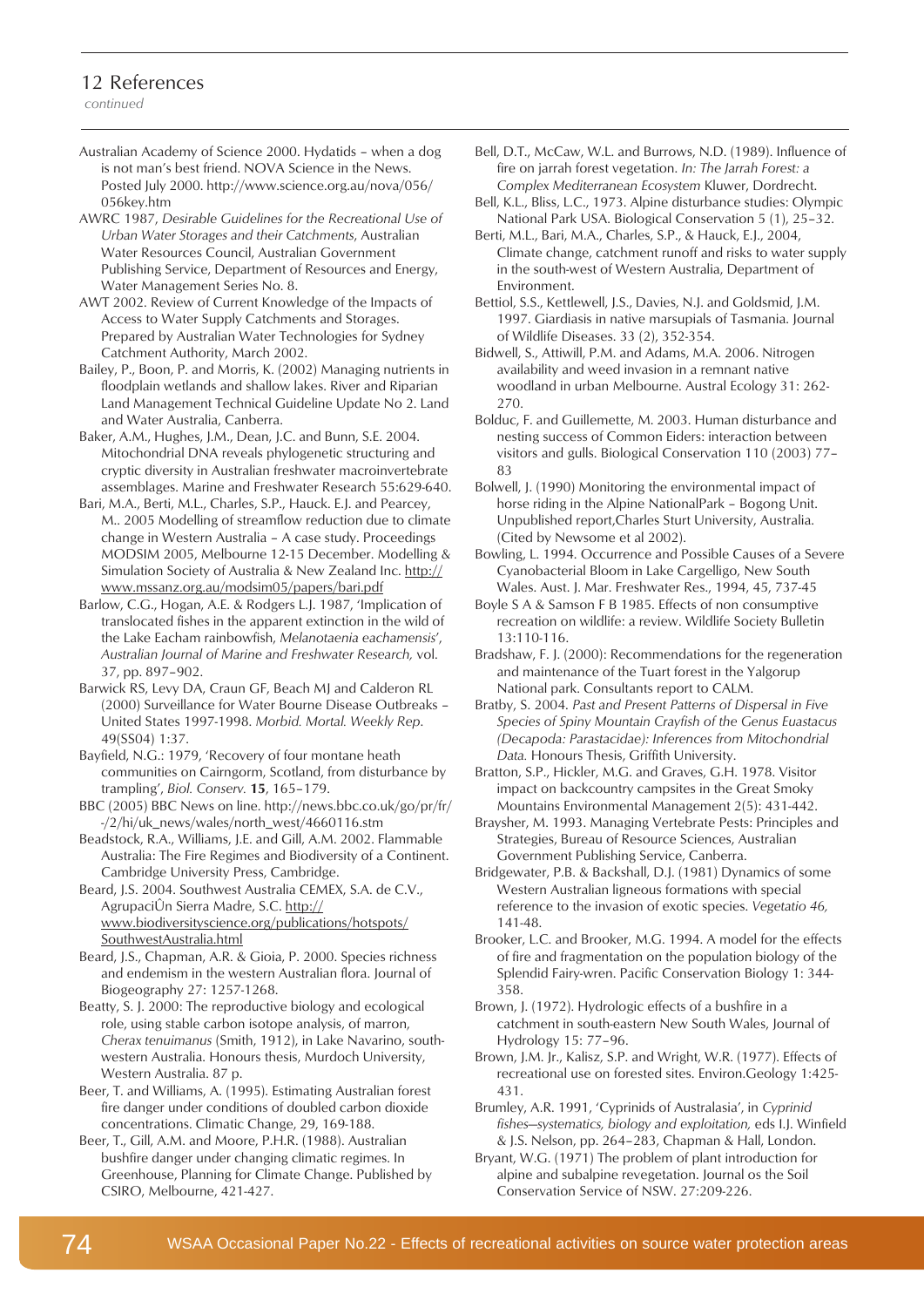## 12 References

*continued*

Australian Academy of Science 2000. Hydatids – when a dog is not man's best friend. NOVA Science in the News. Posted July 2000. http://www.science.org.au/nova/056/056key.htm

AWRC 1987, *Desirable Guidelines for the Recreational Use of Urban Water Storages and their Catchments*, Australian Water Resources Council, Australian Government Publishing Service, Department of Resources and Energy, Water Management Series No. 8.

AWT 2002. Review of Current Knowledge of the Impacts of Access to Water Supply Catchments and Storages. Prepared by Australian Water Technologies for Sydney Catchment Authority, March 2002.

Bailey, P., Boon, P. and Morris, K. (2002) Managing nutrients in floodplain wetlands and shallow lakes. River and Riparian Land Management Technical Guideline Update No 2. Land and Water Australia, Canberra.

Baker, A.M., Hughes, J.M., Dean, J.C. and Bunn, S.E. 2004. Mitochondrial DNA reveals phylogenetic structuring and cryptic diversity in Australian freshwater macroinvertebrate assemblages. Marine and Freshwater Research 55:629-640.

Bari, M.A., Berti, M.L., Charles, S.P., Hauck. E.J. and Pearcey, M.. 2005 Modelling of streamflow reduction due to climate change in Western Australia – A case study. Proceedings MODSIM 2005, Melbourne 12-15 December. Modelling & Simulation Society of Australia & New Zealand Inc. http://www.mssanz.org.au/modsim05/papers/bari.pdf

Barlow, C.G., Hogan, A.E. & Rodgers L.J. 1987, 'Implication of translocated fishes in the apparent extinction in the wild of the Lake Eacham rainbowfish, *Melanotaenia eachamensis*', *Australian Journal of Marine and Freshwater Research,* vol. 37, pp. 897–902.

Barwick RS, Levy DA, Craun GF, Beach MJ and Calderon RL (2000) Surveillance for Water Bourne Disease Outbreaks – United States 1997-1998. *Morbid. Mortal. Weekly Rep.* 49(SS04) 1:37.

Bayfield, N.G.: 1979, 'Recovery of four montane heath communities on Cairngorm, Scotland, from disturbance by trampling', *Biol. Conserv.* **15**, 165–179.

BBC (2005) BBC News on line. http://news.bbc.co.uk/go/pr/fr/-/2/hi/uk_news/wales/north_west/4660116.stm

Beadstock, R.A., Williams, J.E. and Gill, A.M. 2002. Flammable Australia: The Fire Regimes and Biodiversity of a Continent. Cambridge University Press, Cambridge.

Beard, J.S. 2004. Southwest Australia CEMEX, S.A. de C.V., AgrupaciÛn Sierra Madre, S.C. http://www.biodiversityscience.org/publications/hotspots/SouthwestAustralia.html

Beard, J.S., Chapman, A.R. & Gioia, P. 2000. Species richness and endemism in the western Australian flora. Journal of Biogeography 27: 1257-1268.

Beatty, S. J. 2000: The reproductive biology and ecological role, using stable carbon isotope analysis, of marron, *Cherax tenuimanus* (Smith, 1912), in Lake Navarino, south-western Australia. Honours thesis, Murdoch University, Western Australia. 87 p.

Beer, T. and Williams, A. (1995). Estimating Australian forest fire danger under conditions of doubled carbon dioxide concentrations. Climatic Change, 29, 169-188.

Beer, T., Gill, A.M. and Moore, P.H.R. (1988). Australian bushfire danger under changing climatic regimes. In Greenhouse, Planning for Climate Change. Published by CSIRO, Melbourne, 421-427.

Bell, D.T., McCaw, W.L. and Burrows, N.D. (1989). Influence of fire on jarrah forest vegetation. *In: The Jarrah Forest: a Complex Mediterranean Ecosystem* Kluwer, Dordrecht.

Bell, K.L., Bliss, L.C., 1973. Alpine disturbance studies: Olympic National Park USA. Biological Conservation 5 (1), 25–32.

Berti, M.L., Bari, M.A., Charles, S.P., & Hauck, E.J., 2004, Climate change, catchment runoff and risks to water supply in the south-west of Western Australia, Department of Environment.

Bettiol, S.S., Kettlewell, J.S., Davies, N.J. and Goldsmid, J.M. 1997. Giardiasis in native marsupials of Tasmania. Journal of Wildlife Diseases. 33 (2), 352-354.

Bidwell, S., Attiwill, P.M. and Adams, M.A. 2006. Nitrogen availability and weed invasion in a remnant native woodland in urban Melbourne. Austral Ecology 31: 262-270.

Bolduc, F. and Guillemette, M. 2003. Human disturbance and nesting success of Common Eiders: interaction between visitors and gulls. Biological Conservation 110 (2003) 77–83

Bolwell, J. (1990) Monitoring the environmental impact of horse riding in the Alpine NationalPark – Bogong Unit. Unpublished report,Charles Sturt University, Australia. (Cited by Newsome et al 2002).

Bowling, L. 1994. Occurrence and Possible Causes of a Severe Cyanobacterial Bloom in Lake Cargelligo, New South Wales. Aust. J. Mar. Freshwater Res., 1994, 45, 737-45

Boyle S A & Samson F B 1985. Effects of non consumptive recreation on wildlife: a review. Wildlife Society Bulletin 13:110-116.

Bradshaw, F. J. (2000): Recommendations for the regeneration and maintenance of the Tuart forest in the Yalgorup National park. Consultants report to CALM.

Bratby, S. 2004. *Past and Present Patterns of Dispersal in Five Species of Spiny Mountain Crayfish of the Genus Euastacus (Decapoda: Parastacidae): Inferences from Mitochondrial Data.* Honours Thesis, Griffith University.

Bratton, S.P., Hickler, M.G. and Graves, G.H. 1978. Visitor impact on backcountry campsites in the Great Smoky Mountains Environmental Management 2(5): 431-442.

Braysher, M. 1993. Managing Vertebrate Pests: Principles and Strategies, Bureau of Resource Sciences, Australian Government Publishing Service, Canberra.

Bridgewater, P.B. & Backshall, D.J. (1981) Dynamics of some Western Australian ligneous formations with special reference to the invasion of exotic species. *Vegetatio 46,* 141-48.

Brooker, L.C. and Brooker, M.G. 1994. A model for the effects of fire and fragmentation on the population biology of the Splendid Fairy-wren. Pacific Conservation Biology 1: 344-358.

Brown, J. (1972). Hydrologic effects of a bushfire in a catchment in south-eastern New South Wales, Journal of Hydrology 15: 77–96.

Brown, J.M. Jr., Kalisz, S.P. and Wright, W.R. (1977). Effects of recreational use on forested sites. Environ.Geology 1:425-431.

Brumley, A.R. 1991, 'Cyprinids of Australasia', in *Cyprinid fishes—systematics, biology and exploitation,* eds I.J. Winfield & J.S. Nelson, pp. 264–283, Chapman & Hall, London.

Bryant, W.G. (1971) The problem of plant introduction for alpine and subalpine revegetation. Journal os the Soil Conservation Service of NSW. 27:209-226.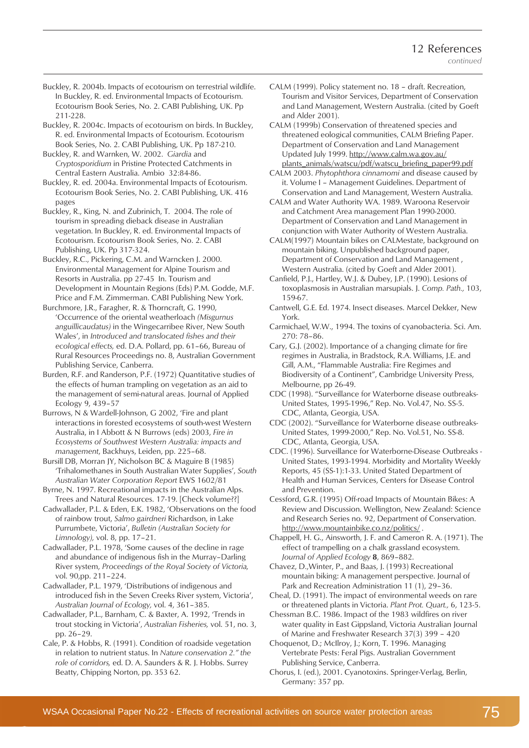## 12 References

*continued*

Buckley, R. 2004b. Impacts of ecotourism on terrestrial wildlife. In Buckley, R. ed. Environmental Impacts of Ecotourism. Ecotourism Book Series, No. 2. CABI Publishing, UK. Pp 211-228.

Buckley, R. 2004c. Impacts of ecotourism on birds. In Buckley, R. ed. Environmental Impacts of Ecotourism. Ecotourism Book Series, No. 2. CABI Publishing, UK. Pp 187-210.

Buckley, R. and Warnken, W. 2002. *Giardia* and *Cryptosporidium* in Pristine Protected Catchments in Central Eastern Australia. Ambio 32:84-86.

Buckley, R. ed. 2004a. Environmental Impacts of Ecotourism. Ecotourism Book Series, No. 2. CABI Publishing, UK. 416 pages

Buckley, R., King, N. and Zubrinich, T. 2004. The role of tourism in spreading dieback disease in Australian vegetation. In Buckley, R. ed. Environmental Impacts of Ecotourism. Ecotourism Book Series, No. 2. CABI Publishing, UK. Pp 317-324.

Buckley, R.C., Pickering, C.M. and Warncken J. 2000. Environmental Management for Alpine Tourism and Resorts in Australia. pp 27-45 In. Tourism and Development in Mountain Regions (Eds) P.M. Godde, M.F. Price and F.M. Zimmerman. CABI Publishing New York.

Burchmore, J.R., Faragher, R. & Thorncraft, G. 1990, 'Occurrence of the oriental weatherloach *(Misgurnus anguillicaudatus)* in the Wingecarribee River, New South Wales', in *Introduced and translocated fishes and their ecological effects,* ed. D.A. Pollard, pp. 61–66, Bureau of Rural Resources Proceedings no. 8, Australian Government Publishing Service, Canberra.

Burden, R.F. and Randerson, P.F. (1972) Quantitative studies of the effects of human trampling on vegetation as an aid to the management of semi-natural areas. Journal of Applied Ecology 9, 439–57

Burrows, N & Wardell-Johnson, G 2002, 'Fire and plant interactions in forested ecosystems of south-west Western Australia, in I Abbott & N Burrows (eds) 2003, *Fire in Ecosystems of Southwest Western Australia: impacts and management*, Backhuys, Leiden, pp. 225–68.

Bursill DB, Morran JY, Nicholson BC & Maguire B (1985) 'Trihalomethanes in South Australian Water Supplies', *South Australian Water Corporation Report* EWS 1602/81

Byrne, N. 1997. Recreational impacts in the Australian Alps. Trees and Natural Resources. 17-19. [Check volume??]

Cadwallader, P.L. & Eden, E.K. 1982, 'Observations on the food of rainbow trout, *Salmo gairdneri* Richardson, in Lake Purrumbete, Victoria', *Bulletin (Australian Society for Limnology),* vol. 8, pp. 17–21.

Cadwallader, P.L. 1978, 'Some causes of the decline in rage and abundance of indigenous fish in the Murray–Darling River system, *Proceedings of the Royal Society of Victoria,* vol. 90,pp. 211–224.

Cadwallader, P.L. 1979, 'Distributions of indigenous and introduced fish in the Seven Creeks River system, Victoria', *Australian Journal of Ecology,* vol. 4, 361–385.

Cadwallader, P.L., Barnham, C. & Baxter, A. 1992, 'Trends in trout stocking in Victoria', *Australian Fisheries,* vol. 51, no. 3, pp. 26–29.

Cale, P. & Hobbs, R. (1991). Condition of roadside vegetation in relation to nutrient status. In *Nature conservation 2." the role of corridors,* ed. D. A. Saunders & R. J. Hobbs. Surrey Beatty, Chipping Norton, pp. 353 62.

CALM (1999). Policy statement no. 18 – draft. Recreation, Tourism and Visitor Services, Department of Conservation and Land Management, Western Australia. (cited by Goeft and Alder 2001).

CALM (1999b) Conservation of threatened species and threatened eological communities, CALM Briefing Paper. Department of Conservation and Land Management Updated July 1999. http://www.calm.wa.gov.au/plants_animals/watscu/pdf/watscu_briefing_paper99.pdf

CALM 2003. *Phytophthora cinnamomi* and disease caused by it. Volume I – Management Guidelines. Department of Conservation and Land Management, Western Australia.

CALM and Water Authority WA. 1989. Waroona Reservoir and Catchment Area management Plan 1990-2000. Department of Conservation and Land Management in conjunction with Water Authority of Western Australia.

CALM(1997) Mountain bikes on CALMestate, background on mountain biking. Unpublished background paper, Department of Conservation and Land Management , Western Australia. (cited by Goeft and Alder 2001).

Canfield, P.J., Hartley, W.J. & Dubey, J.P. (1990). Lesions of toxoplasmosis in Australian marsupials. J. *Comp. Path.,* 103, 159-67.

Cantwell, G.E. Ed. 1974. Insect diseases. Marcel Dekker, New York.

Carmichael, W.W., 1994. The toxins of cyanobacteria. Sci. Am. 270: 78–86.

Cary, G.J. (2002). Importance of a changing climate for fire regimes in Australia, in Bradstock, R.A. Williams, J.E. and Gill, A.M., "Flammable Australia: Fire Regimes and Biodiversity of a Continent", Cambridge University Press, Melbourne, pp 26-49.

CDC (1998). "Surveillance for Waterborne disease outbreaks-United States, 1995-1996," Rep. No. Vol.47, No. SS-5. CDC, Atlanta, Georgia, USA.

CDC (2002). "Surveillance for Waterborne disease outbreaks-United States, 1999-2000," Rep. No. Vol.51, No. SS-8. CDC, Atlanta, Georgia, USA.

CDC. (1996). Surveillance for Waterborne-Disease Outbreaks - United States, 1993-1994. Morbidity and Mortality Weekly Reports, 45 (SS-1):1-33. United Stated Department of Health and Human Services, Centers for Disease Control and Prevention.

Cessford, G.R. (1995) Off-road Impacts of Mountain Bikes: A Review and Discussion. Wellington, New Zealand: Science and Research Series no. 92, Department of Conservation. http://www.mountainbike.co.nz/politics/ .

Chappell, H. G., Ainsworth, J. F. and Cameron R. A. (1971). The effect of trampelling on a chalk grassland ecosystem. *Journal of Applied Ecology* **8**, 869–882.

Chavez, D.,Winter, P., and Baas, J. (1993) Recreational mountain biking: A management perspective. Journal of Park and Recreation Administration 11 (1), 29–36.

Cheal, D. (1991). The impact of environmental weeds on rare or threatened plants in Victoria. *Plant Prot. Quart.,* 6, 123-5.

Chessman B.C. 1986. Impact of the 1983 wildfires on river water quality in East Gippsland, Victoria Australian Journal of Marine and Freshwater Research 37(3) 399 – 420

Choquenot, D.; McIlroy, J.; Korn, T. 1996. Managing Vertebrate Pests: Feral Pigs. Australian Government Publishing Service, Canberra.

Chorus, I. (ed.), 2001. Cyanotoxins. Springer-Verlag, Berlin, Germany: 357 pp.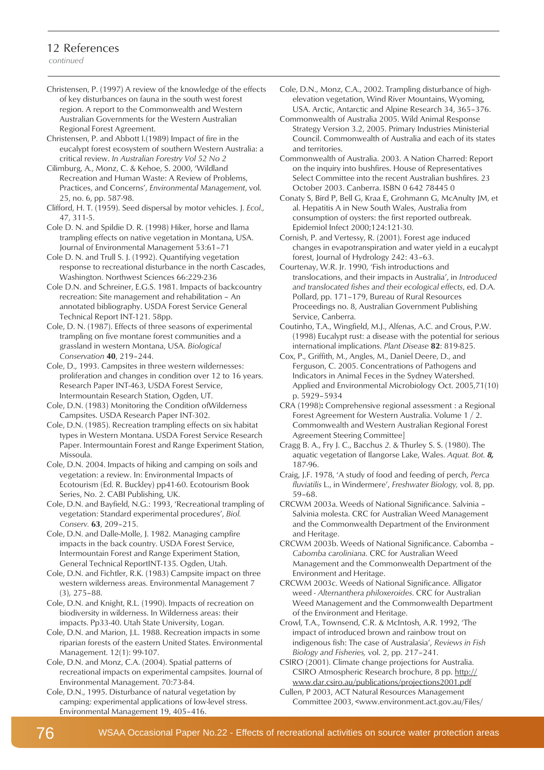## 12 References

*continued*

Christensen, P. (1997) A review of the knowledge of the effects of key disturbances on fauna in the south west forest region. A report to the Commonwealth and Western Australian Governments for the Western Australian Regional Forest Agreement.

Christensen, P. and Abbott I.(1989) Impact of fire in the eucalypt forest ecosystem of southern Western Australia: a critical review. *In Australian Forestry Vol 52 No 2*

Cilimburg, A., Monz, C. & Kehoe, S. 2000, 'Wildland Recreation and Human Waste: A Review of Problems, Practices, and Concerns', *Environmental Management*, vol. 25, no. 6, pp. 587-98.

Clifford, H. T. (1959). Seed dispersal by motor vehicles. J. *Ecol.,* 47, 311-5.

Cole D. N. and Spildie D. R. (1998) Hiker, horse and llama trampling effects on native vegetation in Montana, USA. Journal of Environmental Management 53:61–71

Cole D. N. and Trull S. J. (1992). Quantifying vegetation response to recreational disturbance in the north Cascades, Washington. Northwest Sciences 66:229-236

Cole D.N. and Schreiner, E.G.S. 1981. Impacts of backcountry recreation: Site management and rehabilitation – An annotated bibliography. USDA Forest Service General Technical Report INT-121. 58pp.

Cole, D. N. (1987). Effects of three seasons of experimental trampling on five montane forest communities and a grassland in western Montana, USA. *Biological Conservation* **40**, 219–244.

Cole, D., 1993. Campsites in three western wildernesses: proliferation and changes in condition over 12 to 16 years. Research Paper INT-463, USDA Forest Service, Intermountain Research Station, Ogden, UT.

Cole, D.N. (1983) Monitoring the Condition ofWilderness Campsites. USDA Research Paper INT-302.

Cole, D.N. (1985). Recreation trampling effects on six habitat types in Western Montana. USDA Forest Service Research Paper. Intermountain Forest and Range Experiment Station, Missoula.

Cole, D.N. 2004. Impacts of hiking and camping on soils and vegetation: a review. In: Environmental Impacts of Ecotourism (Ed. R. Buckley) pp41-60. Ecotourism Book Series, No. 2. CABI Publishing, UK.

Cole, D.N. and Bayfield, N.G.: 1993, 'Recreational trampling of vegetation: Standard experimental procedures', *Biol. Conserv.* **63**, 209–215.

Cole, D.N. and Dalle-Molle, J. 1982. Managing campfire impacts in the back country. USDA Forest Service, Intermountain Forest and Range Experiment Station, General Technical ReportINT-135. Ogden, Utah.

Cole, D.N. and Fichtler, R.K. (1983) Campsite impact on three western wilderness areas. Environmental Management 7 (3), 275–88.

Cole, D.N. and Knight, R.L. (1990). Impacts of recreation on biodiversity in wilderness. In Wilderness areas: their impacts. Pp33-40. Utah State University, Logan.

Cole, D.N. and Marion, J.L. 1988. Recreation impacts in some riparian forests of the eastern United States. Environmental Management. 12(1): 99-107.

Cole, D.N. and Monz, C.A. (2004). Spatial patterns of recreational impacts on experimental campsites. Journal of Environmental Management. 70:73-84.

Cole, D.N., 1995. Disturbance of natural vegetation by camping: experimental applications of low-level stress. Environmental Management 19, 405–416.

Cole, D.N., Monz, C.A., 2002. Trampling disturbance of high-elevation vegetation, Wind River Mountains, Wyoming, USA. Arctic, Antarctic and Alpine Research 34, 365–376.

Commonwealth of Australia 2005. Wild Animal Response Strategy Version 3.2, 2005. Primary Industries Ministerial Council. Commonwealth of Australia and each of its states and territories.

Commonwealth of Australia. 2003. A Nation Charred: Report on the inquiry into bushfires. House of Representatives Select Committee into the recent Australian bushfires. 23 October 2003. Canberra. ISBN 0 642 78445 0

Conaty S, Bird P, Bell G, Kraa E, Grohmann G, McAnulty JM, et al. Hepatitis A in New South Wales, Australia from consumption of oysters: the first reported outbreak. Epidemiol Infect 2000;124:121-30.

Cornish, P. and Vertessy, R. (2001). Forest age induced changes in evapotranspiration and water yield in a eucalypt forest, Journal of Hydrology 242: 43–63.

Courtenay, W.R. Jr. 1990, 'Fish introductions and translocations, and their impacts in Australia', in *Introduced and translocated fishes and their ecological effects*, ed. D.A. Pollard, pp. 171–179, Bureau of Rural Resources Proceedings no. 8, Australian Government Publishing Service, Canberra.

Coutinho, T.A., Wingfield, M.J., Alfenas, A.C. and Crous, P.W. (1998) Eucalypt rust: a disease with the potential for serious international implications. *Plant Disease* **82**: 819-825.

Cox, P., Griffith, M., Angles, M., Daniel Deere, D., and Ferguson, C. 2005. Concentrations of Pathogens and Indicators in Animal Feces in the Sydney Watershed. Applied and Environmental Microbiology Oct. 2005,71(10) p. 5929–5934

CRA (1998)**:** Comprehensive regional assessment : a Regional Forest Agreement for Western Australia. Volume 1 / 2. Commonwealth and Western Australian Regional Forest Agreement Steering Committee]

Cragg B. A., Fry J. C., Bacchus *2.* & Thurley S. S. (1980). The aquatic vegetation of llangorse Lake, Wales. *Aquat. Bot.* ***8,*** 187-96.

Craig, J.F. 1978, 'A study of food and feeding of perch, *Perca fluviatilis* L., in Windermere', *Freshwater Biology,* vol. 8, pp. 59–68.

CRCWM 2003a. Weeds of National Significance. Salvinia – Salvinia molesta. CRC for Australian Weed Management and the Commonwealth Department of the Environment and Heritage.

CRCWM 2003b. Weeds of National Significance. Cabomba – *Cabomba caroliniana*. CRC for Australian Weed Management and the Commonwealth Department of the Environment and Heritage.

CRCWM 2003c. Weeds of National Significance. Alligator weed - *Alternanthera philoxeroides*. CRC for Australian Weed Management and the Commonwealth Department of the Environment and Heritage.

Crowl, T.A., Townsend, C.R. & McIntosh, A.R. 1992, 'The impact of introduced brown and rainbow trout on indigenous fish: The case of Australasia', *Reviews in Fish Biology and Fisheries,* vol. 2, pp. 217–241.

CSIRO (2001). Climate change projections for Australia. CSIRO Atmospheric Research brochure, 8 pp. http://www.dar.csiro.au/publications/projections2001.pdf

Cullen, P 2003, ACT Natural Resources Management Committee 2003, <www.environment.act.gov.au/Files/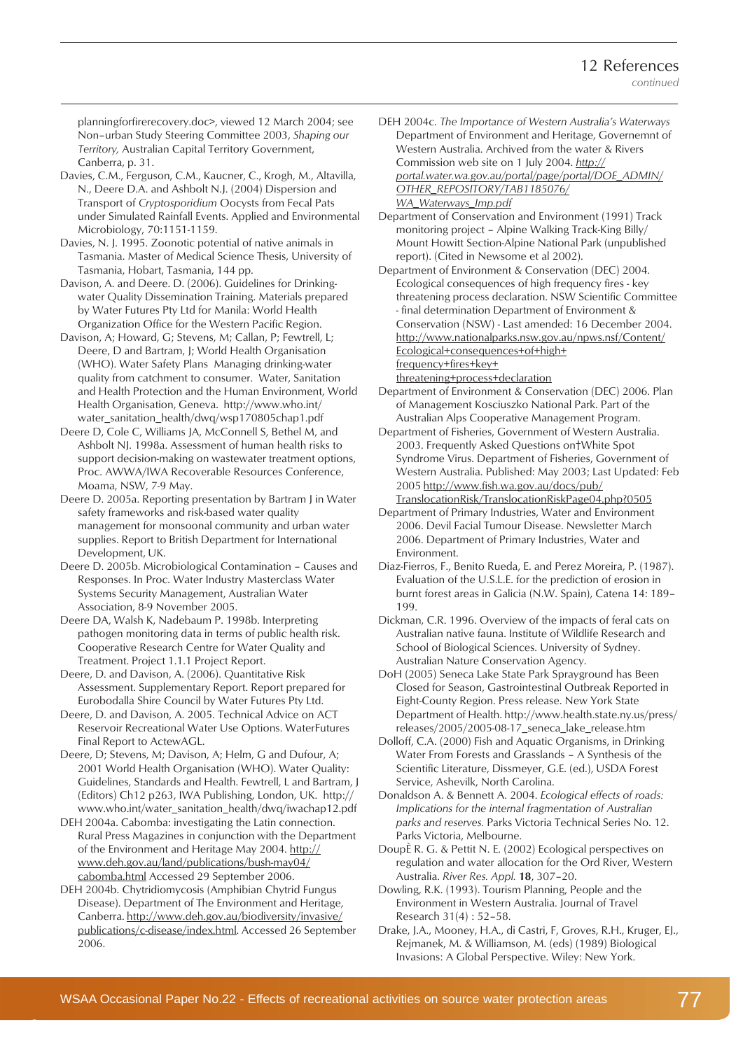planningforfirerecovery.doc>, viewed 12 March 2004; see Non–urban Study Steering Committee 2003, *Shaping our Territory,* Australian Capital Territory Government, Canberra, p. 31.

Davies, C.M., Ferguson, C.M., Kaucner, C., Krogh, M., Altavilla, N., Deere D.A. and Ashbolt N.J. (2004) Dispersion and Transport of *Cryptosporidium* Oocysts from Fecal Pats under Simulated Rainfall Events. Applied and Environmental Microbiology, 70:1151-1159.

Davies, N. J. 1995. Zoonotic potential of native animals in Tasmania. Master of Medical Science Thesis, University of Tasmania, Hobart, Tasmania, 144 pp.

Davison, A. and Deere. D. (2006). Guidelines for Drinking-water Quality Dissemination Training. Materials prepared by Water Futures Pty Ltd for Manila: World Health Organization Office for the Western Pacific Region.

Davison, A; Howard, G; Stevens, M; Callan, P; Fewtrell, L; Deere, D and Bartram, J; World Health Organisation (WHO). Water Safety Plans Managing drinking-water quality from catchment to consumer. Water, Sanitation and Health Protection and the Human Environment, World Health Organisation, Geneva. http://www.who.int/water_sanitation_health/dwq/wsp170805chap1.pdf

Deere D, Cole C, Williams JA, McConnell S, Bethel M, and Ashbolt NJ. 1998a. Assessment of human health risks to support decision-making on wastewater treatment options, Proc. AWWA/IWA Recoverable Resources Conference, Moama, NSW, 7-9 May.

Deere D. 2005a. Reporting presentation by Bartram J in Water safety frameworks and risk-based water quality management for monsoonal community and urban water supplies. Report to British Department for International Development, UK.

Deere D. 2005b. Microbiological Contamination – Causes and Responses. In Proc. Water Industry Masterclass Water Systems Security Management, Australian Water Association, 8-9 November 2005.

Deere DA, Walsh K, Nadebaum P. 1998b. Interpreting pathogen monitoring data in terms of public health risk. Cooperative Research Centre for Water Quality and Treatment. Project 1.1.1 Project Report.

Deere, D. and Davison, A. (2006). Quantitative Risk Assessment. Supplementary Report. Report prepared for Eurobodalla Shire Council by Water Futures Pty Ltd.

Deere, D. and Davison, A. 2005. Technical Advice on ACT Reservoir Recreational Water Use Options. WaterFutures Final Report to ActewAGL.

Deere, D; Stevens, M; Davison, A; Helm, G and Dufour, A; 2001 World Health Organisation (WHO). Water Quality: Guidelines, Standards and Health. Fewtrell, L and Bartram, J (Editors) Ch12 p263, IWA Publishing, London, UK. http://www.who.int/water_sanitation_health/dwq/iwachap12.pdf

DEH 2004a. Cabomba: investigating the Latin connection. Rural Press Magazines in conjunction with the Department of the Environment and Heritage May 2004. http://www.deh.gov.au/land/publications/bush-may04/cabomba.html Accessed 29 September 2006.

DEH 2004b. Chytridiomycosis (Amphibian Chytrid Fungus Disease). Department of The Environment and Heritage, Canberra. http://www.deh.gov.au/biodiversity/invasive/publications/c-disease/index.html. Accessed 26 September 2006.

DEH 2004c. *The Importance of Western Australia's Waterways* Department of Environment and Heritage, Governemnt of Western Australia. Archived from the water & Rivers Commission web site on 1 July 2004. *http://portal.water.wa.gov.au/portal/page/portal/DOE_ADMIN/OTHER_REPOSITORY/TAB1185076/WA_Waterways_Imp.pdf*

Department of Conservation and Environment (1991) Track monitoring project – Alpine Walking Track-King Billy/Mount Howitt Section-Alpine National Park (unpublished report). (Cited in Newsome et al 2002).

Department of Environment & Conservation (DEC) 2004. Ecological consequences of high frequency fires - key threatening process declaration. NSW Scientific Committee - final determination Department of Environment & Conservation (NSW) - Last amended: 16 December 2004. http://www.nationalparks.nsw.gov.au/npws.nsf/Content/Ecological+consequences+of+high+frequency+fires+key+threatening+process+declaration

Department of Environment & Conservation (DEC) 2006. Plan of Management Kosciuszko National Park. Part of the Australian Alps Cooperative Management Program.

Department of Fisheries, Government of Western Australia. 2003. Frequently Asked Questions on†White Spot Syndrome Virus. Department of Fisheries, Government of Western Australia. Published: May 2003; Last Updated: Feb 2005 http://www.fish.wa.gov.au/docs/pub/TranslocationRisk/TranslocationRiskPage04.php?0505

Department of Primary Industries, Water and Environment 2006. Devil Facial Tumour Disease. Newsletter March 2006. Department of Primary Industries, Water and Environment.

Diaz-Fierros, F., Benito Rueda, E. and Perez Moreira, P. (1987). Evaluation of the U.S.L.E. for the prediction of erosion in burnt forest areas in Galicia (N.W. Spain), Catena 14: 189–199.

Dickman, C.R. 1996. Overview of the impacts of feral cats on Australian native fauna. Institute of Wildlife Research and School of Biological Sciences. University of Sydney. Australian Nature Conservation Agency.

DoH (2005) Seneca Lake State Park Sprayground has Been Closed for Season, Gastrointestinal Outbreak Reported in Eight-County Region. Press release. New York State Department of Health. http://www.health.state.ny.us/press/releases/2005/2005-08-17_seneca_lake_release.htm

Dolloff, C.A. (2000) Fish and Aquatic Organisms, in Drinking Water From Forests and Grasslands – A Synthesis of the Scientific Literature, Dissmeyer, G.E. (ed.), USDA Forest Service, Ashevilk, North Carolina.

Donaldson A. & Bennett A. 2004. *Ecological effects of roads: Implications for the internal fragmentation of Australian parks and reserves.* Parks Victoria Technical Series No. 12. Parks Victoria, Melbourne.

DoupÈ R. G. & Pettit N. E. (2002) Ecological perspectives on regulation and water allocation for the Ord River, Western Australia. *River Res. Appl.* **18**, 307–20.

Dowling, R.K. (1993). Tourism Planning, People and the Environment in Western Australia. Journal of Travel Research 31(4) : 52–58.

Drake, J.A., Mooney, H.A., di Castri, F, Groves, R.H., Kruger, EJ., Rejmanek, M. & Williamson, M. (eds) (1989) Biological Invasions: A Global Perspective. Wiley: New York.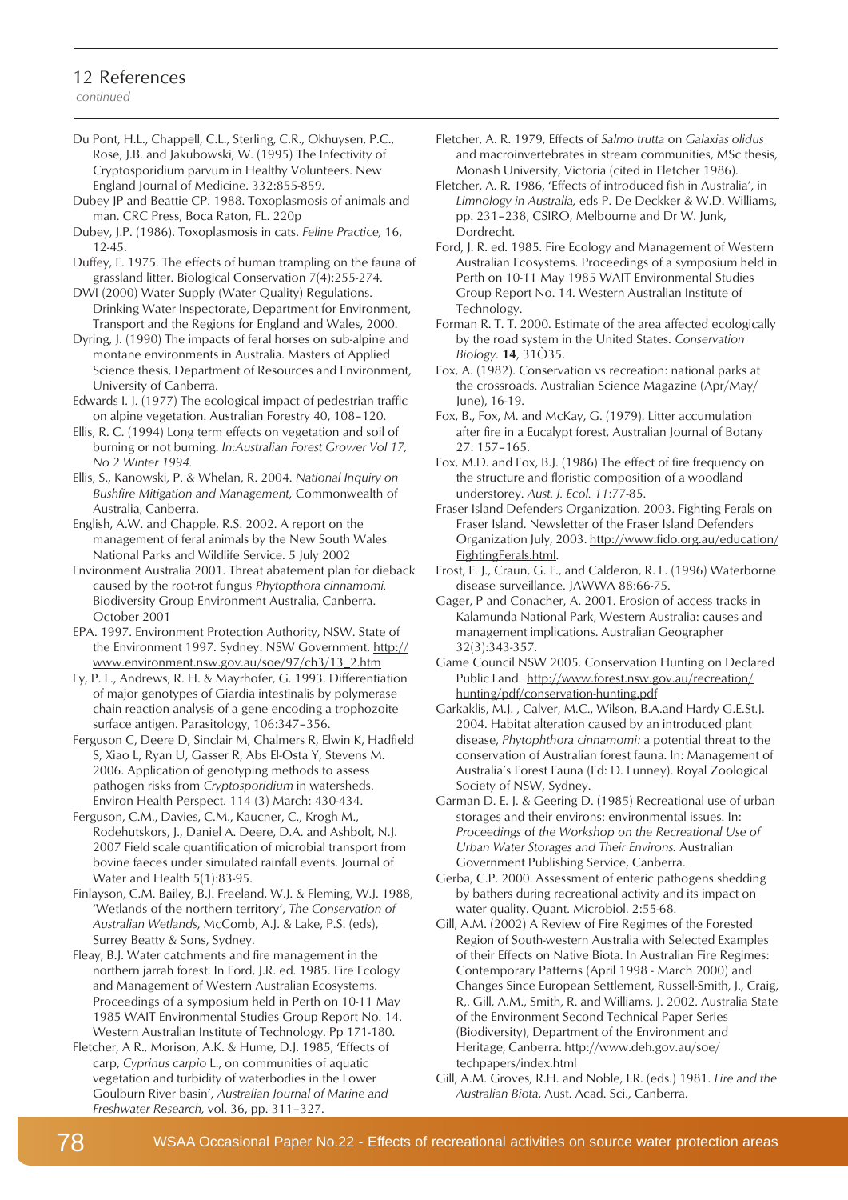## 12 References

*continued*

Du Pont, H.L., Chappell, C.L., Sterling, C.R., Okhuysen, P.C., Rose, J.B. and Jakubowski, W. (1995) The Infectivity of Cryptosporidium parvum in Healthy Volunteers. New England Journal of Medicine. 332:855-859.

Dubey JP and Beattie CP. 1988. Toxoplasmosis of animals and man. CRC Press, Boca Raton, FL. 220p

Dubey, J.P. (1986). Toxoplasmosis in cats. *Feline Practice,* 16, 12-45.

Duffey, E. 1975. The effects of human trampling on the fauna of grassland litter. Biological Conservation 7(4):255-274.

DWI (2000) Water Supply (Water Quality) Regulations. Drinking Water Inspectorate, Department for Environment, Transport and the Regions for England and Wales, 2000.

Dyring, J. (1990) The impacts of feral horses on sub-alpine and montane environments in Australia. Masters of Applied Science thesis, Department of Resources and Environment, University of Canberra.

Edwards I. J. (1977) The ecological impact of pedestrian traffic on alpine vegetation. Australian Forestry 40, 108–120.

Ellis, R. C. (1994) Long term effects on vegetation and soil of burning or not burning. *In:Australian Forest Grower Vol 17, No 2 Winter 1994.*

Ellis, S., Kanowski, P. & Whelan, R. 2004. *National Inquiry on Bushfire Mitigation and Management*, Commonwealth of Australia, Canberra.

English, A.W. and Chapple, R.S. 2002. A report on the management of feral animals by the New South Wales National Parks and Wildlife Service. 5 July 2002

Environment Australia 2001. Threat abatement plan for dieback caused by the root-rot fungus *Phytopthora cinnamomi.* Biodiversity Group Environment Australia, Canberra. October 2001

EPA. 1997. Environment Protection Authority, NSW. State of the Environment 1997. Sydney: NSW Government. http://www.environment.nsw.gov.au/soe/97/ch3/13_2.htm

Ey, P. L., Andrews, R. H. & Mayrhofer, G. 1993. Differentiation of major genotypes of Giardia intestinalis by polymerase chain reaction analysis of a gene encoding a trophozoite surface antigen. Parasitology, 106:347–356.

Ferguson C, Deere D, Sinclair M, Chalmers R, Elwin K, Hadfield S, Xiao L, Ryan U, Gasser R, Abs El-Osta Y, Stevens M. 2006. Application of genotyping methods to assess pathogen risks from *Cryptosporidium* in watersheds. Environ Health Perspect. 114 (3) March: 430-434.

Ferguson, C.M., Davies, C.M., Kaucner, C., Krogh M., Rodehutskors, J., Daniel A. Deere, D.A. and Ashbolt, N.J. 2007 Field scale quantification of microbial transport from bovine faeces under simulated rainfall events. Journal of Water and Health 5(1):83-95.

Finlayson, C.M. Bailey, B.J. Freeland, W.J. & Fleming, W.J. 1988, 'Wetlands of the northern territory', *The Conservation of Australian Wetlands*, McComb, A.J. & Lake, P.S. (eds), Surrey Beatty & Sons, Sydney.

Fleay, B.J. Water catchments and fire management in the northern jarrah forest. In Ford, J.R. ed. 1985. Fire Ecology and Management of Western Australian Ecosystems. Proceedings of a symposium held in Perth on 10-11 May 1985 WAIT Environmental Studies Group Report No. 14. Western Australian Institute of Technology. Pp 171-180.

Fletcher, A R., Morison, A.K. & Hume, D.J. 1985, 'Effects of carp, *Cyprinus carpio* L., on communities of aquatic vegetation and turbidity of waterbodies in the Lower Goulburn River basin', *Australian Journal of Marine and Freshwater Research,* vol. 36, pp. 311–327.

Fletcher, A. R. 1979, Effects of *Salmo trutta* on *Galaxias olidus* and macroinvertebrates in stream communities, MSc thesis, Monash University, Victoria (cited in Fletcher 1986).

Fletcher, A. R. 1986, 'Effects of introduced fish in Australia', in *Limnology in Australia,* eds P. De Deckker & W.D. Williams, pp. 231–238, CSIRO, Melbourne and Dr W. Junk, Dordrecht.

Ford, J. R. ed. 1985. Fire Ecology and Management of Western Australian Ecosystems. Proceedings of a symposium held in Perth on 10-11 May 1985 WAIT Environmental Studies Group Report No. 14. Western Australian Institute of Technology.

Forman R. T. T. 2000. Estimate of the area affected ecologically by the road system in the United States. *Conservation Biology.* **14**, 31Ò35.

Fox, A. (1982). Conservation vs recreation: national parks at the crossroads. Australian Science Magazine (Apr/May/June), 16-19.

Fox, B., Fox, M. and McKay, G. (1979). Litter accumulation after fire in a Eucalypt forest, Australian Journal of Botany 27: 157–165.

Fox, M.D. and Fox, B.J. (1986) The effect of fire frequency on the structure and floristic composition of a woodland understorey. *Aust. J. Ecol. 11*:77-85.

Fraser Island Defenders Organization. 2003. Fighting Ferals on Fraser Island. Newsletter of the Fraser Island Defenders Organization July, 2003. http://www.fido.org.au/education/FightingFerals.html.

Frost, F. J., Craun, G. F., and Calderon, R. L. (1996) Waterborne disease surveillance. JAWWA 88:66-75.

Gager, P and Conacher, A. 2001. Erosion of access tracks in Kalamunda National Park, Western Australia: causes and management implications. Australian Geographer 32(3):343-357.

Game Council NSW 2005. Conservation Hunting on Declared Public Land. http://www.forest.nsw.gov.au/recreation/hunting/pdf/conservation-hunting.pdf

Garkaklis, M.J. , Calver, M.C., Wilson, B.A.and Hardy G.E.St.J. 2004. Habitat alteration caused by an introduced plant disease, *Phytophthora cinnamomi:* a potential threat to the conservation of Australian forest fauna. In: Management of Australia's Forest Fauna (Ed: D. Lunney). Royal Zoological Society of NSW, Sydney.

Garman D. E. J. & Geering D. (1985) Recreational use of urban storages and their environs: environmental issues. In: *Proceedings of the Workshop on the Recreational Use of Urban Water Storages and Their Environs.* Australian Government Publishing Service, Canberra.

Gerba, C.P. 2000. Assessment of enteric pathogens shedding by bathers during recreational activity and its impact on water quality. Quant. Microbiol. 2:55-68.

Gill, A.M. (2002) A Review of Fire Regimes of the Forested Region of South-western Australia with Selected Examples of their Effects on Native Biota. In Australian Fire Regimes: Contemporary Patterns (April 1998 - March 2000) and Changes Since European Settlement, Russell-Smith, J., Craig, R,. Gill, A.M., Smith, R. and Williams, J. 2002. Australia State of the Environment Second Technical Paper Series (Biodiversity), Department of the Environment and Heritage, Canberra. http://www.deh.gov.au/soe/techpapers/index.html

Gill, A.M. Groves, R.H. and Noble, I.R. (eds.) 1981. *Fire and the Australian Biota*, Aust. Acad. Sci., Canberra.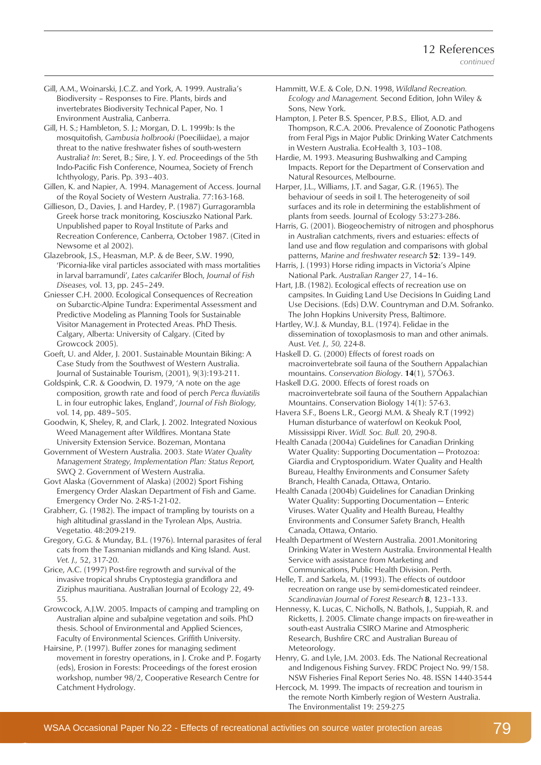Gill, A.M., Woinarski, J.C.Z. and York, A. 1999. Australia's Biodiversity – Responses to Fire. Plants, birds and invertebrates Biodiversity Technical Paper, No. 1 Environment Australia, Canberra.

Gill, H. S.; Hambleton, S. J.; Morgan, D. L. 1999b: Is the mosquitofish, *Gambusia holbrooki* (Poeciliidae), a major threat to the native freshwater fishes of south-western Australia? *In*: Seret, B.; Sire, J. Y. *ed.* Proceedings of the 5th Indo-Pacific Fish Conference, Noumea, Society of French Ichthyology, Paris. Pp. 393–403.

Gillen, K. and Napier, A. 1994. Management of Access. Journal of the Royal Society of Western Australia. 77:163-168.

Gillieson, D., Davies, J. and Hardey, P. (1987) Gurragorambla Greek horse track monitoring, Kosciuszko National Park. Unpublished paper to Royal Institute of Parks and Recreation Conference, Canberra, October 1987. (Cited in Newsome et al 2002).

Glazebrook, J.S., Heasman, M.P. & de Beer, S.W. 1990, 'Picornia-like viral particles associated with mass mortalities in larval barramundi', *Lates calcarifer* Bloch, *Journal of Fish Diseases,* vol. 13, pp. 245–249.

Gniesser C.H. 2000. Ecological Consequences of Recreation on Subarctic-Alpine Tundra: Experimental Assessment and Predictive Modeling as Planning Tools for Sustainable Visitor Management in Protected Areas. PhD Thesis. Calgary, Alberta: University of Calgary. (Cited by Growcock 2005).

Goeft, U. and Alder, J. 2001. Sustainable Mountain Biking: A Case Study from the Southwest of Western Australia. Journal of Sustainable Tourism, (2001), 9(3):193-211.

Goldspink, C.R. & Goodwin, D. 1979, 'A note on the age composition, growth rate and food of perch *Perca fluviatilis* L. in four eutrophic lakes, England', *Journal of Fish Biology,* vol. 14, pp. 489–505.

Goodwin, K, Sheley, R, and Clark, J. 2002. Integrated Noxious Weed Management after Wildfires. Montana State University Extension Service. Bozeman, Montana

Government of Western Australia. 2003. *State Water Quality Management Strategy, Implementation Plan: Status Report,* SWQ 2. Government of Western Australia.

Govt Alaska (Government of Alaska) (2002) Sport Fishing Emergency Order Alaskan Department of Fish and Game. Emergency Order No. 2-RS-1-21-02.

Grabherr, G. (1982). The impact of trampling by tourists on a high altitudinal grassland in the Tyrolean Alps, Austria. Vegetatio. 48:209-219.

Gregory, G.G. & Munday, B.L. (1976). Internal parasites of feral cats from the Tasmanian midlands and King Island. Aust. *Vet. J.,* 52, 317-20.

Grice, A.C. (1997) Post-fire regrowth and survival of the invasive tropical shrubs Cryptostegia grandiflora and Ziziphus mauritiana. Australian Journal of Ecology 22, 49-55.

Growcock, A.J.W. 2005. Impacts of camping and trampling on Australian alpine and subalpine vegetation and soils. PhD thesis. School of Environmental and Applied Sciences, Faculty of Environmental Sciences. Griffith University.

Hairsine, P. (1997). Buffer zones for managing sediment movement in forestry operations, in J. Croke and P. Fogarty (eds), Erosion in Forests: Proceedings of the forest erosion workshop, number 98/2, Cooperative Research Centre for Catchment Hydrology.

Hammitt, W.E. & Cole, D.N. 1998, *Wildland Recreation. Ecology and Management.* Second Edition, John Wiley & Sons, New York.

Hampton, J. Peter B.S. Spencer, P.B.S., Elliot, A.D. and Thompson, R.C.A. 2006. Prevalence of Zoonotic Pathogens from Feral Pigs in Major Public Drinking Water Catchments in Western Australia. EcoHealth 3, 103–108.

Hardie, M. 1993. Measuring Bushwalking and Camping Impacts. Report for the Department of Conservation and Natural Resources, Melbourne.

Harper, J.L., Williams, J.T. and Sagar, G.R. (1965). The behaviour of seeds in soil I. The heterogeneity of soil surfaces and its role in determining the establishment of plants from seeds. Journal of Ecology 53:273-286.

Harris, G. (2001). Biogeochemistry of nitrogen and phosphorus in Australian catchments, rivers and estuaries: effects of land use and flow regulation and comparisons with global patterns, *Marine and freshwater research* **52**: 139–149.

Harris, J. (1993) Horse riding impacts in Victoria's Alpine National Park. *Australian Ranger* 27, 14–16.

Hart, J.B. (1982). Ecological effects of recreation use on campsites. In Guiding Land Use Decisions In Guiding Land Use Decisions. (Eds) D.W. Countryman and D.M. Sofranko. The John Hopkins University Press, Baltimore.

Hartley, W.J. & Munday, B.L. (1974). Felidae in the dissemination of toxoplasmosis to man and other animals. Aust. *Vet. J., 50,* 224-8.

Haskell D. G. (2000) Effects of forest roads on macroinvertebrate soil fauna of the Southern Appalachian mountains. *Conservation Biology*. **14**(1), 57Ò63.

Haskell D.G. 2000. Effects of forest roads on macroinvertebrate soil fauna of the Southern Appalachian Mountains. Conservation Biology 14(1): 57-63.

Havera S.F., Boens L.R., Georgi M.M. & Shealy R.T (1992) Human disturbance of waterfowl on Keokuk Pool, Mississippi River. *Widl. Soc. Bull.* 20, 290-8.

Health Canada (2004a) Guidelines for Canadian Drinking Water Quality: Supporting Documentation — Protozoa: Giardia and Cryptosporidium. Water Quality and Health Bureau, Healthy Environments and Consumer Safety Branch, Health Canada, Ottawa, Ontario.

Health Canada (2004b) Guidelines for Canadian Drinking Water Quality: Supporting Documentation — Enteric Viruses. Water Quality and Health Bureau, Healthy Environments and Consumer Safety Branch, Health Canada, Ottawa, Ontario.

Health Department of Western Australia. 2001.Monitoring Drinking Water in Western Australia. Environmental Health Service with assistance from Marketing and Communications, Public Health Division. Perth.

Helle, T. and Sarkela, M. (1993). The effects of outdoor recreation on range use by semi-domesticated reindeer. *Scandinavian Journal of Forest Research* **8**, 123–133.

Hennessy, K. Lucas, C. Nicholls, N. Bathols, J., Suppiah, R. and Ricketts, J. 2005. Climate change impacts on fire-weather in south-east Australia CSIRO Marine and Atmospheric Research, Bushfire CRC and Australian Bureau of Meteorology.

Henry, G. and Lyle, J.M. 2003. Eds. The National Recreational and Indigenous Fishing Survey. FRDC Project No. 99/158. NSW Fisheries Final Report Series No. 48. ISSN 1440-3544

Hercock, M. 1999. The impacts of recreation and tourism in the remote North Kimberly region of Western Australia. The Environmentalist 19: 259-275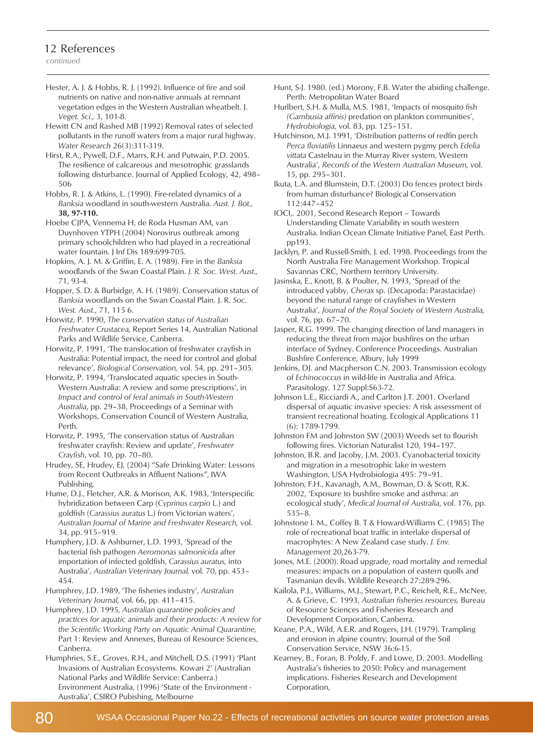## 12 References

*continued*

Hester, A. J. & Hobbs, R. J. (1992). Influence of fire and soil nutrients on native and non-native annuals at remnant vegetation edges in the Western Australian wheatbelt. J. *Veget. Sci.,* 3, 101-8.

Hewitt CN and Rashed MB (1992) Removal rates of selected pollutants in the runoff waters from a major rural highway. *Water Research* 26(3):311-319.

Hirst, R.A., Pywell, D.F., Marrs, R.H. and Putwain, P.D. 2005. The resilience of calcareous and mesotrophic grasslands following disturbance. Journal of Applied Ecology, 42, 498–506

Hobbs, R. J. & Atkins, L. (1990). Fire-related dynamics of a *Banksia* woodland in south-western Australia. *Aust. J. Bot.,* **38, 97-110.**

Hoebe CJPA, Vennema H, de Roda Husman AM, van Duynhoven YTPH (2004) Norovirus outbreak among primary schoolchildren who had played in a recreational water fountain. J Inf Dis 189:699-705.

Hopkins, A. J. M. & Griffin, E. A. (1989). Fire in the *Banksia* woodlands of the Swan Coastal Plain. *J. R. Soc. West. Aust.,* 71, 93-4.

Hopper, S. D. & Burbidge, A. H. (1989). Conservation status of *Banksia* woodlands on the Swan Coastal Plain. J. R. *Soc. West. Aust.,* 71, 115 6.

Horwitz, P. 1990, *The conservation status of Australian Freshwater Crustacea,* Report Series 14, Australian National Parks and Wildlife Service, Canberra.

Horwitz, P. 1991, 'The translocation of freshwater crayfish in Australia: Potential impact, the need for control and global relevance', *Biological Conservation,* vol. 54, pp. 291–305.

Horwitz, P. 1994, 'Translocated aquatic species in South-Western Australia: A review and some prescriptions', in *Impact and control of feral animals in South-Western Australia*, pp. 29–38, Proceedings of a Seminar with Workshops, Conservation Council of Western Australia, Perth.

Horwitz, P. 1995, 'The conservation status of Australian freshwater crayfish: Review and update', *Freshwater Crayfish*, vol. 10, pp. 70–80.

Hrudey, SE, Hrudey, EJ, (2004) "Safe Drinking Water: Lessons from Recent Outbreaks in Affluent Nations", IWA Publishing.

Hume, D.J., Fletcher, A.R. & Morison, A.K. 1983, 'Interspecific hybridization between Carp (*Cyprinus carpio* L.) and goldfish (*Carassius auratus* L.) from Victorian waters', *Australian Journal of Marine and Freshwater Research,* vol. 34, pp. 915–919.

Humphery, J.D. & Ashburner, L.D. 1993, 'Spread of the bacterial fish pathogen *Aeromonas salmonicida* after importation of infected goldfish, *Carassius auratus,* into Australia', *Australian Veterinary Journal,* vol. 70, pp. 453–454.

Humphrey, J.D. 1989, 'The fisheries industry', *Australian Veterinary Journal,* vol. 66, pp. 411–415.

Humphrey, J.D. 1995, *Australian quarantine policies and practices for aquatic animals and their products: A review for the Scientific Working Party on Aquatic Animal Quarantine,* Part 1: Review and Annexes, Bureau of Resource Sciences, Canberra.

Humphries, S.E., Groves, R.H., and Mitchell, D.S. (1991) 'Plant Invasions of Australian Ecosystems. Kowari 2' (Australian National Parks and Wildlife Service: Canberra.) Environment Australia, (1996) 'State of the Environment - Australia', CSIRO Pubishing, Melbourne

Hunt, S-J. 1980. (ed.) Morony, F.B. Water the abiding challenge. Perth: Metropolitan Water Board

Hurlbert, S.H. & Mulla, M.S. 1981, 'Impacts of mosquito fish *(Gambusia affinis)* predation on plankton communities', *Hydrobiologia,* vol. 83, pp. 125–151.

Hutchinson, M.J. 1991, 'Distribution patterns of redfin perch *Perca fluviatilis* Linnaeus and western pygmy perch *Edelia vittata* Castelnau in the Murray River system, Western Australia', *Records of the Western Australian Museum,* vol. 15, pp. 295–301.

Ikuta, L.A. and Blumstein, D.T. (2003) Do fences protect birds from human disturbance? Biological Conservation 112:447–452

IOCI,. 2001, Second Research Report – Towards Understanding Climate Variability in south western Australia. Indian Ocean Climate Initiative Panel, East Perth. pp193.

Jacklyn, P. and Russell-Smith, J. ed. 1998. Proceedings from the North Australia Fire Management Workshop. Tropical Savannas CRC, Northern territory University.

Jasinska, E., Knott, B. & Poulter, N. 1993, 'Spread of the introduced yabby, *Cherax* sp. (Decapoda: Parastacidae) beyond the natural range of crayfishes in Western Australia', *Journal of the Royal Society of Western Australia,* vol. 76, pp. 67–70.

Jasper, R.G. 1999. The changing direction of land managers in reducing the threat from major bushfires on the urban interface of Sydney. Conference Proceedings. Australian Bushfire Conference, Albury, July 1999

Jenkins, DJ. and Macpherson C.N. 2003. Transmission ecology of *Echinococcus* in wild-life in Australia and Africa. Parasitology. 127 Suppl:S63-72.

Johnson L.E., Ricciardi A., and Carlton J.T. 2001. Overland dispersal of aquatic invasive species: A risk assessment of transient recreational boating. Ecological Applications 11 (6): 1789-1799.

Johnston FM and Johnston SW (2003) Weeds set to flourish following fires. Victorian Naturalist 120, 194–197.

Johnston, B.R. and Jacoby, J.M. 2003. Cyanobacterial toxicity and migration in a mesotrophic lake in western Washington, USA Hydrobiologia 495: 79–91.

Johnston, F.H., Kavanagh, A.M., Bowman, D. & Scott, R.K. 2002, 'Exposure to bushfire smoke and asthma: an ecological study', *Medical Journal of Australia*, vol. 176, pp. 535–8.

Johnstone I. M., Coffey B. T & Howard-Williams C. (1985) The role of recreational boat traffic in interlake dispersal of macrophytes: A New Zealand case study. *J. Env. Management* 20,263-79.

Jones, M.E. (2000). Road upgrade, road mortality and remedial measures: impacts on a population of eastern quolls and Tasmanian devils. Wildlife Research 27:289-296.

Kailola, P.J., Williams, M.J., Stewart, P.C., Reichelt, R.E., McNee, A. & Grieve, C. 1993, *Australian fisheries resources,* Bureau of Resource Sciences and Fisheries Research and Development Corporation, Canberra.

Keane, P.A., Wild, A.E.R. and Rogers, J.H. (1979). Trampling and erosion in alpine country. Journal of the Soil Conservation Service, NSW 36:6-15.

Kearney, B., Foran, B. Poldy, F. and Lowe, D. 2003. Modelling Australia's fisheries to 2050: Policy and management implications. Fisheries Research and Development Corporation,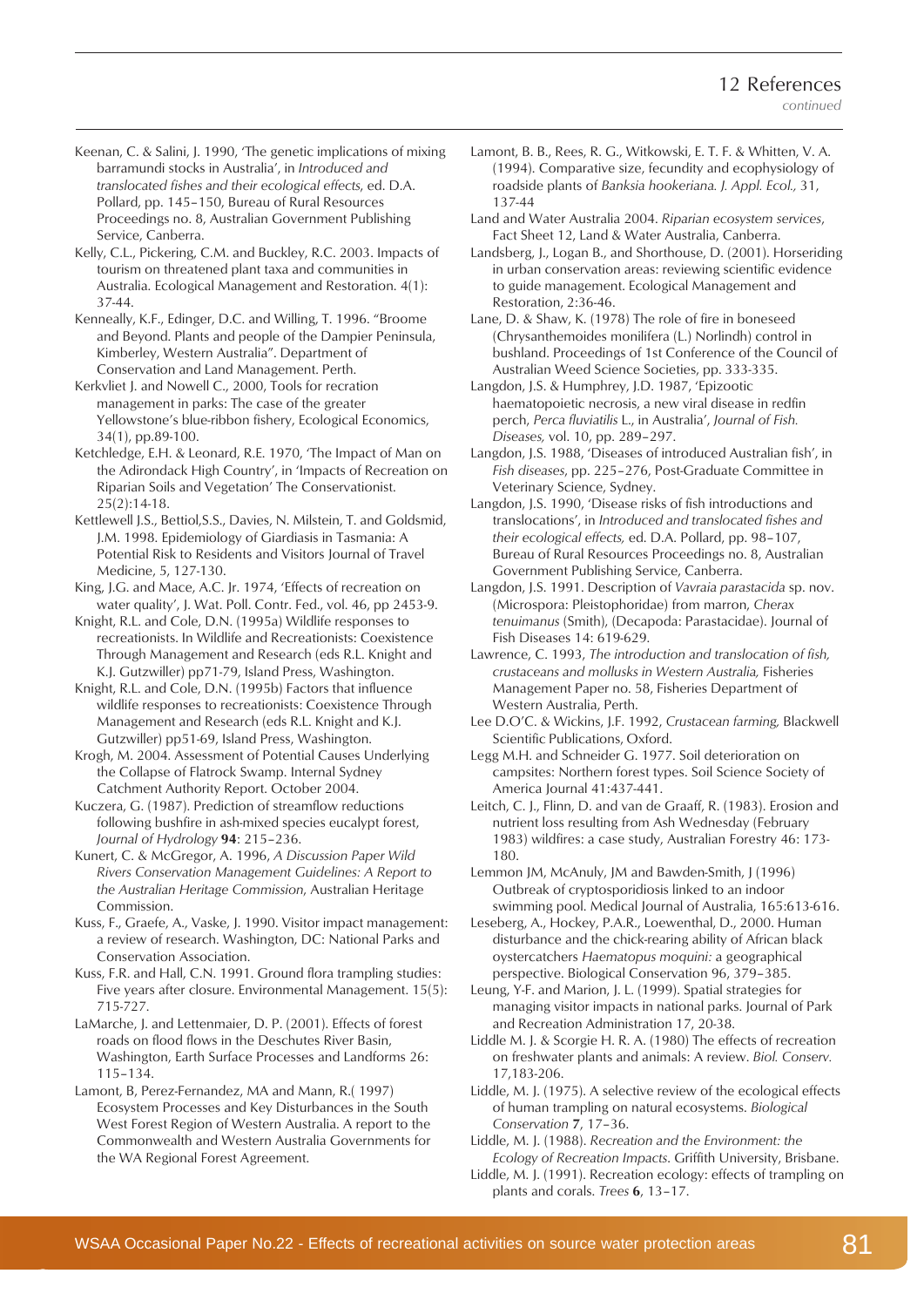## 12 References

*continued*

Keenan, C. & Salini, J. 1990, 'The genetic implications of mixing barramundi stocks in Australia', in *Introduced and translocated fishes and their ecological effects,* ed. D.A. Pollard, pp. 145–150, Bureau of Rural Resources Proceedings no. 8, Australian Government Publishing Service, Canberra.

Kelly, C.L., Pickering, C.M. and Buckley, R.C. 2003. Impacts of tourism on threatened plant taxa and communities in Australia. Ecological Management and Restoration. 4(1): 37-44.

Kenneally, K.F., Edinger, D.C. and Willing, T. 1996. "Broome and Beyond. Plants and people of the Dampier Peninsula, Kimberley, Western Australia". Department of Conservation and Land Management. Perth.

Kerkvliet J. and Nowell C., 2000, Tools for recration management in parks: The case of the greater Yellowstone's blue-ribbon fishery, Ecological Economics, 34(1), pp.89-100.

Ketchledge, E.H. & Leonard, R.E. 1970, 'The Impact of Man on the Adirondack High Country', in 'Impacts of Recreation on Riparian Soils and Vegetation' The Conservationist. 25(2):14-18.

Kettlewell J.S., Bettiol,S.S., Davies, N. Milstein, T. and Goldsmid, J.M. 1998. Epidemiology of Giardiasis in Tasmania: A Potential Risk to Residents and Visitors Journal of Travel Medicine, 5, 127-130.

King, J.G. and Mace, A.C. Jr. 1974, 'Effects of recreation on water quality', J. Wat. Poll. Contr. Fed., vol. 46, pp 2453-9.

Knight, R.L. and Cole, D.N. (1995a) Wildlife responses to recreationists. In Wildlife and Recreationists: Coexistence Through Management and Research (eds R.L. Knight and K.J. Gutzwiller) pp71-79, Island Press, Washington.

Knight, R.L. and Cole, D.N. (1995b) Factors that influence wildlife responses to recreationists: Coexistence Through Management and Research (eds R.L. Knight and K.J. Gutzwiller) pp51-69, Island Press, Washington.

Krogh, M. 2004. Assessment of Potential Causes Underlying the Collapse of Flatrock Swamp. Internal Sydney Catchment Authority Report. October 2004.

Kuczera, G. (1987). Prediction of streamflow reductions following bushfire in ash-mixed species eucalypt forest, *Journal of Hydrology* **94**: 215–236.

Kunert, C. & McGregor, A. 1996, *A Discussion Paper Wild Rivers Conservation Management Guidelines: A Report to the Australian Heritage Commission*, Australian Heritage Commission.

Kuss, F., Graefe, A., Vaske, J. 1990. Visitor impact management: a review of research. Washington, DC: National Parks and Conservation Association.

Kuss, F.R. and Hall, C.N. 1991. Ground flora trampling studies: Five years after closure. Environmental Management. 15(5): 715-727.

LaMarche, J. and Lettenmaier, D. P. (2001). Effects of forest roads on flood flows in the Deschutes River Basin, Washington, Earth Surface Processes and Landforms 26: 115–134.

Lamont, B, Perez-Fernandez, MA and Mann, R.( 1997) Ecosystem Processes and Key Disturbances in the South West Forest Region of Western Australia. A report to the Commonwealth and Western Australia Governments for the WA Regional Forest Agreement.

Lamont, B. B., Rees, R. G., Witkowski, E. T. F. & Whitten, V. A. (1994). Comparative size, fecundity and ecophysiology of roadside plants of *Banksia hookeriana. J. Appl. Ecol.,* 31, 137-44

Land and Water Australia 2004. *Riparian ecosystem services*, Fact Sheet 12, Land & Water Australia, Canberra.

Landsberg, J., Logan B., and Shorthouse, D. (2001). Horseriding in urban conservation areas: reviewing scientific evidence to guide management. Ecological Management and Restoration, 2:36-46.

Lane, D. & Shaw, K. (1978) The role of fire in boneseed (Chrysanthemoides monilifera (L.) Norlindh) control in bushland. Proceedings of 1st Conference of the Council of Australian Weed Science Societies, pp. 333-335.

Langdon, J.S. & Humphrey, J.D. 1987, 'Epizootic haematopoietic necrosis, a new viral disease in redfin perch, *Perca fluviatilis* L., in Australia', *Journal of Fish. Diseases,* vol. 10, pp. 289–297.

Langdon, J.S. 1988, 'Diseases of introduced Australian fish', in *Fish diseases*, pp. 225–276, Post-Graduate Committee in Veterinary Science, Sydney.

Langdon, J.S. 1990, 'Disease risks of fish introductions and translocations', in *Introduced and translocated fishes and their ecological effects,* ed. D.A. Pollard, pp. 98–107, Bureau of Rural Resources Proceedings no. 8, Australian Government Publishing Service, Canberra.

Langdon, J.S. 1991. Description of *Vavraia parastacida* sp. nov. (Microspora: Pleistophoridae) from marron, *Cherax tenuimanus* (Smith), (Decapoda: Parastacidae). Journal of Fish Diseases 14: 619-629.

Lawrence, C. 1993, *The introduction and translocation of fish, crustaceans and mollusks in Western Australia,* Fisheries Management Paper no. 58, Fisheries Department of Western Australia, Perth.

Lee D.O'C. & Wickins, J.F. 1992, *Crustacean farming,* Blackwell Scientific Publications, Oxford.

Legg M.H. and Schneider G. 1977. Soil deterioration on campsites: Northern forest types. Soil Science Society of America Journal 41:437-441.

Leitch, C. J., Flinn, D. and van de Graaff, R. (1983). Erosion and nutrient loss resulting from Ash Wednesday (February 1983) wildfires: a case study, Australian Forestry 46: 173-180.

Lemmon JM, McAnuly, JM and Bawden-Smith, J (1996) Outbreak of cryptosporidiosis linked to an indoor swimming pool. Medical Journal of Australia, 165:613-616.

Leseberg, A., Hockey, P.A.R., Loewenthal, D., 2000. Human disturbance and the chick-rearing ability of African black oystercatchers *Haematopus moquini:* a geographical perspective. Biological Conservation 96, 379–385.

Leung, Y-F. and Marion, J. L. (1999). Spatial strategies for managing visitor impacts in national parks. Journal of Park and Recreation Administration 17, 20-38.

Liddle M. J. & Scorgie H. R. A. (1980) The effects of recreation on freshwater plants and animals: A review. *Biol. Conserv.* 17,183-206.

Liddle, M. J. (1975). A selective review of the ecological effects of human trampling on natural ecosystems. *Biological Conservation* **7**, 17–36.

Liddle, M. J. (1988). *Recreation and the Environment: the Ecology of Recreation Impacts*. Griffith University, Brisbane.

Liddle, M. J. (1991). Recreation ecology: effects of trampling on plants and corals. *Trees* **6**, 13–17.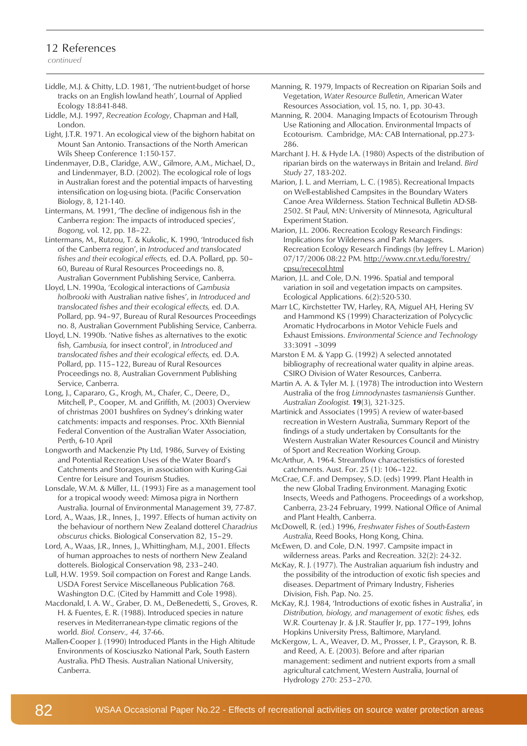## 12 References

*continued*

Liddle, M.J. & Chitty, L.D. 1981, 'The nutrient-budget of horse tracks on an English lowland heath', Lournal of Applied Ecology 18:841-848.

Liddle, M.J. 1997, *Recreation Ecology*, Chapman and Hall, London.

Light, J.T.R. 1971. An ecological view of the bighorn habitat on Mount San Antonio. Transactions of the North American Wils Sheep Conference 1:150-157.

Lindenmayer, D.B., Claridge, A.W., Gilmore, A.M., Michael, D., and Lindenmayer, B.D. (2002). The ecological role of logs in Australian forest and the potential impacts of harvesting intensification on log-using biota. (Pacific Conservation Biology, 8, 121-140.

Lintermans, M. 1991, 'The decline of indigenous fish in the Canberra region: The impacts of introduced species', *Bogong*, vol. 12, pp. 18–22.

Lintermans, M., Rutzou, T. & Kukolic, K. 1990, 'Introduced fish of the Canberra region', in *Introduced and translocated fishes and their ecological effects,* ed. D.A. Pollard, pp. 50–60, Bureau of Rural Resources Proceedings no. 8, Australian Government Publishing Service, Canberra.

Lloyd, L.N. 1990a, 'Ecological interactions of *Gambusia holbrooki* with Australian native fishes', in *Introduced and translocated fishes and their ecological effects,* ed. D.A. Pollard, pp. 94–97, Bureau of Rural Resources Proceedings no. 8, Australian Government Publishing Service, Canberra.

Lloyd, L.N. 1990b. 'Native fishes as alternatives to the exotic fish, *Gambusia,* for insect control', in *Introduced and translocated fishes and their ecological effects,* ed. D.A. Pollard, pp. 115–122, Bureau of Rural Resources Proceedings no. 8, Australian Government Publishing Service, Canberra.

Long, J., Capararo, G., Krogh, M., Chafer, C., Deere, D., Mitchell, P., Cooper, M. and Griffith, M. (2003) Overview of christmas 2001 bushfires on Sydney's drinking water catchments: impacts and responses. Proc. XXth Biennial Federal Convention of the Australian Water Association, Perth, 6-10 April

Longworth and Mackenzie Pty Ltd, 1986, Survey of Existing and Potential Recreation Uses of the Water Board's Catchments and Storages, in association with Kuring-Gai Centre for Leisure and Tourism Studies.

Lonsdale, W.M. & Miller, I.L. (1993) Fire as a management tool for a tropical woody weed: Mimosa pigra in Northern Australia. Journal of Environmental Management 39, 77-87.

Lord, A., Waas, J.R., Innes, J., 1997. Effects of human activity on the behaviour of northern New Zealand dotterel *Charadrius obscurus* chicks. Biological Conservation 82, 15–29.

Lord, A., Waas, J.R., Innes, J., Whittingham, M.J., 2001. Effects of human approaches to nests of northern New Zealand dotterels. Biological Conservation 98, 233–240.

Lull, H.W. 1959. Soil compaction on Forest and Range Lands. USDA Forest Service Miscellaneous Publication 768. Washington D.C. (Cited by Hammitt and Cole 1998).

Macdonald, I. A. W., Graber, D. M., DeBenedetti, S., Groves, R. H. & Fuentes, E. R. (1988). Introduced species in nature reserves in Mediterranean-type climatic regions of the world. *Biol. Conserv., 44,* 37-66.

Mallen-Cooper J. (1990) Introduced Plants in the High Altitude Environments of Kosciuszko National Park, South Eastern Australia. PhD Thesis. Australian National University, Canberra.

Manning, R. 1979, Impacts of Recreation on Riparian Soils and Vegetation, *Water Resource Bulletin*, American Water Resources Association, vol. 15, no. 1, pp. 30-43.

Manning, R. 2004. Managing Impacts of Ecotourism Through Use Rationing and Allocation. Environmental Impacts of Ecotourism. Cambridge, MA: CAB International, pp.273-286.

Marchant J. H. & Hyde I.A. (1980) Aspects of the distribution of riparian birds on the waterways in Britain and Ireland. *Bird Study* 27, 183-202.

Marion, J. L. and Merriam, L. C. (1985). Recreational Impacts on Well-established Campsites in the Boundary Waters Canoe Area Wilderness. Station Technical Bulletin AD-SB-2502. St Paul, MN: University of Minnesota, Agricultural Experiment Station.

Marion, J.L. 2006. Recreation Ecology Research Findings: Implications for Wilderness and Park Managers. Recreation Ecology Research Findings (by Jeffrey L. Marion) 07/17/2006 08:22 PM. http://www.cnr.vt.edu/forestry/cpsu/rececol.html

Marion, J.L. and Cole, D.N. 1996. Spatial and temporal variation in soil and vegetation impacts on campsites. Ecological Applications. 6(2):520-530.

Marr LC, Kirchstetter TW, Harley, RA, Miguel AH, Hering SV and Hammond KS (1999) Characterization of Polycyclic Aromatic Hydrocarbons in Motor Vehicle Fuels and Exhaust Emissions. *Environmental Science and Technology* 33:3091 –3099

Marston E M. & Yapp G. (1992) A selected annotated bibliography of recreational water quality in alpine areas. CSIRO Division of Water Resources, Canberra.

Martin A. A. & Tyler M. J. (1978) The introduction into Western Australia of the frog *Limnodynastes tasmaniensis* Gunther. *Australian Zoologist.* **19**(3), 321-325.

Martinick and Associates (1995) A review of water-based recreation in Western Australia, Summary Report of the findings of a study undertaken by Consultants for the Western Australian Water Resources Council and Ministry of Sport and Recreation Working Group.

McArthur, A. 1964. Streamflow characteristics of forested catchments. Aust. For. 25 (1): 106–122.

McCrae, C.F. and Dempsey, S.D. (eds) 1999. Plant Health in the new Global Trading Environment. Managing Exotic Insects, Weeds and Pathogens. Proceedings of a workshop, Canberra, 23-24 February, 1999. National Office of Animal and Plant Health, Canberra.

McDowell, R. (ed.) 1996, *Freshwater Fishes of South-Eastern Australia*, Reed Books, Hong Kong, China.

McEwen, D. and Cole, D.N. 1997. Campsite impact in wilderness areas. Parks and Recreation. 32(2): 24-32.

McKay, R. J. (1977). The Australian aquarium fish industry and the possibility of the introduction of exotic fish species and diseases. Department of Primary Industry, Fisheries Division, Fish. Pap. No. 25.

McKay, R.J. 1984, 'Introductions of exotic fishes in Australia', in *Distribution, biology, and management of exotic fishes,* eds W.R. Courtenay Jr. & J.R. Stauffer Jr, pp. 177–199, Johns Hopkins University Press, Baltimore, Maryland.

McKergow, L. A., Weaver, D. M., Prosser, I. P., Grayson, R. B. and Reed, A. E. (2003). Before and after riparian management: sediment and nutrient exports from a small agricultural catchment, Western Australia, Journal of Hydrology 270: 253–270.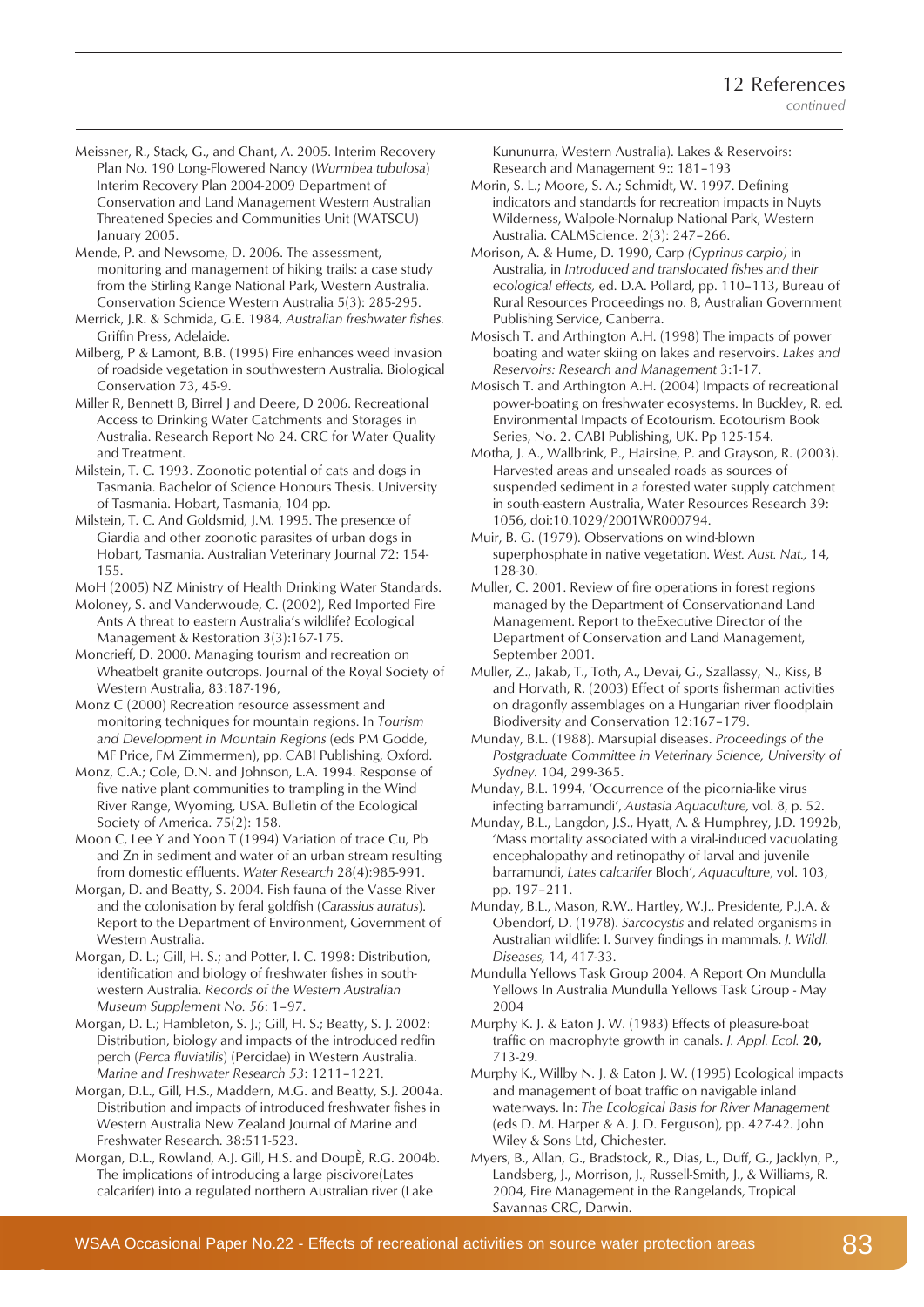## 12 References

*continued*

Meissner, R., Stack, G., and Chant, A. 2005. Interim Recovery Plan No. 190 Long-Flowered Nancy (*Wurmbea tubulosa*) Interim Recovery Plan 2004-2009 Department of Conservation and Land Management Western Australian Threatened Species and Communities Unit (WATSCU) January 2005.

Mende, P. and Newsome, D. 2006. The assessment, monitoring and management of hiking trails: a case study from the Stirling Range National Park, Western Australia. Conservation Science Western Australia 5(3): 285-295.

Merrick, J.R. & Schmida, G.E. 1984, *Australian freshwater fishes*. Griffin Press, Adelaide.

Milberg, P & Lamont, B.B. (1995) Fire enhances weed invasion of roadside vegetation in southwestern Australia. Biological Conservation 73, 45-9.

Miller R, Bennett B, Birrel J and Deere, D 2006. Recreational Access to Drinking Water Catchments and Storages in Australia. Research Report No 24. CRC for Water Quality and Treatment.

Milstein, T. C. 1993. Zoonotic potential of cats and dogs in Tasmania. Bachelor of Science Honours Thesis. University of Tasmania. Hobart, Tasmania, 104 pp.

Milstein, T. C. And Goldsmid, J.M. 1995. The presence of Giardia and other zoonotic parasites of urban dogs in Hobart, Tasmania. Australian Veterinary Journal 72: 154-155.

MoH (2005) NZ Ministry of Health Drinking Water Standards.

Moloney, S. and Vanderwoude, C. (2002), Red Imported Fire Ants A threat to eastern Australia's wildlife? Ecological Management & Restoration 3(3):167-175.

Moncrieff, D. 2000. Managing tourism and recreation on Wheatbelt granite outcrops. Journal of the Royal Society of Western Australia, 83:187-196,

Monz C (2000) Recreation resource assessment and monitoring techniques for mountain regions. In *Tourism and Development in Mountain Regions* (eds PM Godde, MF Price, FM Zimmermen), pp. CABI Publishing, Oxford.

Monz, C.A.; Cole, D.N. and Johnson, L.A. 1994. Response of five native plant communities to trampling in the Wind River Range, Wyoming, USA. Bulletin of the Ecological Society of America. 75(2): 158.

Moon C, Lee Y and Yoon T (1994) Variation of trace Cu, Pb and Zn in sediment and water of an urban stream resulting from domestic effluents. *Water Research* 28(4):985-991.

Morgan, D. and Beatty, S. 2004. Fish fauna of the Vasse River and the colonisation by feral goldfish (*Carassius auratus*). Report to the Department of Environment, Government of Western Australia.

Morgan, D. L.; Gill, H. S.; and Potter, I. C. 1998: Distribution, identification and biology of freshwater fishes in south-western Australia. *Records of the Western Australian Museum Supplement No. 56*: 1–97.

Morgan, D. L.; Hambleton, S. J.; Gill, H. S.; Beatty, S. J. 2002: Distribution, biology and impacts of the introduced redfin perch (*Perca fluviatilis*) (Percidae) in Western Australia. *Marine and Freshwater Research 53*: 1211–1221.

Morgan, D.L., Gill, H.S., Maddern, M.G. and Beatty, S.J. 2004a. Distribution and impacts of introduced freshwater fishes in Western Australia New Zealand Journal of Marine and Freshwater Research. 38:511-523.

Morgan, D.L., Rowland, A.J. Gill, H.S. and DoupÈ, R.G. 2004b. The implications of introducing a large piscivore(Lates calcarifer) into a regulated northern Australian river (Lake Kununurra, Western Australia). Lakes & Reservoirs: Research and Management 9:: 181–193

Morin, S. L.; Moore, S. A.; Schmidt, W. 1997. Defining indicators and standards for recreation impacts in Nuyts Wilderness, Walpole-Nornalup National Park, Western Australia. CALMScience. 2(3): 247–266.

Morison, A. & Hume, D. 1990, Carp *(Cyprinus carpio)* in Australia, in *Introduced and translocated fishes and their ecological effects,* ed. D.A. Pollard, pp. 110–113, Bureau of Rural Resources Proceedings no. 8, Australian Government Publishing Service, Canberra.

Mosisch T. and Arthington A.H. (1998) The impacts of power boating and water skiing on lakes and reservoirs. *Lakes and Reservoirs: Research and Management* 3:1-17.

Mosisch T. and Arthington A.H. (2004) Impacts of recreational power-boating on freshwater ecosystems. In Buckley, R. ed. Environmental Impacts of Ecotourism. Ecotourism Book Series, No. 2. CABI Publishing, UK. Pp 125-154.

Motha, J. A., Wallbrink, P., Hairsine, P. and Grayson, R. (2003). Harvested areas and unsealed roads as sources of suspended sediment in a forested water supply catchment in south-eastern Australia, Water Resources Research 39: 1056, doi:10.1029/2001WR000794.

Muir, B. G. (1979). Observations on wind-blown superphosphate in native vegetation. *West. Aust. Nat.,* 14, 128-30.

Muller, C. 2001. Review of fire operations in forest regions managed by the Department of Conservationand Land Management. Report to theExecutive Director of the Department of Conservation and Land Management, September 2001.

Muller, Z., Jakab, T., Toth, A., Devai, G., Szallassy, N., Kiss, B and Horvath, R. (2003) Effect of sports fisherman activities on dragonfly assemblages on a Hungarian river floodplain Biodiversity and Conservation 12:167–179.

Munday, B.L. (1988). Marsupial diseases. *Proceedings of the Postgraduate Committee in Veterinary Science, University of Sydney.* 104, 299-365.

Munday, B.L. 1994, 'Occurrence of the picornia-like virus infecting barramundi', *Austasia Aquaculture,* vol. 8, p. 52.

Munday, B.L., Langdon, J.S., Hyatt, A. & Humphrey, J.D. 1992b, 'Mass mortality associated with a viral-induced vacuolating encephalopathy and retinopathy of larval and juvenile barramundi, *Lates calcarifer* Bloch', *Aquaculture*, vol. 103, pp. 197–211.

Munday, B.L., Mason, R.W., Hartley, W.J., Presidente, P.J.A. & Obendorf, D. (1978). *Sarcocystis* and related organisms in Australian wildlife: I. Survey findings in mammals. *J. Wildl. Diseases,* 14, 417-33.

Mundulla Yellows Task Group 2004. A Report On Mundulla Yellows In Australia Mundulla Yellows Task Group - May 2004

Murphy K. J. & Eaton J. W. (1983) Effects of pleasure-boat traffic on macrophyte growth in canals. *J. Appl. Ecol.* **20,** 713-29.

Murphy K., Willby N. J. & Eaton J. W. (1995) Ecological impacts and management of boat traffic on navigable inland waterways. In: *The Ecological Basis for River Management* (eds D. M. Harper & A. J. D. Ferguson), pp. 427-42. John Wiley & Sons Ltd, Chichester.

Myers, B., Allan, G., Bradstock, R., Dias, L., Duff, G., Jacklyn, P., Landsberg, J., Morrison, J., Russell-Smith, J., & Williams, R. 2004, Fire Management in the Rangelands, Tropical Savannas CRC, Darwin.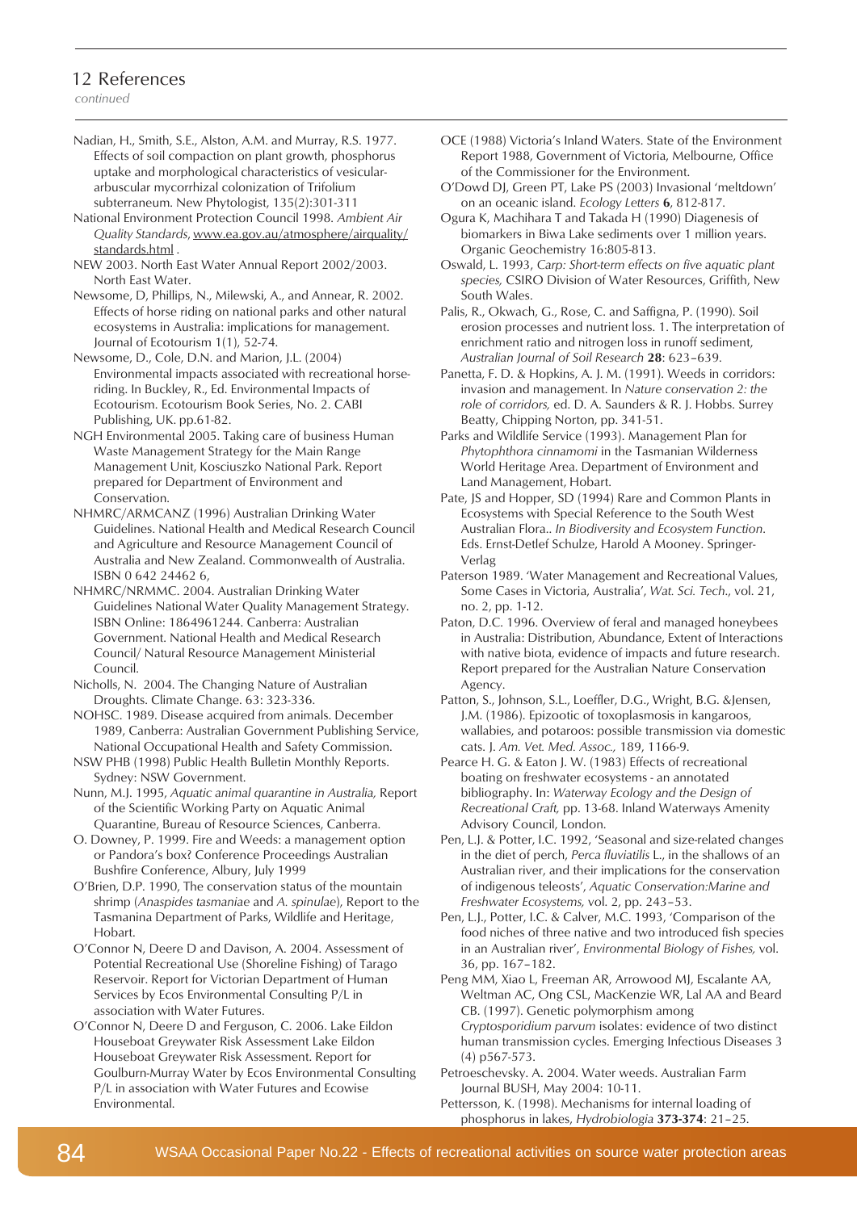## 12 References

*continued*

Nadian, H., Smith, S.E., Alston, A.M. and Murray, R.S. 1977. Effects of soil compaction on plant growth, phosphorus uptake and morphological characteristics of vesicular-arbuscular mycorrhizal colonization of Trifolium subterraneum. New Phytologist, 135(2):301-311

National Environment Protection Council 1998. *Ambient Air Quality Standards*, www.ea.gov.au/atmosphere/airquality/standards.html .

NEW 2003. North East Water Annual Report 2002/2003. North East Water.

Newsome, D, Phillips, N., Milewski, A., and Annear, R. 2002. Effects of horse riding on national parks and other natural ecosystems in Australia: implications for management. Journal of Ecotourism 1(1), 52-74.

Newsome, D., Cole, D.N. and Marion, J.L. (2004) Environmental impacts associated with recreational horse-riding. In Buckley, R., Ed. Environmental Impacts of Ecotourism. Ecotourism Book Series, No. 2. CABI Publishing, UK. pp.61-82.

NGH Environmental 2005. Taking care of business Human Waste Management Strategy for the Main Range Management Unit, Kosciuszko National Park. Report prepared for Department of Environment and Conservation.

NHMRC/ARMCANZ (1996) Australian Drinking Water Guidelines. National Health and Medical Research Council and Agriculture and Resource Management Council of Australia and New Zealand. Commonwealth of Australia. ISBN 0 642 24462 6,

NHMRC/NRMMC. 2004. Australian Drinking Water Guidelines National Water Quality Management Strategy. ISBN Online: 1864961244. Canberra: Australian Government. National Health and Medical Research Council/ Natural Resource Management Ministerial Council.

Nicholls, N. 2004. The Changing Nature of Australian Droughts. Climate Change. 63: 323-336.

NOHSC. 1989. Disease acquired from animals. December 1989, Canberra: Australian Government Publishing Service, National Occupational Health and Safety Commission.

NSW PHB (1998) Public Health Bulletin Monthly Reports. Sydney: NSW Government.

Nunn, M.J. 1995, *Aquatic animal quarantine in Australia,* Report of the Scientific Working Party on Aquatic Animal Quarantine, Bureau of Resource Sciences, Canberra.

O. Downey, P. 1999. Fire and Weeds: a management option or Pandora's box? Conference Proceedings Australian Bushfire Conference, Albury, July 1999

O'Brien, D.P. 1990, The conservation status of the mountain shrimp (*Anaspides tasmaniae* and *A. spinulae*), Report to the Tasmania Department of Parks, Wildlife and Heritage, Hobart.

O'Connor N, Deere D and Davison, A. 2004. Assessment of Potential Recreational Use (Shoreline Fishing) of Tarago Reservoir. Report for Victorian Department of Human Services by Ecos Environmental Consulting P/L in association with Water Futures.

O'Connor N, Deere D and Ferguson, C. 2006. Lake Eildon Houseboat Greywater Risk Assessment Lake Eildon Houseboat Greywater Risk Assessment. Report for Goulburn-Murray Water by Ecos Environmental Consulting P/L in association with Water Futures and Ecowise Environmental.

OCE (1988) Victoria's Inland Waters. State of the Environment Report 1988, Government of Victoria, Melbourne, Office of the Commissioner for the Environment.

O'Dowd DJ, Green PT, Lake PS (2003) Invasional 'meltdown' on an oceanic island. *Ecology Letters* **6**, 812-817.

Ogura K, Machihara T and Takada H (1990) Diagenesis of biomarkers in Biwa Lake sediments over 1 million years. Organic Geochemistry 16:805-813.

Oswald, L. 1993, *Carp: Short-term effects on five aquatic plant species,* CSIRO Division of Water Resources, Griffith, New South Wales.

Palis, R., Okwach, G., Rose, C. and Saffigna, P. (1990). Soil erosion processes and nutrient loss. 1. The interpretation of enrichment ratio and nitrogen loss in runoff sediment, *Australian Journal of Soil Research* **28**: 623–639.

Panetta, F. D. & Hopkins, A. J. M. (1991). Weeds in corridors: invasion and management. In *Nature conservation 2: the role of corridors,* ed. D. A. Saunders & R. J. Hobbs. Surrey Beatty, Chipping Norton, pp. 341-51.

Parks and Wildlife Service (1993). Management Plan for *Phytophthora cinnamomi* in the Tasmanian Wilderness World Heritage Area. Department of Environment and Land Management, Hobart.

Pate, JS and Hopper, SD (1994) Rare and Common Plants in Ecosystems with Special Reference to the South West Australian Flora.. *In Biodiversity and Ecosystem Function*. Eds. Ernst-Detlef Schulze, Harold A Mooney. Springer-Verlag

Paterson 1989. 'Water Management and Recreational Values, Some Cases in Victoria, Australia', *Wat. Sci. Tech*., vol. 21, no. 2, pp. 1-12.

Paton, D.C. 1996. Overview of feral and managed honeybees in Australia: Distribution, Abundance, Extent of Interactions with native biota, evidence of impacts and future research. Report prepared for the Australian Nature Conservation Agency.

Patton, S., Johnson, S.L., Loeffler, D.G., Wright, B.G. &Jensen, J.M. (1986). Epizootic of toxoplasmosis in kangaroos, wallabies, and potaroos: possible transmission via domestic cats. J. *Am. Vet. Med. Assoc.,* 189, 1166-9.

Pearce H. G. & Eaton J. W. (1983) Effects of recreational boating on freshwater ecosystems - an annotated bibliography. In: *Waterway Ecology and the Design of Recreational Craft,* pp. 13-68. Inland Waterways Amenity Advisory Council, London.

Pen, L.J. & Potter, I.C. 1992, 'Seasonal and size-related changes in the diet of perch, *Perca fluviatilis* L., in the shallows of an Australian river, and their implications for the conservation of indigenous teleosts', *Aquatic Conservation:Marine and Freshwater Ecosystems,* vol. 2, pp. 243–53.

Pen, L.J., Potter, I.C. & Calver, M.C. 1993, 'Comparison of the food niches of three native and two introduced fish species in an Australian river', *Environmental Biology of Fishes,* vol. 36, pp. 167–182.

Peng MM, Xiao L, Freeman AR, Arrowood MJ, Escalante AA, Weltman AC, Ong CSL, MacKenzie WR, Lal AA and Beard CB. (1997). Genetic polymorphism among *Cryptosporidium parvum* isolates: evidence of two distinct human transmission cycles. Emerging Infectious Diseases 3 (4) p567-573.

Petroeschevsky. A. 2004. Water weeds. Australian Farm Journal BUSH, May 2004: 10-11.

Pettersson, K. (1998). Mechanisms for internal loading of phosphorus in lakes, *Hydrobiologia* **373-374**: 21–25.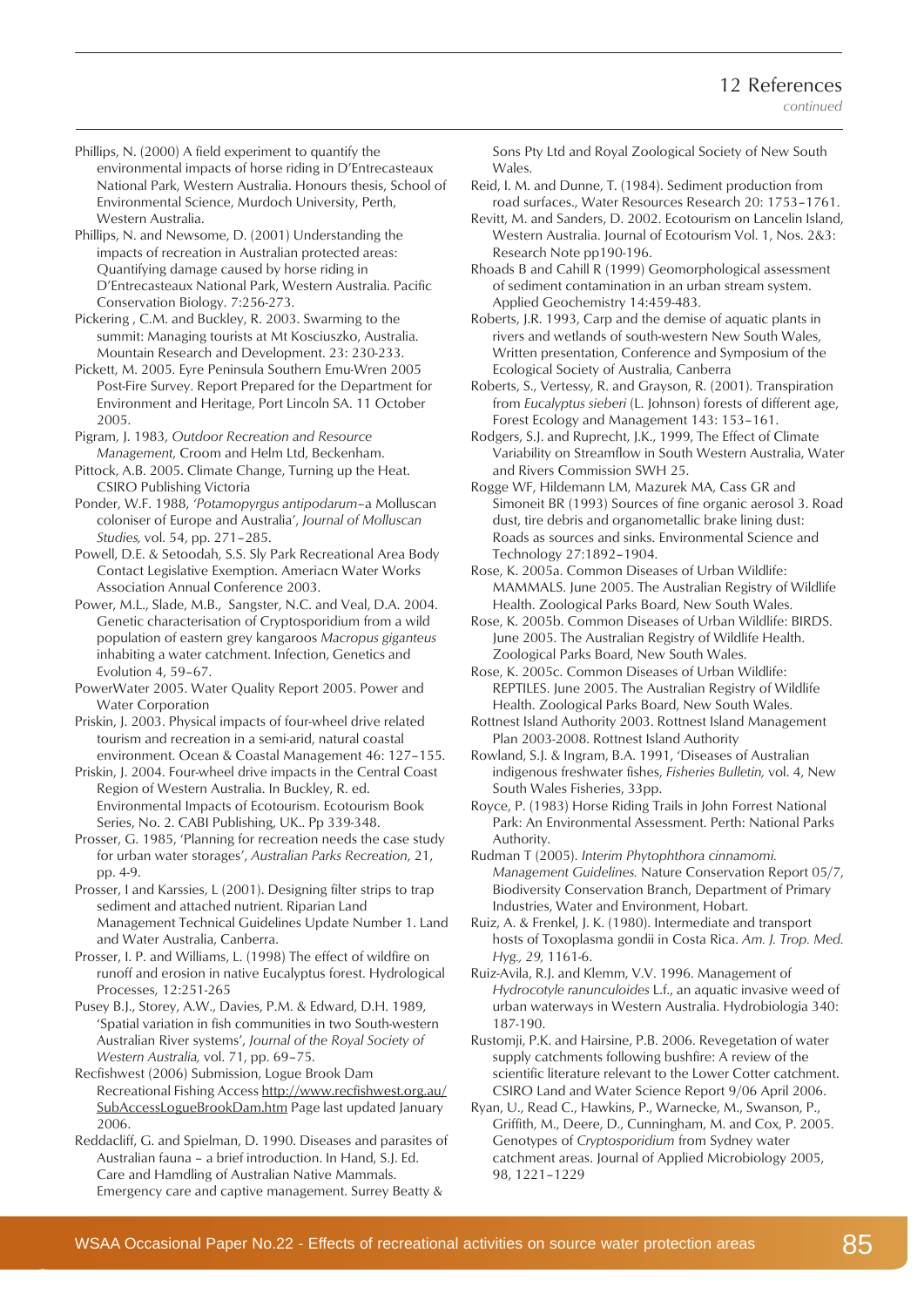Phillips, N. (2000) A field experiment to quantify the environmental impacts of horse riding in D'Entrecasteaux National Park, Western Australia. Honours thesis, School of Environmental Science, Murdoch University, Perth, Western Australia.

Phillips, N. and Newsome, D. (2001) Understanding the impacts of recreation in Australian protected areas: Quantifying damage caused by horse riding in D'Entrecasteaux National Park, Western Australia. Pacific Conservation Biology. 7:256-273.

Pickering , C.M. and Buckley, R. 2003. Swarming to the summit: Managing tourists at Mt Kosciuszko, Australia. Mountain Research and Development. 23: 230-233.

Pickett, M. 2005. Eyre Peninsula Southern Emu-Wren 2005 Post-Fire Survey. Report Prepared for the Department for Environment and Heritage, Port Lincoln SA. 11 October 2005.

Pigram, J. 1983, *Outdoor Recreation and Resource Management*, Croom and Helm Ltd, Beckenham.

Pittock, A.B. 2005. Climate Change, Turning up the Heat. CSIRO Publishing Victoria

Ponder, W.F. 1988, '*Potamopyrgus antipodarum*–a Molluscan coloniser of Europe and Australia', *Journal of Molluscan Studies,* vol. 54, pp. 271–285.

Powell, D.E. & Setoodah, S.S. Sly Park Recreational Area Body Contact Legislative Exemption. Ameriacn Water Works Association Annual Conference 2003.

Power, M.L., Slade, M.B., Sangster, N.C. and Veal, D.A. 2004. Genetic characterisation of Cryptosporidium from a wild population of eastern grey kangaroos *Macropus giganteus* inhabiting a water catchment. Infection, Genetics and Evolution 4, 59–67.

PowerWater 2005. Water Quality Report 2005. Power and Water Corporation

Priskin, J. 2003. Physical impacts of four-wheel drive related tourism and recreation in a semi-arid, natural coastal environment. Ocean & Coastal Management 46: 127–155.

Priskin, J. 2004. Four-wheel drive impacts in the Central Coast Region of Western Australia. In Buckley, R. ed. Environmental Impacts of Ecotourism. Ecotourism Book Series, No. 2. CABI Publishing, UK.. Pp 339-348.

Prosser, G. 1985, 'Planning for recreation needs the case study for urban water storages', *Australian Parks Recreation*, 21, pp. 4-9.

Prosser, I and Karssies, L (2001). Designing filter strips to trap sediment and attached nutrient. Riparian Land Management Technical Guidelines Update Number 1. Land and Water Australia, Canberra.

Prosser, I. P. and Williams, L. (1998) The effect of wildfire on runoff and erosion in native Eucalyptus forest. Hydrological Processes, 12:251-265

Pusey B.J., Storey, A.W., Davies, P.M. & Edward, D.H. 1989, 'Spatial variation in fish communities in two South-western Australian River systems', *Journal of the Royal Society of Western Australia,* vol. 71, pp. 69–75.

Recfishwest (2006) Submission, Logue Brook Dam Recreational Fishing Access http://www.recfishwest.org.au/SubAccessLogueBrookDam.htm Page last updated January 2006.

Reddacliff, G. and Spielman, D. 1990. Diseases and parasites of Australian fauna – a brief introduction. In Hand, S.J. Ed. Care and Hamdling of Australian Native Mammals. Emergency care and captive management. Surrey Beatty & Sons Pty Ltd and Royal Zoological Society of New South Wales.

Reid, I. M. and Dunne, T. (1984). Sediment production from road surfaces., Water Resources Research 20: 1753–1761.

Revitt, M. and Sanders, D. 2002. Ecotourism on Lancelin Island, Western Australia. Journal of Ecotourism Vol. 1, Nos. 2&3: Research Note pp190-196.

Rhoads B and Cahill R (1999) Geomorphological assessment of sediment contamination in an urban stream system. Applied Geochemistry 14:459-483.

Roberts, J.R. 1993, Carp and the demise of aquatic plants in rivers and wetlands of south-western New South Wales, Written presentation, Conference and Symposium of the Ecological Society of Australia, Canberra

Roberts, S., Vertessy, R. and Grayson, R. (2001). Transpiration from *Eucalyptus sieberi* (L. Johnson) forests of different age, Forest Ecology and Management 143: 153–161.

Rodgers, S.J. and Ruprecht, J.K., 1999, The Effect of Climate Variability on Streamflow in South Western Australia, Water and Rivers Commission SWH 25.

Rogge WF, Hildemann LM, Mazurek MA, Cass GR and Simoneit BR (1993) Sources of fine organic aerosol 3. Road dust, tire debris and organometallic brake lining dust: Roads as sources and sinks. Environmental Science and Technology 27:1892–1904.

Rose, K. 2005a. Common Diseases of Urban Wildlife: MAMMALS. June 2005. The Australian Registry of Wildlife Health. Zoological Parks Board, New South Wales.

Rose, K. 2005b. Common Diseases of Urban Wildlife: BIRDS. June 2005. The Australian Registry of Wildlife Health. Zoological Parks Board, New South Wales.

Rose, K. 2005c. Common Diseases of Urban Wildlife: REPTILES. June 2005. The Australian Registry of Wildlife Health. Zoological Parks Board, New South Wales.

Rottnest Island Authority 2003. Rottnest Island Management Plan 2003-2008. Rottnest Island Authority

Rowland, S.J. & Ingram, B.A. 1991, 'Diseases of Australian indigenous freshwater fishes, *Fisheries Bulletin,* vol. 4, New South Wales Fisheries, 33pp.

Royce, P. (1983) Horse Riding Trails in John Forrest National Park: An Environmental Assessment. Perth: National Parks Authority.

Rudman T (2005). *Interim Phytophthora cinnamomi. Management Guidelines.* Nature Conservation Report 05/7, Biodiversity Conservation Branch, Department of Primary Industries, Water and Environment, Hobart.

Ruiz, A. & Frenkel, J. K. (1980). Intermediate and transport hosts of Toxoplasma gondii in Costa Rica. *Am. J. Trop. Med. Hyg., 29,* 1161-6.

Ruiz-Avila, R.J. and Klemm, V.V. 1996. Management of *Hydrocotyle ranunculoides* L.f., an aquatic invasive weed of urban waterways in Western Australia. Hydrobiologia 340: 187-190.

Rustomji, P.K. and Hairsine, P.B. 2006. Revegetation of water supply catchments following bushfire: A review of the scientific literature relevant to the Lower Cotter catchment. CSIRO Land and Water Science Report 9/06 April 2006.

Ryan, U., Read C., Hawkins, P., Warnecke, M., Swanson, P., Griffith, M., Deere, D., Cunningham, M. and Cox, P. 2005. Genotypes of *Cryptosporidium* from Sydney water catchment areas. Journal of Applied Microbiology 2005, 98, 1221–1229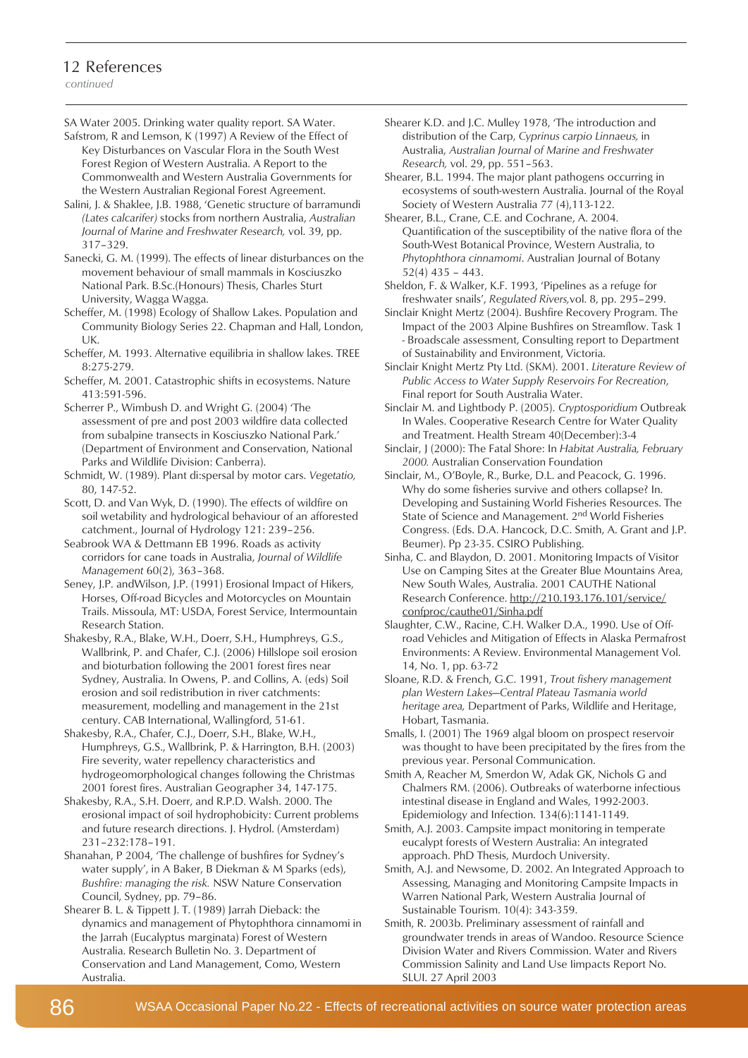## 12 References

*continued*

SA Water 2005. Drinking water quality report. SA Water.

Safstrom, R and Lemson, K (1997) A Review of the Effect of Key Disturbances on Vascular Flora in the South West Forest Region of Western Australia. A Report to the Commonwealth and Western Australia Governments for the Western Australian Regional Forest Agreement.

Salini, J. & Shaklee, J.B. 1988, 'Genetic structure of barramundi *(Lates calcarifer)* stocks from northern Australia, *Australian Journal of Marine and Freshwater Research,* vol. 39, pp. 317–329.

Sanecki, G. M. (1999). The effects of linear disturbances on the movement behaviour of small mammals in Kosciuszko National Park. B.Sc.(Honours) Thesis, Charles Sturt University, Wagga Wagga.

Scheffer, M. (1998) Ecology of Shallow Lakes. Population and Community Biology Series 22. Chapman and Hall, London, UK.

Scheffer, M. 1993. Alternative equilibria in shallow lakes. TREE 8:275-279.

Scheffer, M. 2001. Catastrophic shifts in ecosystems. Nature 413:591-596.

Scherrer P., Wimbush D. and Wright G. (2004) 'The assessment of pre and post 2003 wildfire data collected from subalpine transects in Kosciuszko National Park.' (Department of Environment and Conservation, National Parks and Wildlife Division: Canberra).

Schmidt, W. (1989). Plant di:spersal by motor cars. *Vegetatio,* 80, 147-52.

Scott, D. and Van Wyk, D. (1990). The effects of wildfire on soil wetability and hydrological behaviour of an afforested catchment., Journal of Hydrology 121: 239–256.

Seabrook WA & Dettmann EB 1996. Roads as activity corridors for cane toads in Australia, *Journal of Wildlife Management* 60(2), 363–368.

Seney, J.P. andWilson, J.P. (1991) Erosional Impact of Hikers, Horses, Off-road Bicycles and Motorcycles on Mountain Trails. Missoula, MT: USDA, Forest Service, Intermountain Research Station.

Shakesby, R.A., Blake, W.H., Doerr, S.H., Humphreys, G.S., Wallbrink, P. and Chafer, C.J. (2006) Hillslope soil erosion and bioturbation following the 2001 forest fires near Sydney, Australia. In Owens, P. and Collins, A. (eds) Soil erosion and soil redistribution in river catchments: measurement, modelling and management in the 21st century. CAB International, Wallingford, 51-61.

Shakesby, R.A., Chafer, C.J., Doerr, S.H., Blake, W.H., Humphreys, G.S., Wallbrink, P. & Harrington, B.H. (2003) Fire severity, water repellency characteristics and hydrogeomorphological changes following the Christmas 2001 forest fires. Australian Geographer 34, 147-175.

Shakesby, R.A., S.H. Doerr, and R.P.D. Walsh. 2000. The erosional impact of soil hydrophobicity: Current problems and future research directions. J. Hydrol. (Amsterdam) 231–232:178–191.

Shanahan, P 2004, 'The challenge of bushfires for Sydney's water supply', in A Baker, B Diekman & M Sparks (eds), *Bushfire: managing the risk.* NSW Nature Conservation Council, Sydney, pp. 79–86.

Shearer B. L. & Tippett J. T. (1989) Jarrah Dieback: the dynamics and management of Phytophthora cinnamomi in the Jarrah (Eucalyptus marginata) Forest of Western Australia. Research Bulletin No. 3. Department of Conservation and Land Management, Como, Western Australia.

Shearer K.D. and J.C. Mulley 1978, 'The introduction and distribution of the Carp, *Cyprinus carpio Linnaeus,* in Australia, *Australian Journal of Marine and Freshwater Research,* vol. 29, pp. 551–563.

Shearer, B.L. 1994. The major plant pathogens occurring in ecosystems of south-western Australia. Journal of the Royal Society of Western Australia 77 (4),113-122.

Shearer, B.L., Crane, C.E. and Cochrane, A. 2004. Quantification of the susceptibility of the native flora of the South-West Botanical Province, Western Australia, to *Phytophthora cinnamomi*. Australian Journal of Botany 52(4) 435 – 443.

Sheldon, F. & Walker, K.F. 1993, 'Pipelines as a refuge for freshwater snails', *Regulated Rivers,*vol. 8, pp. 295–299.

Sinclair Knight Mertz (2004). Bushfire Recovery Program. The Impact of the 2003 Alpine Bushfires on Streamflow. Task 1 - Broadscale assessment, Consulting report to Department of Sustainability and Environment, Victoria.

Sinclair Knight Mertz Pty Ltd. (SKM). 2001. *Literature Review of Public Access to Water Supply Reservoirs For Recreation*, Final report for South Australia Water.

Sinclair M. and Lightbody P. (2005). *Cryptosporidium* Outbreak In Wales. Cooperative Research Centre for Water Quality and Treatment. Health Stream 40(December):3-4

Sinclair, J (2000): The Fatal Shore: In *Habitat Australia, February 2000.* Australian Conservation Foundation

Sinclair, M., O'Boyle, R., Burke, D.L. and Peacock, G. 1996. Why do some fisheries survive and others collapse? In. Developing and Sustaining World Fisheries Resources. The State of Science and Management. 2nd World Fisheries Congress. (Eds. D.A. Hancock, D.C. Smith, A. Grant and J.P. Beumer). Pp 23-35. CSIRO Publishing.

Sinha, C. and Blaydon, D. 2001. Monitoring Impacts of Visitor Use on Camping Sites at the Greater Blue Mountains Area, New South Wales, Australia. 2001 CAUTHE National Research Conference. http://210.193.176.101/service/confproc/cauthe01/Sinha.pdf

Slaughter, C.W., Racine, C.H. Walker D.A., 1990. Use of Off-road Vehicles and Mitigation of Effects in Alaska Permafrost Environments: A Review. Environmental Management Vol. 14, No. 1, pp. 63-72

Sloane, R.D. & French, G.C. 1991, *Trout fishery management plan Western Lakes–Central Plateau Tasmania world heritage area,* Department of Parks, Wildlife and Heritage, Hobart, Tasmania.

Smalls, I. (2001) The 1969 algal bloom on prospect reservoir was thought to have been precipitated by the fires from the previous year. Personal Communication.

Smith A, Reacher M, Smerdon W, Adak GK, Nichols G and Chalmers RM. (2006). Outbreaks of waterborne infectious intestinal disease in England and Wales, 1992-2003. Epidemiology and Infection. 134(6):1141-1149.

Smith, A.J. 2003. Campsite impact monitoring in temperate eucalypt forests of Western Australia: An integrated approach. PhD Thesis, Murdoch University.

Smith, A.J. and Newsome, D. 2002. An Integrated Approach to Assessing, Managing and Monitoring Campsite Impacts in Warren National Park, Western Australia Journal of Sustainable Tourism. 10(4): 343-359.

Smith, R. 2003b. Preliminary assessment of rainfall and groundwater trends in areas of Wandoo. Resource Science Division Water and Rivers Commission. Water and Rivers Commission Salinity and Land Use Iimpacts Report No. SLUI. 27 April 2003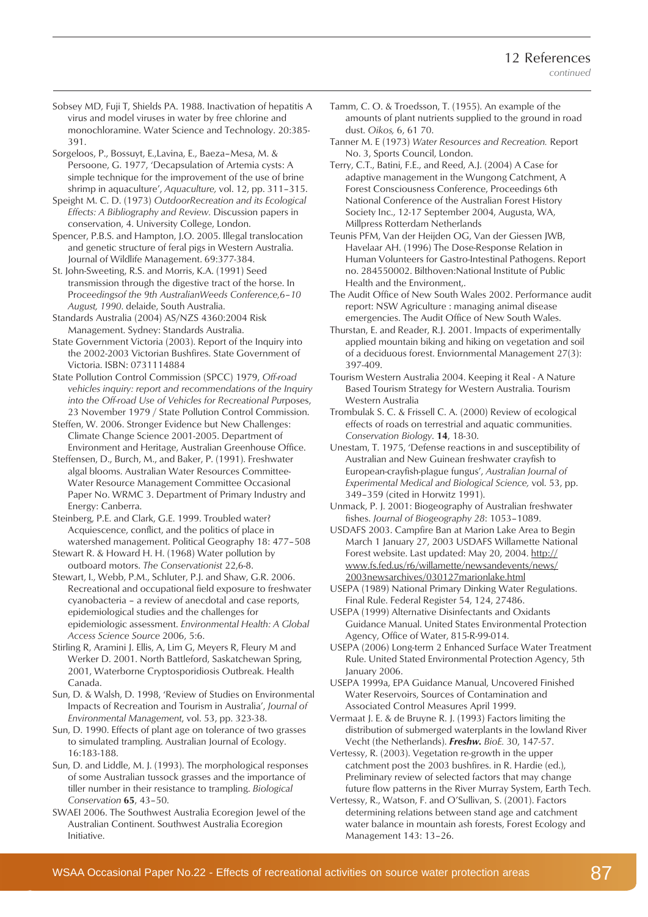## 12 References

*continued*

Sobsey MD, Fuji T, Shields PA. 1988. Inactivation of hepatitis A virus and model viruses in water by free chlorine and monochloramine. Water Science and Technology. 20:385-391.

Sorgeloos, P., Bossuyt, E.,Lavina, E., Baeza–Mesa, M. & Persoone, G. 1977, 'Decapsulation of Artemia cysts: A simple technique for the improvement of the use of brine shrimp in aquaculture', *Aquaculture,* vol. 12, pp. 311–315.

Speight M. C. D. (1973) *OutdoorRecreation and its Ecological Effects: A Bibliography and Review.* Discussion papers in conservation, 4. University College, London.

Spencer, P.B.S. and Hampton, J.O. 2005. Illegal translocation and genetic structure of feral pigs in Western Australia. Journal of Wildlife Management. 69:377-384.

St. John-Sweeting, R.S. and Morris, K.A. (1991) Seed transmission through the digestive tract of the horse. In P*roceedingsof the 9th AustralianWeeds Conference,6–10 August, 1990*. delaide, South Australia.

Standards Australia (2004) AS/NZS 4360:2004 Risk Management. Sydney: Standards Australia.

State Government Victoria (2003). Report of the Inquiry into the 2002-2003 Victorian Bushfires. State Government of Victoria. ISBN: 0731114884

State Pollution Control Commission (SPCC) 1979, *Off-road vehicles inquiry: report and recommendations of the Inquiry into the Off-road Use of Vehicles for Recreational P*urposes, 23 November 1979 / State Pollution Control Commission.

Steffen, W. 2006. Stronger Evidence but New Challenges: Climate Change Science 2001-2005. Department of Environment and Heritage, Australian Greenhouse Office.

Steffensen, D., Burch, M., and Baker, P. (1991). Freshwater algal blooms. Australian Water Resources Committee-Water Resource Management Committee Occasional Paper No. WRMC 3. Department of Primary Industry and Energy: Canberra.

Steinberg, P.E. and Clark, G.E. 1999. Troubled water? Acquiescence, conflict, and the politics of place in watershed management. Political Geography 18: 477–508

Stewart R. & Howard H. H. (1968) Water pollution by outboard motors. *The Conservationist* 22,6-8.

Stewart, I., Webb, P.M., Schluter, P.J. and Shaw, G.R. 2006. Recreational and occupational field exposure to freshwater cyanobacteria – a review of anecdotal and case reports, epidemiological studies and the challenges for epidemiologic assessment. *Environmental Health: A Global Access Science Source* 2006, 5:6.

Stirling R, Aramini J. Ellis, A, Lim G, Meyers R, Fleury M and Werker D. 2001. North Battleford, Saskatchewan Spring, 2001, Waterborne Cryptosporidiosis Outbreak. Health Canada.

Sun, D. & Walsh, D. 1998, 'Review of Studies on Environmental Impacts of Recreation and Tourism in Australia', *Journal of Environmental Management*, vol. 53, pp. 323-38.

Sun, D. 1990. Effects of plant age on tolerance of two grasses to simulated trampling. Australian Journal of Ecology. 16:183-188.

Sun, D. and Liddle, M. J. (1993). The morphological responses of some Australian tussock grasses and the importance of tiller number in their resistance to trampling. *Biological Conservation* **65**, 43–50.

SWAEI 2006. The Southwest Australia Ecoregion Jewel of the Australian Continent. Southwest Australia Ecoregion Initiative.

Tamm, C. O. & Troedsson, T. (1955). An example of the amounts of plant nutrients supplied to the ground in road dust. *Oikos,* 6, 61 70.

Tanner M. E (1973) *Water Resources and Recreation.* Report No. 3, Sports Council, London.

Terry, C.T., Batini, F.E., and Reed, A.J. (2004) A Case for adaptive management in the Wungong Catchment, A Forest Consciousness Conference, Proceedings 6th National Conference of the Australian Forest History Society Inc., 12-17 September 2004, Augusta, WA, Millpress Rotterdam Netherlands

Teunis PFM, Van der Heijden OG, Van der Giessen JWB, Havelaar AH. (1996) The Dose-Response Relation in Human Volunteers for Gastro-Intestinal Pathogens. Report no. 284550002. Bilthoven:National Institute of Public Health and the Environment,.

The Audit Office of New South Wales 2002. Performance audit report: NSW Agriculture : managing animal disease emergencies. The Audit Office of New South Wales.

Thurstan, E. and Reader, R.J. 2001. Impacts of experimentally applied mountain biking and hiking on vegetation and soil of a deciduous forest. Enviornmental Management 27(3): 397-409.

Tourism Western Australia 2004. Keeping it Real - A Nature Based Tourism Strategy for Western Australia. Tourism Western Australia

Trombulak S. C. & Frissell C. A. (2000) Review of ecological effects of roads on terrestrial and aquatic communities. *Conservation Biology*. **14**, 18-30.

Unestam, T. 1975, 'Defense reactions in and susceptibility of Australian and New Guinean freshwater crayfish to European-crayfish-plague fungus', *Australian Journal of Experimental Medical and Biological Science,* vol. 53, pp. 349–359 (cited in Horwitz 1991).

Unmack, P. J. 2001: Biogeography of Australian freshwater fishes. *Journal of Biogeography 28*: 1053–1089.

USDAFS 2003. Campfire Ban at Marion Lake Area to Begin March 1 January 27, 2003 USDAFS Willamette National Forest website. Last updated: May 20, 2004. http://www.fs.fed.us/r6/willamette/newsandevents/news/2003newsarchives/030127marionlake.html

USEPA (1989) National Primary Dinking Water Regulations. Final Rule. Federal Register 54, 124, 27486.

USEPA (1999) Alternative Disinfectants and Oxidants Guidance Manual. United States Environmental Protection Agency, Office of Water, 815-R-99-014.

USEPA (2006) Long-term 2 Enhanced Surface Water Treatment Rule. United Stated Environmental Protection Agency, 5th January 2006.

USEPA 1999a, EPA Guidance Manual, Uncovered Finished Water Reservoirs, Sources of Contamination and Associated Control Measures April 1999.

Vermaat J. E. & de Bruyne R. J. (1993) Factors limiting the distribution of submerged waterplants in the lowland River Vecht (the Netherlands). ***Freshw.*** *BioE.* 30, 147-57.

Vertessy, R. (2003). Vegetation re-growth in the upper catchment post the 2003 bushfires. in R. Hardie (ed.), Preliminary review of selected factors that may change future flow patterns in the River Murray System, Earth Tech.

Vertessy, R., Watson, F. and O'Sullivan, S. (2001). Factors determining relations between stand age and catchment water balance in mountain ash forests, Forest Ecology and Management 143: 13–26.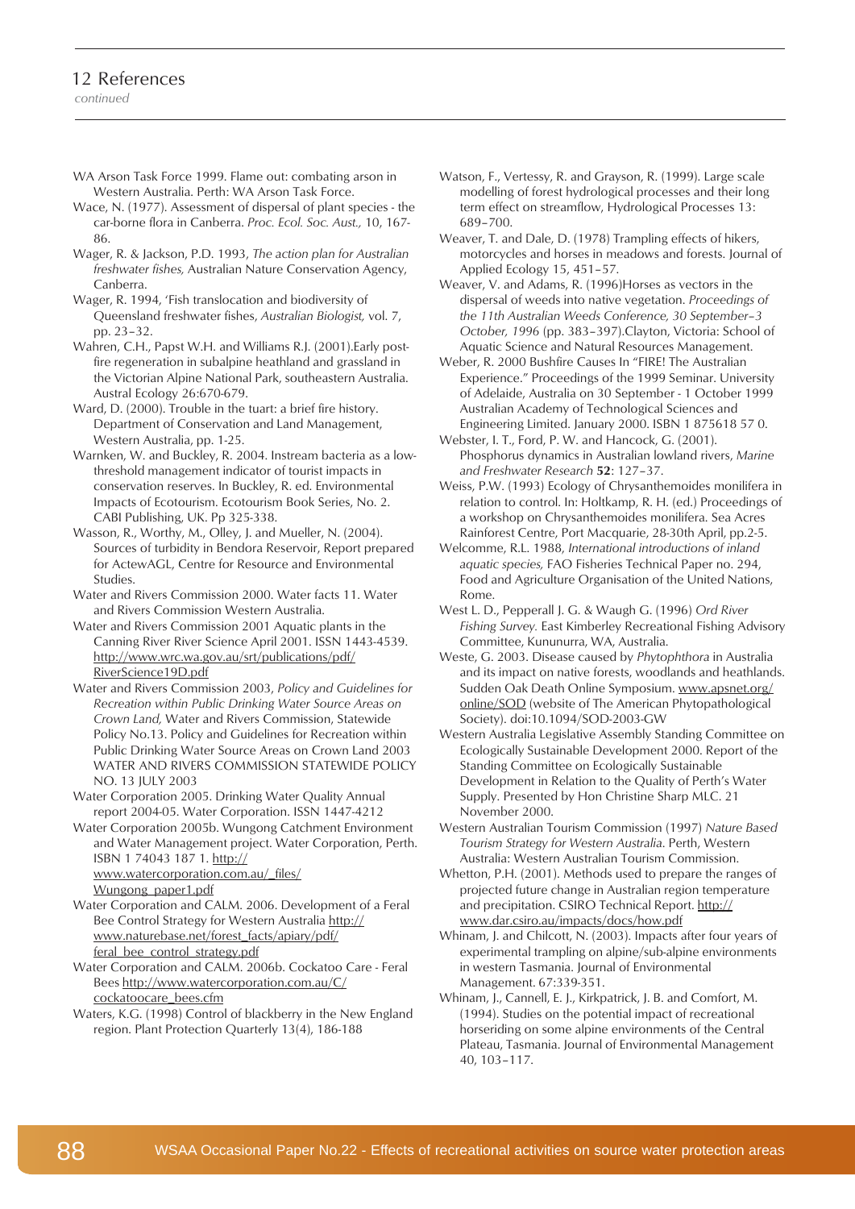## 12 References

*continued*

WA Arson Task Force 1999. Flame out: combating arson in Western Australia. Perth: WA Arson Task Force.

Wace, N. (1977). Assessment of dispersal of plant species - the car-borne flora in Canberra. *Proc. Ecol. Soc. Aust.,* 10, 167-86.

Wager, R. & Jackson, P.D. 1993, *The action plan for Australian freshwater fishes,* Australian Nature Conservation Agency, Canberra.

Wager, R. 1994, 'Fish translocation and biodiversity of Queensland freshwater fishes, *Australian Biologist,* vol. 7, pp. 23–32.

Wahren, C.H., Papst W.H. and Williams R.J. (2001).Early post-fire regeneration in subalpine heathland and grassland in the Victorian Alpine National Park, southeastern Australia. Austral Ecology 26:670-679.

Ward, D. (2000). Trouble in the tuart: a brief fire history. Department of Conservation and Land Management, Western Australia, pp. 1-25.

Warnken, W. and Buckley, R. 2004. Instream bacteria as a low-threshold management indicator of tourist impacts in conservation reserves. In Buckley, R. ed. Environmental Impacts of Ecotourism. Ecotourism Book Series, No. 2. CABI Publishing, UK. Pp 325-338.

Wasson, R., Worthy, M., Olley, J. and Mueller, N. (2004). Sources of turbidity in Bendora Reservoir, Report prepared for ActewAGL, Centre for Resource and Environmental Studies.

Water and Rivers Commission 2000. Water facts 11. Water and Rivers Commission Western Australia.

Water and Rivers Commission 2001 Aquatic plants in the Canning River River Science April 2001. ISSN 1443-4539. http://www.wrc.wa.gov.au/srt/publications/pdf/RiverScience19D.pdf

Water and Rivers Commission 2003, *Policy and Guidelines for Recreation within Public Drinking Water Source Areas on Crown Land,* Water and Rivers Commission, Statewide Policy No.13. Policy and Guidelines for Recreation within Public Drinking Water Source Areas on Crown Land 2003 WATER AND RIVERS COMMISSION STATEWIDE POLICY NO. 13 JULY 2003

Water Corporation 2005. Drinking Water Quality Annual report 2004-05. Water Corporation. ISSN 1447-4212

Water Corporation 2005b. Wungong Catchment Environment and Water Management project. Water Corporation, Perth. ISBN 1 74043 187 1. http://www.watercorporation.com.au/_files/Wungong_paper1.pdf

Water Corporation and CALM. 2006. Development of a Feral Bee Control Strategy for Western Australia http://www.naturebase.net/forest_facts/apiary/pdf/feral_bee_control_strategy.pdf

Water Corporation and CALM. 2006b. Cockatoo Care - Feral Bees http://www.watercorporation.com.au/C/cockatoocare_bees.cfm

Waters, K.G. (1998) Control of blackberry in the New England region. Plant Protection Quarterly 13(4), 186-188

Watson, F., Vertessy, R. and Grayson, R. (1999). Large scale modelling of forest hydrological processes and their long term effect on streamflow, Hydrological Processes 13: 689–700.

Weaver, T. and Dale, D. (1978) Trampling effects of hikers, motorcycles and horses in meadows and forests. Journal of Applied Ecology 15, 451–57.

Weaver, V. and Adams, R. (1996)Horses as vectors in the dispersal of weeds into native vegetation. *Proceedings of the 11th Australian Weeds Conference, 30 September–3 October, 1996* (pp. 383–397).Clayton, Victoria: School of Aquatic Science and Natural Resources Management.

Weber, R. 2000 Bushfire Causes In "FIRE! The Australian Experience." Proceedings of the 1999 Seminar. University of Adelaide, Australia on 30 September - 1 October 1999 Australian Academy of Technological Sciences and Engineering Limited. January 2000. ISBN 1 875618 57 0.

Webster, I. T., Ford, P. W. and Hancock, G. (2001). Phosphorus dynamics in Australian lowland rivers, *Marine and Freshwater Research* **52**: 127–37.

Weiss, P.W. (1993) Ecology of Chrysanthemoides monilifera in relation to control. In: Holtkamp, R. H. (ed.) Proceedings of a workshop on Chrysanthemoides monilifera. Sea Acres Rainforest Centre, Port Macquarie, 28-30th April, pp.2-5.

Welcomme, R.L. 1988, *International introductions of inland aquatic species,* FAO Fisheries Technical Paper no. 294, Food and Agriculture Organisation of the United Nations, Rome.

West L. D., Pepperall J. G. & Waugh G. (1996) *Ord River Fishing Survey.* East Kimberley Recreational Fishing Advisory Committee, Kununurra, WA, Australia.

Weste, G. 2003. Disease caused by *Phytophthora* in Australia and its impact on native forests, woodlands and heathlands. Sudden Oak Death Online Symposium. www.apsnet.org/online/SOD (website of The American Phytopathological Society). doi:10.1094/SOD-2003-GW

Western Australia Legislative Assembly Standing Committee on Ecologically Sustainable Development 2000. Report of the Standing Committee on Ecologically Sustainable Development in Relation to the Quality of Perth's Water Supply. Presented by Hon Christine Sharp MLC. 21 November 2000.

Western Australian Tourism Commission (1997) *Nature Based Tourism Strategy for Western Australia.* Perth, Western Australia: Western Australian Tourism Commission.

Whetton, P.H. (2001). Methods used to prepare the ranges of projected future change in Australian region temperature and precipitation. CSIRO Technical Report. http://www.dar.csiro.au/impacts/docs/how.pdf

Whinam, J. and Chilcott, N. (2003). Impacts after four years of experimental trampling on alpine/sub-alpine environments in western Tasmania. Journal of Environmental Management. 67:339-351.

Whinam, J., Cannell, E. J., Kirkpatrick, J. B. and Comfort, M. (1994). Studies on the potential impact of recreational horseriding on some alpine environments of the Central Plateau, Tasmania. Journal of Environmental Management 40, 103–117.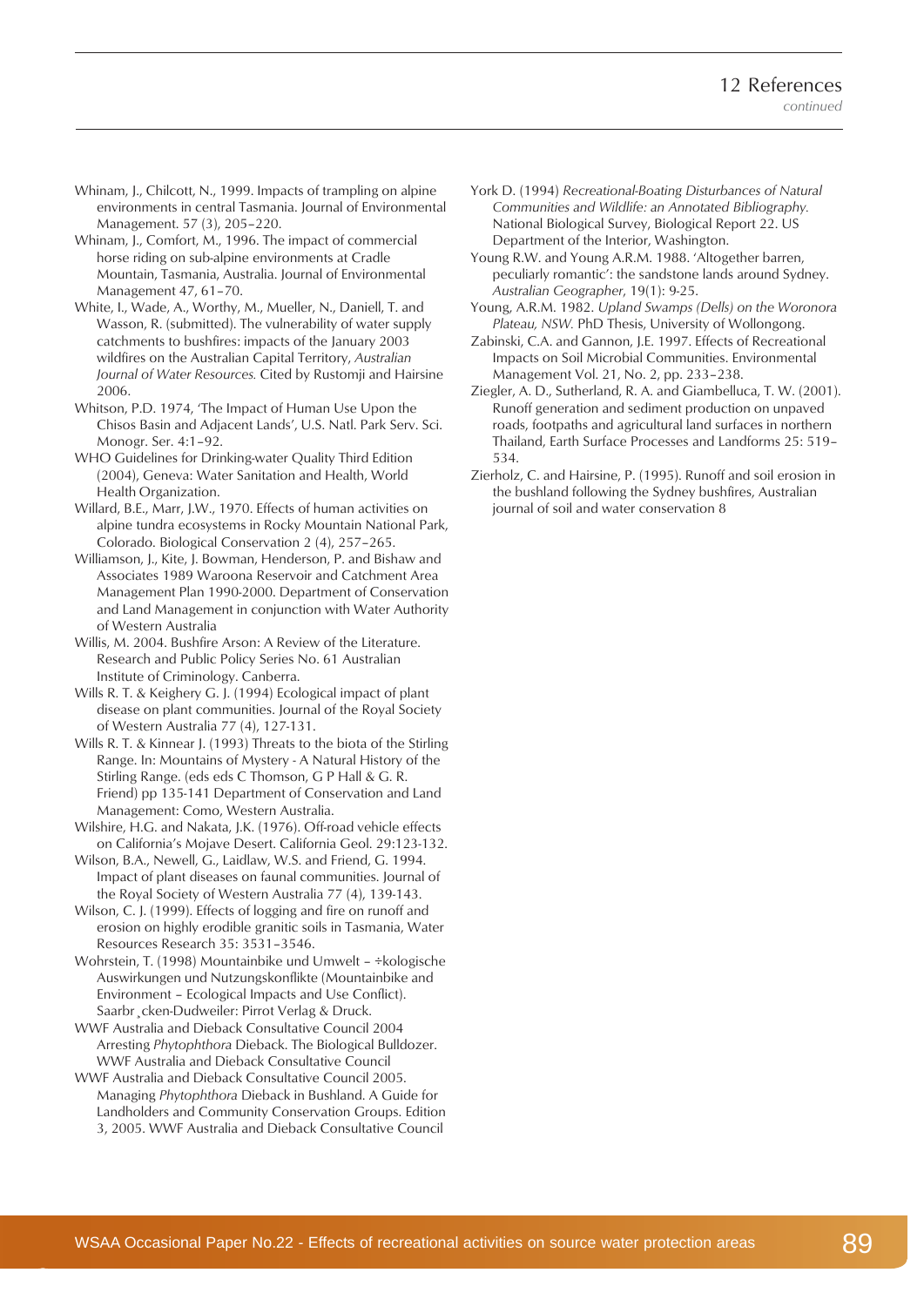Whinam, J., Chilcott, N., 1999. Impacts of trampling on alpine environments in central Tasmania. Journal of Environmental Management. 57 (3), 205–220.

Whinam, J., Comfort, M., 1996. The impact of commercial horse riding on sub-alpine environments at Cradle Mountain, Tasmania, Australia. Journal of Environmental Management 47, 61–70.

White, I., Wade, A., Worthy, M., Mueller, N., Daniell, T. and Wasson, R. (submitted). The vulnerability of water supply catchments to bushfires: impacts of the January 2003 wildfires on the Australian Capital Territory, *Australian Journal of Water Resources.* Cited by Rustomji and Hairsine 2006.

Whitson, P.D. 1974, 'The Impact of Human Use Upon the Chisos Basin and Adjacent Lands', U.S. Natl. Park Serv. Sci. Monogr. Ser. 4:1–92.

WHO Guidelines for Drinking-water Quality Third Edition (2004), Geneva: Water Sanitation and Health, World Health Organization.

Willard, B.E., Marr, J.W., 1970. Effects of human activities on alpine tundra ecosystems in Rocky Mountain National Park, Colorado. Biological Conservation 2 (4), 257–265.

Williamson, J., Kite, J. Bowman, Henderson, P. and Bishaw and Associates 1989 Waroona Reservoir and Catchment Area Management Plan 1990-2000. Department of Conservation and Land Management in conjunction with Water Authority of Western Australia

Willis, M. 2004. Bushfire Arson: A Review of the Literature. Research and Public Policy Series No. 61 Australian Institute of Criminology. Canberra.

Wills R. T. & Keighery G. J. (1994) Ecological impact of plant disease on plant communities. Journal of the Royal Society of Western Australia 77 (4), 127-131.

Wills R. T. & Kinnear J. (1993) Threats to the biota of the Stirling Range. In: Mountains of Mystery - A Natural History of the Stirling Range. (eds eds C Thomson, G P Hall & G. R. Friend) pp 135-141 Department of Conservation and Land Management: Como, Western Australia.

Wilshire, H.G. and Nakata, J.K. (1976). Off-road vehicle effects on California's Mojave Desert. California Geol. 29:123-132.

Wilson, B.A., Newell, G., Laidlaw, W.S. and Friend, G. 1994. Impact of plant diseases on faunal communities. Journal of the Royal Society of Western Australia 77 (4), 139-143.

Wilson, C. J. (1999). Effects of logging and fire on runoff and erosion on highly erodible granitic soils in Tasmania, Water Resources Research 35: 3531–3546.

Wohrstein, T. (1998) Mountainbike und Umwelt – ÷kologische Auswirkungen und Nutzungskonflikte (Mountainbike and Environment – Ecological Impacts and Use Conflict). Saarbr¸cken-Dudweiler: Pirrot Verlag & Druck.

WWF Australia and Dieback Consultative Council 2004 Arresting *Phytophthora* Dieback. The Biological Bulldozer. WWF Australia and Dieback Consultative Council

WWF Australia and Dieback Consultative Council 2005. Managing *Phytophthora* Dieback in Bushland. A Guide for Landholders and Community Conservation Groups. Edition 3, 2005. WWF Australia and Dieback Consultative Council

York D. (1994) *Recreational-Boating Disturbances of Natural Communities and Wildlife: an Annotated Bibliography.* National Biological Survey, Biological Report 22. US Department of the Interior, Washington.

Young R.W. and Young A.R.M. 1988. 'Altogether barren, peculiarly romantic': the sandstone lands around Sydney. *Australian Geographer*, 19(1): 9-25.

Young, A.R.M. 1982. *Upland Swamps (Dells) on the Woronora Plateau, NSW.* PhD Thesis, University of Wollongong.

Zabinski, C.A. and Gannon, J.E. 1997. Effects of Recreational Impacts on Soil Microbial Communities. Environmental Management Vol. 21, No. 2, pp. 233–238.

Ziegler, A. D., Sutherland, R. A. and Giambelluca, T. W. (2001). Runoff generation and sediment production on unpaved roads, footpaths and agricultural land surfaces in northern Thailand, Earth Surface Processes and Landforms 25: 519–534.

Zierholz, C. and Hairsine, P. (1995). Runoff and soil erosion in the bushland following the Sydney bushfires, Australian journal of soil and water conservation 8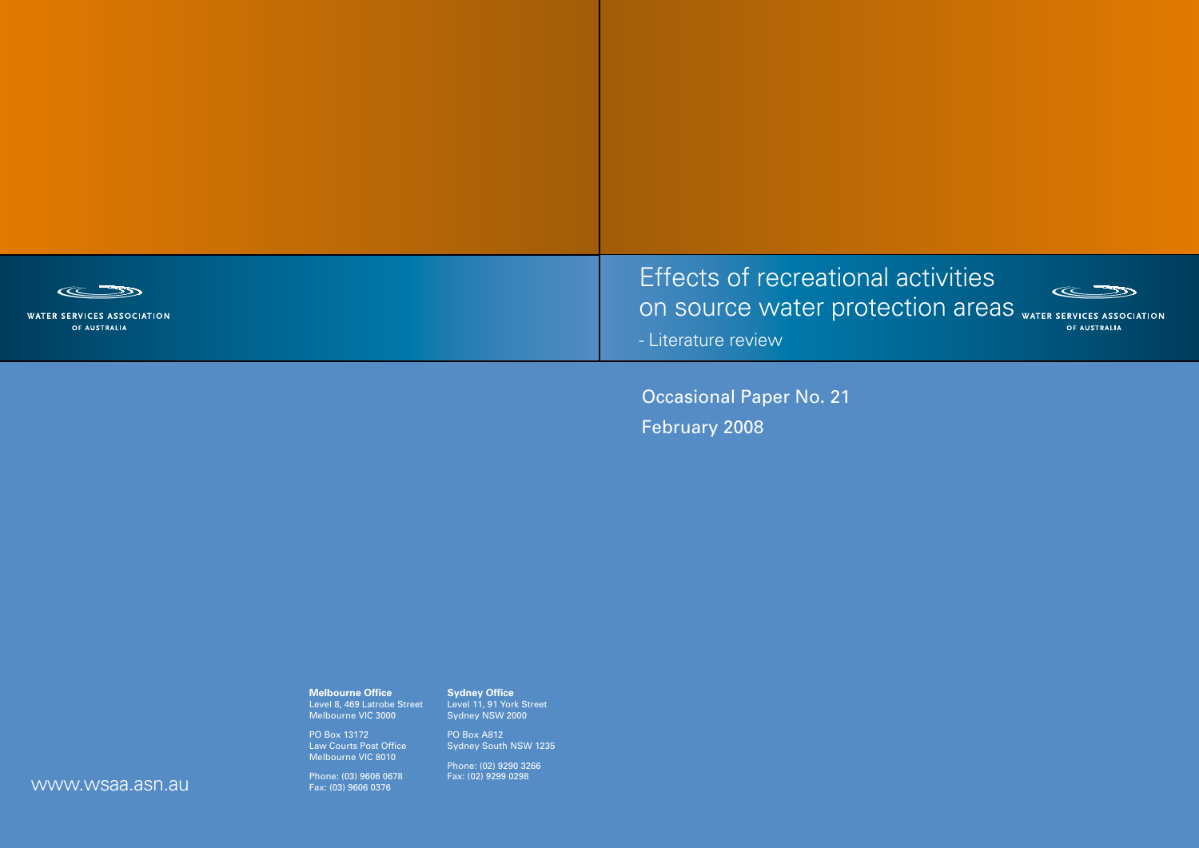WATER SERVICES ASSOCIATION OF AUSTRALIA

# Effects of recreational activities on source water protection areas

## - Literature review

WATER SERVICES ASSOCIATION OF AUSTRALIA

Occasional Paper No. 21

February 2008

**Melbourne Office**
Level 8, 469 Latrobe Street
Melbourne VIC 3000

PO Box 13172
Law Courts Post Office
Melbourne VIC 8010

Phone: (03) 9606 0678
Fax: (03) 9606 0376

**Sydney Office**
Level 11, 91 York Street
Sydney NSW 2000

PO Box A812
Sydney South NSW 1235

Phone: (02) 9290 3266
Fax: (02) 9299 0298

www.wsaa.asn.au